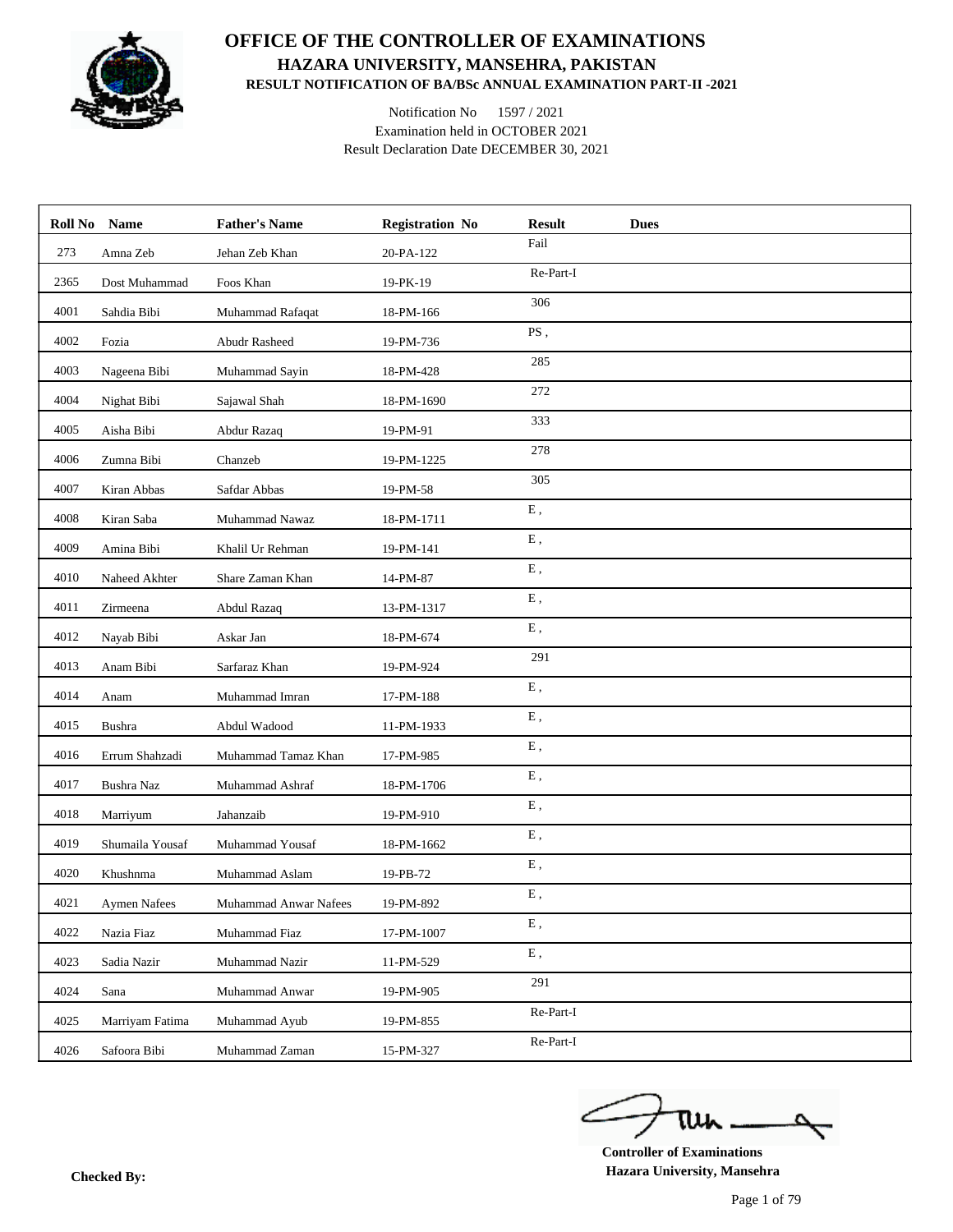# OFFICE OF THE CONTROLLER OF EXAMINATIONS

## HAZARA UNIVERSITY, MANSEHRA, PAKISTAN

### RESULT NOTIFICATION OF BA/BSc ANNUAL EXAMINATION PART-II -2021

Notification No 1597 / 2021
Examination held in OCTOBER 2021
Result Declaration Date DECEMBER 30, 2021

| Roll No | Name | Father's Name | Registration No | Result | Dues |
|---|---|---|---|---|---|
| 273 | Amna Zeb | Jehan Zeb Khan | 20-PA-122 | Fail | |
| 2365 | Dost Muhammad | Foos Khan | 19-PK-19 | Re-Part-I | |
| 4001 | Sahdia Bibi | Muhammad Rafaqat | 18-PM-166 | 306 | |
| 4002 | Fozia | Abudr Rasheed | 19-PM-736 | PS , | |
| 4003 | Nageena Bibi | Muhammad Sayin | 18-PM-428 | 285 | |
| 4004 | Nighat Bibi | Sajawal Shah | 18-PM-1690 | 272 | |
| 4005 | Aisha Bibi | Abdur Razaq | 19-PM-91 | 333 | |
| 4006 | Zumna Bibi | Chanzeb | 19-PM-1225 | 278 | |
| 4007 | Kiran Abbas | Safdar Abbas | 19-PM-58 | 305 | |
| 4008 | Kiran Saba | Muhammad Nawaz | 18-PM-1711 | E , | |
| 4009 | Amina Bibi | Khalil Ur Rehman | 19-PM-141 | E , | |
| 4010 | Naheed Akhter | Share Zaman Khan | 14-PM-87 | E , | |
| 4011 | Zirmeena | Abdul Razaq | 13-PM-1317 | E , | |
| 4012 | Nayab Bibi | Askar Jan | 18-PM-674 | E , | |
| 4013 | Anam Bibi | Sarfaraz Khan | 19-PM-924 | 291 | |
| 4014 | Anam | Muhammad Imran | 17-PM-188 | E , | |
| 4015 | Bushra | Abdul Wadood | 11-PM-1933 | E , | |
| 4016 | Errum Shahzadi | Muhammad Tamaz Khan | 17-PM-985 | E , | |
| 4017 | Bushra Naz | Muhammad Ashraf | 18-PM-1706 | E , | |
| 4018 | Marriyum | Jahanzaib | 19-PM-910 | E , | |
| 4019 | Shumaila Yousaf | Muhammad Yousaf | 18-PM-1662 | E , | |
| 4020 | Khushnma | Muhammad Aslam | 19-PB-72 | E , | |
| 4021 | Aymen Nafees | Muhammad Anwar Nafees | 19-PM-892 | E , | |
| 4022 | Nazia Fiaz | Muhammad Fiaz | 17-PM-1007 | E , | |
| 4023 | Sadia Nazir | Muhammad Nazir | 11-PM-529 | E , | |
| 4024 | Sana | Muhammad Anwar | 19-PM-905 | 291 | |
| 4025 | Marriyam Fatima | Muhammad Ayub | 19-PM-855 | Re-Part-I | |
| 4026 | Safoora Bibi | Muhammad Zaman | 15-PM-327 | Re-Part-I | |

**Controller of Examinations**
**Hazara University, Mansehra**

**Checked By:**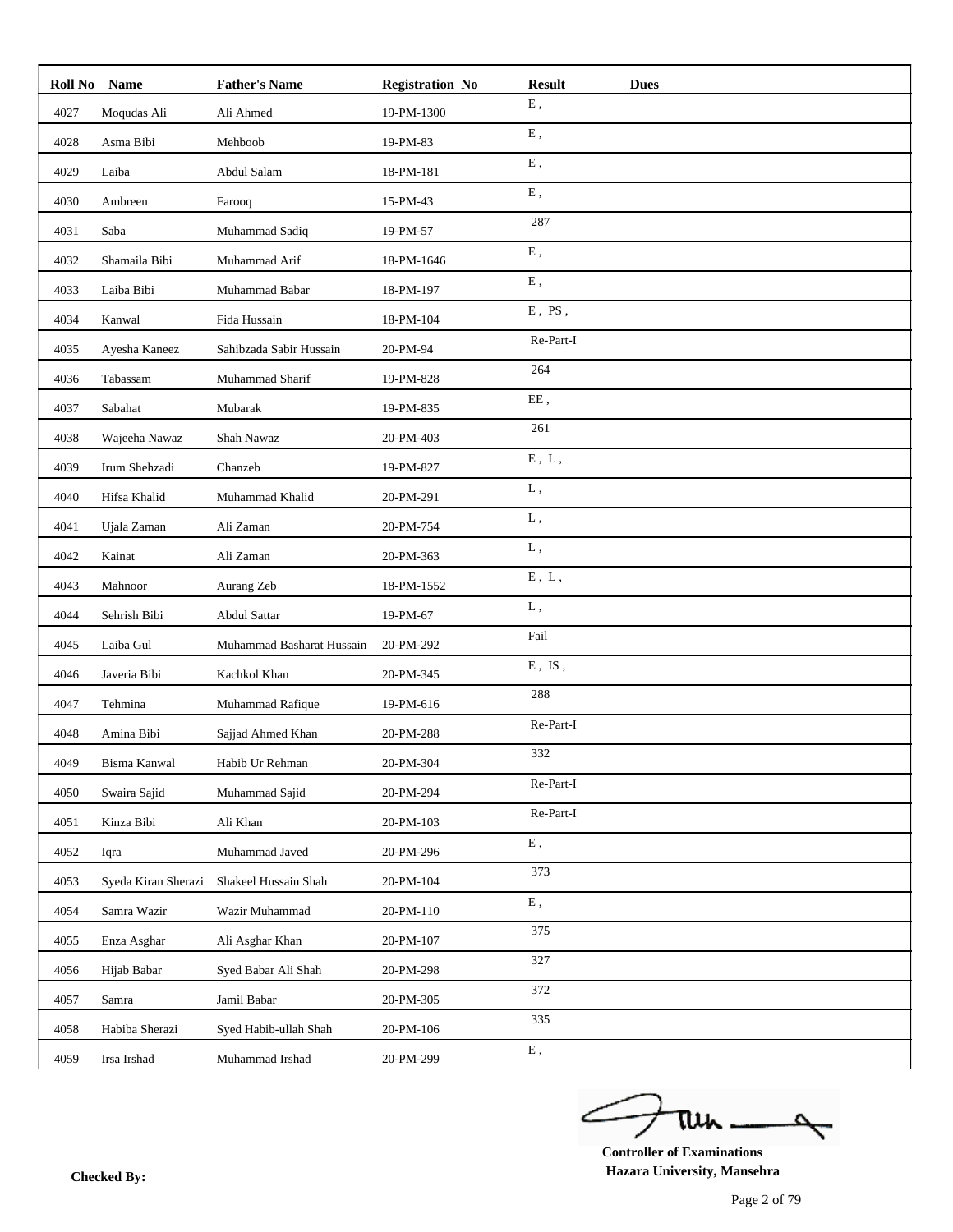| Roll No | Name | Father's Name | Registration No | Result | Dues |
|---|---|---|---|---|---|
| 4027 | Moqudas Ali | Ali Ahmed | 19-PM-1300 | E , | |
| 4028 | Asma Bibi | Mehboob | 19-PM-83 | E , | |
| 4029 | Laiba | Abdul Salam | 18-PM-181 | E , | |
| 4030 | Ambreen | Farooq | 15-PM-43 | E , | |
| 4031 | Saba | Muhammad Sadiq | 19-PM-57 | 287 | |
| 4032 | Shamaila Bibi | Muhammad Arif | 18-PM-1646 | E , | |
| 4033 | Laiba Bibi | Muhammad Babar | 18-PM-197 | E , | |
| 4034 | Kanwal | Fida Hussain | 18-PM-104 | E , PS , | |
| 4035 | Ayesha Kaneez | Sahibzada Sabir Hussain | 20-PM-94 | Re-Part-I | |
| 4036 | Tabassam | Muhammad Sharif | 19-PM-828 | 264 | |
| 4037 | Sabahat | Mubarak | 19-PM-835 | EE , | |
| 4038 | Wajeeha Nawaz | Shah Nawaz | 20-PM-403 | 261 | |
| 4039 | Irum Shehzadi | Chanzeb | 19-PM-827 | E , L , | |
| 4040 | Hifsa Khalid | Muhammad Khalid | 20-PM-291 | L , | |
| 4041 | Ujala Zaman | Ali Zaman | 20-PM-754 | L , | |
| 4042 | Kainat | Ali Zaman | 20-PM-363 | L , | |
| 4043 | Mahnoor | Aurang Zeb | 18-PM-1552 | E , L , | |
| 4044 | Sehrish Bibi | Abdul Sattar | 19-PM-67 | L , | |
| 4045 | Laiba Gul | Muhammad Basharat Hussain | 20-PM-292 | Fail | |
| 4046 | Javeria Bibi | Kachkol Khan | 20-PM-345 | E , IS , | |
| 4047 | Tehmina | Muhammad Rafique | 19-PM-616 | 288 | |
| 4048 | Amina Bibi | Sajjad Ahmed Khan | 20-PM-288 | Re-Part-I | |
| 4049 | Bisma Kanwal | Habib Ur Rehman | 20-PM-304 | 332 | |
| 4050 | Swaira Sajid | Muhammad Sajid | 20-PM-294 | Re-Part-I | |
| 4051 | Kinza Bibi | Ali Khan | 20-PM-103 | Re-Part-I | |
| 4052 | Iqra | Muhammad Javed | 20-PM-296 | E , | |
| 4053 | Syeda Kiran Sherazi | Shakeel Hussain Shah | 20-PM-104 | 373 | |
| 4054 | Samra Wazir | Wazir Muhammad | 20-PM-110 | E , | |
| 4055 | Enza Asghar | Ali Asghar Khan | 20-PM-107 | 375 | |
| 4056 | Hijab Babar | Syed Babar Ali Shah | 20-PM-298 | 327 | |
| 4057 | Samra | Jamil Babar | 20-PM-305 | 372 | |
| 4058 | Habiba Sherazi | Syed Habib-ullah Shah | 20-PM-106 | 335 | |
| 4059 | Irsa Irshad | Muhammad Irshad | 20-PM-299 | E , | |

**Checked By:**

**Controller of Examinations**
**Hazara University, Mansehra**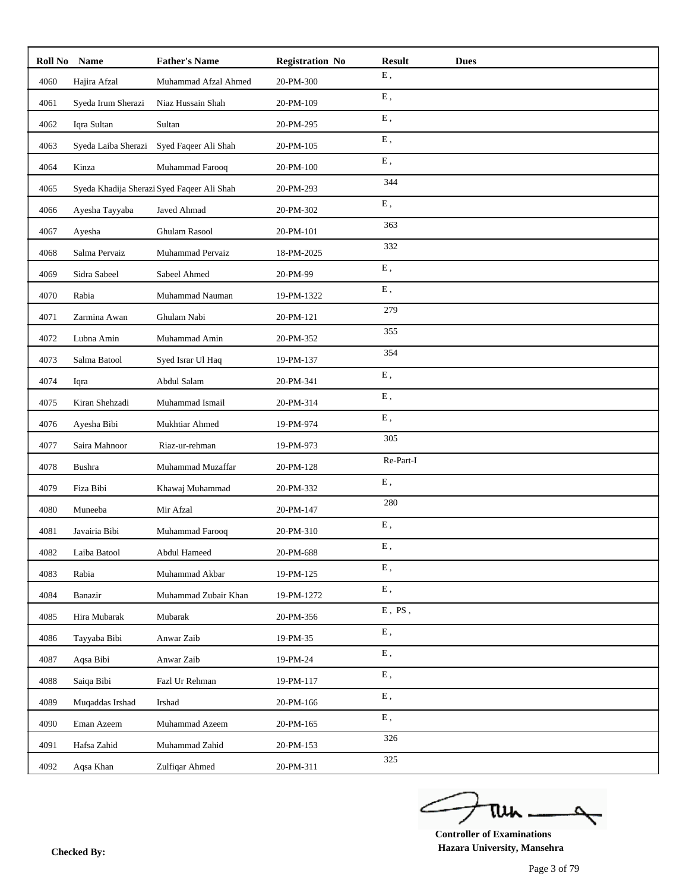| Roll No | Name | Father's Name | Registration No | Result | Dues |
|---|---|---|---|---|---|
| 4060 | Hajira Afzal | Muhammad Afzal Ahmed | 20-PM-300 | E , | |
| 4061 | Syeda Irum Sherazi | Niaz Hussain Shah | 20-PM-109 | E , | |
| 4062 | Iqra Sultan | Sultan | 20-PM-295 | E , | |
| 4063 | Syeda Laiba Sherazi | Syed Faqeer Ali Shah | 20-PM-105 | E , | |
| 4064 | Kinza | Muhammad Farooq | 20-PM-100 | E , | |
| 4065 | Syeda Khadija Sherazi | Syed Faqeer Ali Shah | 20-PM-293 | 344 | |
| 4066 | Ayesha Tayyaba | Javed Ahmad | 20-PM-302 | E , | |
| 4067 | Ayesha | Ghulam Rasool | 20-PM-101 | 363 | |
| 4068 | Salma Pervaiz | Muhammad Pervaiz | 18-PM-2025 | 332 | |
| 4069 | Sidra Sabeel | Sabeel Ahmed | 20-PM-99 | E , | |
| 4070 | Rabia | Muhammad Nauman | 19-PM-1322 | E , | |
| 4071 | Zarmina Awan | Ghulam Nabi | 20-PM-121 | 279 | |
| 4072 | Lubna Amin | Muhammad Amin | 20-PM-352 | 355 | |
| 4073 | Salma Batool | Syed Israr Ul Haq | 19-PM-137 | 354 | |
| 4074 | Iqra | Abdul Salam | 20-PM-341 | E , | |
| 4075 | Kiran Shehzadi | Muhammad Ismail | 20-PM-314 | E , | |
| 4076 | Ayesha Bibi | Mukhtiar Ahmed | 19-PM-974 | E , | |
| 4077 | Saira Mahnoor | Riaz-ur-rehman | 19-PM-973 | 305 | |
| 4078 | Bushra | Muhammad Muzaffar | 20-PM-128 | Re-Part-I | |
| 4079 | Fiza Bibi | Khawaj Muhammad | 20-PM-332 | E , | |
| 4080 | Muneeba | Mir Afzal | 20-PM-147 | 280 | |
| 4081 | Javairia Bibi | Muhammad Farooq | 20-PM-310 | E , | |
| 4082 | Laiba Batool | Abdul Hameed | 20-PM-688 | E , | |
| 4083 | Rabia | Muhammad Akbar | 19-PM-125 | E , | |
| 4084 | Banazir | Muhammad Zubair Khan | 19-PM-1272 | E , | |
| 4085 | Hira Mubarak | Mubarak | 20-PM-356 | E , PS , | |
| 4086 | Tayyaba Bibi | Anwar Zaib | 19-PM-35 | E , | |
| 4087 | Aqsa Bibi | Anwar Zaib | 19-PM-24 | E , | |
| 4088 | Saiqa Bibi | Fazl Ur Rehman | 19-PM-117 | E , | |
| 4089 | Muqaddas Irshad | Irshad | 20-PM-166 | E , | |
| 4090 | Eman Azeem | Muhammad Azeem | 20-PM-165 | E , | |
| 4091 | Hafsa Zahid | Muhammad Zahid | 20-PM-153 | 326 | |
| 4092 | Aqsa Khan | Zulfiqar Ahmed | 20-PM-311 | 325 | |

**Controller of Examinations**
**Hazara University, Mansehra**

**Checked By:**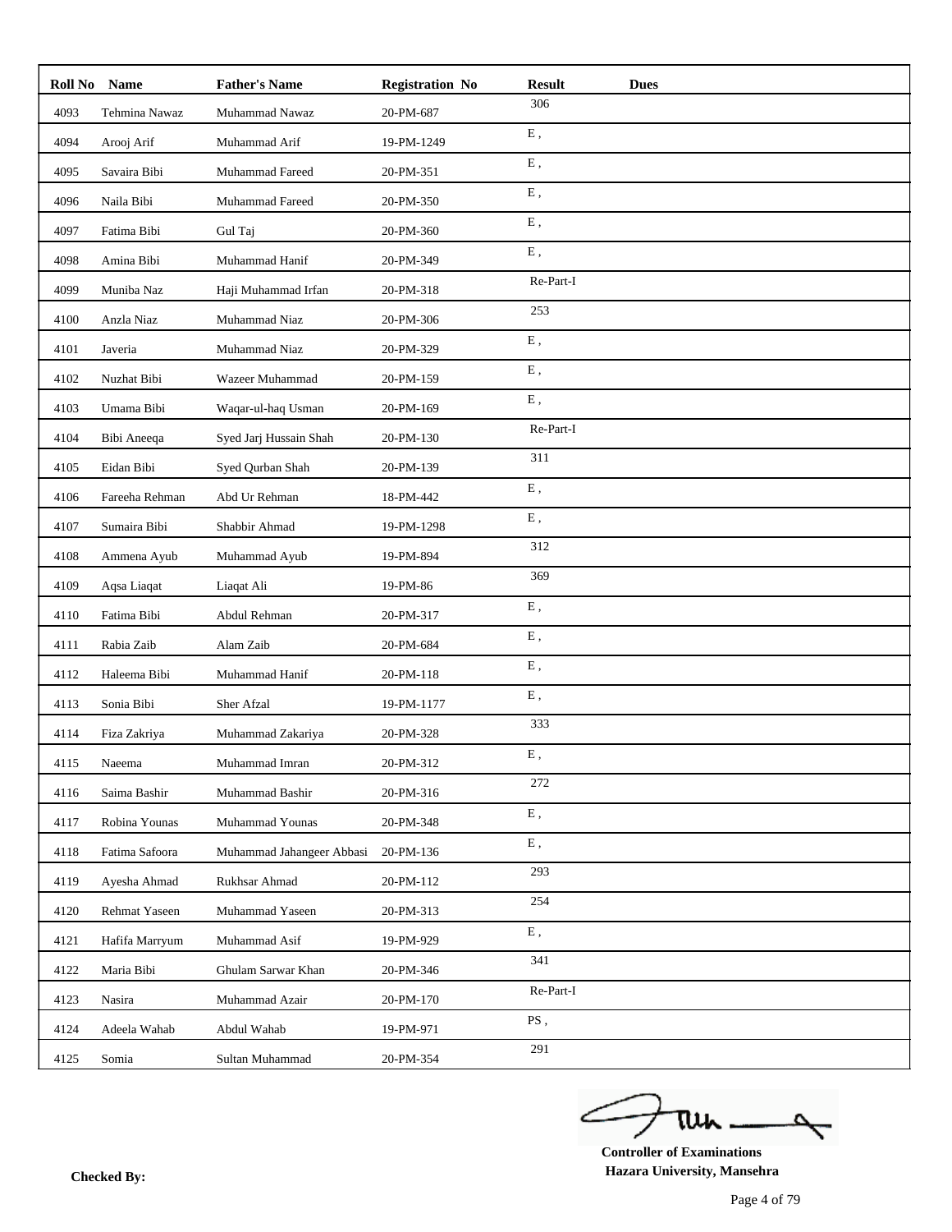| Roll No | Name | Father's Name | Registration No | Result | Dues |
|---|---|---|---|---|---|
| 4093 | Tehmina Nawaz | Muhammad Nawaz | 20-PM-687 | 306 | |
| 4094 | Arooj Arif | Muhammad Arif | 19-PM-1249 | E , | |
| 4095 | Savaira Bibi | Muhammad Fareed | 20-PM-351 | E , | |
| 4096 | Naila Bibi | Muhammad Fareed | 20-PM-350 | E , | |
| 4097 | Fatima Bibi | Gul Taj | 20-PM-360 | E , | |
| 4098 | Amina Bibi | Muhammad Hanif | 20-PM-349 | E , | |
| 4099 | Muniba Naz | Haji Muhammad Irfan | 20-PM-318 | Re-Part-I | |
| 4100 | Anzla Niaz | Muhammad Niaz | 20-PM-306 | 253 | |
| 4101 | Javeria | Muhammad Niaz | 20-PM-329 | E , | |
| 4102 | Nuzhat Bibi | Wazeer Muhammad | 20-PM-159 | E , | |
| 4103 | Umama Bibi | Waqar-ul-haq Usman | 20-PM-169 | E , | |
| 4104 | Bibi Aneeqa | Syed Jarj Hussain Shah | 20-PM-130 | Re-Part-I | |
| 4105 | Eidan Bibi | Syed Qurban Shah | 20-PM-139 | 311 | |
| 4106 | Fareeha Rehman | Abd Ur Rehman | 18-PM-442 | E , | |
| 4107 | Sumaira Bibi | Shabbir Ahmad | 19-PM-1298 | E , | |
| 4108 | Ammena Ayub | Muhammad Ayub | 19-PM-894 | 312 | |
| 4109 | Aqsa Liaqat | Liaqat Ali | 19-PM-86 | 369 | |
| 4110 | Fatima Bibi | Abdul Rehman | 20-PM-317 | E , | |
| 4111 | Rabia Zaib | Alam Zaib | 20-PM-684 | E , | |
| 4112 | Haleema Bibi | Muhammad Hanif | 20-PM-118 | E , | |
| 4113 | Sonia Bibi | Sher Afzal | 19-PM-1177 | E , | |
| 4114 | Fiza Zakriya | Muhammad Zakariya | 20-PM-328 | 333 | |
| 4115 | Naeema | Muhammad Imran | 20-PM-312 | E , | |
| 4116 | Saima Bashir | Muhammad Bashir | 20-PM-316 | 272 | |
| 4117 | Robina Younas | Muhammad Younas | 20-PM-348 | E , | |
| 4118 | Fatima Safoora | Muhammad Jahangeer Abbasi | 20-PM-136 | E , | |
| 4119 | Ayesha Ahmad | Rukhsar Ahmad | 20-PM-112 | 293 | |
| 4120 | Rehmat Yaseen | Muhammad Yaseen | 20-PM-313 | 254 | |
| 4121 | Hafifa Marryum | Muhammad Asif | 19-PM-929 | E , | |
| 4122 | Maria Bibi | Ghulam Sarwar Khan | 20-PM-346 | 341 | |
| 4123 | Nasira | Muhammad Azair | 20-PM-170 | Re-Part-I | |
| 4124 | Adeela Wahab | Abdul Wahab | 19-PM-971 | PS , | |
| 4125 | Somia | Sultan Muhammad | 20-PM-354 | 291 | |

**Checked By:**

**Controller of Examinations**
**Hazara University, Mansehra**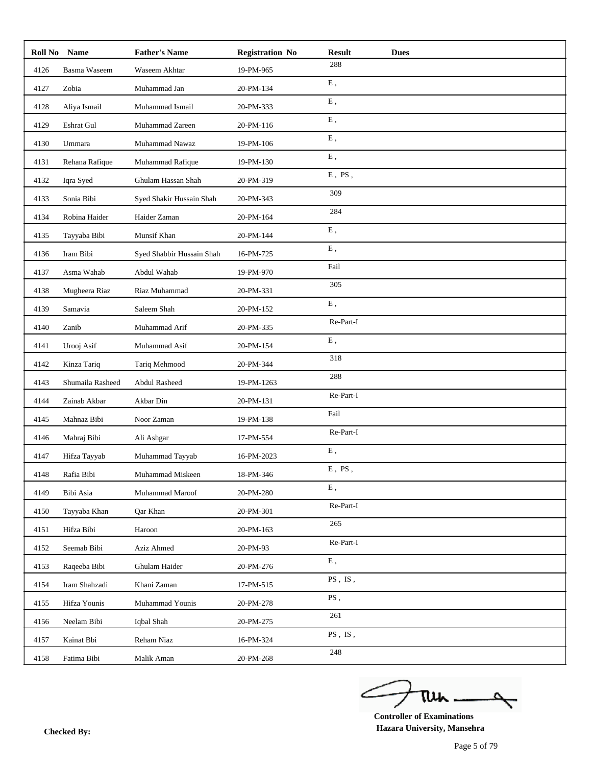| Roll No | Name | Father's Name | Registration No | Result | Dues |
|---|---|---|---|---|---|
| 4126 | Basma Waseem | Waseem Akhtar | 19-PM-965 | 288 | |
| 4127 | Zobia | Muhammad Jan | 20-PM-134 | E , | |
| 4128 | Aliya Ismail | Muhammad Ismail | 20-PM-333 | E , | |
| 4129 | Eshrat Gul | Muhammad Zareen | 20-PM-116 | E , | |
| 4130 | Ummara | Muhammad Nawaz | 19-PM-106 | E , | |
| 4131 | Rehana Rafique | Muhammad Rafique | 19-PM-130 | E , | |
| 4132 | Iqra Syed | Ghulam Hassan Shah | 20-PM-319 | E , PS , | |
| 4133 | Sonia Bibi | Syed Shakir Hussain Shah | 20-PM-343 | 309 | |
| 4134 | Robina Haider | Haider Zaman | 20-PM-164 | 284 | |
| 4135 | Tayyaba Bibi | Munsif Khan | 20-PM-144 | E , | |
| 4136 | Iram Bibi | Syed Shabbir Hussain Shah | 16-PM-725 | E , | |
| 4137 | Asma Wahab | Abdul Wahab | 19-PM-970 | Fail | |
| 4138 | Mugheera Riaz | Riaz Muhammad | 20-PM-331 | 305 | |
| 4139 | Samavia | Saleem Shah | 20-PM-152 | E , | |
| 4140 | Zanib | Muhammad Arif | 20-PM-335 | Re-Part-I | |
| 4141 | Urooj Asif | Muhammad Asif | 20-PM-154 | E , | |
| 4142 | Kinza Tariq | Tariq Mehmood | 20-PM-344 | 318 | |
| 4143 | Shumaila Rasheed | Abdul Rasheed | 19-PM-1263 | 288 | |
| 4144 | Zainab Akbar | Akbar Din | 20-PM-131 | Re-Part-I | |
| 4145 | Mahnaz Bibi | Noor Zaman | 19-PM-138 | Fail | |
| 4146 | Mahraj Bibi | Ali Ashgar | 17-PM-554 | Re-Part-I | |
| 4147 | Hifza Tayyab | Muhammad Tayyab | 16-PM-2023 | E , | |
| 4148 | Rafia Bibi | Muhammad Miskeen | 18-PM-346 | E , PS , | |
| 4149 | Bibi Asia | Muhammad Maroof | 20-PM-280 | E , | |
| 4150 | Tayyaba Khan | Qar Khan | 20-PM-301 | Re-Part-I | |
| 4151 | Hifza Bibi | Haroon | 20-PM-163 | 265 | |
| 4152 | Seemab Bibi | Aziz Ahmed | 20-PM-93 | Re-Part-I | |
| 4153 | Raqeeba Bibi | Ghulam Haider | 20-PM-276 | E , | |
| 4154 | Iram Shahzadi | Khani Zaman | 17-PM-515 | PS , IS , | |
| 4155 | Hifza Younis | Muhammad Younis | 20-PM-278 | PS , | |
| 4156 | Neelam Bibi | Iqbal Shah | 20-PM-275 | 261 | |
| 4157 | Kainat Bbi | Reham Niaz | 16-PM-324 | PS , IS , | |
| 4158 | Fatima Bibi | Malik Aman | 20-PM-268 | 248 | |

**Checked By:**

**Controller of Examinations**
**Hazara University, Mansehra**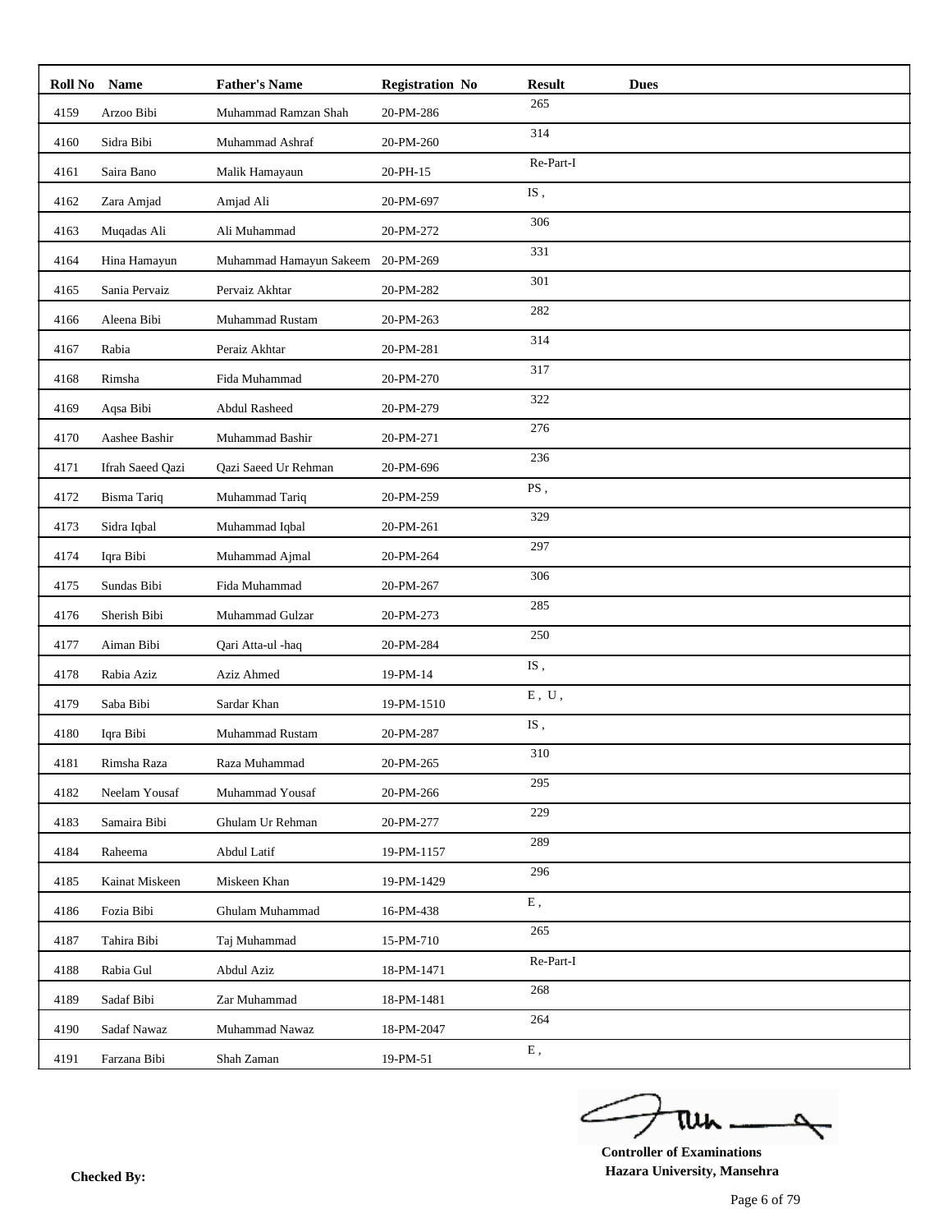| Roll No | Name | Father's Name | Registration No | Result | Dues |
|---|---|---|---|---|---|
| 4159 | Arzoo Bibi | Muhammad Ramzan Shah | 20-PM-286 | 265 | |
| 4160 | Sidra Bibi | Muhammad Ashraf | 20-PM-260 | 314 | |
| 4161 | Saira Bano | Malik Hamayaun | 20-PH-15 | Re-Part-I | |
| 4162 | Zara Amjad | Amjad Ali | 20-PM-697 | IS , | |
| 4163 | Muqadas Ali | Ali Muhammad | 20-PM-272 | 306 | |
| 4164 | Hina Hamayun | Muhammad Hamayun Sakeem | 20-PM-269 | 331 | |
| 4165 | Sania Pervaiz | Pervaiz Akhtar | 20-PM-282 | 301 | |
| 4166 | Aleena Bibi | Muhammad Rustam | 20-PM-263 | 282 | |
| 4167 | Rabia | Peraiz Akhtar | 20-PM-281 | 314 | |
| 4168 | Rimsha | Fida Muhammad | 20-PM-270 | 317 | |
| 4169 | Aqsa Bibi | Abdul Rasheed | 20-PM-279 | 322 | |
| 4170 | Aashee Bashir | Muhammad Bashir | 20-PM-271 | 276 | |
| 4171 | Ifrah Saeed Qazi | Qazi Saeed Ur Rehman | 20-PM-696 | 236 | |
| 4172 | Bisma Tariq | Muhammad Tariq | 20-PM-259 | PS , | |
| 4173 | Sidra Iqbal | Muhammad Iqbal | 20-PM-261 | 329 | |
| 4174 | Iqra Bibi | Muhammad Ajmal | 20-PM-264 | 297 | |
| 4175 | Sundas Bibi | Fida Muhammad | 20-PM-267 | 306 | |
| 4176 | Sherish Bibi | Muhammad Gulzar | 20-PM-273 | 285 | |
| 4177 | Aiman Bibi | Qari Atta-ul -haq | 20-PM-284 | 250 | |
| 4178 | Rabia Aziz | Aziz Ahmed | 19-PM-14 | IS , | |
| 4179 | Saba Bibi | Sardar Khan | 19-PM-1510 | E , U , | |
| 4180 | Iqra Bibi | Muhammad Rustam | 20-PM-287 | IS , | |
| 4181 | Rimsha Raza | Raza Muhammad | 20-PM-265 | 310 | |
| 4182 | Neelam Yousaf | Muhammad Yousaf | 20-PM-266 | 295 | |
| 4183 | Samaira Bibi | Ghulam Ur Rehman | 20-PM-277 | 229 | |
| 4184 | Raheema | Abdul Latif | 19-PM-1157 | 289 | |
| 4185 | Kainat Miskeen | Miskeen Khan | 19-PM-1429 | 296 | |
| 4186 | Fozia Bibi | Ghulam Muhammad | 16-PM-438 | E , | |
| 4187 | Tahira Bibi | Taj Muhammad | 15-PM-710 | 265 | |
| 4188 | Rabia Gul | Abdul Aziz | 18-PM-1471 | Re-Part-I | |
| 4189 | Sadaf Bibi | Zar Muhammad | 18-PM-1481 | 268 | |
| 4190 | Sadaf Nawaz | Muhammad Nawaz | 18-PM-2047 | 264 | |
| 4191 | Farzana Bibi | Shah Zaman | 19-PM-51 | E , | |

**Checked By:**

**Controller of Examinations**
**Hazara University, Mansehra**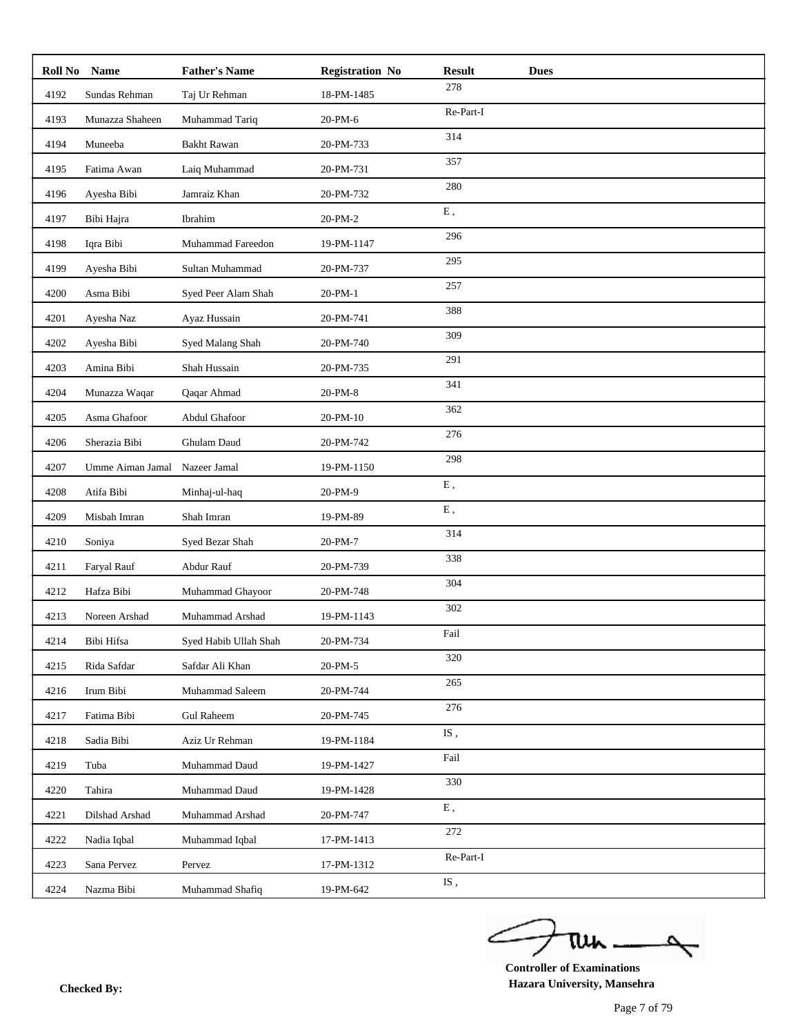| Roll No | Name | Father's Name | Registration No | Result | Dues |
|---|---|---|---|---|---|
| 4192 | Sundas Rehman | Taj Ur Rehman | 18-PM-1485 | 278 | |
| 4193 | Munazza Shaheen | Muhammad Tariq | 20-PM-6 | Re-Part-I | |
| 4194 | Muneeba | Bakht Rawan | 20-PM-733 | 314 | |
| 4195 | Fatima Awan | Laiq Muhammad | 20-PM-731 | 357 | |
| 4196 | Ayesha Bibi | Jamraiz Khan | 20-PM-732 | 280 | |
| 4197 | Bibi Hajra | Ibrahim | 20-PM-2 | E , | |
| 4198 | Iqra Bibi | Muhammad Fareedon | 19-PM-1147 | 296 | |
| 4199 | Ayesha Bibi | Sultan Muhammad | 20-PM-737 | 295 | |
| 4200 | Asma Bibi | Syed Peer Alam Shah | 20-PM-1 | 257 | |
| 4201 | Ayesha Naz | Ayaz Hussain | 20-PM-741 | 388 | |
| 4202 | Ayesha Bibi | Syed Malang Shah | 20-PM-740 | 309 | |
| 4203 | Amina Bibi | Shah Hussain | 20-PM-735 | 291 | |
| 4204 | Munazza Waqar | Qaqar Ahmad | 20-PM-8 | 341 | |
| 4205 | Asma Ghafoor | Abdul Ghafoor | 20-PM-10 | 362 | |
| 4206 | Sherazia Bibi | Ghulam Daud | 20-PM-742 | 276 | |
| 4207 | Umme Aiman Jamal | Nazeer Jamal | 19-PM-1150 | 298 | |
| 4208 | Atifa Bibi | Minhaj-ul-haq | 20-PM-9 | E , | |
| 4209 | Misbah Imran | Shah Imran | 19-PM-89 | E , | |
| 4210 | Soniya | Syed Bezar Shah | 20-PM-7 | 314 | |
| 4211 | Faryal Rauf | Abdur Rauf | 20-PM-739 | 338 | |
| 4212 | Hafza Bibi | Muhammad Ghayoor | 20-PM-748 | 304 | |
| 4213 | Noreen Arshad | Muhammad Arshad | 19-PM-1143 | 302 | |
| 4214 | Bibi Hifsa | Syed Habib Ullah Shah | 20-PM-734 | Fail | |
| 4215 | Rida Safdar | Safdar Ali Khan | 20-PM-5 | 320 | |
| 4216 | Irum Bibi | Muhammad Saleem | 20-PM-744 | 265 | |
| 4217 | Fatima Bibi | Gul Raheem | 20-PM-745 | 276 | |
| 4218 | Sadia Bibi | Aziz Ur Rehman | 19-PM-1184 | IS , | |
| 4219 | Tuba | Muhammad Daud | 19-PM-1427 | Fail | |
| 4220 | Tahira | Muhammad Daud | 19-PM-1428 | 330 | |
| 4221 | Dilshad Arshad | Muhammad Arshad | 20-PM-747 | E , | |
| 4222 | Nadia Iqbal | Muhammad Iqbal | 17-PM-1413 | 272 | |
| 4223 | Sana Pervez | Pervez | 17-PM-1312 | Re-Part-I | |
| 4224 | Nazma Bibi | Muhammad Shafiq | 19-PM-642 | IS , | |

**Controller of Examinations**
**Hazara University, Mansehra**

**Checked By:**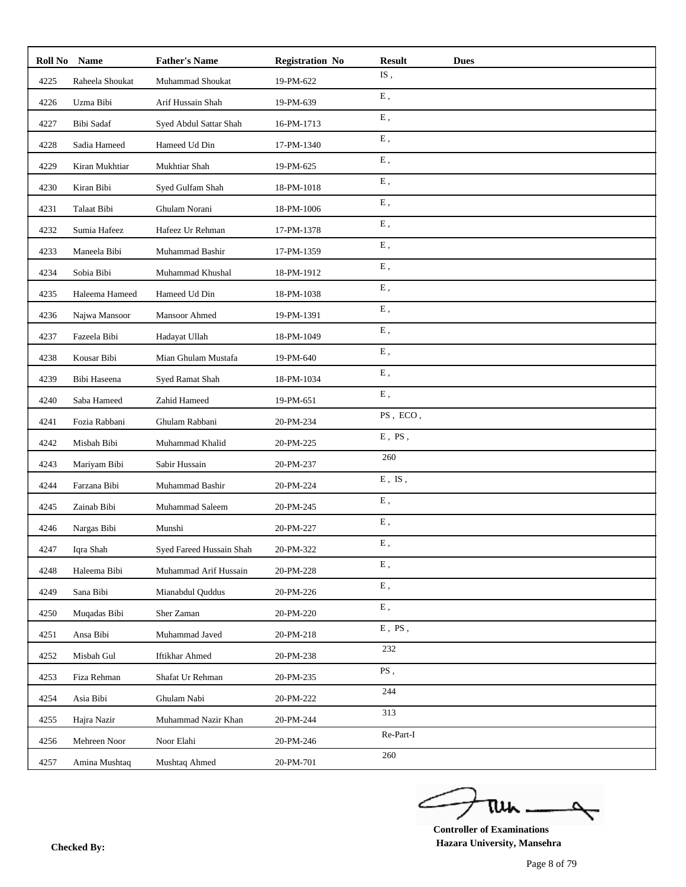| Roll No | Name | Father's Name | Registration No | Result | Dues |
|---|---|---|---|---|---|
| 4225 | Raheela Shoukat | Muhammad Shoukat | 19-PM-622 | IS , | |
| 4226 | Uzma Bibi | Arif Hussain Shah | 19-PM-639 | E , | |
| 4227 | Bibi Sadaf | Syed Abdul Sattar Shah | 16-PM-1713 | E , | |
| 4228 | Sadia Hameed | Hameed Ud Din | 17-PM-1340 | E , | |
| 4229 | Kiran Mukhtiar | Mukhtiar Shah | 19-PM-625 | E , | |
| 4230 | Kiran Bibi | Syed Gulfam Shah | 18-PM-1018 | E , | |
| 4231 | Talaat Bibi | Ghulam Norani | 18-PM-1006 | E , | |
| 4232 | Sumia Hafeez | Hafeez Ur Rehman | 17-PM-1378 | E , | |
| 4233 | Maneela Bibi | Muhammad Bashir | 17-PM-1359 | E , | |
| 4234 | Sobia Bibi | Muhammad Khushal | 18-PM-1912 | E , | |
| 4235 | Haleema Hameed | Hameed Ud Din | 18-PM-1038 | E , | |
| 4236 | Najwa Mansoor | Mansoor Ahmed | 19-PM-1391 | E , | |
| 4237 | Fazeela Bibi | Hadayat Ullah | 18-PM-1049 | E , | |
| 4238 | Kousar Bibi | Mian Ghulam Mustafa | 19-PM-640 | E , | |
| 4239 | Bibi Haseena | Syed Ramat Shah | 18-PM-1034 | E , | |
| 4240 | Saba Hameed | Zahid Hameed | 19-PM-651 | E , | |
| 4241 | Fozia Rabbani | Ghulam Rabbani | 20-PM-234 | PS , ECO , | |
| 4242 | Misbah Bibi | Muhammad Khalid | 20-PM-225 | E , PS , | |
| 4243 | Mariyam Bibi | Sabir Hussain | 20-PM-237 | 260 | |
| 4244 | Farzana Bibi | Muhammad Bashir | 20-PM-224 | E , IS , | |
| 4245 | Zainab Bibi | Muhammad Saleem | 20-PM-245 | E , | |
| 4246 | Nargas Bibi | Munshi | 20-PM-227 | E , | |
| 4247 | Iqra Shah | Syed Fareed Hussain Shah | 20-PM-322 | E , | |
| 4248 | Haleema Bibi | Muhammad Arif Hussain | 20-PM-228 | E , | |
| 4249 | Sana Bibi | Mianabdul Quddus | 20-PM-226 | E , | |
| 4250 | Muqadas Bibi | Sher Zaman | 20-PM-220 | E , | |
| 4251 | Ansa Bibi | Muhammad Javed | 20-PM-218 | E , PS , | |
| 4252 | Misbah Gul | Iftikhar Ahmed | 20-PM-238 | 232 | |
| 4253 | Fiza Rehman | Shafat Ur Rehman | 20-PM-235 | PS , | |
| 4254 | Asia Bibi | Ghulam Nabi | 20-PM-222 | 244 | |
| 4255 | Hajra Nazir | Muhammad Nazir Khan | 20-PM-244 | 313 | |
| 4256 | Mehreen Noor | Noor Elahi | 20-PM-246 | Re-Part-I | |
| 4257 | Amina Mushtaq | Mushtaq Ahmed | 20-PM-701 | 260 | |

**Checked By:**

**Controller of Examinations**
**Hazara University, Mansehra**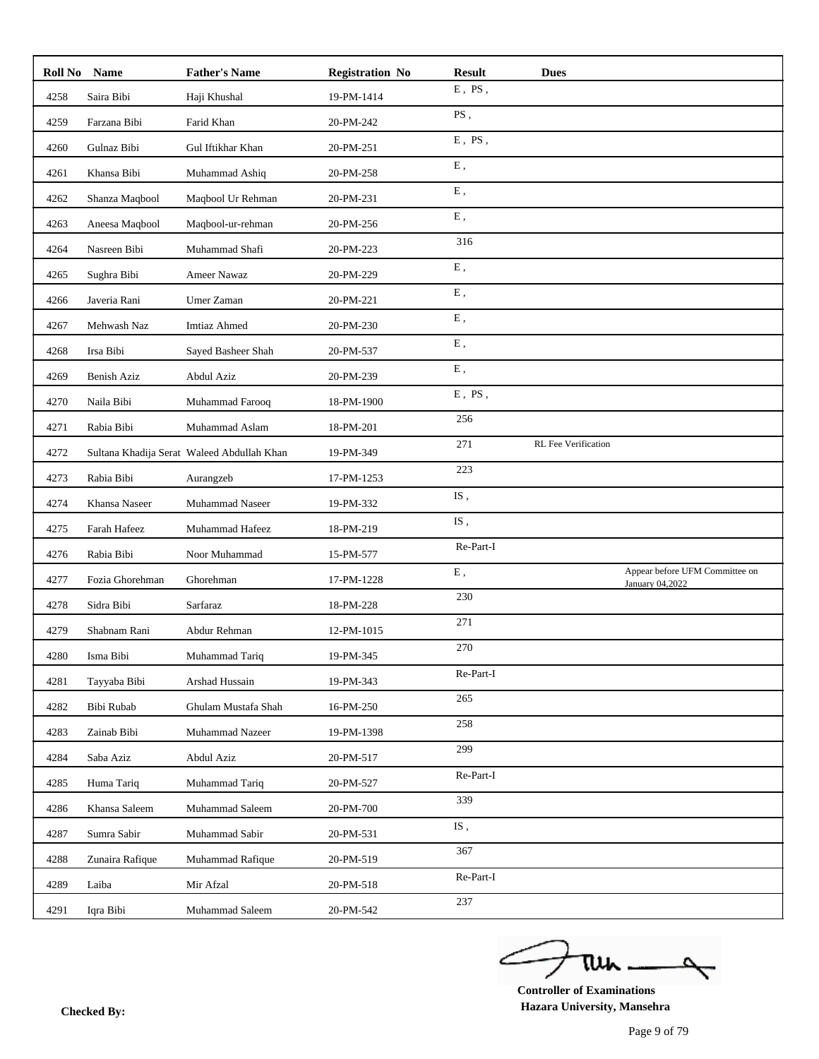| Roll No | Name | Father's Name | Registration No | Result | Dues | |
|---|---|---|---|---|---|---|
| 4258 | Saira Bibi | Haji Khushal | 19-PM-1414 | E , PS , | | |
| 4259 | Farzana Bibi | Farid Khan | 20-PM-242 | PS , | | |
| 4260 | Gulnaz Bibi | Gul Iftikhar Khan | 20-PM-251 | E , PS , | | |
| 4261 | Khansa Bibi | Muhammad Ashiq | 20-PM-258 | E , | | |
| 4262 | Shanza Maqbool | Maqbool Ur Rehman | 20-PM-231 | E , | | |
| 4263 | Aneesa Maqbool | Maqbool-ur-rehman | 20-PM-256 | E , | | |
| 4264 | Nasreen Bibi | Muhammad Shafi | 20-PM-223 | 316 | | |
| 4265 | Sughra Bibi | Ameer Nawaz | 20-PM-229 | E , | | |
| 4266 | Javeria Rani | Umer Zaman | 20-PM-221 | E , | | |
| 4267 | Mehwash Naz | Imtiaz Ahmed | 20-PM-230 | E , | | |
| 4268 | Irsa Bibi | Sayed Basheer Shah | 20-PM-537 | E , | | |
| 4269 | Benish Aziz | Abdul Aziz | 20-PM-239 | E , | | |
| 4270 | Naila Bibi | Muhammad Farooq | 18-PM-1900 | E , PS , | | |
| 4271 | Rabia Bibi | Muhammad Aslam | 18-PM-201 | 256 | | |
| 4272 | Sultana Khadija Serat | Waleed Abdullah Khan | 19-PM-349 | 271 | RL Fee Verification | |
| 4273 | Rabia Bibi | Aurangzeb | 17-PM-1253 | 223 | | |
| 4274 | Khansa Naseer | Muhammad Naseer | 19-PM-332 | IS , | | |
| 4275 | Farah Hafeez | Muhammad Hafeez | 18-PM-219 | IS , | | |
| 4276 | Rabia Bibi | Noor Muhammad | 15-PM-577 | Re-Part-I | | |
| 4277 | Fozia Ghorehman | Ghorehman | 17-PM-1228 | E , | | Appear before UFM Committee on January 04,2022 |
| 4278 | Sidra Bibi | Sarfaraz | 18-PM-228 | 230 | | |
| 4279 | Shabnam Rani | Abdur Rehman | 12-PM-1015 | 271 | | |
| 4280 | Isma Bibi | Muhammad Tariq | 19-PM-345 | 270 | | |
| 4281 | Tayyaba Bibi | Arshad Hussain | 19-PM-343 | Re-Part-I | | |
| 4282 | Bibi Rubab | Ghulam Mustafa Shah | 16-PM-250 | 265 | | |
| 4283 | Zainab Bibi | Muhammad Nazeer | 19-PM-1398 | 258 | | |
| 4284 | Saba Aziz | Abdul Aziz | 20-PM-517 | 299 | | |
| 4285 | Huma Tariq | Muhammad Tariq | 20-PM-527 | Re-Part-I | | |
| 4286 | Khansa Saleem | Muhammad Saleem | 20-PM-700 | 339 | | |
| 4287 | Sumra Sabir | Muhammad Sabir | 20-PM-531 | IS , | | |
| 4288 | Zunaira Rafique | Muhammad Rafique | 20-PM-519 | 367 | | |
| 4289 | Laiba | Mir Afzal | 20-PM-518 | Re-Part-I | | |
| 4291 | Iqra Bibi | Muhammad Saleem | 20-PM-542 | 237 | | |

**Checked By:**

**Controller of Examinations**
**Hazara University, Mansehra**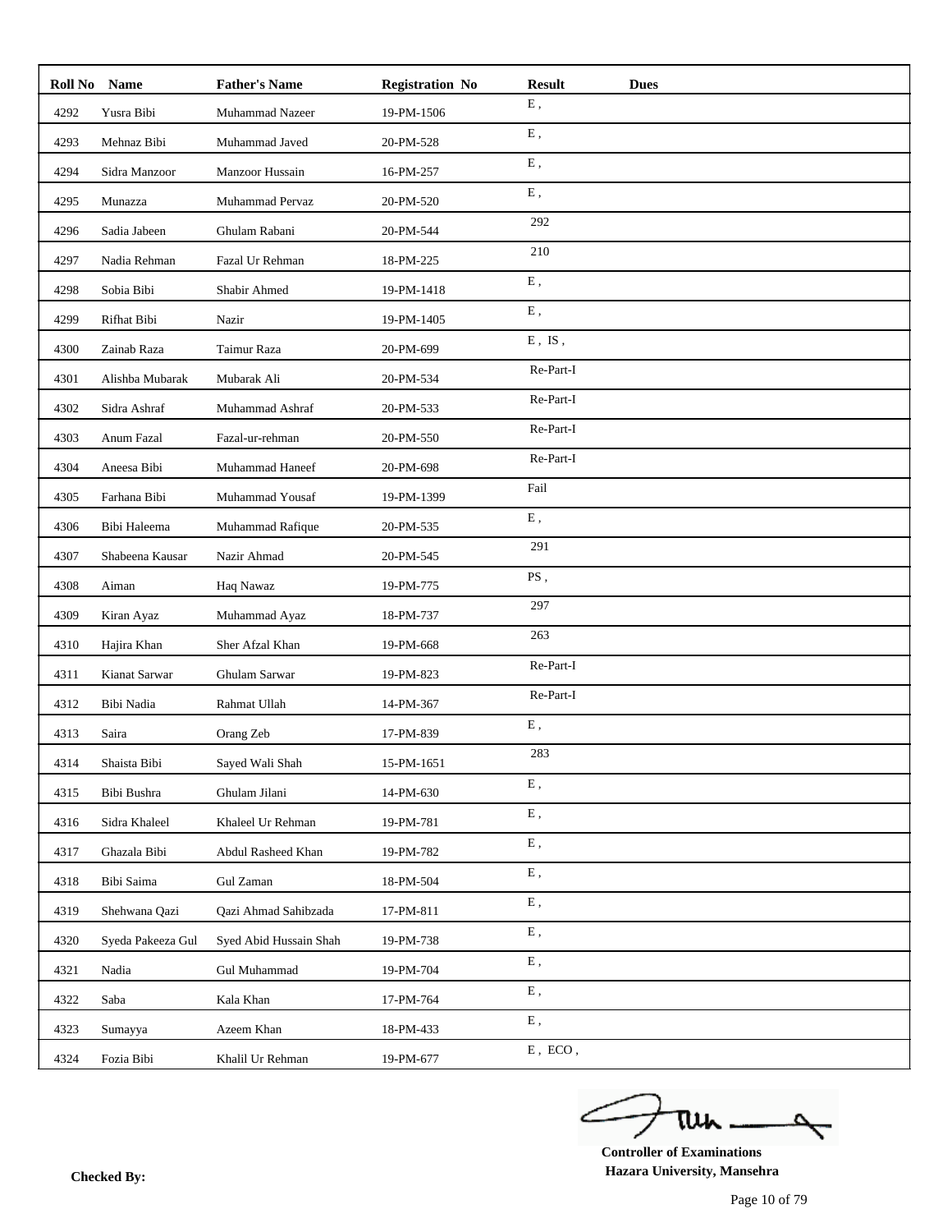| Roll No | Name | Father's Name | Registration No | Result | Dues |
|---|---|---|---|---|---|
| 4292 | Yusra Bibi | Muhammad Nazeer | 19-PM-1506 | E , | |
| 4293 | Mehnaz Bibi | Muhammad Javed | 20-PM-528 | E , | |
| 4294 | Sidra Manzoor | Manzoor Hussain | 16-PM-257 | E , | |
| 4295 | Munazza | Muhammad Pervaz | 20-PM-520 | E , | |
| 4296 | Sadia Jabeen | Ghulam Rabani | 20-PM-544 | 292 | |
| 4297 | Nadia Rehman | Fazal Ur Rehman | 18-PM-225 | 210 | |
| 4298 | Sobia Bibi | Shabir Ahmed | 19-PM-1418 | E , | |
| 4299 | Rifhat Bibi | Nazir | 19-PM-1405 | E , | |
| 4300 | Zainab Raza | Taimur Raza | 20-PM-699 | E , IS , | |
| 4301 | Alishba Mubarak | Mubarak Ali | 20-PM-534 | Re-Part-I | |
| 4302 | Sidra Ashraf | Muhammad Ashraf | 20-PM-533 | Re-Part-I | |
| 4303 | Anum Fazal | Fazal-ur-rehman | 20-PM-550 | Re-Part-I | |
| 4304 | Aneesa Bibi | Muhammad Haneef | 20-PM-698 | Re-Part-I | |
| 4305 | Farhana Bibi | Muhammad Yousaf | 19-PM-1399 | Fail | |
| 4306 | Bibi Haleema | Muhammad Rafique | 20-PM-535 | E , | |
| 4307 | Shabeena Kausar | Nazir Ahmad | 20-PM-545 | 291 | |
| 4308 | Aiman | Haq Nawaz | 19-PM-775 | PS , | |
| 4309 | Kiran Ayaz | Muhammad Ayaz | 18-PM-737 | 297 | |
| 4310 | Hajira Khan | Sher Afzal Khan | 19-PM-668 | 263 | |
| 4311 | Kianat Sarwar | Ghulam Sarwar | 19-PM-823 | Re-Part-I | |
| 4312 | Bibi Nadia | Rahmat Ullah | 14-PM-367 | Re-Part-I | |
| 4313 | Saira | Orang Zeb | 17-PM-839 | E , | |
| 4314 | Shaista Bibi | Sayed Wali Shah | 15-PM-1651 | 283 | |
| 4315 | Bibi Bushra | Ghulam Jilani | 14-PM-630 | E , | |
| 4316 | Sidra Khaleel | Khaleel Ur Rehman | 19-PM-781 | E , | |
| 4317 | Ghazala Bibi | Abdul Rasheed Khan | 19-PM-782 | E , | |
| 4318 | Bibi Saima | Gul Zaman | 18-PM-504 | E , | |
| 4319 | Shehwana Qazi | Qazi Ahmad Sahibzada | 17-PM-811 | E , | |
| 4320 | Syeda Pakeeza Gul | Syed Abid Hussain Shah | 19-PM-738 | E , | |
| 4321 | Nadia | Gul Muhammad | 19-PM-704 | E , | |
| 4322 | Saba | Kala Khan | 17-PM-764 | E , | |
| 4323 | Sumayya | Azeem Khan | 18-PM-433 | E , | |
| 4324 | Fozia Bibi | Khalil Ur Rehman | 19-PM-677 | E , ECO , | |

**Checked By:**

**Controller of Examinations**
**Hazara University, Mansehra**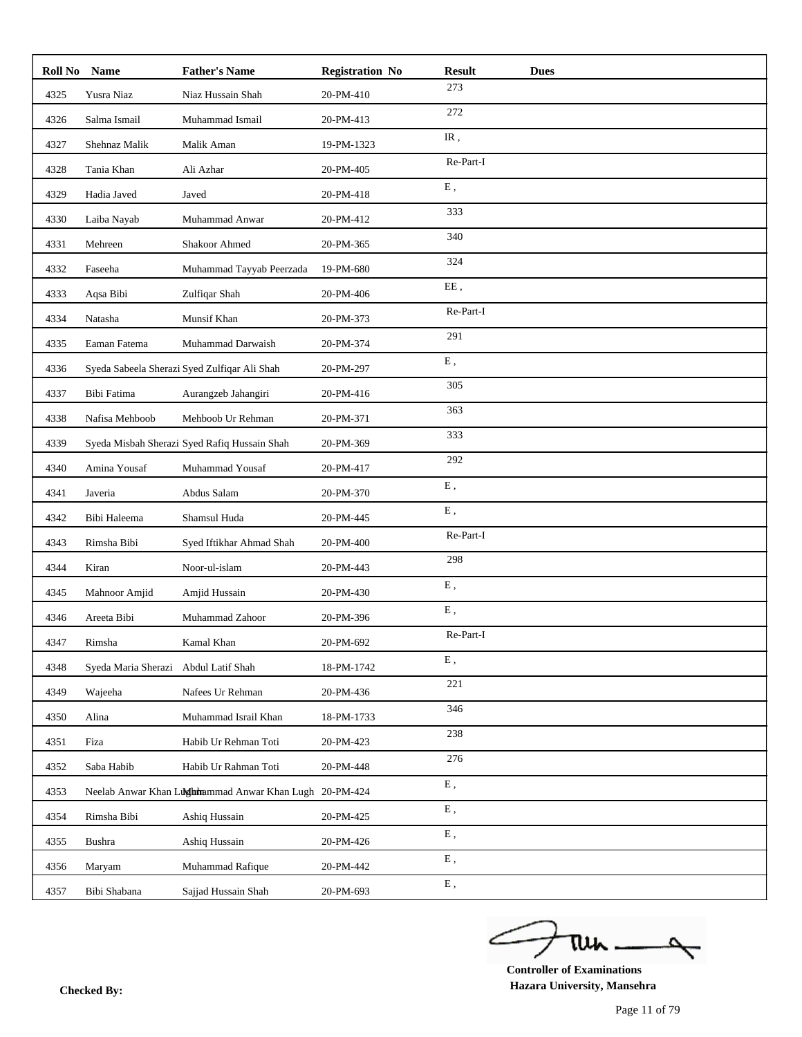| Roll No | Name | Father's Name | Registration No | Result | Dues |
|---|---|---|---|---|---|
| 4325 | Yusra Niaz | Niaz Hussain Shah | 20-PM-410 | 273 | |
| 4326 | Salma Ismail | Muhammad Ismail | 20-PM-413 | 272 | |
| 4327 | Shehnaz Malik | Malik Aman | 19-PM-1323 | IR , | |
| 4328 | Tania Khan | Ali Azhar | 20-PM-405 | Re-Part-I | |
| 4329 | Hadia Javed | Javed | 20-PM-418 | E , | |
| 4330 | Laiba Nayab | Muhammad Anwar | 20-PM-412 | 333 | |
| 4331 | Mehreen | Shakoor Ahmed | 20-PM-365 | 340 | |
| 4332 | Faseeha | Muhammad Tayyab Peerzada | 19-PM-680 | 324 | |
| 4333 | Aqsa Bibi | Zulfiqar Shah | 20-PM-406 | EE , | |
| 4334 | Natasha | Munsif Khan | 20-PM-373 | Re-Part-I | |
| 4335 | Eaman Fatema | Muhammad Darwaish | 20-PM-374 | 291 | |
| 4336 | Syeda Sabeela Sherazi | Syed Zulfiqar Ali Shah | 20-PM-297 | E , | |
| 4337 | Bibi Fatima | Aurangzeb Jahangiri | 20-PM-416 | 305 | |
| 4338 | Nafisa Mehboob | Mehboob Ur Rehman | 20-PM-371 | 363 | |
| 4339 | Syeda Misbah Sherazi | Syed Rafiq Hussain Shah | 20-PM-369 | 333 | |
| 4340 | Amina Yousaf | Muhammad Yousaf | 20-PM-417 | 292 | |
| 4341 | Javeria | Abdus Salam | 20-PM-370 | E , | |
| 4342 | Bibi Haleema | Shamsul Huda | 20-PM-445 | E , | |
| 4343 | Rimsha Bibi | Syed Iftikhar Ahmad Shah | 20-PM-400 | Re-Part-I | |
| 4344 | Kiran | Noor-ul-islam | 20-PM-443 | 298 | |
| 4345 | Mahnoor Amjid | Amjid Hussain | 20-PM-430 | E , | |
| 4346 | Areeta Bibi | Muhammad Zahoor | 20-PM-396 | E , | |
| 4347 | Rimsha | Kamal Khan | 20-PM-692 | Re-Part-I | |
| 4348 | Syeda Maria Sherazi | Abdul Latif Shah | 18-PM-1742 | E , | |
| 4349 | Wajeeha | Nafees Ur Rehman | 20-PM-436 | 221 | |
| 4350 | Alina | Muhammad Israil Khan | 18-PM-1733 | 346 | |
| 4351 | Fiza | Habib Ur Rehman Toti | 20-PM-423 | 238 | |
| 4352 | Saba Habib | Habib Ur Rahman Toti | 20-PM-448 | 276 | |
| 4353 | Neelab Anwar Khan Lugh | Muhammad Anwar Khan Lugh | 20-PM-424 | E , | |
| 4354 | Rimsha Bibi | Ashiq Hussain | 20-PM-425 | E , | |
| 4355 | Bushra | Ashiq Hussain | 20-PM-426 | E , | |
| 4356 | Maryam | Muhammad Rafique | 20-PM-442 | E , | |
| 4357 | Bibi Shabana | Sajjad Hussain Shah | 20-PM-693 | E , | |

**Checked By:**

**Controller of Examinations**
**Hazara University, Mansehra**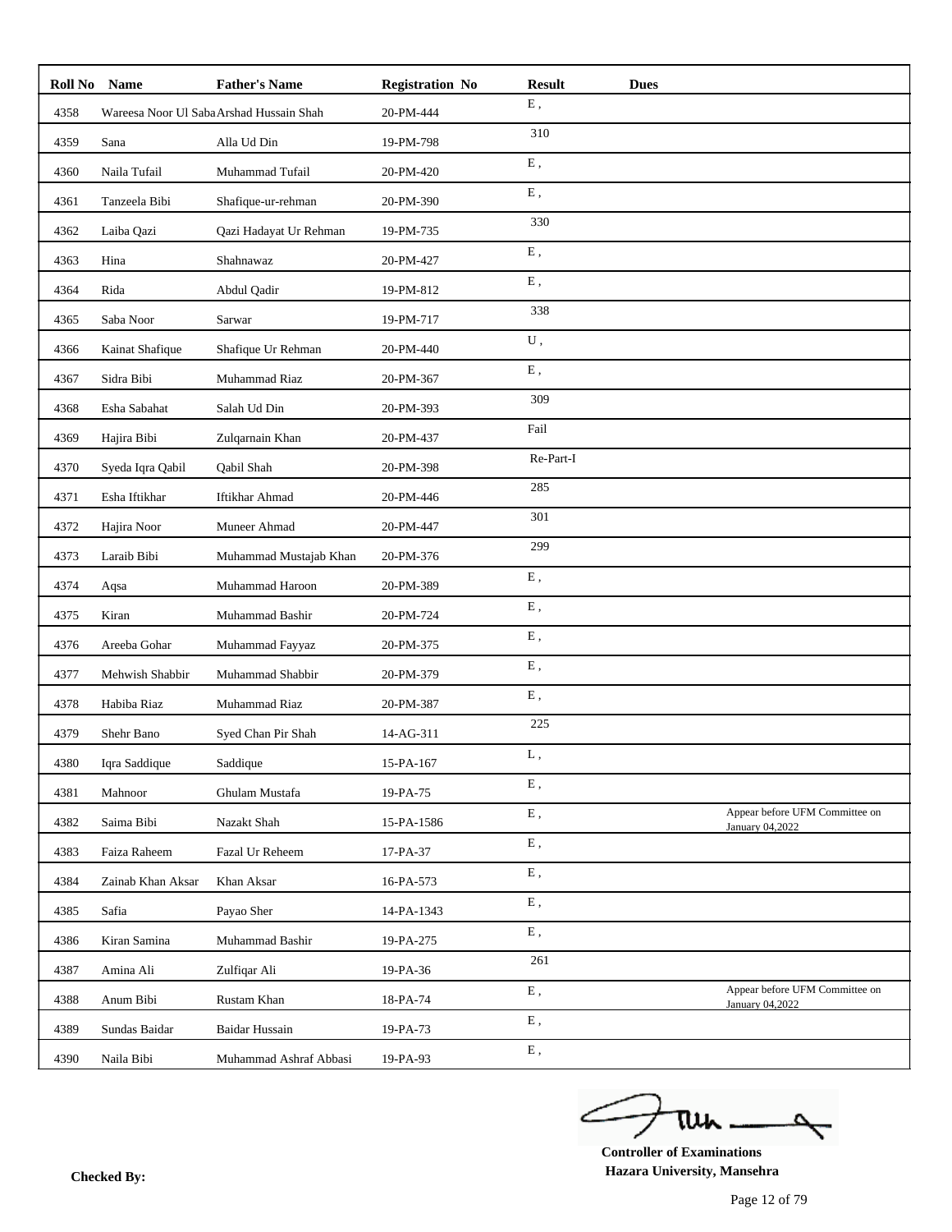| Roll No | Name | Father's Name | Registration No | Result | Dues | |
|---|---|---|---|---|---|---|
| 4358 | Wareesa Noor Ul Saba | Arshad Hussain Shah | 20-PM-444 | E , | | |
| 4359 | Sana | Alla Ud Din | 19-PM-798 | 310 | | |
| 4360 | Naila Tufail | Muhammad Tufail | 20-PM-420 | E , | | |
| 4361 | Tanzeela Bibi | Shafique-ur-rehman | 20-PM-390 | E , | | |
| 4362 | Laiba Qazi | Qazi Hadayat Ur Rehman | 19-PM-735 | 330 | | |
| 4363 | Hina | Shahnawaz | 20-PM-427 | E , | | |
| 4364 | Rida | Abdul Qadir | 19-PM-812 | E , | | |
| 4365 | Saba Noor | Sarwar | 19-PM-717 | 338 | | |
| 4366 | Kainat Shafique | Shafique Ur Rehman | 20-PM-440 | U , | | |
| 4367 | Sidra Bibi | Muhammad Riaz | 20-PM-367 | E , | | |
| 4368 | Esha Sabahat | Salah Ud Din | 20-PM-393 | 309 | | |
| 4369 | Hajira Bibi | Zulqarnain Khan | 20-PM-437 | Fail | | |
| 4370 | Syeda Iqra Qabil | Qabil Shah | 20-PM-398 | Re-Part-I | | |
| 4371 | Esha Iftikhar | Iftikhar Ahmad | 20-PM-446 | 285 | | |
| 4372 | Hajira Noor | Muneer Ahmad | 20-PM-447 | 301 | | |
| 4373 | Laraib Bibi | Muhammad Mustajab Khan | 20-PM-376 | 299 | | |
| 4374 | Aqsa | Muhammad Haroon | 20-PM-389 | E , | | |
| 4375 | Kiran | Muhammad Bashir | 20-PM-724 | E , | | |
| 4376 | Areeba Gohar | Muhammad Fayyaz | 20-PM-375 | E , | | |
| 4377 | Mehwish Shabbir | Muhammad Shabbir | 20-PM-379 | E , | | |
| 4378 | Habiba Riaz | Muhammad Riaz | 20-PM-387 | E , | | |
| 4379 | Shehr Bano | Syed Chan Pir Shah | 14-AG-311 | 225 | | |
| 4380 | Iqra Saddique | Saddique | 15-PA-167 | L , | | |
| 4381 | Mahnoor | Ghulam Mustafa | 19-PA-75 | E , | | |
| 4382 | Saima Bibi | Nazakt Shah | 15-PA-1586 | E , | | Appear before UFM Committee on January 04,2022 |
| 4383 | Faiza Raheem | Fazal Ur Reheem | 17-PA-37 | E , | | |
| 4384 | Zainab Khan Aksar | Khan Aksar | 16-PA-573 | E , | | |
| 4385 | Safia | Payao Sher | 14-PA-1343 | E , | | |
| 4386 | Kiran Samina | Muhammad Bashir | 19-PA-275 | E , | | |
| 4387 | Amina Ali | Zulfiqar Ali | 19-PA-36 | 261 | | |
| 4388 | Anum Bibi | Rustam Khan | 18-PA-74 | E , | | Appear before UFM Committee on January 04,2022 |
| 4389 | Sundas Baidar | Baidar Hussain | 19-PA-73 | E , | | |
| 4390 | Naila Bibi | Muhammad Ashraf Abbasi | 19-PA-93 | E , | | |

**Checked By:**

**Controller of Examinations**
**Hazara University, Mansehra**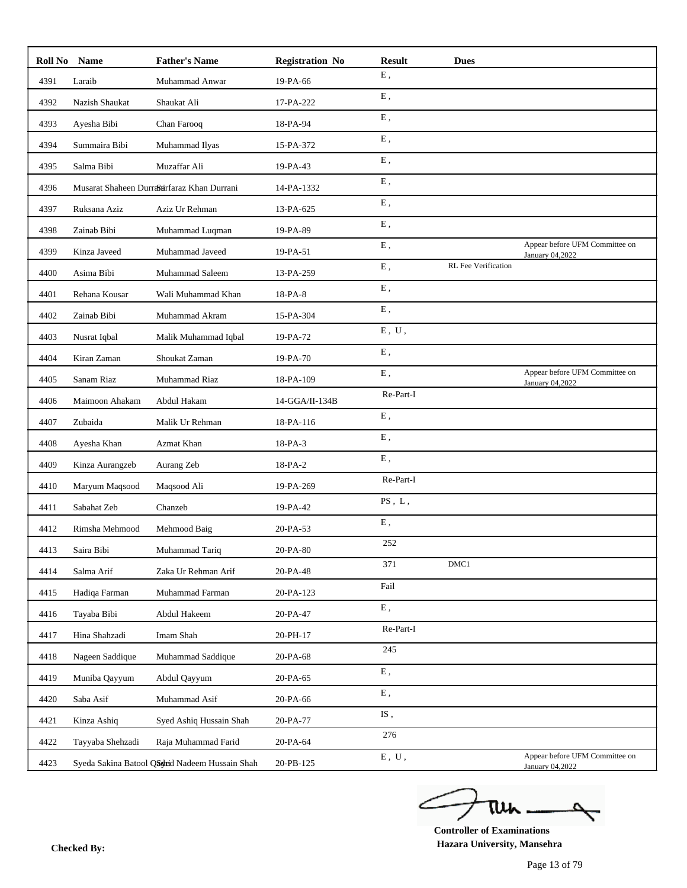| Roll No | Name | Father's Name | Registration No | Result | Dues | |
|---|---|---|---|---|---|---|
| 4391 | Laraib | Muhammad Anwar | 19-PA-66 | E , | | |
| 4392 | Nazish Shaukat | Shaukat Ali | 17-PA-222 | E , | | |
| 4393 | Ayesha Bibi | Chan Farooq | 18-PA-94 | E , | | |
| 4394 | Summaira Bibi | Muhammad Ilyas | 15-PA-372 | E , | | |
| 4395 | Salma Bibi | Muzaffar Ali | 19-PA-43 | E , | | |
| 4396 | Musarat Shaheen Durrani | Sarfaraz Khan Durrani | 14-PA-1332 | E , | | |
| 4397 | Ruksana Aziz | Aziz Ur Rehman | 13-PA-625 | E , | | |
| 4398 | Zainab Bibi | Muhammad Luqman | 19-PA-89 | E , | | |
| 4399 | Kinza Javeed | Muhammad Javeed | 19-PA-51 | E , | | Appear before UFM Committee on January 04,2022 |
| 4400 | Asima Bibi | Muhammad Saleem | 13-PA-259 | E , | RL Fee Verification | |
| 4401 | Rehana Kousar | Wali Muhammad Khan | 18-PA-8 | E , | | |
| 4402 | Zainab Bibi | Muhammad Akram | 15-PA-304 | E , | | |
| 4403 | Nusrat Iqbal | Malik Muhammad Iqbal | 19-PA-72 | E , U , | | |
| 4404 | Kiran Zaman | Shoukat Zaman | 19-PA-70 | E , | | |
| 4405 | Sanam Riaz | Muhammad Riaz | 18-PA-109 | E , | | Appear before UFM Committee on January 04,2022 |
| 4406 | Maimoon Ahakam | Abdul Hakam | 14-GGA/II-134B | Re-Part-I | | |
| 4407 | Zubaida | Malik Ur Rehman | 18-PA-116 | E , | | |
| 4408 | Ayesha Khan | Azmat Khan | 18-PA-3 | E , | | |
| 4409 | Kinza Aurangzeb | Aurang Zeb | 18-PA-2 | E , | | |
| 4410 | Maryum Maqsood | Maqsood Ali | 19-PA-269 | Re-Part-I | | |
| 4411 | Sabahat Zeb | Chanzeb | 19-PA-42 | PS , L , | | |
| 4412 | Rimsha Mehmood | Mehmood Baig | 20-PA-53 | E , | | |
| 4413 | Saira Bibi | Muhammad Tariq | 20-PA-80 | 252 | | |
| 4414 | Salma Arif | Zaka Ur Rehman Arif | 20-PA-48 | 371 | DMC1 | |
| 4415 | Hadiqa Farman | Muhammad Farman | 20-PA-123 | Fail | | |
| 4416 | Tayaba Bibi | Abdul Hakeem | 20-PA-47 | E , | | |
| 4417 | Hina Shahzadi | Imam Shah | 20-PH-17 | Re-Part-I | | |
| 4418 | Nageen Saddique | Muhammad Saddique | 20-PA-68 | 245 | | |
| 4419 | Muniba Qayyum | Abdul Qayyum | 20-PA-65 | E , | | |
| 4420 | Saba Asif | Muhammad Asif | 20-PA-66 | E , | | |
| 4421 | Kinza Ashiq | Syed Ashiq Hussain Shah | 20-PA-77 | IS , | | |
| 4422 | Tayyaba Shehzadi | Raja Muhammad Farid | 20-PA-64 | 276 | | |
| 4423 | Syeda Sakina Batool Qadri | Syed Nadeem Hussain Shah | 20-PB-125 | E , U , | | Appear before UFM Committee on January 04,2022 |

**Controller of Examinations**
**Hazara University, Mansehra**

**Checked By:**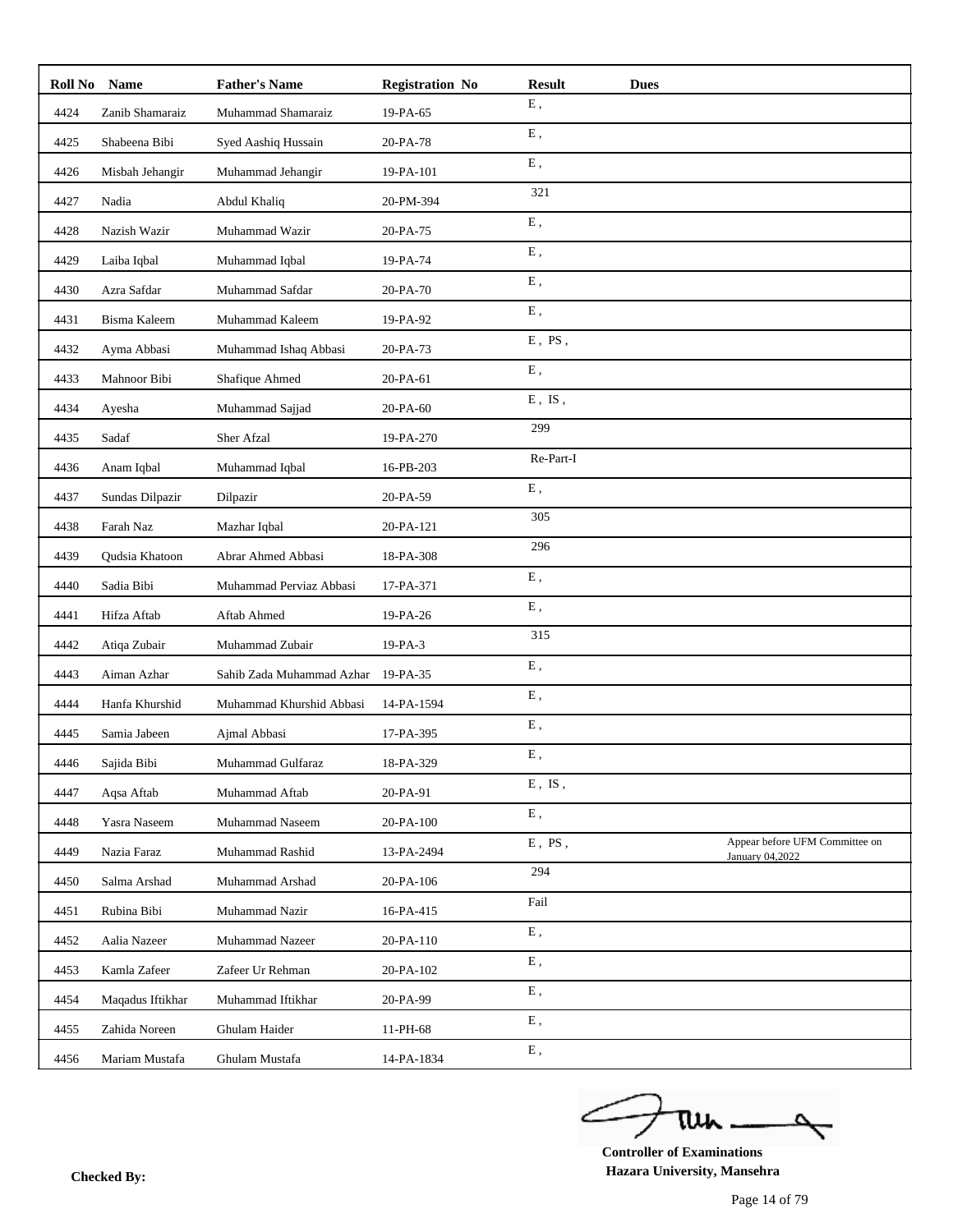| Roll No | Name | Father's Name | Registration No | Result | Dues | |
|---|---|---|---|---|---|---|
| 4424 | Zanib Shamaraiz | Muhammad Shamaraiz | 19-PA-65 | E , | | |
| 4425 | Shabeena Bibi | Syed Aashiq Hussain | 20-PA-78 | E , | | |
| 4426 | Misbah Jehangir | Muhammad Jehangir | 19-PA-101 | E , | | |
| 4427 | Nadia | Abdul Khaliq | 20-PM-394 | 321 | | |
| 4428 | Nazish Wazir | Muhammad Wazir | 20-PA-75 | E , | | |
| 4429 | Laiba Iqbal | Muhammad Iqbal | 19-PA-74 | E , | | |
| 4430 | Azra Safdar | Muhammad Safdar | 20-PA-70 | E , | | |
| 4431 | Bisma Kaleem | Muhammad Kaleem | 19-PA-92 | E , | | |
| 4432 | Ayma Abbasi | Muhammad Ishaq Abbasi | 20-PA-73 | E , PS , | | |
| 4433 | Mahnoor Bibi | Shafique Ahmed | 20-PA-61 | E , | | |
| 4434 | Ayesha | Muhammad Sajjad | 20-PA-60 | E , IS , | | |
| 4435 | Sadaf | Sher Afzal | 19-PA-270 | 299 | | |
| 4436 | Anam Iqbal | Muhammad Iqbal | 16-PB-203 | Re-Part-I | | |
| 4437 | Sundas Dilpazir | Dilpazir | 20-PA-59 | E , | | |
| 4438 | Farah Naz | Mazhar Iqbal | 20-PA-121 | 305 | | |
| 4439 | Qudsia Khatoon | Abrar Ahmed Abbasi | 18-PA-308 | 296 | | |
| 4440 | Sadia Bibi | Muhammad Perviaz Abbasi | 17-PA-371 | E , | | |
| 4441 | Hifza Aftab | Aftab Ahmed | 19-PA-26 | E , | | |
| 4442 | Atiqa Zubair | Muhammad Zubair | 19-PA-3 | 315 | | |
| 4443 | Aiman Azhar | Sahib Zada Muhammad Azhar | 19-PA-35 | E , | | |
| 4444 | Hanfa Khurshid | Muhammad Khurshid Abbasi | 14-PA-1594 | E , | | |
| 4445 | Samia Jabeen | Ajmal Abbasi | 17-PA-395 | E , | | |
| 4446 | Sajida Bibi | Muhammad Gulfaraz | 18-PA-329 | E , | | |
| 4447 | Aqsa Aftab | Muhammad Aftab | 20-PA-91 | E , IS , | | |
| 4448 | Yasra Naseem | Muhammad Naseem | 20-PA-100 | E , | | |
| 4449 | Nazia Faraz | Muhammad Rashid | 13-PA-2494 | E , PS , | | Appear before UFM Committee on January 04,2022 |
| 4450 | Salma Arshad | Muhammad Arshad | 20-PA-106 | 294 | | |
| 4451 | Rubina Bibi | Muhammad Nazir | 16-PA-415 | Fail | | |
| 4452 | Aalia Nazeer | Muhammad Nazeer | 20-PA-110 | E , | | |
| 4453 | Kamla Zafeer | Zafeer Ur Rehman | 20-PA-102 | E , | | |
| 4454 | Maqadus Iftikhar | Muhammad Iftikhar | 20-PA-99 | E , | | |
| 4455 | Zahida Noreen | Ghulam Haider | 11-PH-68 | E , | | |
| 4456 | Mariam Mustafa | Ghulam Mustafa | 14-PA-1834 | E , | | |

**Checked By:**

**Controller of Examinations**
**Hazara University, Mansehra**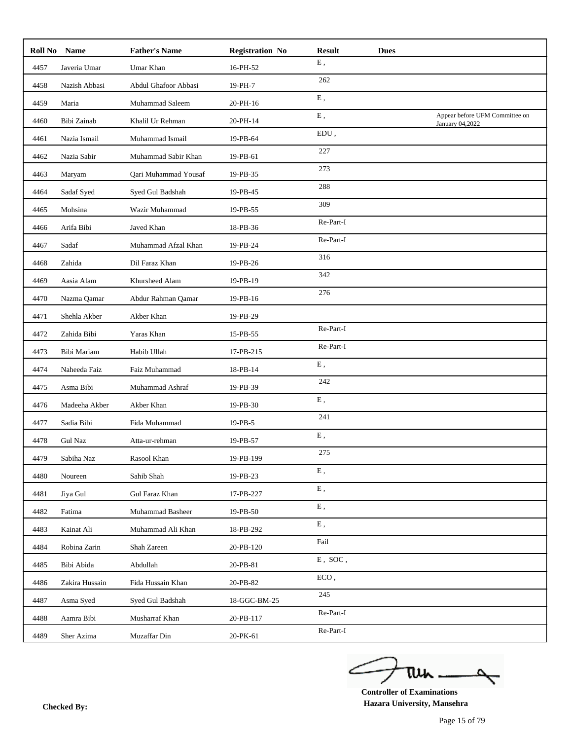| Roll No | Name | Father's Name | Registration No | Result | Dues | |
|---|---|---|---|---|---|---|
| 4457 | Javeria Umar | Umar Khan | 16-PH-52 | E , | | |
| 4458 | Nazish Abbasi | Abdul Ghafoor Abbasi | 19-PH-7 | 262 | | |
| 4459 | Maria | Muhammad Saleem | 20-PH-16 | E , | | |
| 4460 | Bibi Zainab | Khalil Ur Rehman | 20-PH-14 | E , | | Appear before UFM Committee on January 04,2022 |
| 4461 | Nazia Ismail | Muhammad Ismail | 19-PB-64 | EDU , | | |
| 4462 | Nazia Sabir | Muhammad Sabir Khan | 19-PB-61 | 227 | | |
| 4463 | Maryam | Qari Muhammad Yousaf | 19-PB-35 | 273 | | |
| 4464 | Sadaf Syed | Syed Gul Badshah | 19-PB-45 | 288 | | |
| 4465 | Mohsina | Wazir Muhammad | 19-PB-55 | 309 | | |
| 4466 | Arifa Bibi | Javed Khan | 18-PB-36 | Re-Part-I | | |
| 4467 | Sadaf | Muhammad Afzal Khan | 19-PB-24 | Re-Part-I | | |
| 4468 | Zahida | Dil Faraz Khan | 19-PB-26 | 316 | | |
| 4469 | Aasia Alam | Khursheed Alam | 19-PB-19 | 342 | | |
| 4470 | Nazma Qamar | Abdur Rahman Qamar | 19-PB-16 | 276 | | |
| 4471 | Shehla Akber | Akber Khan | 19-PB-29 | | | |
| 4472 | Zahida Bibi | Yaras Khan | 15-PB-55 | Re-Part-I | | |
| 4473 | Bibi Mariam | Habib Ullah | 17-PB-215 | Re-Part-I | | |
| 4474 | Naheeda Faiz | Faiz Muhammad | 18-PB-14 | E , | | |
| 4475 | Asma Bibi | Muhammad Ashraf | 19-PB-39 | 242 | | |
| 4476 | Madeeha Akber | Akber Khan | 19-PB-30 | E , | | |
| 4477 | Sadia Bibi | Fida Muhammad | 19-PB-5 | 241 | | |
| 4478 | Gul Naz | Atta-ur-rehman | 19-PB-57 | E , | | |
| 4479 | Sabiha Naz | Rasool Khan | 19-PB-199 | 275 | | |
| 4480 | Noureen | Sahib Shah | 19-PB-23 | E , | | |
| 4481 | Jiya Gul | Gul Faraz Khan | 17-PB-227 | E , | | |
| 4482 | Fatima | Muhammad Basheer | 19-PB-50 | E , | | |
| 4483 | Kainat Ali | Muhammad Ali Khan | 18-PB-292 | E , | | |
| 4484 | Robina Zarin | Shah Zareen | 20-PB-120 | Fail | | |
| 4485 | Bibi Abida | Abdullah | 20-PB-81 | E , SOC , | | |
| 4486 | Zakira Hussain | Fida Hussain Khan | 20-PB-82 | ECO , | | |
| 4487 | Asma Syed | Syed Gul Badshah | 18-GGC-BM-25 | 245 | | |
| 4488 | Aamra Bibi | Musharraf Khan | 20-PB-117 | Re-Part-I | | |
| 4489 | Sher Azima | Muzaffar Din | 20-PK-61 | Re-Part-I | | |

**Checked By:**

**Controller of Examinations**
**Hazara University, Mansehra**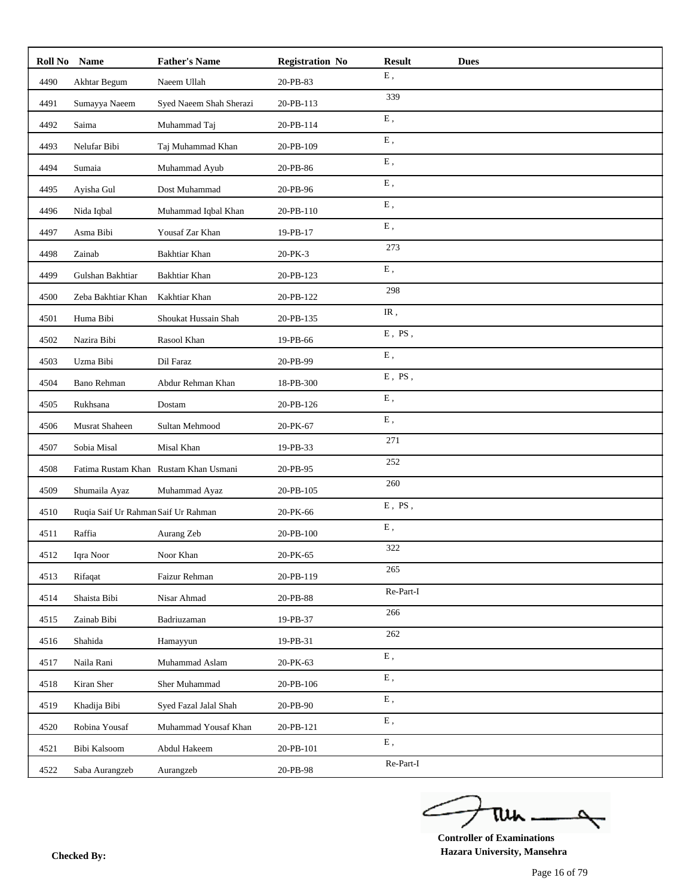| Roll No | Name | Father's Name | Registration No | Result | Dues |
|---|---|---|---|---|---|
| 4490 | Akhtar Begum | Naeem Ullah | 20-PB-83 | E , | |
| 4491 | Sumayya Naeem | Syed Naeem Shah Sherazi | 20-PB-113 | 339 | |
| 4492 | Saima | Muhammad Taj | 20-PB-114 | E , | |
| 4493 | Nelufar Bibi | Taj Muhammad Khan | 20-PB-109 | E , | |
| 4494 | Sumaia | Muhammad Ayub | 20-PB-86 | E , | |
| 4495 | Ayisha Gul | Dost Muhammad | 20-PB-96 | E , | |
| 4496 | Nida Iqbal | Muhammad Iqbal Khan | 20-PB-110 | E , | |
| 4497 | Asma Bibi | Yousaf Zar Khan | 19-PB-17 | E , | |
| 4498 | Zainab | Bakhtiar Khan | 20-PK-3 | 273 | |
| 4499 | Gulshan Bakhtiar | Bakhtiar Khan | 20-PB-123 | E , | |
| 4500 | Zeba Bakhtiar Khan | Kakhtiar Khan | 20-PB-122 | 298 | |
| 4501 | Huma Bibi | Shoukat Hussain Shah | 20-PB-135 | IR , | |
| 4502 | Nazira Bibi | Rasool Khan | 19-PB-66 | E , PS , | |
| 4503 | Uzma Bibi | Dil Faraz | 20-PB-99 | E , | |
| 4504 | Bano Rehman | Abdur Rehman Khan | 18-PB-300 | E , PS , | |
| 4505 | Rukhsana | Dostam | 20-PB-126 | E , | |
| 4506 | Musrat Shaheen | Sultan Mehmood | 20-PK-67 | E , | |
| 4507 | Sobia Misal | Misal Khan | 19-PB-33 | 271 | |
| 4508 | Fatima Rustam Khan | Rustam Khan Usmani | 20-PB-95 | 252 | |
| 4509 | Shumaila Ayaz | Muhammad Ayaz | 20-PB-105 | 260 | |
| 4510 | Ruqia Saif Ur Rahman | Saif Ur Rahman | 20-PK-66 | E , PS , | |
| 4511 | Raffia | Aurang Zeb | 20-PB-100 | E , | |
| 4512 | Iqra Noor | Noor Khan | 20-PK-65 | 322 | |
| 4513 | Rifaqat | Faizur Rehman | 20-PB-119 | 265 | |
| 4514 | Shaista Bibi | Nisar Ahmad | 20-PB-88 | Re-Part-I | |
| 4515 | Zainab Bibi | Badriuzaman | 19-PB-37 | 266 | |
| 4516 | Shahida | Hamayyun | 19-PB-31 | 262 | |
| 4517 | Naila Rani | Muhammad Aslam | 20-PK-63 | E , | |
| 4518 | Kiran Sher | Sher Muhammad | 20-PB-106 | E , | |
| 4519 | Khadija Bibi | Syed Fazal Jalal Shah | 20-PB-90 | E , | |
| 4520 | Robina Yousaf | Muhammad Yousaf Khan | 20-PB-121 | E , | |
| 4521 | Bibi Kalsoom | Abdul Hakeem | 20-PB-101 | E , | |
| 4522 | Saba Aurangzeb | Aurangzeb | 20-PB-98 | Re-Part-I | |

**Checked By:**

**Controller of Examinations**
**Hazara University, Mansehra**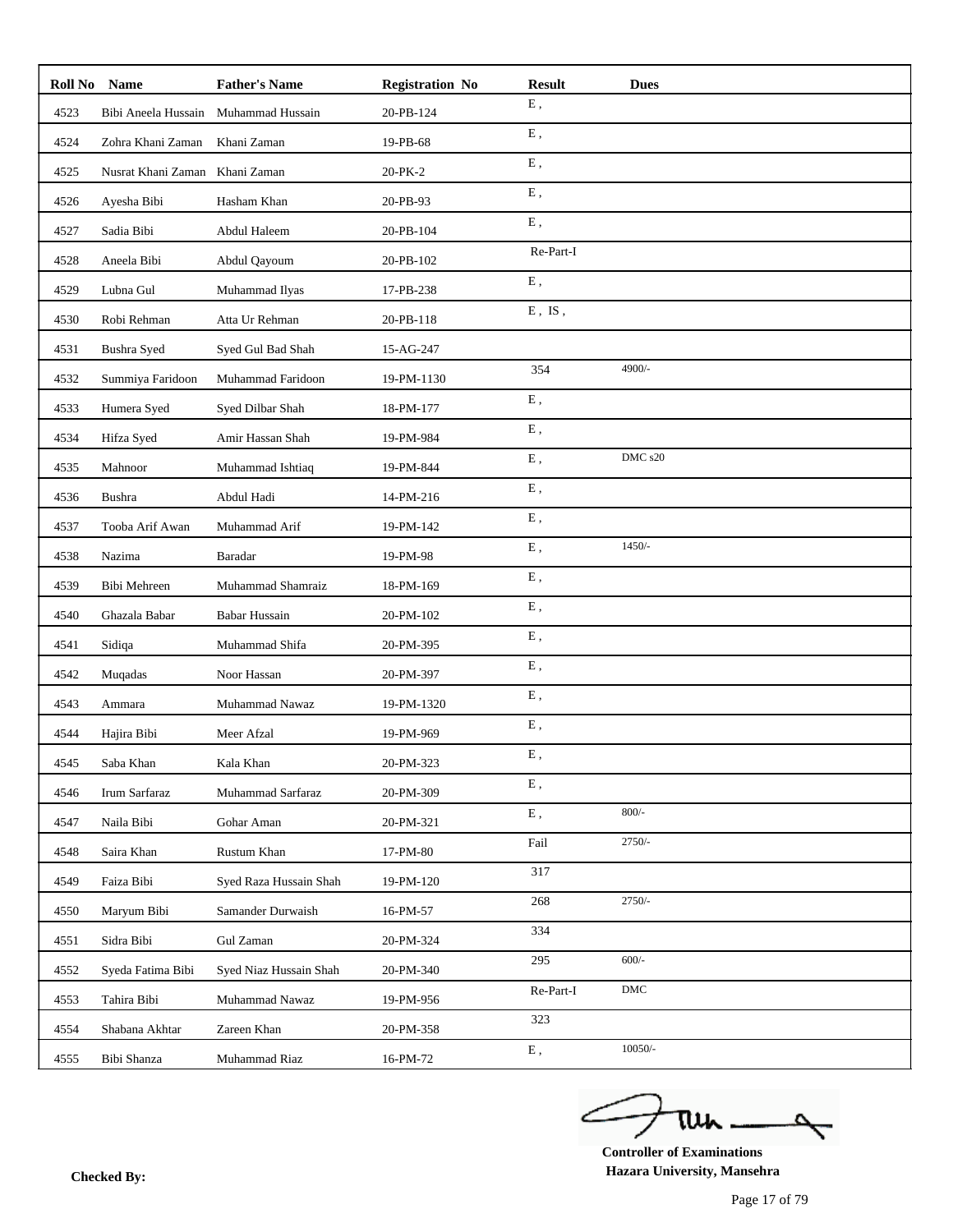| Roll No | Name | Father's Name | Registration No | Result | Dues |
|---|---|---|---|---|---|
| 4523 | Bibi Aneela Hussain | Muhammad Hussain | 20-PB-124 | E , | |
| 4524 | Zohra Khani Zaman | Khani Zaman | 19-PB-68 | E , | |
| 4525 | Nusrat Khani Zaman | Khani Zaman | 20-PK-2 | E , | |
| 4526 | Ayesha Bibi | Hasham Khan | 20-PB-93 | E , | |
| 4527 | Sadia Bibi | Abdul Haleem | 20-PB-104 | E , | |
| 4528 | Aneela Bibi | Abdul Qayoum | 20-PB-102 | Re-Part-I | |
| 4529 | Lubna Gul | Muhammad Ilyas | 17-PB-238 | E , | |
| 4530 | Robi Rehman | Atta Ur Rehman | 20-PB-118 | E , IS , | |
| 4531 | Bushra Syed | Syed Gul Bad Shah | 15-AG-247 | | |
| 4532 | Summiya Faridoon | Muhammad Faridoon | 19-PM-1130 | 354 | 4900/- |
| 4533 | Humera Syed | Syed Dilbar Shah | 18-PM-177 | E , | |
| 4534 | Hifza Syed | Amir Hassan Shah | 19-PM-984 | E , | |
| 4535 | Mahnoor | Muhammad Ishtiaq | 19-PM-844 | E , | DMC s20 |
| 4536 | Bushra | Abdul Hadi | 14-PM-216 | E , | |
| 4537 | Tooba Arif Awan | Muhammad Arif | 19-PM-142 | E , | |
| 4538 | Nazima | Baradar | 19-PM-98 | E , | 1450/- |
| 4539 | Bibi Mehreen | Muhammad Shamraiz | 18-PM-169 | E , | |
| 4540 | Ghazala Babar | Babar Hussain | 20-PM-102 | E , | |
| 4541 | Sidiqa | Muhammad Shifa | 20-PM-395 | E , | |
| 4542 | Muqadas | Noor Hassan | 20-PM-397 | E , | |
| 4543 | Ammara | Muhammad Nawaz | 19-PM-1320 | E , | |
| 4544 | Hajira Bibi | Meer Afzal | 19-PM-969 | E , | |
| 4545 | Saba Khan | Kala Khan | 20-PM-323 | E , | |
| 4546 | Irum Sarfaraz | Muhammad Sarfaraz | 20-PM-309 | E , | |
| 4547 | Naila Bibi | Gohar Aman | 20-PM-321 | E , | 800/- |
| 4548 | Saira Khan | Rustum Khan | 17-PM-80 | Fail | 2750/- |
| 4549 | Faiza Bibi | Syed Raza Hussain Shah | 19-PM-120 | 317 | |
| 4550 | Maryum Bibi | Samander Durwaish | 16-PM-57 | 268 | 2750/- |
| 4551 | Sidra Bibi | Gul Zaman | 20-PM-324 | 334 | |
| 4552 | Syeda Fatima Bibi | Syed Niaz Hussain Shah | 20-PM-340 | 295 | 600/- |
| 4553 | Tahira Bibi | Muhammad Nawaz | 19-PM-956 | Re-Part-I | DMC |
| 4554 | Shabana Akhtar | Zareen Khan | 20-PM-358 | 323 | |
| 4555 | Bibi Shanza | Muhammad Riaz | 16-PM-72 | E , | 10050/- |

**Controller of Examinations**
**Hazara University, Mansehra**

**Checked By:**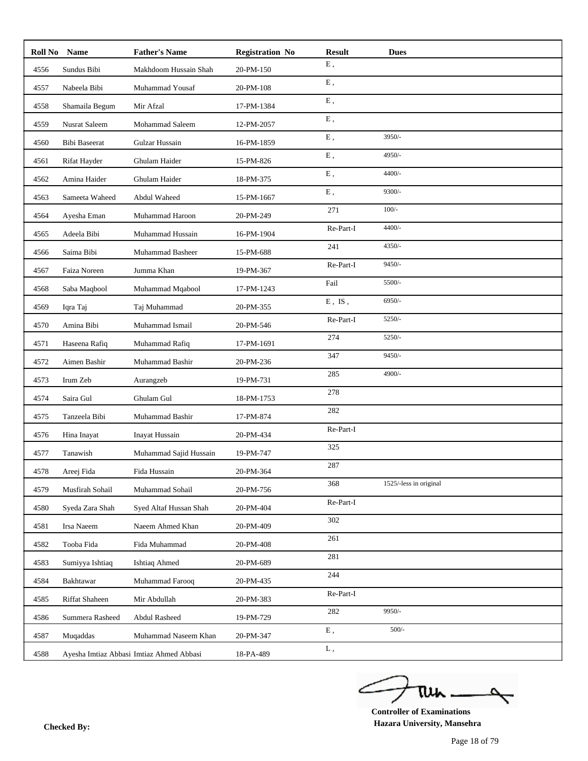| Roll No | Name | Father's Name | Registration No | Result | Dues |
|---|---|---|---|---|---|
| 4556 | Sundus Bibi | Makhdoom Hussain Shah | 20-PM-150 | E , | |
| 4557 | Nabeela Bibi | Muhammad Yousaf | 20-PM-108 | E , | |
| 4558 | Shamaila Begum | Mir Afzal | 17-PM-1384 | E , | |
| 4559 | Nusrat Saleem | Mohammad Saleem | 12-PM-2057 | E , | |
| 4560 | Bibi Baseerat | Gulzar Hussain | 16-PM-1859 | E , | 3950/- |
| 4561 | Rifat Hayder | Ghulam Haider | 15-PM-826 | E , | 4950/- |
| 4562 | Amina Haider | Ghulam Haider | 18-PM-375 | E , | 4400/- |
| 4563 | Sameeta Waheed | Abdul Waheed | 15-PM-1667 | E , | 9300/- |
| 4564 | Ayesha Eman | Muhammad Haroon | 20-PM-249 | 271 | 100/- |
| 4565 | Adeela Bibi | Muhammad Hussain | 16-PM-1904 | Re-Part-I | 4400/- |
| 4566 | Saima Bibi | Muhammad Basheer | 15-PM-688 | 241 | 4350/- |
| 4567 | Faiza Noreen | Jumma Khan | 19-PM-367 | Re-Part-I | 9450/- |
| 4568 | Saba Maqbool | Muhammad Mqabool | 17-PM-1243 | Fail | 5500/- |
| 4569 | Iqra Taj | Taj Muhammad | 20-PM-355 | E , IS , | 6950/- |
| 4570 | Amina Bibi | Muhammad Ismail | 20-PM-546 | Re-Part-I | 5250/- |
| 4571 | Haseena Rafiq | Muhammad Rafiq | 17-PM-1691 | 274 | 5250/- |
| 4572 | Aimen Bashir | Muhammad Bashir | 20-PM-236 | 347 | 9450/- |
| 4573 | Irum Zeb | Aurangzeb | 19-PM-731 | 285 | 4900/- |
| 4574 | Saira Gul | Ghulam Gul | 18-PM-1753 | 278 | |
| 4575 | Tanzeela Bibi | Muhammad Bashir | 17-PM-874 | 282 | |
| 4576 | Hina Inayat | Inayat Hussain | 20-PM-434 | Re-Part-I | |
| 4577 | Tanawish | Muhammad Sajid Hussain | 19-PM-747 | 325 | |
| 4578 | Areej Fida | Fida Hussain | 20-PM-364 | 287 | |
| 4579 | Musfirah Sohail | Muhammad Sohail | 20-PM-756 | 368 | 1525/-less in original |
| 4580 | Syeda Zara Shah | Syed Altaf Hussan Shah | 20-PM-404 | Re-Part-I | |
| 4581 | Irsa Naeem | Naeem Ahmed Khan | 20-PM-409 | 302 | |
| 4582 | Tooba Fida | Fida Muhammad | 20-PM-408 | 261 | |
| 4583 | Sumiyya Ishtiaq | Ishtiaq Ahmed | 20-PM-689 | 281 | |
| 4584 | Bakhtawar | Muhammad Farooq | 20-PM-435 | 244 | |
| 4585 | Riffat Shaheen | Mir Abdullah | 20-PM-383 | Re-Part-I | |
| 4586 | Summera Rasheed | Abdul Rasheed | 19-PM-729 | 282 | 9950/- |
| 4587 | Muqaddas | Muhammad Naseem Khan | 20-PM-347 | E , | 500/- |
| 4588 | Ayesha Imtiaz Abbasi | Imtiaz Ahmed Abbasi | 18-PA-489 | L , | |

**Checked By:**

**Controller of Examinations**
**Hazara University, Mansehra**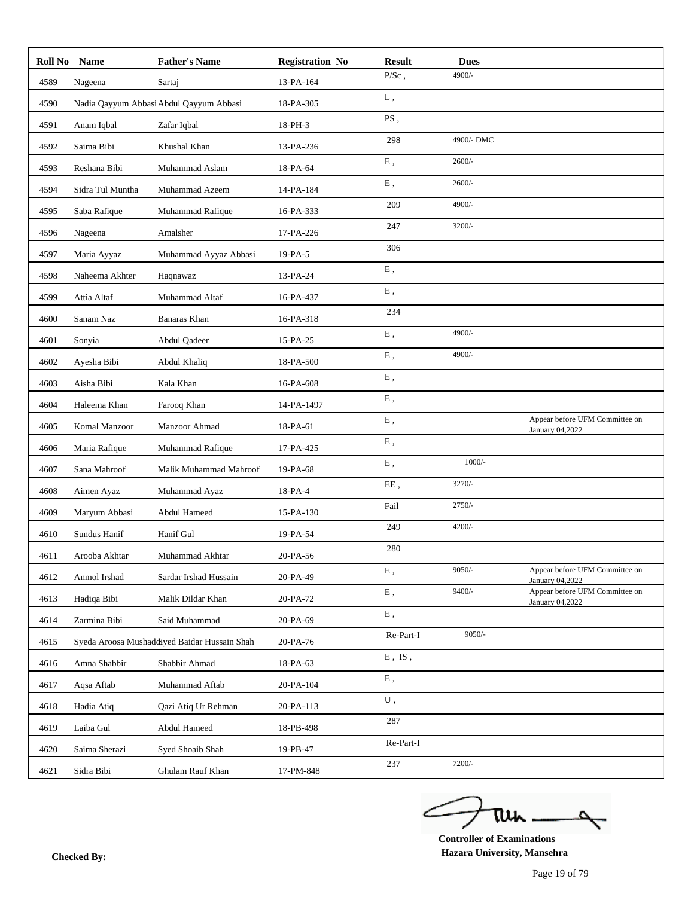| Roll No | Name | Father's Name | Registration No | Result | Dues | |
|---|---|---|---|---|---|---|
| 4589 | Nageena | Sartaj | 13-PA-164 | P/Sc , | 4900/- | |
| 4590 | Nadia Qayyum Abbasi | Abdul Qayyum Abbasi | 18-PA-305 | L , | | |
| 4591 | Anam Iqbal | Zafar Iqbal | 18-PH-3 | PS , | | |
| 4592 | Saima Bibi | Khushal Khan | 13-PA-236 | 298 | 4900/- DMC | |
| 4593 | Reshana Bibi | Muhammad Aslam | 18-PA-64 | E , | 2600/- | |
| 4594 | Sidra Tul Muntha | Muhammad Azeem | 14-PA-184 | E , | 2600/- | |
| 4595 | Saba Rafique | Muhammad Rafique | 16-PA-333 | 209 | 4900/- | |
| 4596 | Nageena | Amalsher | 17-PA-226 | 247 | 3200/- | |
| 4597 | Maria Ayyaz | Muhammad Ayyaz Abbasi | 19-PA-5 | 306 | | |
| 4598 | Naheema Akhter | Haqnawaz | 13-PA-24 | E , | | |
| 4599 | Attia Altaf | Muhammad Altaf | 16-PA-437 | E , | | |
| 4600 | Sanam Naz | Banaras Khan | 16-PA-318 | 234 | | |
| 4601 | Sonyia | Abdul Qadeer | 15-PA-25 | E , | 4900/- | |
| 4602 | Ayesha Bibi | Abdul Khaliq | 18-PA-500 | E , | 4900/- | |
| 4603 | Aisha Bibi | Kala Khan | 16-PA-608 | E , | | |
| 4604 | Haleema Khan | Farooq Khan | 14-PA-1497 | E , | | |
| 4605 | Komal Manzoor | Manzoor Ahmad | 18-PA-61 | E , | | Appear before UFM Committee on January 04,2022 |
| 4606 | Maria Rafique | Muhammad Rafique | 17-PA-425 | E , | | |
| 4607 | Sana Mahroof | Malik Muhammad Mahroof | 19-PA-68 | E , | 1000/- | |
| 4608 | Aimen Ayaz | Muhammad Ayaz | 18-PA-4 | EE , | 3270/- | |
| 4609 | Maryum Abbasi | Abdul Hameed | 15-PA-130 | Fail | 2750/- | |
| 4610 | Sundus Hanif | Hanif Gul | 19-PA-54 | 249 | 4200/- | |
| 4611 | Arooba Akhtar | Muhammad Akhtar | 20-PA-56 | 280 | | |
| 4612 | Anmol Irshad | Sardar Irshad Hussain | 20-PA-49 | E , | 9050/- | Appear before UFM Committee on January 04,2022 |
| 4613 | Hadiqa Bibi | Malik Dildar Khan | 20-PA-72 | E , | 9400/- | Appear before UFM Committee on January 04,2022 |
| 4614 | Zarmina Bibi | Said Muhammad | 20-PA-69 | E , | | |
| 4615 | Syeda Aroosa Mushadds | Syed Baidar Hussain Shah | 20-PA-76 | Re-Part-I | 9050/- | |
| 4616 | Amna Shabbir | Shabbir Ahmad | 18-PA-63 | E , IS , | | |
| 4617 | Aqsa Aftab | Muhammad Aftab | 20-PA-104 | E , | | |
| 4618 | Hadia Atiq | Qazi Atiq Ur Rehman | 20-PA-113 | U , | | |
| 4619 | Laiba Gul | Abdul Hameed | 18-PB-498 | 287 | | |
| 4620 | Saima Sherazi | Syed Shoaib Shah | 19-PB-47 | Re-Part-I | | |
| 4621 | Sidra Bibi | Ghulam Rauf Khan | 17-PM-848 | 237 | 7200/- | |

**Checked By:**

**Controller of Examinations**
**Hazara University, Mansehra**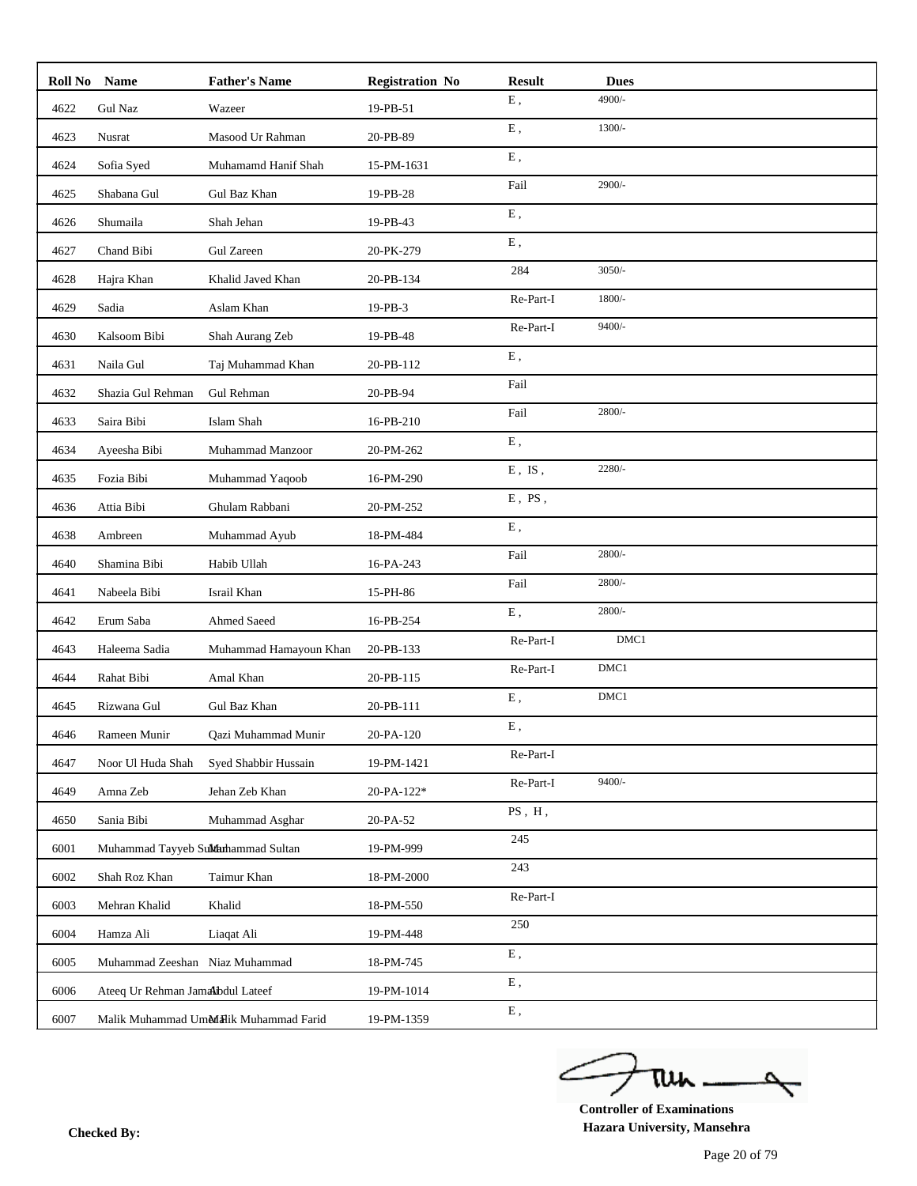| Roll No | Name | Father's Name | Registration No | Result | Dues |
|---|---|---|---|---|---|
| 4622 | Gul Naz | Wazeer | 19-PB-51 | E , | 4900/- |
| 4623 | Nusrat | Masood Ur Rahman | 20-PB-89 | E , | 1300/- |
| 4624 | Sofia Syed | Muhamamd Hanif Shah | 15-PM-1631 | E , | |
| 4625 | Shabana Gul | Gul Baz Khan | 19-PB-28 | Fail | 2900/- |
| 4626 | Shumaila | Shah Jehan | 19-PB-43 | E , | |
| 4627 | Chand Bibi | Gul Zareen | 20-PK-279 | E , | |
| 4628 | Hajra Khan | Khalid Javed Khan | 20-PB-134 | 284 | 3050/- |
| 4629 | Sadia | Aslam Khan | 19-PB-3 | Re-Part-I | 1800/- |
| 4630 | Kalsoom Bibi | Shah Aurang Zeb | 19-PB-48 | Re-Part-I | 9400/- |
| 4631 | Naila Gul | Taj Muhammad Khan | 20-PB-112 | E , | |
| 4632 | Shazia Gul Rehman | Gul Rehman | 20-PB-94 | Fail | |
| 4633 | Saira Bibi | Islam Shah | 16-PB-210 | Fail | 2800/- |
| 4634 | Ayeesha Bibi | Muhammad Manzoor | 20-PM-262 | E , | |
| 4635 | Fozia Bibi | Muhammad Yaqoob | 16-PM-290 | E , IS , | 2280/- |
| 4636 | Attia Bibi | Ghulam Rabbani | 20-PM-252 | E , PS , | |
| 4638 | Ambreen | Muhammad Ayub | 18-PM-484 | E , | |
| 4640 | Shamina Bibi | Habib Ullah | 16-PA-243 | Fail | 2800/- |
| 4641 | Nabeela Bibi | Israil Khan | 15-PH-86 | Fail | 2800/- |
| 4642 | Erum Saba | Ahmed Saeed | 16-PB-254 | E , | 2800/- |
| 4643 | Haleema Sadia | Muhammad Hamayoun Khan | 20-PB-133 | Re-Part-I | DMC1 |
| 4644 | Rahat Bibi | Amal Khan | 20-PB-115 | Re-Part-I | DMC1 |
| 4645 | Rizwana Gul | Gul Baz Khan | 20-PB-111 | E , | DMC1 |
| 4646 | Rameen Munir | Qazi Muhammad Munir | 20-PA-120 | E , | |
| 4647 | Noor Ul Huda Shah | Syed Shabbir Hussain | 19-PM-1421 | Re-Part-I | |
| 4649 | Amna Zeb | Jehan Zeb Khan | 20-PA-122* | Re-Part-I | 9400/- |
| 4650 | Sania Bibi | Muhammad Asghar | 20-PA-52 | PS , H , | |
| 6001 | Muhammad Tayyeb Sultan | Muhammad Sultan | 19-PM-999 | 245 | |
| 6002 | Shah Roz Khan | Taimur Khan | 18-PM-2000 | 243 | |
| 6003 | Mehran Khalid | Khalid | 18-PM-550 | Re-Part-I | |
| 6004 | Hamza Ali | Liaqat Ali | 19-PM-448 | 250 | |
| 6005 | Muhammad Zeeshan | Niaz Muhammad | 18-PM-745 | E , | |
| 6006 | Ateeq Ur Rehman Jamal | Abdul Lateef | 19-PM-1014 | E , | |
| 6007 | Malik Muhammad Umer | Malik Muhammad Farid | 19-PM-1359 | E , | |

**Controller of Examinations**
**Hazara University, Mansehra**

**Checked By:**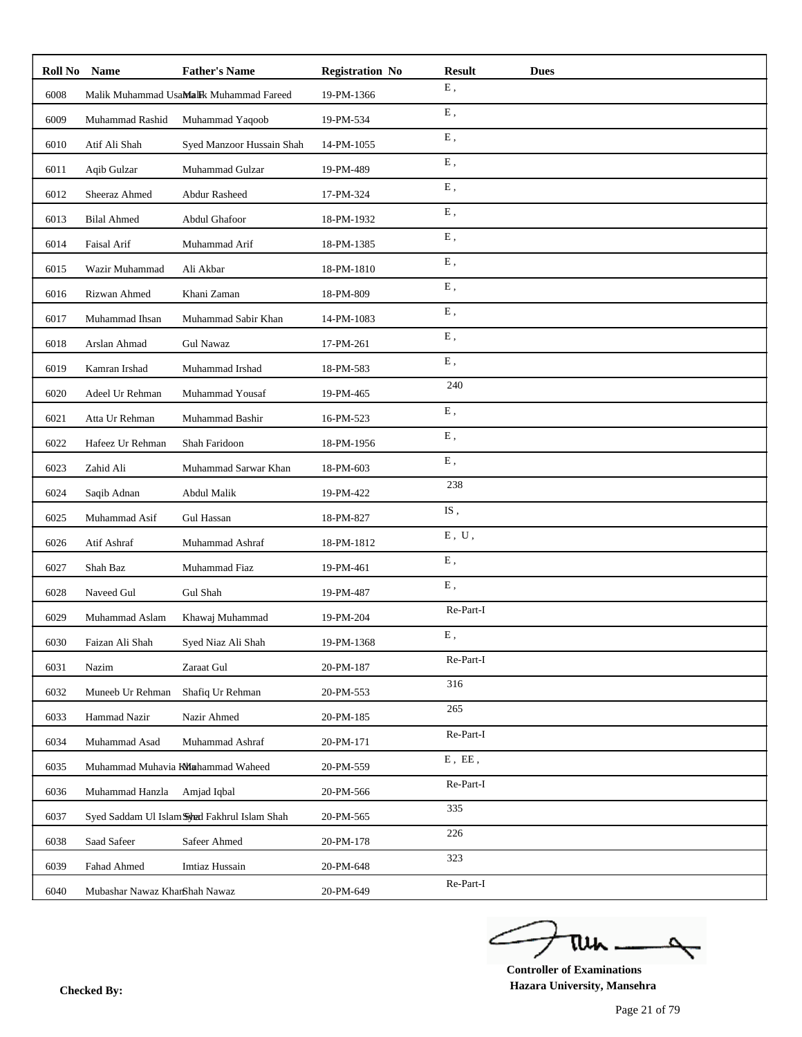| Roll No | Name | Father's Name | Registration No | Result | Dues |
|---|---|---|---|---|---|
| 6008 | Malik Muhammad Usama | Malik Muhammad Fareed | 19-PM-1366 | E , | |
| 6009 | Muhammad Rashid | Muhammad Yaqoob | 19-PM-534 | E , | |
| 6010 | Atif Ali Shah | Syed Manzoor Hussain Shah | 14-PM-1055 | E , | |
| 6011 | Aqib Gulzar | Muhammad Gulzar | 19-PM-489 | E , | |
| 6012 | Sheeraz Ahmed | Abdur Rasheed | 17-PM-324 | E , | |
| 6013 | Bilal Ahmed | Abdul Ghafoor | 18-PM-1932 | E , | |
| 6014 | Faisal Arif | Muhammad Arif | 18-PM-1385 | E , | |
| 6015 | Wazir Muhammad | Ali Akbar | 18-PM-1810 | E , | |
| 6016 | Rizwan Ahmed | Khani Zaman | 18-PM-809 | E , | |
| 6017 | Muhammad Ihsan | Muhammad Sabir Khan | 14-PM-1083 | E , | |
| 6018 | Arslan Ahmad | Gul Nawaz | 17-PM-261 | E , | |
| 6019 | Kamran Irshad | Muhammad Irshad | 18-PM-583 | E , | |
| 6020 | Adeel Ur Rehman | Muhammad Yousaf | 19-PM-465 | 240 | |
| 6021 | Atta Ur Rehman | Muhammad Bashir | 16-PM-523 | E , | |
| 6022 | Hafeez Ur Rehman | Shah Faridoon | 18-PM-1956 | E , | |
| 6023 | Zahid Ali | Muhammad Sarwar Khan | 18-PM-603 | E , | |
| 6024 | Saqib Adnan | Abdul Malik | 19-PM-422 | 238 | |
| 6025 | Muhammad Asif | Gul Hassan | 18-PM-827 | IS , | |
| 6026 | Atif Ashraf | Muhammad Ashraf | 18-PM-1812 | E , U , | |
| 6027 | Shah Baz | Muhammad Fiaz | 19-PM-461 | E , | |
| 6028 | Naveed Gul | Gul Shah | 19-PM-487 | E , | |
| 6029 | Muhammad Aslam | Khawaj Muhammad | 19-PM-204 | Re-Part-I | |
| 6030 | Faizan Ali Shah | Syed Niaz Ali Shah | 19-PM-1368 | E , | |
| 6031 | Nazim | Zaraat Gul | 20-PM-187 | Re-Part-I | |
| 6032 | Muneeb Ur Rehman | Shafiq Ur Rehman | 20-PM-553 | 316 | |
| 6033 | Hammad Nazir | Nazir Ahmed | 20-PM-185 | 265 | |
| 6034 | Muhammad Asad | Muhammad Ashraf | 20-PM-171 | Re-Part-I | |
| 6035 | Muhammad Muhavia Khan | Muhammad Waheed | 20-PM-559 | E , EE , | |
| 6036 | Muhammad Hanzla | Amjad Iqbal | 20-PM-566 | Re-Part-I | |
| 6037 | Syed Saddam Ul Islam Shah | Syed Fakhrul Islam Shah | 20-PM-565 | 335 | |
| 6038 | Saad Safeer | Safeer Ahmed | 20-PM-178 | 226 | |
| 6039 | Fahad Ahmed | Imtiaz Hussain | 20-PM-648 | 323 | |
| 6040 | Mubashar Nawaz Khan | Shah Nawaz | 20-PM-649 | Re-Part-I | |

**Controller of Examinations**
**Hazara University, Mansehra**

**Checked By:**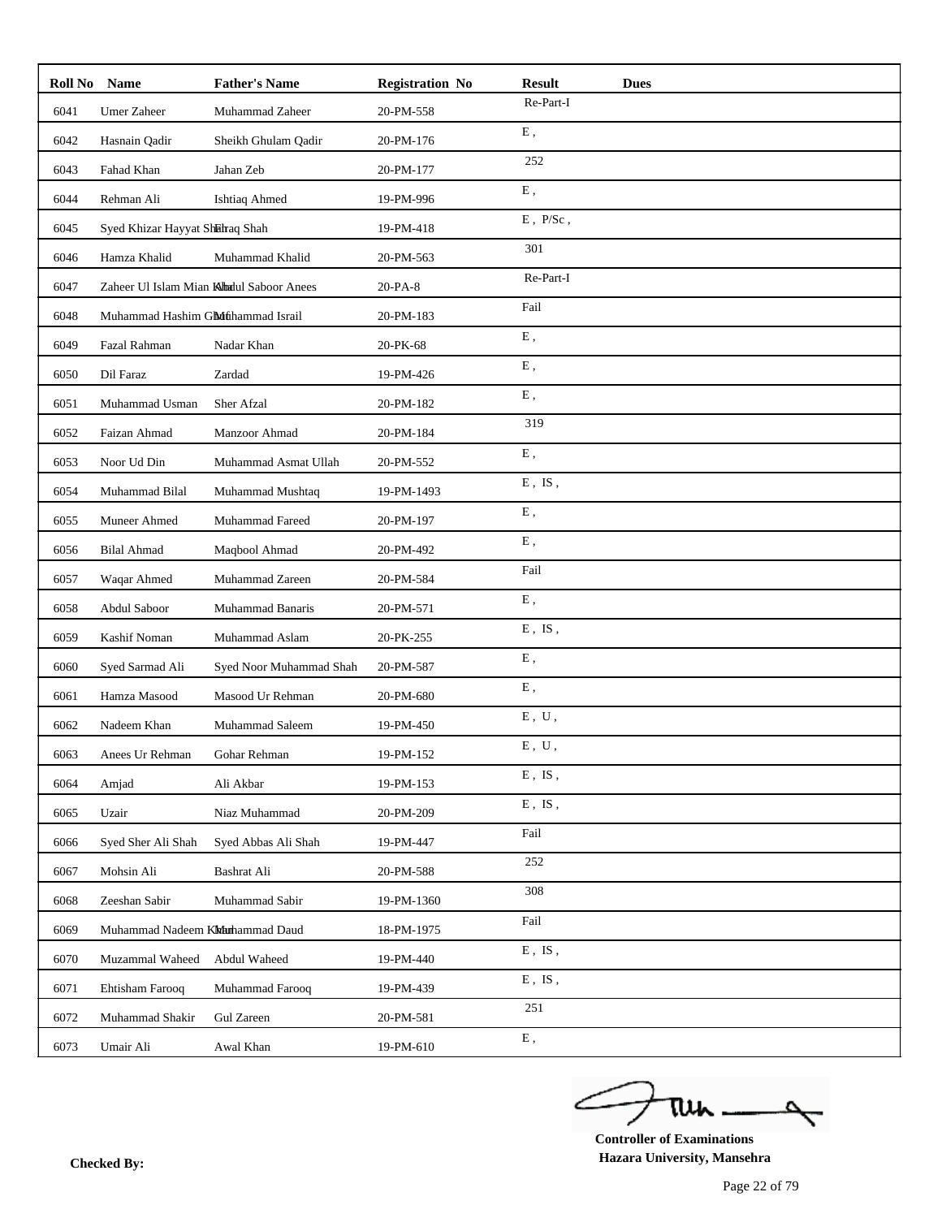| Roll No | Name | Father's Name | Registration No | Result | Dues |
|---|---|---|---|---|---|
| 6041 | Umer Zaheer | Muhammad Zaheer | 20-PM-558 | Re-Part-I | |
| 6042 | Hasnain Qadir | Sheikh Ghulam Qadir | 20-PM-176 | E , | |
| 6043 | Fahad Khan | Jahan Zeb | 20-PM-177 | 252 | |
| 6044 | Rehman Ali | Ishtiaq Ahmed | 19-PM-996 | E , | |
| 6045 | Syed Khizar Hayyat Shah | Ifraq Shah | 19-PM-418 | E , P/Sc , | |
| 6046 | Hamza Khalid | Muhammad Khalid | 20-PM-563 | 301 | |
| 6047 | Zaheer Ul Islam Mian Khel | Abdul Saboor Anees | 20-PA-8 | Re-Part-I | |
| 6048 | Muhammad Hashim Ghani | Muhammad Israil | 20-PM-183 | Fail | |
| 6049 | Fazal Rahman | Nadar Khan | 20-PK-68 | E , | |
| 6050 | Dil Faraz | Zardad | 19-PM-426 | E , | |
| 6051 | Muhammad Usman | Sher Afzal | 20-PM-182 | E , | |
| 6052 | Faizan Ahmad | Manzoor Ahmad | 20-PM-184 | 319 | |
| 6053 | Noor Ud Din | Muhammad Asmat Ullah | 20-PM-552 | E , | |
| 6054 | Muhammad Bilal | Muhammad Mushtaq | 19-PM-1493 | E , IS , | |
| 6055 | Muneer Ahmed | Muhammad Fareed | 20-PM-197 | E , | |
| 6056 | Bilal Ahmad | Maqbool Ahmad | 20-PM-492 | E , | |
| 6057 | Waqar Ahmed | Muhammad Zareen | 20-PM-584 | Fail | |
| 6058 | Abdul Saboor | Muhammad Banaris | 20-PM-571 | E , | |
| 6059 | Kashif Noman | Muhammad Aslam | 20-PK-255 | E , IS , | |
| 6060 | Syed Sarmad Ali | Syed Noor Muhammad Shah | 20-PM-587 | E , | |
| 6061 | Hamza Masood | Masood Ur Rehman | 20-PM-680 | E , | |
| 6062 | Nadeem Khan | Muhammad Saleem | 19-PM-450 | E , U , | |
| 6063 | Anees Ur Rehman | Gohar Rehman | 19-PM-152 | E , U , | |
| 6064 | Amjad | Ali Akbar | 19-PM-153 | E , IS , | |
| 6065 | Uzair | Niaz Muhammad | 20-PM-209 | E , IS , | |
| 6066 | Syed Sher Ali Shah | Syed Abbas Ali Shah | 19-PM-447 | Fail | |
| 6067 | Mohsin Ali | Bashrat Ali | 20-PM-588 | 252 | |
| 6068 | Zeeshan Sabir | Muhammad Sabir | 19-PM-1360 | 308 | |
| 6069 | Muhammad Nadeem Khan | Muhammad Daud | 18-PM-1975 | Fail | |
| 6070 | Muzammal Waheed | Abdul Waheed | 19-PM-440 | E , IS , | |
| 6071 | Ehtisham Farooq | Muhammad Farooq | 19-PM-439 | E , IS , | |
| 6072 | Muhammad Shakir | Gul Zareen | 20-PM-581 | 251 | |
| 6073 | Umair Ali | Awal Khan | 19-PM-610 | E , | |

**Checked By:**

**Controller of Examinations**
**Hazara University, Mansehra**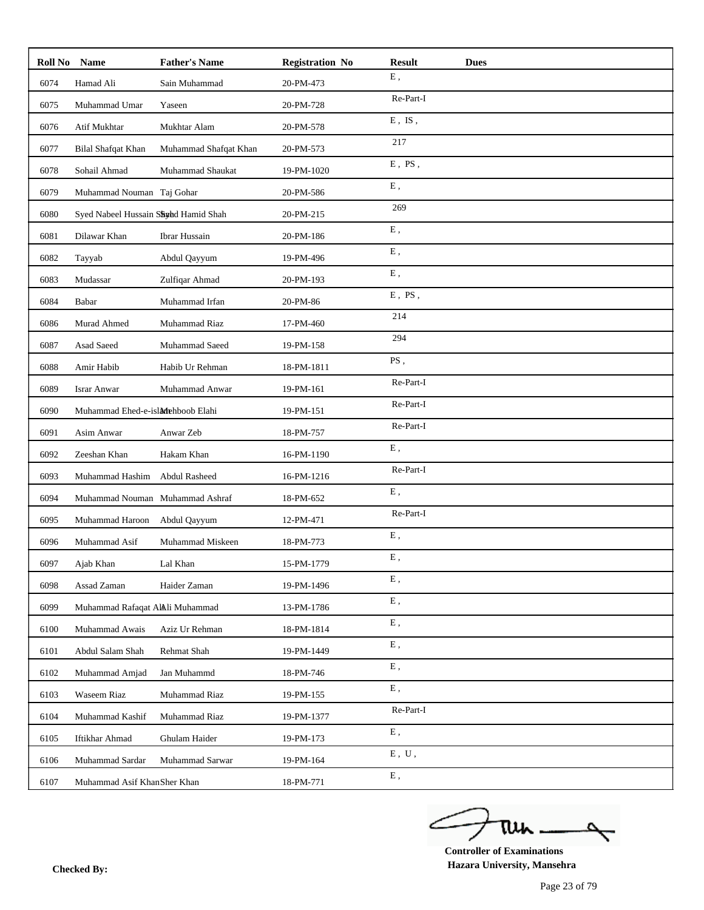| Roll No | Name | Father's Name | Registration No | Result | Dues |
|---|---|---|---|---|---|
| 6074 | Hamad Ali | Sain Muhammad | 20-PM-473 | E , | |
| 6075 | Muhammad Umar | Yaseen | 20-PM-728 | Re-Part-I | |
| 6076 | Atif Mukhtar | Mukhtar Alam | 20-PM-578 | E , IS , | |
| 6077 | Bilal Shafqat Khan | Muhammad Shafqat Khan | 20-PM-573 | 217 | |
| 6078 | Sohail Ahmad | Muhammad Shaukat | 19-PM-1020 | E , PS , | |
| 6079 | Muhammad Nouman | Taj Gohar | 20-PM-586 | E , | |
| 6080 | Syed Nabeel Hussain Shah | Syed Hamid Shah | 20-PM-215 | 269 | |
| 6081 | Dilawar Khan | Ibrar Hussain | 20-PM-186 | E , | |
| 6082 | Tayyab | Abdul Qayyum | 19-PM-496 | E , | |
| 6083 | Mudassar | Zulfiqar Ahmad | 20-PM-193 | E , | |
| 6084 | Babar | Muhammad Irfan | 20-PM-86 | E , PS , | |
| 6086 | Murad Ahmed | Muhammad Riaz | 17-PM-460 | 214 | |
| 6087 | Asad Saeed | Muhammad Saeed | 19-PM-158 | 294 | |
| 6088 | Amir Habib | Habib Ur Rehman | 18-PM-1811 | PS , | |
| 6089 | Israr Anwar | Muhammad Anwar | 19-PM-161 | Re-Part-I | |
| 6090 | Muhammad Ehed-e-islam | Mehboob Elahi | 19-PM-151 | Re-Part-I | |
| 6091 | Asim Anwar | Anwar Zeb | 18-PM-757 | Re-Part-I | |
| 6092 | Zeeshan Khan | Hakam Khan | 16-PM-1190 | E , | |
| 6093 | Muhammad Hashim | Abdul Rasheed | 16-PM-1216 | Re-Part-I | |
| 6094 | Muhammad Nouman | Muhammad Ashraf | 18-PM-652 | E , | |
| 6095 | Muhammad Haroon | Abdul Qayyum | 12-PM-471 | Re-Part-I | |
| 6096 | Muhammad Asif | Muhammad Miskeen | 18-PM-773 | E , | |
| 6097 | Ajab Khan | Lal Khan | 15-PM-1779 | E , | |
| 6098 | Assad Zaman | Haider Zaman | 19-PM-1496 | E , | |
| 6099 | Muhammad Rafaqat Ali | Ali Muhammad | 13-PM-1786 | E , | |
| 6100 | Muhammad Awais | Aziz Ur Rehman | 18-PM-1814 | E , | |
| 6101 | Abdul Salam Shah | Rehmat Shah | 19-PM-1449 | E , | |
| 6102 | Muhammad Amjad | Jan Muhammd | 18-PM-746 | E , | |
| 6103 | Waseem Riaz | Muhammad Riaz | 19-PM-155 | E , | |
| 6104 | Muhammad Kashif | Muhammad Riaz | 19-PM-1377 | Re-Part-I | |
| 6105 | Iftikhar Ahmad | Ghulam Haider | 19-PM-173 | E , | |
| 6106 | Muhammad Sardar | Muhammad Sarwar | 19-PM-164 | E , U , | |
| 6107 | Muhammad Asif Khan | Sher Khan | 18-PM-771 | E , | |

**Checked By:**

**Controller of Examinations**
**Hazara University, Mansehra**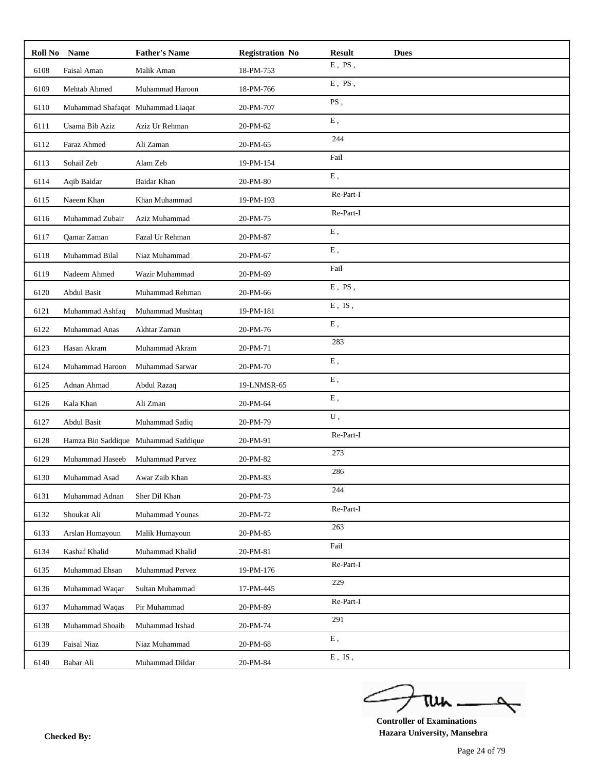| Roll No | Name | Father's Name | Registration No | Result | Dues |
|---|---|---|---|---|---|
| 6108 | Faisal Aman | Malik Aman | 18-PM-753 | E , PS , | |
| 6109 | Mehtab Ahmed | Muhammad Haroon | 18-PM-766 | E , PS , | |
| 6110 | Muhammad Shafaqat | Muhammad Liaqat | 20-PM-707 | PS , | |
| 6111 | Usama Bib Aziz | Aziz Ur Rehman | 20-PM-62 | E , | |
| 6112 | Faraz Ahmed | Ali Zaman | 20-PM-65 | 244 | |
| 6113 | Sohail Zeb | Alam Zeb | 19-PM-154 | Fail | |
| 6114 | Aqib Baidar | Baidar Khan | 20-PM-80 | E , | |
| 6115 | Naeem Khan | Khan Muhammad | 19-PM-193 | Re-Part-I | |
| 6116 | Muhammad Zubair | Aziz Muhammad | 20-PM-75 | Re-Part-I | |
| 6117 | Qamar Zaman | Fazal Ur Rehman | 20-PM-87 | E , | |
| 6118 | Muhammad Bilal | Niaz Muhammad | 20-PM-67 | E , | |
| 6119 | Nadeem Ahmed | Wazir Muhammad | 20-PM-69 | Fail | |
| 6120 | Abdul Basit | Muhammad Rehman | 20-PM-66 | E , PS , | |
| 6121 | Muhammad Ashfaq | Muhammad Mushtaq | 19-PM-181 | E , IS , | |
| 6122 | Muhammad Anas | Akhtar Zaman | 20-PM-76 | E , | |
| 6123 | Hasan Akram | Muhammad Akram | 20-PM-71 | 283 | |
| 6124 | Muhammad Haroon | Muhammad Sarwar | 20-PM-70 | E , | |
| 6125 | Adnan Ahmad | Abdul Razaq | 19-LNMSR-65 | E , | |
| 6126 | Kala Khan | Ali Zman | 20-PM-64 | E , | |
| 6127 | Abdul Basit | Muhammad Sadiq | 20-PM-79 | U , | |
| 6128 | Hamza Bin Saddique | Muhammad Saddique | 20-PM-91 | Re-Part-I | |
| 6129 | Muhammad Haseeb | Muhammad Parvez | 20-PM-82 | 273 | |
| 6130 | Muhammad Asad | Awar Zaib Khan | 20-PM-83 | 286 | |
| 6131 | Muhammad Adnan | Sher Dil Khan | 20-PM-73 | 244 | |
| 6132 | Shoukat Ali | Muhammad Younas | 20-PM-72 | Re-Part-I | |
| 6133 | Arslan Humayoun | Malik Humayoun | 20-PM-85 | 263 | |
| 6134 | Kashaf Khalid | Muhammad Khalid | 20-PM-81 | Fail | |
| 6135 | Muhammad Ehsan | Muhammad Pervez | 19-PM-176 | Re-Part-I | |
| 6136 | Muhammad Waqar | Sultan Muhammad | 17-PM-445 | 229 | |
| 6137 | Muhammad Waqas | Pir Muhammad | 20-PM-89 | Re-Part-I | |
| 6138 | Muhammad Shoaib | Muhammad Irshad | 20-PM-74 | 291 | |
| 6139 | Faisal Niaz | Niaz Muhammad | 20-PM-68 | E , | |
| 6140 | Babar Ali | Muhammad Dildar | 20-PM-84 | E , IS , | |

**Checked By:**

**Controller of Examinations**
**Hazara University, Mansehra**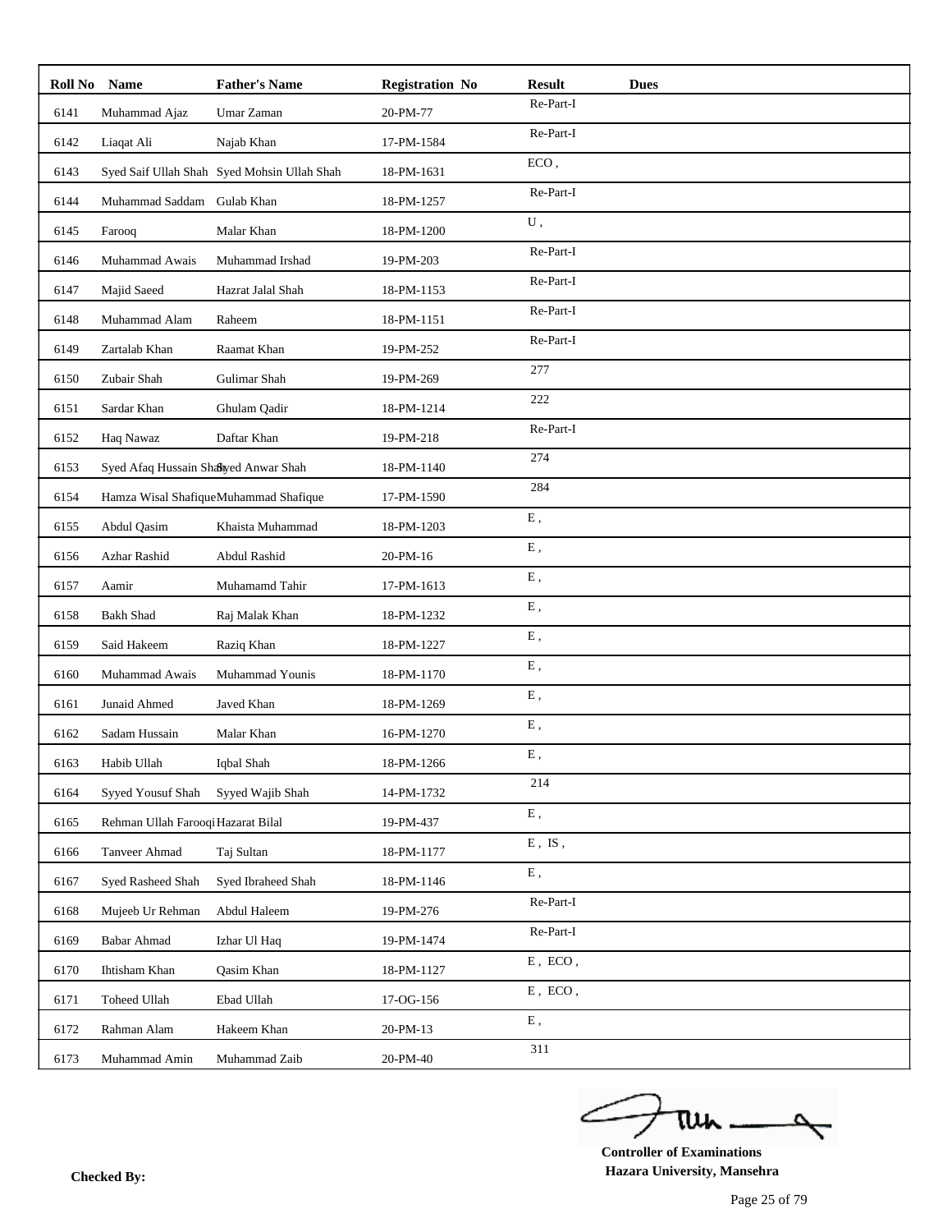| Roll No | Name | Father's Name | Registration No | Result | Dues |
|---|---|---|---|---|---|
| 6141 | Muhammad Ajaz | Umar Zaman | 20-PM-77 | Re-Part-I | |
| 6142 | Liaqat Ali | Najab Khan | 17-PM-1584 | Re-Part-I | |
| 6143 | Syed Saif Ullah Shah | Syed Mohsin Ullah Shah | 18-PM-1631 | ECO , | |
| 6144 | Muhammad Saddam | Gulab Khan | 18-PM-1257 | Re-Part-I | |
| 6145 | Farooq | Malar Khan | 18-PM-1200 | U , | |
| 6146 | Muhammad Awais | Muhammad Irshad | 19-PM-203 | Re-Part-I | |
| 6147 | Majid Saeed | Hazrat Jalal Shah | 18-PM-1153 | Re-Part-I | |
| 6148 | Muhammad Alam | Raheem | 18-PM-1151 | Re-Part-I | |
| 6149 | Zartalab Khan | Raamat Khan | 19-PM-252 | Re-Part-I | |
| 6150 | Zubair Shah | Gulimar Shah | 19-PM-269 | 277 | |
| 6151 | Sardar Khan | Ghulam Qadir | 18-PM-1214 | 222 | |
| 6152 | Haq Nawaz | Daftar Khan | 19-PM-218 | Re-Part-I | |
| 6153 | Syed Afaq Hussain Shah | Syed Anwar Shah | 18-PM-1140 | 274 | |
| 6154 | Hamza Wisal Shafique | Muhammad Shafique | 17-PM-1590 | 284 | |
| 6155 | Abdul Qasim | Khaista Muhammad | 18-PM-1203 | E , | |
| 6156 | Azhar Rashid | Abdul Rashid | 20-PM-16 | E , | |
| 6157 | Aamir | Muhamamd Tahir | 17-PM-1613 | E , | |
| 6158 | Bakh Shad | Raj Malak Khan | 18-PM-1232 | E , | |
| 6159 | Said Hakeem | Raziq Khan | 18-PM-1227 | E , | |
| 6160 | Muhammad Awais | Muhammad Younis | 18-PM-1170 | E , | |
| 6161 | Junaid Ahmed | Javed Khan | 18-PM-1269 | E , | |
| 6162 | Sadam Hussain | Malar Khan | 16-PM-1270 | E , | |
| 6163 | Habib Ullah | Iqbal Shah | 18-PM-1266 | E , | |
| 6164 | Syyed Yousuf Shah | Syyed Wajib Shah | 14-PM-1732 | 214 | |
| 6165 | Rehman Ullah Farooqi | Hazarat Bilal | 19-PM-437 | E , | |
| 6166 | Tanveer Ahmad | Taj Sultan | 18-PM-1177 | E , IS , | |
| 6167 | Syed Rasheed Shah | Syed Ibraheed Shah | 18-PM-1146 | E , | |
| 6168 | Mujeeb Ur Rehman | Abdul Haleem | 19-PM-276 | Re-Part-I | |
| 6169 | Babar Ahmad | Izhar Ul Haq | 19-PM-1474 | Re-Part-I | |
| 6170 | Ihtisham Khan | Qasim Khan | 18-PM-1127 | E , ECO , | |
| 6171 | Toheed Ullah | Ebad Ullah | 17-OG-156 | E , ECO , | |
| 6172 | Rahman Alam | Hakeem Khan | 20-PM-13 | E , | |
| 6173 | Muhammad Amin | Muhammad Zaib | 20-PM-40 | 311 | |

**Checked By:**

**Controller of Examinations**
**Hazara University, Mansehra**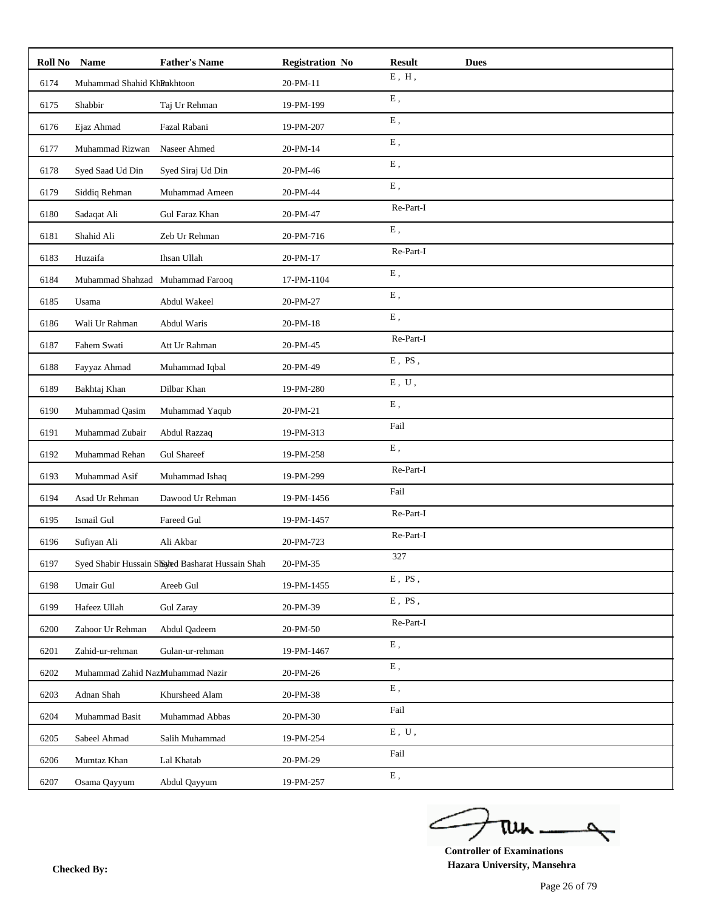| Roll No | Name | Father's Name | Registration No | Result | Dues |
|---|---|---|---|---|---|
| 6174 | Muhammad Shahid Khan | Pakhtoon | 20-PM-11 | E , H , | |
| 6175 | Shabbir | Taj Ur Rehman | 19-PM-199 | E , | |
| 6176 | Ejaz Ahmad | Fazal Rabani | 19-PM-207 | E , | |
| 6177 | Muhammad Rizwan | Naseer Ahmed | 20-PM-14 | E , | |
| 6178 | Syed Saad Ud Din | Syed Siraj Ud Din | 20-PM-46 | E , | |
| 6179 | Siddiq Rehman | Muhammad Ameen | 20-PM-44 | E , | |
| 6180 | Sadaqat Ali | Gul Faraz Khan | 20-PM-47 | Re-Part-I | |
| 6181 | Shahid Ali | Zeb Ur Rehman | 20-PM-716 | E , | |
| 6183 | Huzaifa | Ihsan Ullah | 20-PM-17 | Re-Part-I | |
| 6184 | Muhammad Shahzad | Muhammad Farooq | 17-PM-1104 | E , | |
| 6185 | Usama | Abdul Wakeel | 20-PM-27 | E , | |
| 6186 | Wali Ur Rahman | Abdul Waris | 20-PM-18 | E , | |
| 6187 | Fahem Swati | Att Ur Rahman | 20-PM-45 | Re-Part-I | |
| 6188 | Fayyaz Ahmad | Muhammad Iqbal | 20-PM-49 | E , PS , | |
| 6189 | Bakhtaj Khan | Dilbar Khan | 19-PM-280 | E , U , | |
| 6190 | Muhammad Qasim | Muhammad Yaqub | 20-PM-21 | E , | |
| 6191 | Muhammad Zubair | Abdul Razzaq | 19-PM-313 | Fail | |
| 6192 | Muhammad Rehan | Gul Shareef | 19-PM-258 | E , | |
| 6193 | Muhammad Asif | Muhammad Ishaq | 19-PM-299 | Re-Part-I | |
| 6194 | Asad Ur Rehman | Dawood Ur Rehman | 19-PM-1456 | Fail | |
| 6195 | Ismail Gul | Fareed Gul | 19-PM-1457 | Re-Part-I | |
| 6196 | Sufiyan Ali | Ali Akbar | 20-PM-723 | Re-Part-I | |
| 6197 | Syed Shabir Hussain Shah | Syed Basharat Hussain Shah | 20-PM-35 | 327 | |
| 6198 | Umair Gul | Areeb Gul | 19-PM-1455 | E , PS , | |
| 6199 | Hafeez Ullah | Gul Zaray | 20-PM-39 | E , PS , | |
| 6200 | Zahoor Ur Rehman | Abdul Qadeem | 20-PM-50 | Re-Part-I | |
| 6201 | Zahid-ur-rehman | Gulan-ur-rehman | 19-PM-1467 | E , | |
| 6202 | Muhammad Zahid Nazir | Muhammad Nazir | 20-PM-26 | E , | |
| 6203 | Adnan Shah | Khursheed Alam | 20-PM-38 | E , | |
| 6204 | Muhammad Basit | Muhammad Abbas | 20-PM-30 | Fail | |
| 6205 | Sabeel Ahmad | Salih Muhammad | 19-PM-254 | E , U , | |
| 6206 | Mumtaz Khan | Lal Khatab | 20-PM-29 | Fail | |
| 6207 | Osama Qayyum | Abdul Qayyum | 19-PM-257 | E , | |

**Checked By:**

**Controller of Examinations**
**Hazara University, Mansehra**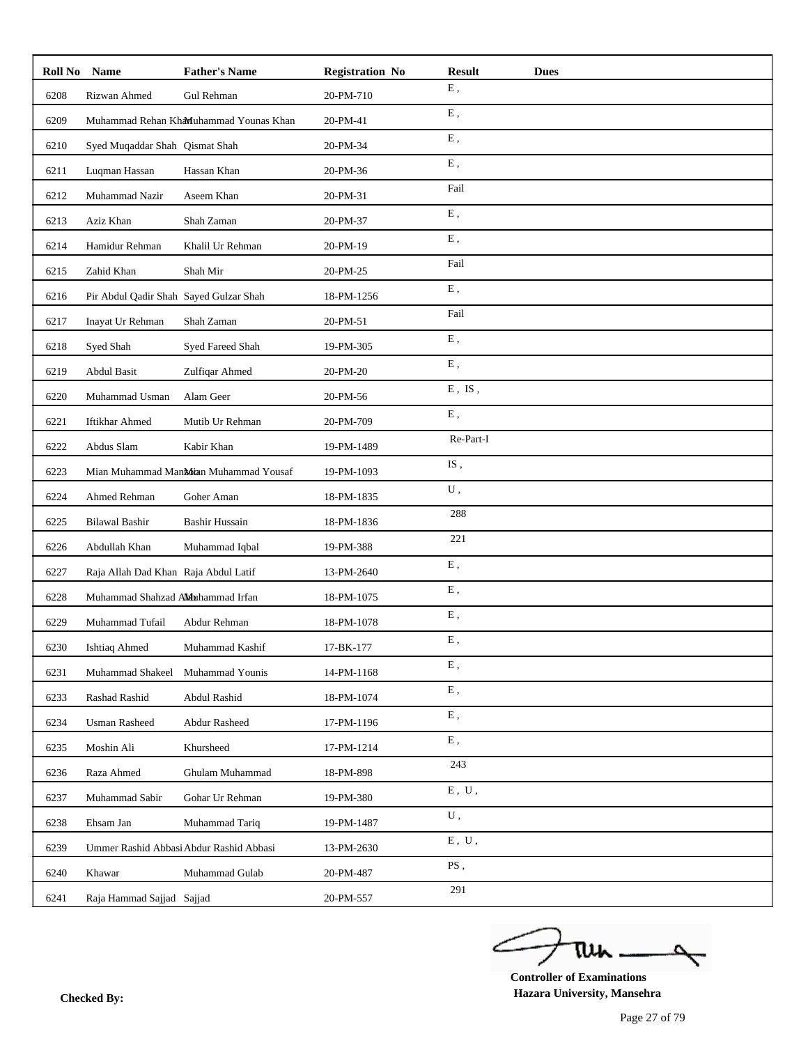| Roll No | Name | Father's Name | Registration No | Result | Dues |
|---|---|---|---|---|---|
| 6208 | Rizwan Ahmed | Gul Rehman | 20-PM-710 | E , | |
| 6209 | Muhammad Rehan Khan | Muhammad Younas Khan | 20-PM-41 | E , | |
| 6210 | Syed Muqaddar Shah | Qismat Shah | 20-PM-34 | E , | |
| 6211 | Luqman Hassan | Hassan Khan | 20-PM-36 | E , | |
| 6212 | Muhammad Nazir | Aseem Khan | 20-PM-31 | Fail | |
| 6213 | Aziz Khan | Shah Zaman | 20-PM-37 | E , | |
| 6214 | Hamidur Rehman | Khalil Ur Rehman | 20-PM-19 | E , | |
| 6215 | Zahid Khan | Shah Mir | 20-PM-25 | Fail | |
| 6216 | Pir Abdul Qadir Shah | Sayed Gulzar Shah | 18-PM-1256 | E , | |
| 6217 | Inayat Ur Rehman | Shah Zaman | 20-PM-51 | Fail | |
| 6218 | Syed Shah | Syed Fareed Shah | 19-PM-305 | E , | |
| 6219 | Abdul Basit | Zulfiqar Ahmed | 20-PM-20 | E , | |
| 6220 | Muhammad Usman | Alam Geer | 20-PM-56 | E , IS , | |
| 6221 | Iftikhar Ahmed | Mutib Ur Rehman | 20-PM-709 | E , | |
| 6222 | Abdus Slam | Kabir Khan | 19-PM-1489 | Re-Part-I | |
| 6223 | Mian Muhammad Mansor | Mian Muhammad Yousaf | 19-PM-1093 | IS , | |
| 6224 | Ahmed Rehman | Goher Aman | 18-PM-1835 | U , | |
| 6225 | Bilawal Bashir | Bashir Hussain | 18-PM-1836 | 288 | |
| 6226 | Abdullah Khan | Muhammad Iqbal | 19-PM-388 | 221 | |
| 6227 | Raja Allah Dad Khan | Raja Abdul Latif | 13-PM-2640 | E , | |
| 6228 | Muhammad Shahzad Alam | Muhammad Irfan | 18-PM-1075 | E , | |
| 6229 | Muhammad Tufail | Abdur Rehman | 18-PM-1078 | E , | |
| 6230 | Ishtiaq Ahmed | Muhammad Kashif | 17-BK-177 | E , | |
| 6231 | Muhammad Shakeel | Muhammad Younis | 14-PM-1168 | E , | |
| 6233 | Rashad Rashid | Abdul Rashid | 18-PM-1074 | E , | |
| 6234 | Usman Rasheed | Abdur Rasheed | 17-PM-1196 | E , | |
| 6235 | Moshin Ali | Khursheed | 17-PM-1214 | E , | |
| 6236 | Raza Ahmed | Ghulam Muhammad | 18-PM-898 | 243 | |
| 6237 | Muhammad Sabir | Gohar Ur Rehman | 19-PM-380 | E , U , | |
| 6238 | Ehsam Jan | Muhammad Tariq | 19-PM-1487 | U , | |
| 6239 | Ummer Rashid Abbasi | Abdur Rashid Abbasi | 13-PM-2630 | E , U , | |
| 6240 | Khawar | Muhammad Gulab | 20-PM-487 | PS , | |
| 6241 | Raja Hammad Sajjad | Sajjad | 20-PM-557 | 291 | |

**Checked By:**

**Controller of Examinations**
**Hazara University, Mansehra**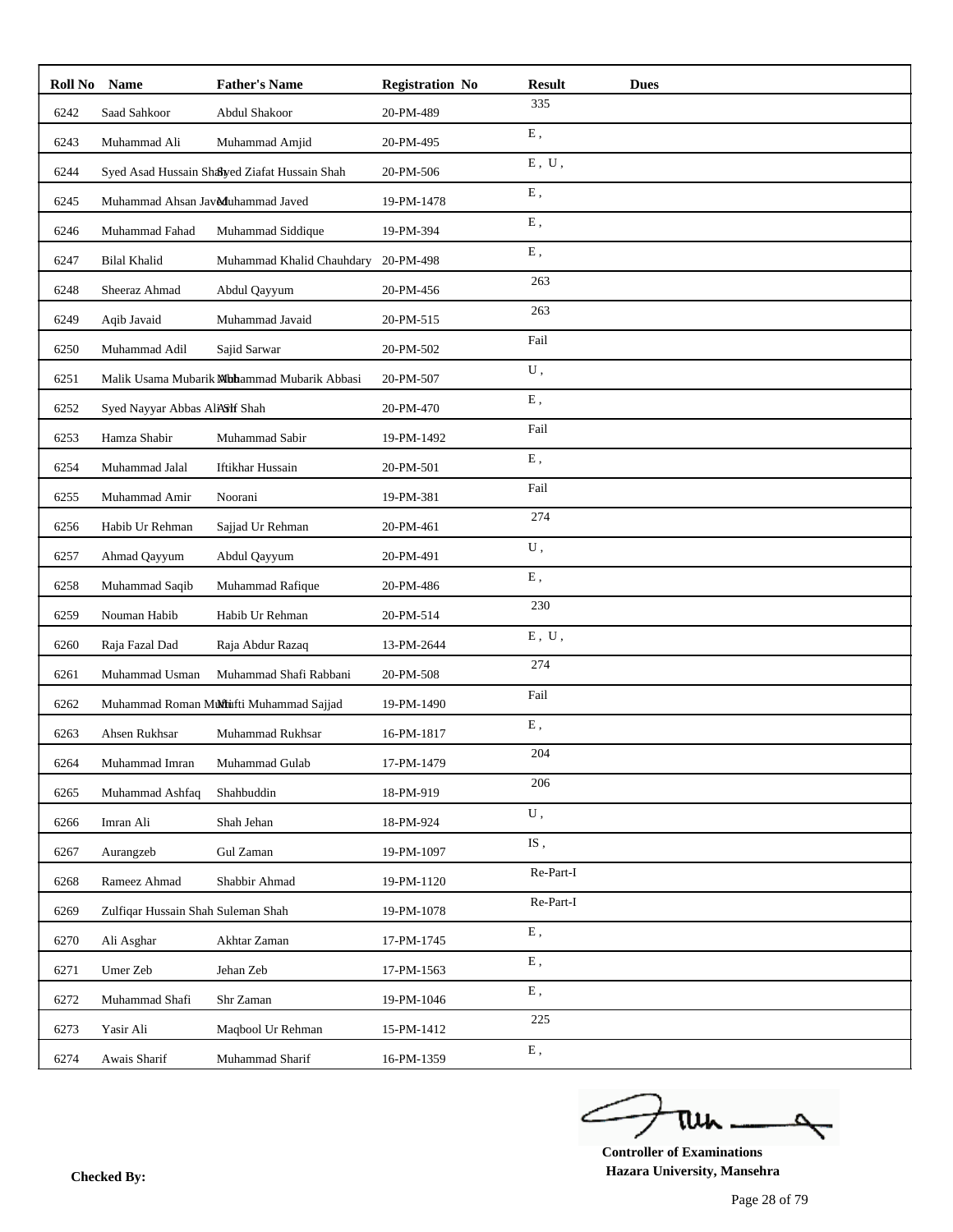| Roll No | Name | Father's Name | Registration No | Result | Dues |
|---|---|---|---|---|---|
| 6242 | Saad Sahkoor | Abdul Shakoor | 20-PM-489 | 335 | |
| 6243 | Muhammad Ali | Muhammad Amjid | 20-PM-495 | E , | |
| 6244 | Syed Asad Hussain Shah | Syed Ziafat Hussain Shah | 20-PM-506 | E , U , | |
| 6245 | Muhammad Ahsan Javed | Muhammad Javed | 19-PM-1478 | E , | |
| 6246 | Muhammad Fahad | Muhammad Siddique | 19-PM-394 | E , | |
| 6247 | Bilal Khalid | Muhammad Khalid Chauhdary | 20-PM-498 | E , | |
| 6248 | Sheeraz Ahmad | Abdul Qayyum | 20-PM-456 | 263 | |
| 6249 | Aqib Javaid | Muhammad Javaid | 20-PM-515 | 263 | |
| 6250 | Muhammad Adil | Sajid Sarwar | 20-PM-502 | Fail | |
| 6251 | Malik Usama Mubarik Abbasi | Muhammad Mubarik Abbasi | 20-PM-507 | U , | |
| 6252 | Syed Nayyar Abbas Ali Shah | Asif Shah | 20-PM-470 | E , | |
| 6253 | Hamza Shabir | Muhammad Sabir | 19-PM-1492 | Fail | |
| 6254 | Muhammad Jalal | Iftikhar Hussain | 20-PM-501 | E , | |
| 6255 | Muhammad Amir | Noorani | 19-PM-381 | Fail | |
| 6256 | Habib Ur Rehman | Sajjad Ur Rehman | 20-PM-461 | 274 | |
| 6257 | Ahmad Qayyum | Abdul Qayyum | 20-PM-491 | U , | |
| 6258 | Muhammad Saqib | Muhammad Rafique | 20-PM-486 | E , | |
| 6259 | Nouman Habib | Habib Ur Rehman | 20-PM-514 | 230 | |
| 6260 | Raja Fazal Dad | Raja Abdur Razaq | 13-PM-2644 | E , U , | |
| 6261 | Muhammad Usman | Muhammad Shafi Rabbani | 20-PM-508 | 274 | |
| 6262 | Muhammad Roman Mufti | Mufti Muhammad Sajjad | 19-PM-1490 | Fail | |
| 6263 | Ahsen Rukhsar | Muhammad Rukhsar | 16-PM-1817 | E , | |
| 6264 | Muhammad Imran | Muhammad Gulab | 17-PM-1479 | 204 | |
| 6265 | Muhammad Ashfaq | Shahbuddin | 18-PM-919 | 206 | |
| 6266 | Imran Ali | Shah Jehan | 18-PM-924 | U , | |
| 6267 | Aurangzeb | Gul Zaman | 19-PM-1097 | IS , | |
| 6268 | Rameez Ahmad | Shabbir Ahmad | 19-PM-1120 | Re-Part-I | |
| 6269 | Zulfiqar Hussain Shah | Suleman Shah | 19-PM-1078 | Re-Part-I | |
| 6270 | Ali Asghar | Akhtar Zaman | 17-PM-1745 | E , | |
| 6271 | Umer Zeb | Jehan Zeb | 17-PM-1563 | E , | |
| 6272 | Muhammad Shafi | Shr Zaman | 19-PM-1046 | E , | |
| 6273 | Yasir Ali | Maqbool Ur Rehman | 15-PM-1412 | 225 | |
| 6274 | Awais Sharif | Muhammad Sharif | 16-PM-1359 | E , | |

**Checked By:**

**Controller of Examinations**
**Hazara University, Mansehra**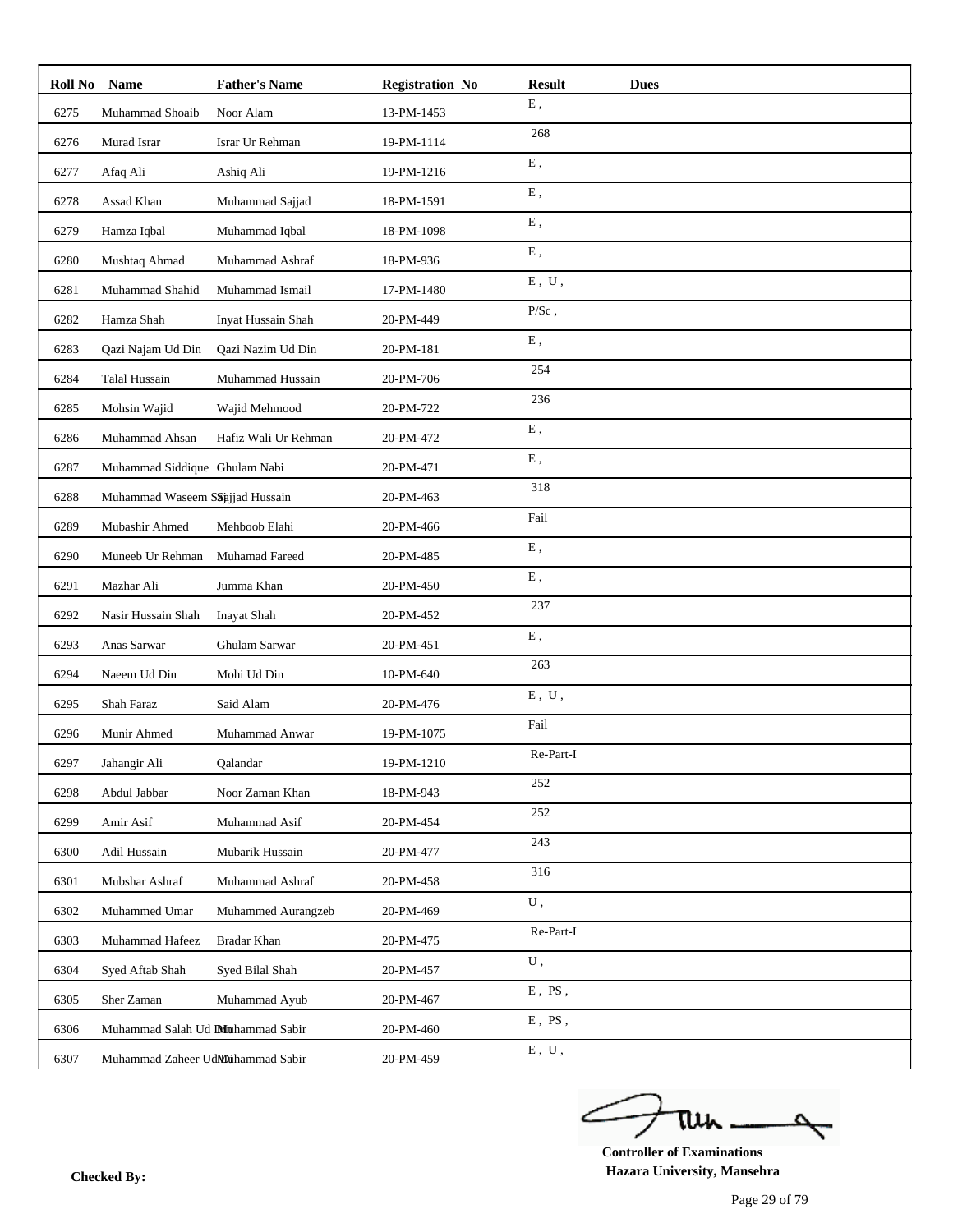| Roll No | Name | Father's Name | Registration No | Result | Dues |
|---|---|---|---|---|---|
| 6275 | Muhammad Shoaib | Noor Alam | 13-PM-1453 | E , | |
| 6276 | Murad Israr | Israr Ur Rehman | 19-PM-1114 | 268 | |
| 6277 | Afaq Ali | Ashiq Ali | 19-PM-1216 | E , | |
| 6278 | Assad Khan | Muhammad Sajjad | 18-PM-1591 | E , | |
| 6279 | Hamza Iqbal | Muhammad Iqbal | 18-PM-1098 | E , | |
| 6280 | Mushtaq Ahmad | Muhammad Ashraf | 18-PM-936 | E , | |
| 6281 | Muhammad Shahid | Muhammad Ismail | 17-PM-1480 | E , U , | |
| 6282 | Hamza Shah | Inyat Hussain Shah | 20-PM-449 | P/Sc , | |
| 6283 | Qazi Najam Ud Din | Qazi Nazim Ud Din | 20-PM-181 | E , | |
| 6284 | Talal Hussain | Muhammad Hussain | 20-PM-706 | 254 | |
| 6285 | Mohsin Wajid | Wajid Mehmood | 20-PM-722 | 236 | |
| 6286 | Muhammad Ahsan | Hafiz Wali Ur Rehman | 20-PM-472 | E , | |
| 6287 | Muhammad Siddique | Ghulam Nabi | 20-PM-471 | E , | |
| 6288 | Muhammad Waseem S | Sajjad Hussain | 20-PM-463 | 318 | |
| 6289 | Mubashir Ahmed | Mehboob Elahi | 20-PM-466 | Fail | |
| 6290 | Muneeb Ur Rehman | Muhamad Fareed | 20-PM-485 | E , | |
| 6291 | Mazhar Ali | Jumma Khan | 20-PM-450 | E , | |
| 6292 | Nasir Hussain Shah | Inayat Shah | 20-PM-452 | 237 | |
| 6293 | Anas Sarwar | Ghulam Sarwar | 20-PM-451 | E , | |
| 6294 | Naeem Ud Din | Mohi Ud Din | 10-PM-640 | 263 | |
| 6295 | Shah Faraz | Said Alam | 20-PM-476 | E , U , | |
| 6296 | Munir Ahmed | Muhammad Anwar | 19-PM-1075 | Fail | |
| 6297 | Jahangir Ali | Qalandar | 19-PM-1210 | Re-Part-I | |
| 6298 | Abdul Jabbar | Noor Zaman Khan | 18-PM-943 | 252 | |
| 6299 | Amir Asif | Muhammad Asif | 20-PM-454 | 252 | |
| 6300 | Adil Hussain | Mubarik Hussain | 20-PM-477 | 243 | |
| 6301 | Mubshar Ashraf | Muhammad Ashraf | 20-PM-458 | 316 | |
| 6302 | Muhammed Umar | Muhammed Aurangzeb | 20-PM-469 | U , | |
| 6303 | Muhammad Hafeez | Bradar Khan | 20-PM-475 | Re-Part-I | |
| 6304 | Syed Aftab Shah | Syed Bilal Shah | 20-PM-457 | U , | |
| 6305 | Sher Zaman | Muhammad Ayub | 20-PM-467 | E , PS , | |
| 6306 | Muhammad Salah Ud Din | Muhammad Sabir | 20-PM-460 | E , PS , | |
| 6307 | Muhammad Zaheer Ud Din | Muhammad Sabir | 20-PM-459 | E , U , | |

**Checked By:**

**Controller of Examinations**
**Hazara University, Mansehra**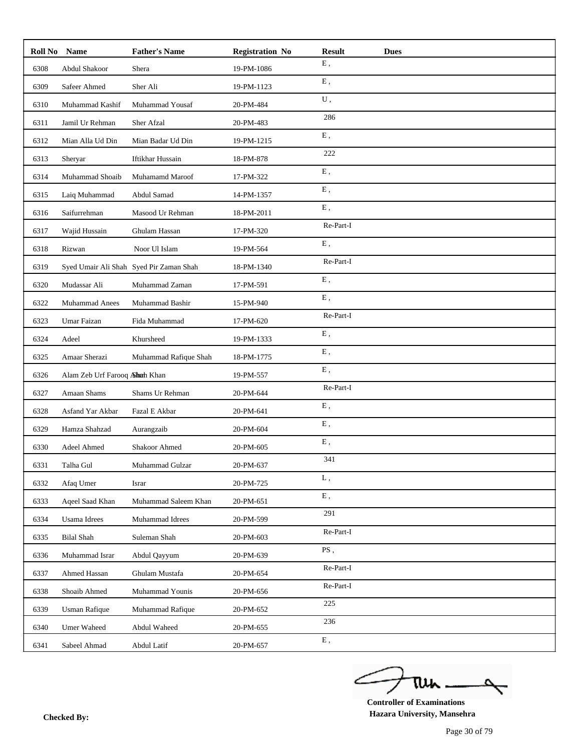| Roll No | Name | Father's Name | Registration No | Result | Dues |
|---|---|---|---|---|---|
| 6308 | Abdul Shakoor | Shera | 19-PM-1086 | E , | |
| 6309 | Safeer Ahmed | Sher Ali | 19-PM-1123 | E , | |
| 6310 | Muhammad Kashif | Muhammad Yousaf | 20-PM-484 | U , | |
| 6311 | Jamil Ur Rehman | Sher Afzal | 20-PM-483 | 286 | |
| 6312 | Mian Alla Ud Din | Mian Badar Ud Din | 19-PM-1215 | E , | |
| 6313 | Sheryar | Iftikhar Hussain | 18-PM-878 | 222 | |
| 6314 | Muhammad Shoaib | Muhamamd Maroof | 17-PM-322 | E , | |
| 6315 | Laiq Muhammad | Abdul Samad | 14-PM-1357 | E , | |
| 6316 | Saifurrehman | Masood Ur Rehman | 18-PM-2011 | E , | |
| 6317 | Wajid Hussain | Ghulam Hassan | 17-PM-320 | Re-Part-I | |
| 6318 | Rizwan | Noor Ul Islam | 19-PM-564 | E , | |
| 6319 | Syed Umair Ali Shah | Syed Pir Zaman Shah | 18-PM-1340 | Re-Part-I | |
| 6320 | Mudassar Ali | Muhammad Zaman | 17-PM-591 | E , | |
| 6322 | Muhammad Anees | Muhammad Bashir | 15-PM-940 | E , | |
| 6323 | Umar Faizan | Fida Muhammad | 17-PM-620 | Re-Part-I | |
| 6324 | Adeel | Khursheed | 19-PM-1333 | E , | |
| 6325 | Amaar Sherazi | Muhammad Rafique Shah | 18-PM-1775 | E , | |
| 6326 | Alam Zeb Urf Farooq Ahmed | Shah Khan | 19-PM-557 | E , | |
| 6327 | Amaan Shams | Shams Ur Rehman | 20-PM-644 | Re-Part-I | |
| 6328 | Asfand Yar Akbar | Fazal E Akbar | 20-PM-641 | E , | |
| 6329 | Hamza Shahzad | Aurangzaib | 20-PM-604 | E , | |
| 6330 | Adeel Ahmed | Shakoor Ahmed | 20-PM-605 | E , | |
| 6331 | Talha Gul | Muhammad Gulzar | 20-PM-637 | 341 | |
| 6332 | Afaq Umer | Israr | 20-PM-725 | L , | |
| 6333 | Aqeel Saad Khan | Muhammad Saleem Khan | 20-PM-651 | E , | |
| 6334 | Usama Idrees | Muhammad Idrees | 20-PM-599 | 291 | |
| 6335 | Bilal Shah | Suleman Shah | 20-PM-603 | Re-Part-I | |
| 6336 | Muhammad Israr | Abdul Qayyum | 20-PM-639 | PS , | |
| 6337 | Ahmed Hassan | Ghulam Mustafa | 20-PM-654 | Re-Part-I | |
| 6338 | Shoaib Ahmed | Muhammad Younis | 20-PM-656 | Re-Part-I | |
| 6339 | Usman Rafique | Muhammad Rafique | 20-PM-652 | 225 | |
| 6340 | Umer Waheed | Abdul Waheed | 20-PM-655 | 236 | |
| 6341 | Sabeel Ahmad | Abdul Latif | 20-PM-657 | E , | |

**Checked By:**

**Controller of Examinations**
**Hazara University, Mansehra**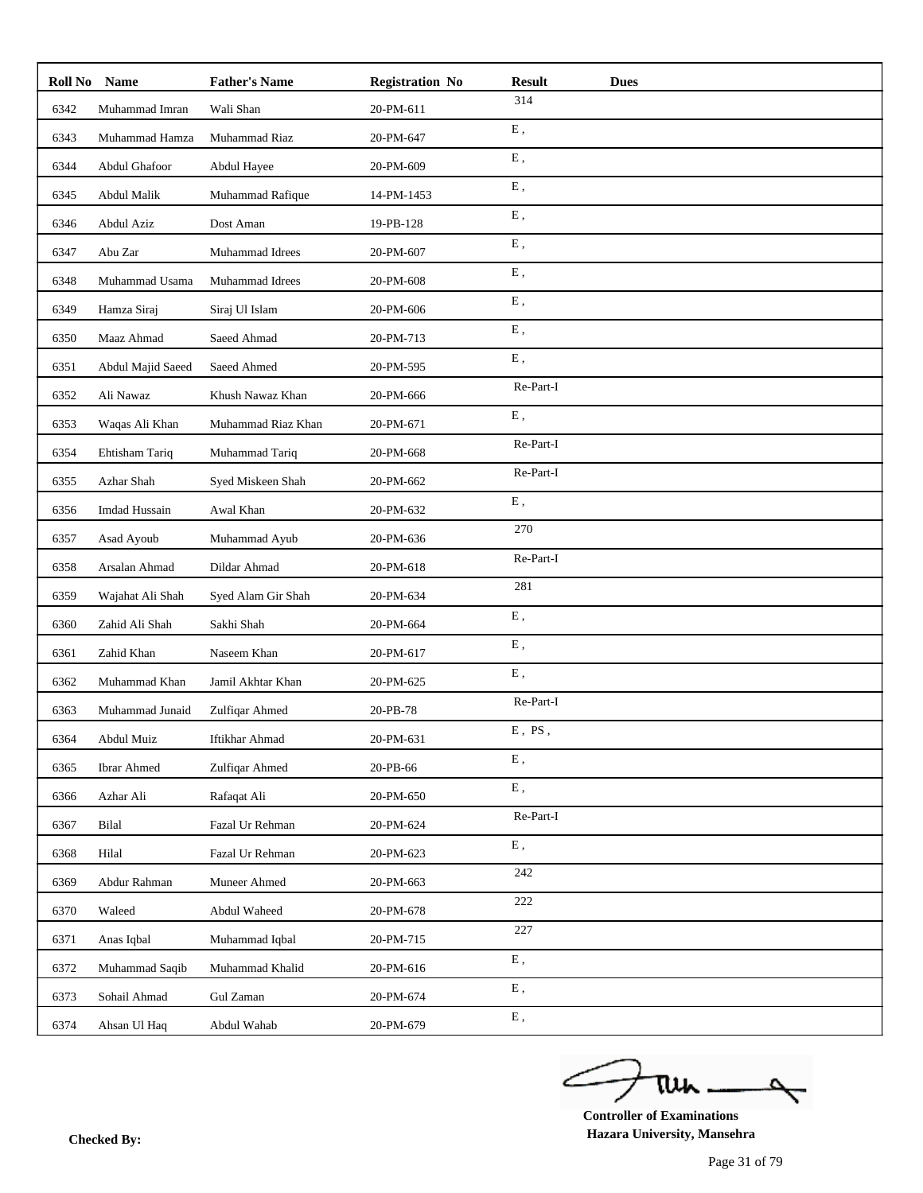| Roll No | Name | Father's Name | Registration No | Result | Dues |
|---|---|---|---|---|---|
| 6342 | Muhammad Imran | Wali Shan | 20-PM-611 | 314 | |
| 6343 | Muhammad Hamza | Muhammad Riaz | 20-PM-647 | E , | |
| 6344 | Abdul Ghafoor | Abdul Hayee | 20-PM-609 | E , | |
| 6345 | Abdul Malik | Muhammad Rafique | 14-PM-1453 | E , | |
| 6346 | Abdul Aziz | Dost Aman | 19-PB-128 | E , | |
| 6347 | Abu Zar | Muhammad Idrees | 20-PM-607 | E , | |
| 6348 | Muhammad Usama | Muhammad Idrees | 20-PM-608 | E , | |
| 6349 | Hamza Siraj | Siraj Ul Islam | 20-PM-606 | E , | |
| 6350 | Maaz Ahmad | Saeed Ahmad | 20-PM-713 | E , | |
| 6351 | Abdul Majid Saeed | Saeed Ahmed | 20-PM-595 | E , | |
| 6352 | Ali Nawaz | Khush Nawaz Khan | 20-PM-666 | Re-Part-I | |
| 6353 | Waqas Ali Khan | Muhammad Riaz Khan | 20-PM-671 | E , | |
| 6354 | Ehtisham Tariq | Muhammad Tariq | 20-PM-668 | Re-Part-I | |
| 6355 | Azhar Shah | Syed Miskeen Shah | 20-PM-662 | Re-Part-I | |
| 6356 | Imdad Hussain | Awal Khan | 20-PM-632 | E , | |
| 6357 | Asad Ayoub | Muhammad Ayub | 20-PM-636 | 270 | |
| 6358 | Arsalan Ahmad | Dildar Ahmad | 20-PM-618 | Re-Part-I | |
| 6359 | Wajahat Ali Shah | Syed Alam Gir Shah | 20-PM-634 | 281 | |
| 6360 | Zahid Ali Shah | Sakhi Shah | 20-PM-664 | E , | |
| 6361 | Zahid Khan | Naseem Khan | 20-PM-617 | E , | |
| 6362 | Muhammad Khan | Jamil Akhtar Khan | 20-PM-625 | E , | |
| 6363 | Muhammad Junaid | Zulfiqar Ahmed | 20-PB-78 | Re-Part-I | |
| 6364 | Abdul Muiz | Iftikhar Ahmad | 20-PM-631 | E , PS , | |
| 6365 | Ibrar Ahmed | Zulfiqar Ahmed | 20-PB-66 | E , | |
| 6366 | Azhar Ali | Rafaqat Ali | 20-PM-650 | E , | |
| 6367 | Bilal | Fazal Ur Rehman | 20-PM-624 | Re-Part-I | |
| 6368 | Hilal | Fazal Ur Rehman | 20-PM-623 | E , | |
| 6369 | Abdur Rahman | Muneer Ahmed | 20-PM-663 | 242 | |
| 6370 | Waleed | Abdul Waheed | 20-PM-678 | 222 | |
| 6371 | Anas Iqbal | Muhammad Iqbal | 20-PM-715 | 227 | |
| 6372 | Muhammad Saqib | Muhammad Khalid | 20-PM-616 | E , | |
| 6373 | Sohail Ahmad | Gul Zaman | 20-PM-674 | E , | |
| 6374 | Ahsan Ul Haq | Abdul Wahab | 20-PM-679 | E , | |

**Checked By:**

**Controller of Examinations**
**Hazara University, Mansehra**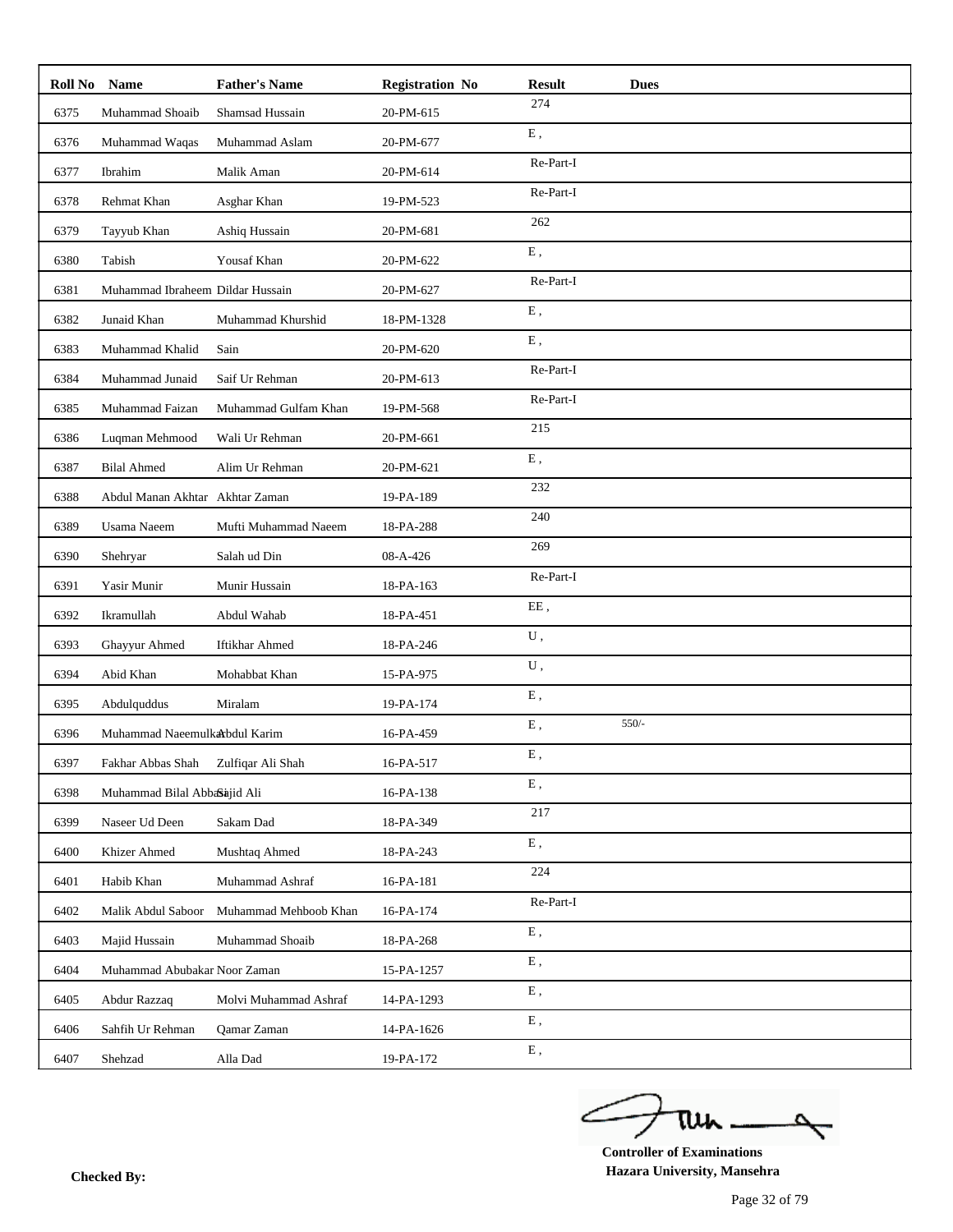| Roll No | Name | Father's Name | Registration No | Result | Dues |
|---|---|---|---|---|---|
| 6375 | Muhammad Shoaib | Shamsad Hussain | 20-PM-615 | 274 | |
| 6376 | Muhammad Waqas | Muhammad Aslam | 20-PM-677 | E , | |
| 6377 | Ibrahim | Malik Aman | 20-PM-614 | Re-Part-I | |
| 6378 | Rehmat Khan | Asghar Khan | 19-PM-523 | Re-Part-I | |
| 6379 | Tayyub Khan | Ashiq Hussain | 20-PM-681 | 262 | |
| 6380 | Tabish | Yousaf Khan | 20-PM-622 | E , | |
| 6381 | Muhammad Ibraheem | Dildar Hussain | 20-PM-627 | Re-Part-I | |
| 6382 | Junaid Khan | Muhammad Khurshid | 18-PM-1328 | E , | |
| 6383 | Muhammad Khalid | Sain | 20-PM-620 | E , | |
| 6384 | Muhammad Junaid | Saif Ur Rehman | 20-PM-613 | Re-Part-I | |
| 6385 | Muhammad Faizan | Muhammad Gulfam Khan | 19-PM-568 | Re-Part-I | |
| 6386 | Luqman Mehmood | Wali Ur Rehman | 20-PM-661 | 215 | |
| 6387 | Bilal Ahmed | Alim Ur Rehman | 20-PM-621 | E , | |
| 6388 | Abdul Manan Akhtar | Akhtar Zaman | 19-PA-189 | 232 | |
| 6389 | Usama Naeem | Mufti Muhammad Naeem | 18-PA-288 | 240 | |
| 6390 | Shehryar | Salah ud Din | 08-A-426 | 269 | |
| 6391 | Yasir Munir | Munir Hussain | 18-PA-163 | Re-Part-I | |
| 6392 | Ikramullah | Abdul Wahab | 18-PA-451 | EE , | |
| 6393 | Ghayyur Ahmed | Iftikhar Ahmed | 18-PA-246 | U , | |
| 6394 | Abid Khan | Mohabbat Khan | 15-PA-975 | U , | |
| 6395 | Abdulquddus | Miralam | 19-PA-174 | E , | |
| 6396 | Muhammad Naeemulkar | Abdul Karim | 16-PA-459 | E , | 550/- |
| 6397 | Fakhar Abbas Shah | Zulfiqar Ali Shah | 16-PA-517 | E , | |
| 6398 | Muhammad Bilal Abbasi | Sajid Ali | 16-PA-138 | E , | |
| 6399 | Naseer Ud Deen | Sakam Dad | 18-PA-349 | 217 | |
| 6400 | Khizer Ahmed | Mushtaq Ahmed | 18-PA-243 | E , | |
| 6401 | Habib Khan | Muhammad Ashraf | 16-PA-181 | 224 | |
| 6402 | Malik Abdul Saboor | Muhammad Mehboob Khan | 16-PA-174 | Re-Part-I | |
| 6403 | Majid Hussain | Muhammad Shoaib | 18-PA-268 | E , | |
| 6404 | Muhammad Abubakar | Noor Zaman | 15-PA-1257 | E , | |
| 6405 | Abdur Razzaq | Molvi Muhammad Ashraf | 14-PA-1293 | E , | |
| 6406 | Sahfih Ur Rehman | Qamar Zaman | 14-PA-1626 | E , | |
| 6407 | Shehzad | Alla Dad | 19-PA-172 | E , | |

**Controller of Examinations**
**Hazara University, Mansehra**

**Checked By:**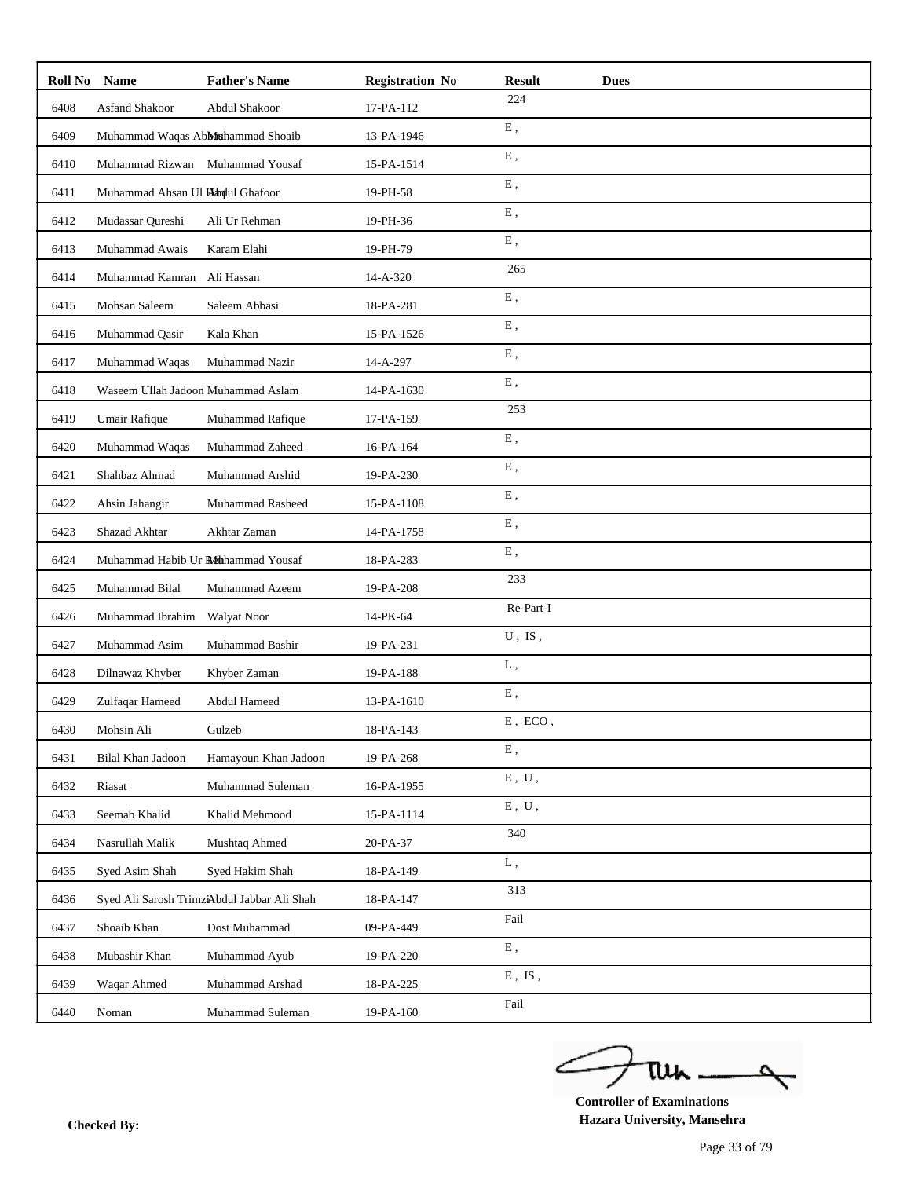| Roll No | Name | Father's Name | Registration No | Result | Dues |
|---|---|---|---|---|---|
| 6408 | Asfand Shakoor | Abdul Shakoor | 17-PA-112 | 224 | |
| 6409 | Muhammad Waqas Abbas | Muhammad Shoaib | 13-PA-1946 | E , | |
| 6410 | Muhammad Rizwan | Muhammad Yousaf | 15-PA-1514 | E , | |
| 6411 | Muhammad Ahsan Ul Haq | Abdul Ghafoor | 19-PH-58 | E , | |
| 6412 | Mudassar Qureshi | Ali Ur Rehman | 19-PH-36 | E , | |
| 6413 | Muhammad Awais | Karam Elahi | 19-PH-79 | E , | |
| 6414 | Muhammad Kamran | Ali Hassan | 14-A-320 | 265 | |
| 6415 | Mohsan Saleem | Saleem Abbasi | 18-PA-281 | E , | |
| 6416 | Muhammad Qasir | Kala Khan | 15-PA-1526 | E , | |
| 6417 | Muhammad Waqas | Muhammad Nazir | 14-A-297 | E , | |
| 6418 | Waseem Ullah Jadoon | Muhammad Aslam | 14-PA-1630 | E , | |
| 6419 | Umair Rafique | Muhammad Rafique | 17-PA-159 | 253 | |
| 6420 | Muhammad Waqas | Muhammad Zaheed | 16-PA-164 | E , | |
| 6421 | Shahbaz Ahmad | Muhammad Arshid | 19-PA-230 | E , | |
| 6422 | Ahsin Jahangir | Muhammad Rasheed | 15-PA-1108 | E , | |
| 6423 | Shazad Akhtar | Akhtar Zaman | 14-PA-1758 | E , | |
| 6424 | Muhammad Habib Ur Rehman | Muhammad Yousaf | 18-PA-283 | E , | |
| 6425 | Muhammad Bilal | Muhammad Azeem | 19-PA-208 | 233 | |
| 6426 | Muhammad Ibrahim | Walyat Noor | 14-PK-64 | Re-Part-I | |
| 6427 | Muhammad Asim | Muhammad Bashir | 19-PA-231 | U , IS , | |
| 6428 | Dilnawaz Khyber | Khyber Zaman | 19-PA-188 | L , | |
| 6429 | Zulfaqar Hameed | Abdul Hameed | 13-PA-1610 | E , | |
| 6430 | Mohsin Ali | Gulzeb | 18-PA-143 | E , ECO , | |
| 6431 | Bilal Khan Jadoon | Hamayoun Khan Jadoon | 19-PA-268 | E , | |
| 6432 | Riasat | Muhammad Suleman | 16-PA-1955 | E , U , | |
| 6433 | Seemab Khalid | Khalid Mehmood | 15-PA-1114 | E , U , | |
| 6434 | Nasrullah Malik | Mushtaq Ahmed | 20-PA-37 | 340 | |
| 6435 | Syed Asim Shah | Syed Hakim Shah | 18-PA-149 | L , | |
| 6436 | Syed Ali Sarosh Trimzi | Abdul Jabbar Ali Shah | 18-PA-147 | 313 | |
| 6437 | Shoaib Khan | Dost Muhammad | 09-PA-449 | Fail | |
| 6438 | Mubashir Khan | Muhammad Ayub | 19-PA-220 | E , | |
| 6439 | Waqar Ahmed | Muhammad Arshad | 18-PA-225 | E , IS , | |
| 6440 | Noman | Muhammad Suleman | 19-PA-160 | Fail | |

**Checked By:**

**Controller of Examinations**
**Hazara University, Mansehra**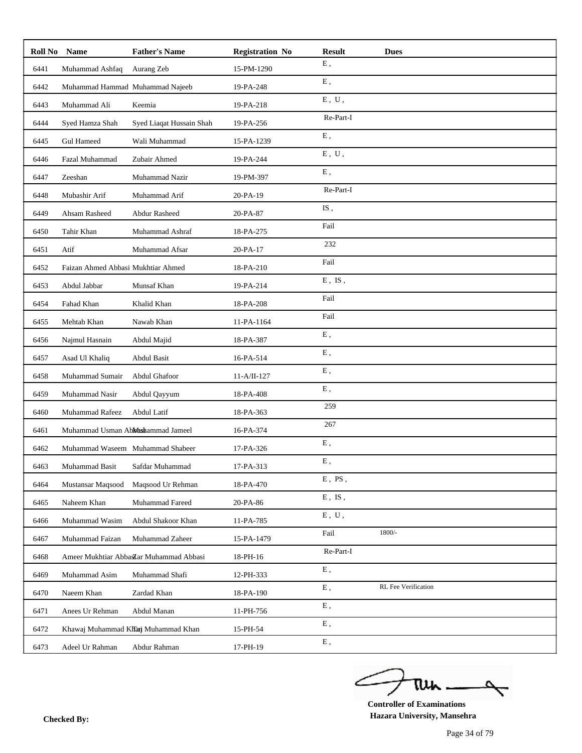| Roll No | Name | Father's Name | Registration No | Result | Dues |
|---|---|---|---|---|---|
| 6441 | Muhammad Ashfaq | Aurang Zeb | 15-PM-1290 | E , | |
| 6442 | Muhammad Hammad | Muhammad Najeeb | 19-PA-248 | E , | |
| 6443 | Muhammad Ali | Keemia | 19-PA-218 | E , U , | |
| 6444 | Syed Hamza Shah | Syed Liaqat Hussain Shah | 19-PA-256 | Re-Part-I | |
| 6445 | Gul Hameed | Wali Muhammad | 15-PA-1239 | E , | |
| 6446 | Fazal Muhammad | Zubair Ahmed | 19-PA-244 | E , U , | |
| 6447 | Zeeshan | Muhammad Nazir | 19-PM-397 | E , | |
| 6448 | Mubashir Arif | Muhammad Arif | 20-PA-19 | Re-Part-I | |
| 6449 | Ahsam Rasheed | Abdur Rasheed | 20-PA-87 | IS , | |
| 6450 | Tahir Khan | Muhammad Ashraf | 18-PA-275 | Fail | |
| 6451 | Atif | Muhammad Afsar | 20-PA-17 | 232 | |
| 6452 | Faizan Ahmed Abbasi | Mukhtiar Ahmed | 18-PA-210 | Fail | |
| 6453 | Abdul Jabbar | Munsaf Khan | 19-PA-214 | E , IS , | |
| 6454 | Fahad Khan | Khalid Khan | 18-PA-208 | Fail | |
| 6455 | Mehtab Khan | Nawab Khan | 11-PA-1164 | Fail | |
| 6456 | Najmul Hasnain | Abdul Majid | 18-PA-387 | E , | |
| 6457 | Asad Ul Khaliq | Abdul Basit | 16-PA-514 | E , | |
| 6458 | Muhammad Sumair | Abdul Ghafoor | 11-A/II-127 | E , | |
| 6459 | Muhammad Nasir | Abdul Qayyum | 18-PA-408 | E , | |
| 6460 | Muhammad Rafeez | Abdul Latif | 18-PA-363 | 259 | |
| 6461 | Muhammad Usman Abbasi | Muhammad Jameel | 16-PA-374 | 267 | |
| 6462 | Muhammad Waseem | Muhammad Shabeer | 17-PA-326 | E , | |
| 6463 | Muhammad Basit | Safdar Muhammad | 17-PA-313 | E , | |
| 6464 | Mustansar Maqsood | Maqsood Ur Rehman | 18-PA-470 | E , PS , | |
| 6465 | Naheem Khan | Muhammad Fareed | 20-PA-86 | E , IS , | |
| 6466 | Muhammad Wasim | Abdul Shakoor Khan | 11-PA-785 | E , U , | |
| 6467 | Muhammad Faizan | Muhammad Zaheer | 15-PA-1479 | Fail | 1800/- |
| 6468 | Ameer Mukhtiar Abbasi | Zar Muhammad Abbasi | 18-PH-16 | Re-Part-I | |
| 6469 | Muhammad Asim | Muhammad Shafi | 12-PH-333 | E , | |
| 6470 | Naeem Khan | Zardad Khan | 18-PA-190 | E , | RL Fee Verification |
| 6471 | Anees Ur Rehman | Abdul Manan | 11-PH-756 | E , | |
| 6472 | Khawaj Muhammad Khan | Taj Muhammad Khan | 15-PH-54 | E , | |
| 6473 | Adeel Ur Rahman | Abdur Rahman | 17-PH-19 | E , | |

**Checked By:**

**Controller of Examinations**
**Hazara University, Mansehra**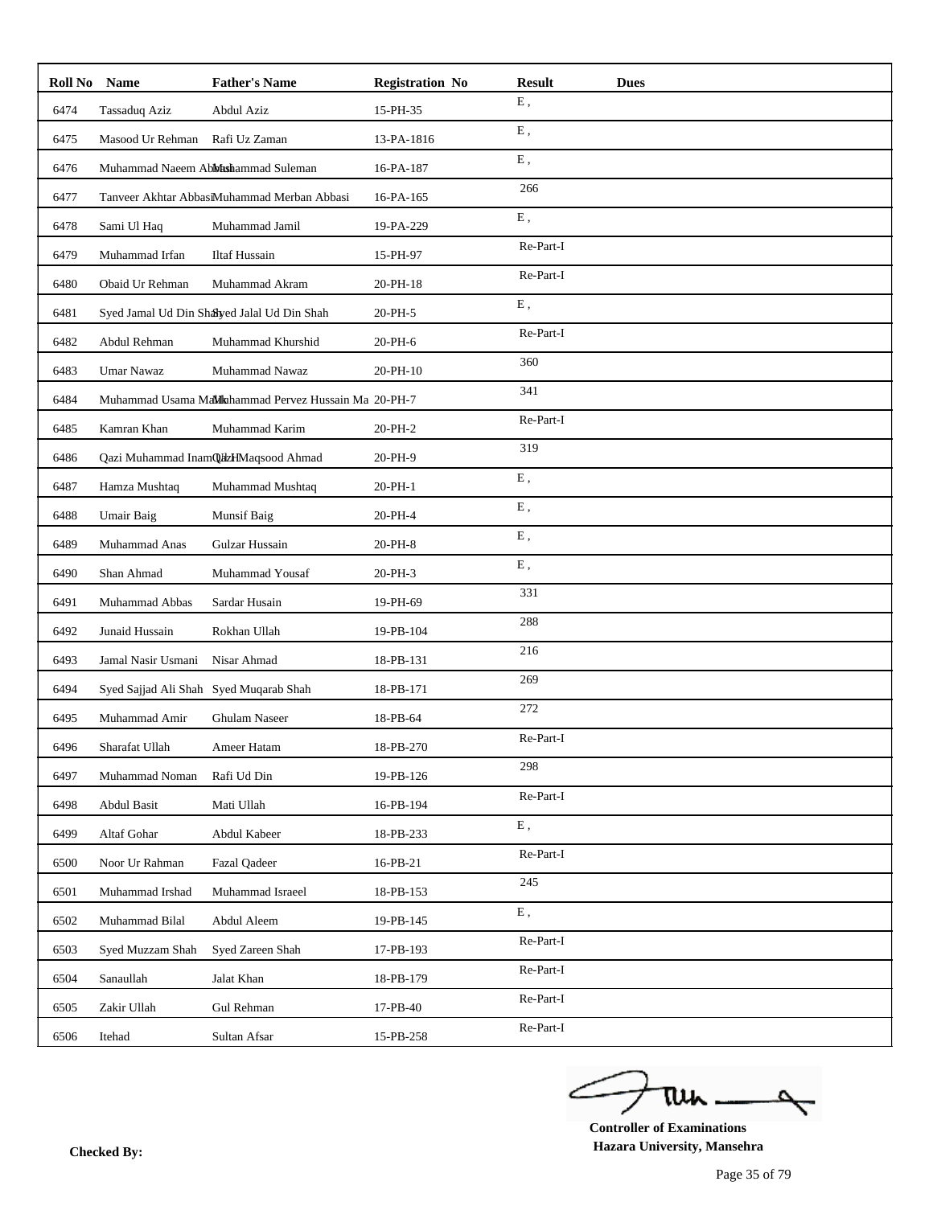| Roll No | Name | Father's Name | Registration No | Result | Dues |
|---|---|---|---|---|---|
| 6474 | Tassaduq Aziz | Abdul Aziz | 15-PH-35 | E , | |
| 6475 | Masood Ur Rehman | Rafi Uz Zaman | 13-PA-1816 | E , | |
| 6476 | Muhammad Naeem Abbasi | Muhammad Suleman | 16-PA-187 | E , | |
| 6477 | Tanveer Akhtar Abbasi | Muhammad Merban Abbasi | 16-PA-165 | 266 | |
| 6478 | Sami Ul Haq | Muhammad Jamil | 19-PA-229 | E , | |
| 6479 | Muhammad Irfan | Iltaf Hussain | 15-PH-97 | Re-Part-I | |
| 6480 | Obaid Ur Rehman | Muhammad Akram | 20-PH-18 | Re-Part-I | |
| 6481 | Syed Jamal Ud Din Shah | Syed Jalal Ud Din Shah | 20-PH-5 | E , | |
| 6482 | Abdul Rehman | Muhammad Khurshid | 20-PH-6 | Re-Part-I | |
| 6483 | Umar Nawaz | Muhammad Nawaz | 20-PH-10 | 360 | |
| 6484 | Muhammad Usama Malik | Muhammad Pervez Hussain Ma | 20-PH-7 | 341 | |
| 6485 | Kamran Khan | Muhammad Karim | 20-PH-2 | Re-Part-I | |
| 6486 | Qazi Muhammad Inam Ullah | Qazi Maqsood Ahmad | 20-PH-9 | 319 | |
| 6487 | Hamza Mushtaq | Muhammad Mushtaq | 20-PH-1 | E , | |
| 6488 | Umair Baig | Munsif Baig | 20-PH-4 | E , | |
| 6489 | Muhammad Anas | Gulzar Hussain | 20-PH-8 | E , | |
| 6490 | Shan Ahmad | Muhammad Yousaf | 20-PH-3 | E , | |
| 6491 | Muhammad Abbas | Sardar Husain | 19-PH-69 | 331 | |
| 6492 | Junaid Hussain | Rokhan Ullah | 19-PB-104 | 288 | |
| 6493 | Jamal Nasir Usmani | Nisar Ahmad | 18-PB-131 | 216 | |
| 6494 | Syed Sajjad Ali Shah | Syed Muqarab Shah | 18-PB-171 | 269 | |
| 6495 | Muhammad Amir | Ghulam Naseer | 18-PB-64 | 272 | |
| 6496 | Sharafat Ullah | Ameer Hatam | 18-PB-270 | Re-Part-I | |
| 6497 | Muhammad Noman | Rafi Ud Din | 19-PB-126 | 298 | |
| 6498 | Abdul Basit | Mati Ullah | 16-PB-194 | Re-Part-I | |
| 6499 | Altaf Gohar | Abdul Kabeer | 18-PB-233 | E , | |
| 6500 | Noor Ur Rahman | Fazal Qadeer | 16-PB-21 | Re-Part-I | |
| 6501 | Muhammad Irshad | Muhammad Israeel | 18-PB-153 | 245 | |
| 6502 | Muhammad Bilal | Abdul Aleem | 19-PB-145 | E , | |
| 6503 | Syed Muzzam Shah | Syed Zareen Shah | 17-PB-193 | Re-Part-I | |
| 6504 | Sanaullah | Jalat Khan | 18-PB-179 | Re-Part-I | |
| 6505 | Zakir Ullah | Gul Rehman | 17-PB-40 | Re-Part-I | |
| 6506 | Itehad | Sultan Afsar | 15-PB-258 | Re-Part-I | |

**Checked By:**

**Controller of Examinations**
**Hazara University, Mansehra**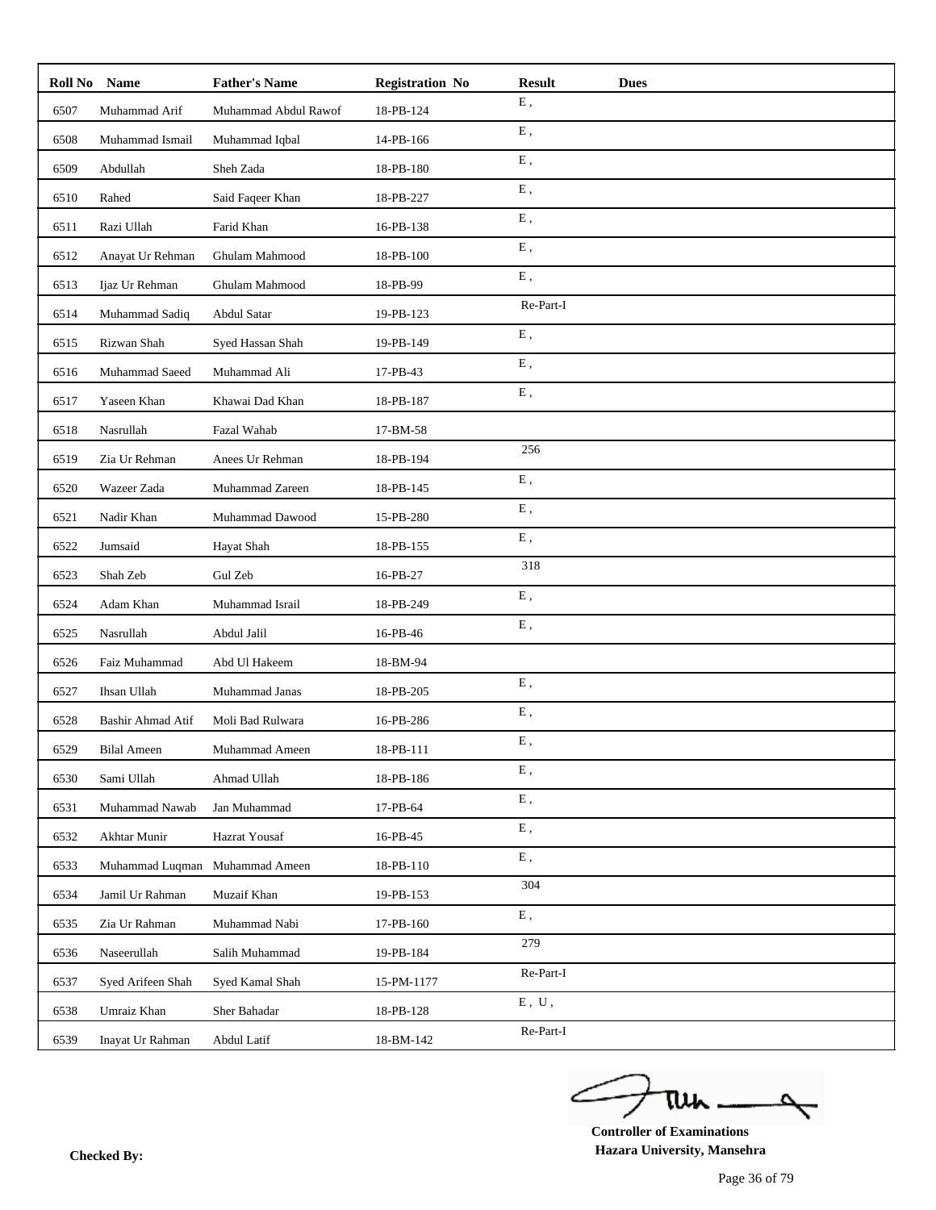| Roll No | Name | Father's Name | Registration No | Result | Dues |
|---|---|---|---|---|---|
| 6507 | Muhammad Arif | Muhammad Abdul Rawof | 18-PB-124 | E , | |
| 6508 | Muhammad Ismail | Muhammad Iqbal | 14-PB-166 | E , | |
| 6509 | Abdullah | Sheh Zada | 18-PB-180 | E , | |
| 6510 | Rahed | Said Faqeer Khan | 18-PB-227 | E , | |
| 6511 | Razi Ullah | Farid Khan | 16-PB-138 | E , | |
| 6512 | Anayat Ur Rehman | Ghulam Mahmood | 18-PB-100 | E , | |
| 6513 | Ijaz Ur Rehman | Ghulam Mahmood | 18-PB-99 | E , | |
| 6514 | Muhammad Sadiq | Abdul Satar | 19-PB-123 | Re-Part-I | |
| 6515 | Rizwan Shah | Syed Hassan Shah | 19-PB-149 | E , | |
| 6516 | Muhammad Saeed | Muhammad Ali | 17-PB-43 | E , | |
| 6517 | Yaseen Khan | Khawai Dad Khan | 18-PB-187 | E , | |
| 6518 | Nasrullah | Fazal Wahab | 17-BM-58 | | |
| 6519 | Zia Ur Rehman | Anees Ur Rehman | 18-PB-194 | 256 | |
| 6520 | Wazeer Zada | Muhammad Zareen | 18-PB-145 | E , | |
| 6521 | Nadir Khan | Muhammad Dawood | 15-PB-280 | E , | |
| 6522 | Jumsaid | Hayat Shah | 18-PB-155 | E , | |
| 6523 | Shah Zeb | Gul Zeb | 16-PB-27 | 318 | |
| 6524 | Adam Khan | Muhammad Israil | 18-PB-249 | E , | |
| 6525 | Nasrullah | Abdul Jalil | 16-PB-46 | E , | |
| 6526 | Faiz Muhammad | Abd Ul Hakeem | 18-BM-94 | | |
| 6527 | Ihsan Ullah | Muhammad Janas | 18-PB-205 | E , | |
| 6528 | Bashir Ahmad Atif | Moli Bad Rulwara | 16-PB-286 | E , | |
| 6529 | Bilal Ameen | Muhammad Ameen | 18-PB-111 | E , | |
| 6530 | Sami Ullah | Ahmad Ullah | 18-PB-186 | E , | |
| 6531 | Muhammad Nawab | Jan Muhammad | 17-PB-64 | E , | |
| 6532 | Akhtar Munir | Hazrat Yousaf | 16-PB-45 | E , | |
| 6533 | Muhammad Luqman | Muhammad Ameen | 18-PB-110 | E , | |
| 6534 | Jamil Ur Rahman | Muzaif Khan | 19-PB-153 | 304 | |
| 6535 | Zia Ur Rahman | Muhammad Nabi | 17-PB-160 | E , | |
| 6536 | Naseerullah | Salih Muhammad | 19-PB-184 | 279 | |
| 6537 | Syed Arifeen Shah | Syed Kamal Shah | 15-PM-1177 | Re-Part-I | |
| 6538 | Umraiz Khan | Sher Bahadar | 18-PB-128 | E , U , | |
| 6539 | Inayat Ur Rahman | Abdul Latif | 18-BM-142 | Re-Part-I | |

**Controller of Examinations**
**Hazara University, Mansehra**

**Checked By:**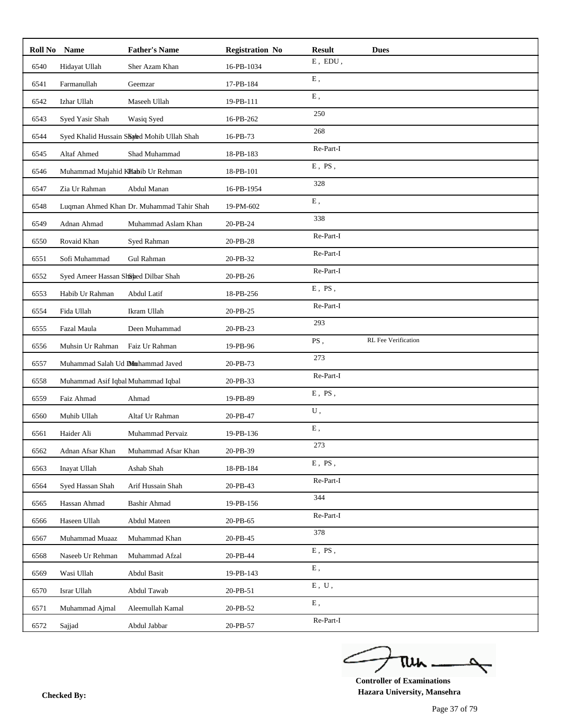| Roll No | Name | Father's Name | Registration No | Result | Dues |
|---|---|---|---|---|---|
| 6540 | Hidayat Ullah | Sher Azam Khan | 16-PB-1034 | E , EDU , | |
| 6541 | Farmanullah | Geemzar | 17-PB-184 | E , | |
| 6542 | Izhar Ullah | Maseeh Ullah | 19-PB-111 | E , | |
| 6543 | Syed Yasir Shah | Wasiq Syed | 16-PB-262 | 250 | |
| 6544 | Syed Khalid Hussain Shah | Syed Mohib Ullah Shah | 16-PB-73 | 268 | |
| 6545 | Altaf Ahmed | Shad Muhammad | 18-PB-183 | Re-Part-I | |
| 6546 | Muhammad Mujahid Khan | Habib Ur Rehman | 18-PB-101 | E , PS , | |
| 6547 | Zia Ur Rahman | Abdul Manan | 16-PB-1954 | 328 | |
| 6548 | Luqman Ahmed Khan | Dr. Muhammad Tahir Shah | 19-PM-602 | E , | |
| 6549 | Adnan Ahmad | Muhammad Aslam Khan | 20-PB-24 | 338 | |
| 6550 | Rovaid Khan | Syed Rahman | 20-PB-28 | Re-Part-I | |
| 6551 | Sofi Muhammad | Gul Rahman | 20-PB-32 | Re-Part-I | |
| 6552 | Syed Ameer Hassan Shah | Syed Dilbar Shah | 20-PB-26 | Re-Part-I | |
| 6553 | Habib Ur Rahman | Abdul Latif | 18-PB-256 | E , PS , | |
| 6554 | Fida Ullah | Ikram Ullah | 20-PB-25 | Re-Part-I | |
| 6555 | Fazal Maula | Deen Muhammad | 20-PB-23 | 293 | |
| 6556 | Muhsin Ur Rahman | Faiz Ur Rahman | 19-PB-96 | PS , | RL Fee Verification |
| 6557 | Muhammad Salah Ud Din | Muhammad Javed | 20-PB-73 | 273 | |
| 6558 | Muhammad Asif Iqbal | Muhammad Iqbal | 20-PB-33 | Re-Part-I | |
| 6559 | Faiz Ahmad | Ahmad | 19-PB-89 | E , PS , | |
| 6560 | Muhib Ullah | Altaf Ur Rahman | 20-PB-47 | U , | |
| 6561 | Haider Ali | Muhammad Pervaiz | 19-PB-136 | E , | |
| 6562 | Adnan Afsar Khan | Muhammad Afsar Khan | 20-PB-39 | 273 | |
| 6563 | Inayat Ullah | Ashab Shah | 18-PB-184 | E , PS , | |
| 6564 | Syed Hassan Shah | Arif Hussain Shah | 20-PB-43 | Re-Part-I | |
| 6565 | Hassan Ahmad | Bashir Ahmad | 19-PB-156 | 344 | |
| 6566 | Haseen Ullah | Abdul Mateen | 20-PB-65 | Re-Part-I | |
| 6567 | Muhammad Muaaz | Muhammad Khan | 20-PB-45 | 378 | |
| 6568 | Naseeb Ur Rehman | Muhammad Afzal | 20-PB-44 | E , PS , | |
| 6569 | Wasi Ullah | Abdul Basit | 19-PB-143 | E , | |
| 6570 | Israr Ullah | Abdul Tawab | 20-PB-51 | E , U , | |
| 6571 | Muhammad Ajmal | Aleemullah Kamal | 20-PB-52 | E , | |
| 6572 | Sajjad | Abdul Jabbar | 20-PB-57 | Re-Part-I | |

**Checked By:**

**Controller of Examinations**
**Hazara University, Mansehra**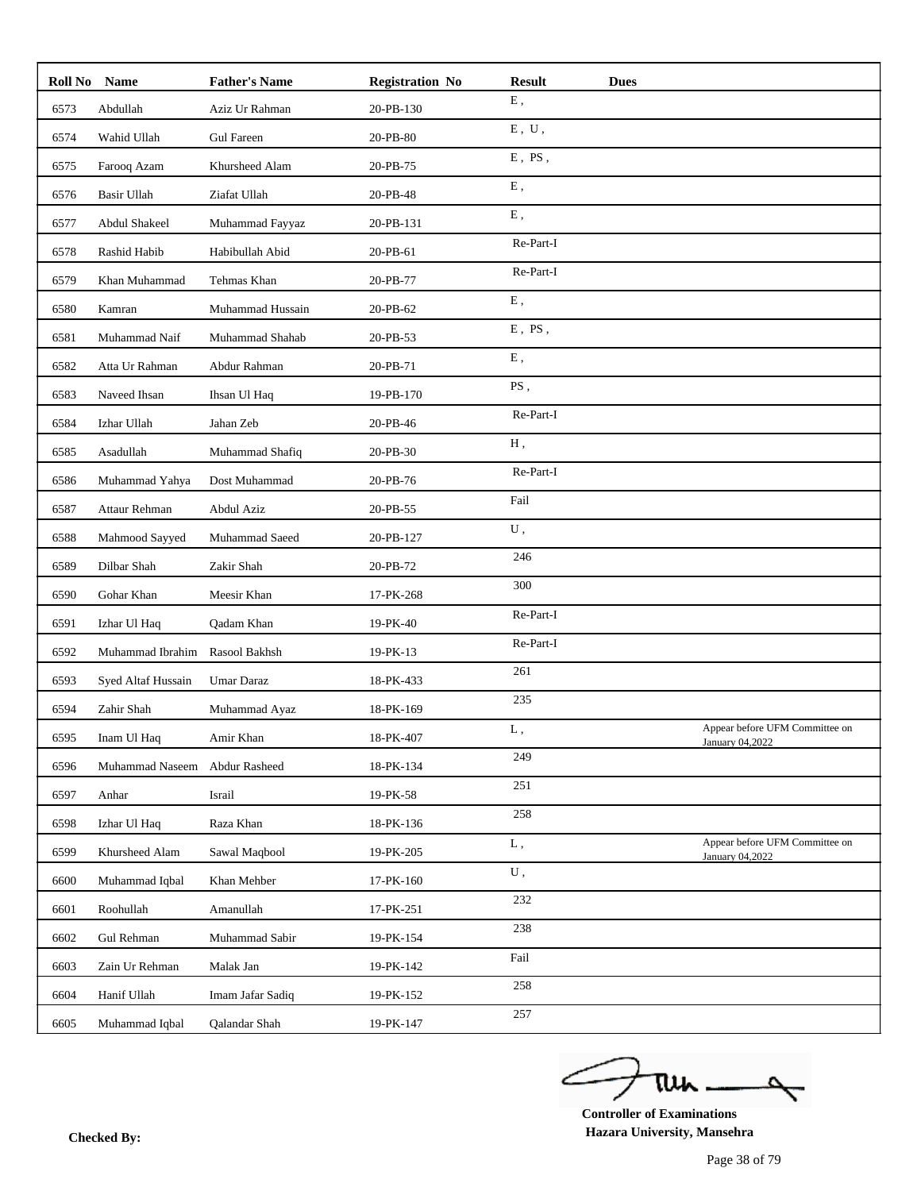| Roll No | Name | Father's Name | Registration No | Result | Dues | |
|---|---|---|---|---|---|---|
| 6573 | Abdullah | Aziz Ur Rahman | 20-PB-130 | E , | | |
| 6574 | Wahid Ullah | Gul Fareen | 20-PB-80 | E , U , | | |
| 6575 | Farooq Azam | Khursheed Alam | 20-PB-75 | E , PS , | | |
| 6576 | Basir Ullah | Ziafat Ullah | 20-PB-48 | E , | | |
| 6577 | Abdul Shakeel | Muhammad Fayyaz | 20-PB-131 | E , | | |
| 6578 | Rashid Habib | Habibullah Abid | 20-PB-61 | Re-Part-I | | |
| 6579 | Khan Muhammad | Tehmas Khan | 20-PB-77 | Re-Part-I | | |
| 6580 | Kamran | Muhammad Hussain | 20-PB-62 | E , | | |
| 6581 | Muhammad Naif | Muhammad Shahab | 20-PB-53 | E , PS , | | |
| 6582 | Atta Ur Rahman | Abdur Rahman | 20-PB-71 | E , | | |
| 6583 | Naveed Ihsan | Ihsan Ul Haq | 19-PB-170 | PS , | | |
| 6584 | Izhar Ullah | Jahan Zeb | 20-PB-46 | Re-Part-I | | |
| 6585 | Asadullah | Muhammad Shafiq | 20-PB-30 | H , | | |
| 6586 | Muhammad Yahya | Dost Muhammad | 20-PB-76 | Re-Part-I | | |
| 6587 | Attaur Rehman | Abdul Aziz | 20-PB-55 | Fail | | |
| 6588 | Mahmood Sayyed | Muhammad Saeed | 20-PB-127 | U , | | |
| 6589 | Dilbar Shah | Zakir Shah | 20-PB-72 | 246 | | |
| 6590 | Gohar Khan | Meesir Khan | 17-PK-268 | 300 | | |
| 6591 | Izhar Ul Haq | Qadam Khan | 19-PK-40 | Re-Part-I | | |
| 6592 | Muhammad Ibrahim | Rasool Bakhsh | 19-PK-13 | Re-Part-I | | |
| 6593 | Syed Altaf Hussain | Umar Daraz | 18-PK-433 | 261 | | |
| 6594 | Zahir Shah | Muhammad Ayaz | 18-PK-169 | 235 | | |
| 6595 | Inam Ul Haq | Amir Khan | 18-PK-407 | L , | | Appear before UFM Committee on January 04,2022 |
| 6596 | Muhammad Naseem | Abdur Rasheed | 18-PK-134 | 249 | | |
| 6597 | Anhar | Israil | 19-PK-58 | 251 | | |
| 6598 | Izhar Ul Haq | Raza Khan | 18-PK-136 | 258 | | |
| 6599 | Khursheed Alam | Sawal Maqbool | 19-PK-205 | L , | | Appear before UFM Committee on January 04,2022 |
| 6600 | Muhammad Iqbal | Khan Mehber | 17-PK-160 | U , | | |
| 6601 | Roohullah | Amanullah | 17-PK-251 | 232 | | |
| 6602 | Gul Rehman | Muhammad Sabir | 19-PK-154 | 238 | | |
| 6603 | Zain Ur Rehman | Malak Jan | 19-PK-142 | Fail | | |
| 6604 | Hanif Ullah | Imam Jafar Sadiq | 19-PK-152 | 258 | | |
| 6605 | Muhammad Iqbal | Qalandar Shah | 19-PK-147 | 257 | | |

**Checked By:**

**Controller of Examinations**
**Hazara University, Mansehra**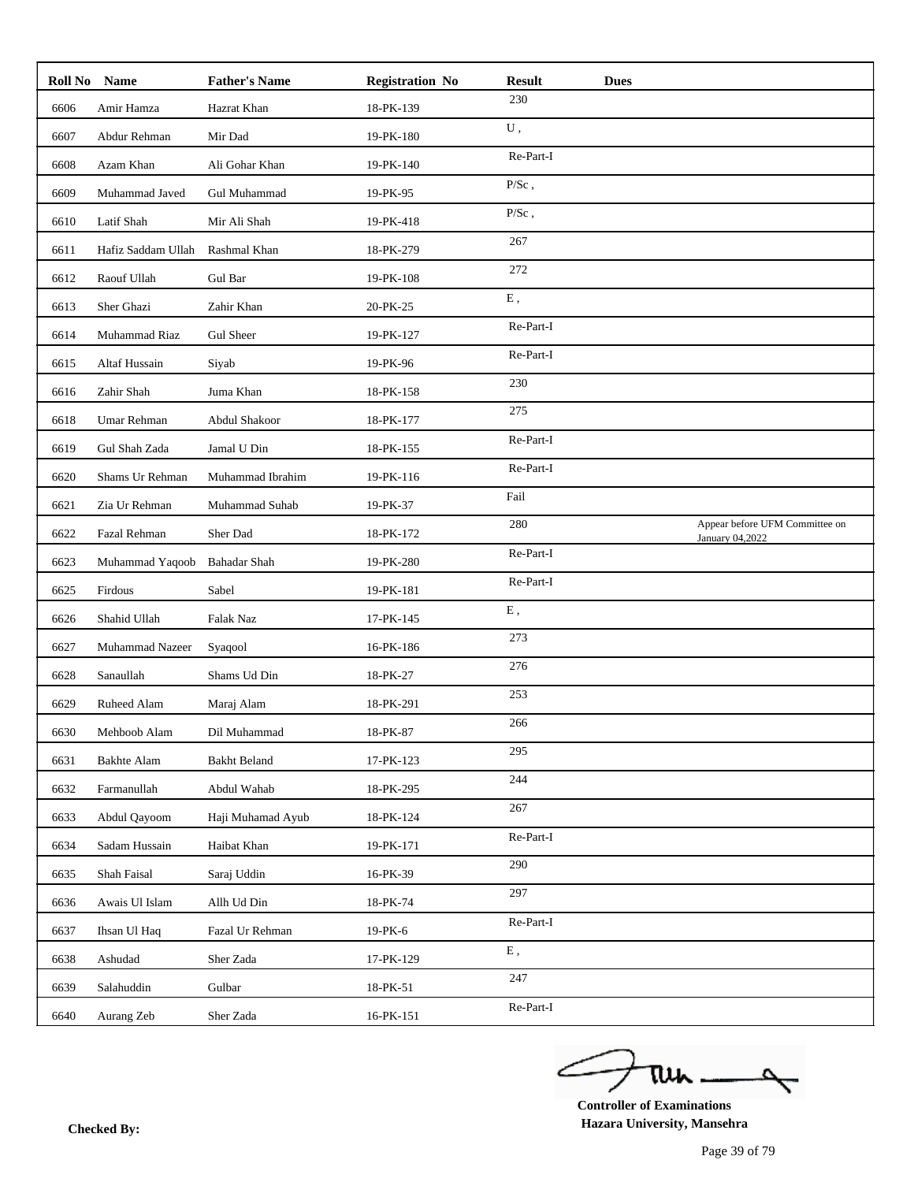| Roll No | Name | Father's Name | Registration No | Result | Dues | |
|---|---|---|---|---|---|---|
| 6606 | Amir Hamza | Hazrat Khan | 18-PK-139 | 230 | | |
| 6607 | Abdur Rehman | Mir Dad | 19-PK-180 | U , | | |
| 6608 | Azam Khan | Ali Gohar Khan | 19-PK-140 | Re-Part-I | | |
| 6609 | Muhammad Javed | Gul Muhammad | 19-PK-95 | P/Sc , | | |
| 6610 | Latif Shah | Mir Ali Shah | 19-PK-418 | P/Sc , | | |
| 6611 | Hafiz Saddam Ullah | Rashmal Khan | 18-PK-279 | 267 | | |
| 6612 | Raouf Ullah | Gul Bar | 19-PK-108 | 272 | | |
| 6613 | Sher Ghazi | Zahir Khan | 20-PK-25 | E , | | |
| 6614 | Muhammad Riaz | Gul Sheer | 19-PK-127 | Re-Part-I | | |
| 6615 | Altaf Hussain | Siyab | 19-PK-96 | Re-Part-I | | |
| 6616 | Zahir Shah | Juma Khan | 18-PK-158 | 230 | | |
| 6618 | Umar Rehman | Abdul Shakoor | 18-PK-177 | 275 | | |
| 6619 | Gul Shah Zada | Jamal U Din | 18-PK-155 | Re-Part-I | | |
| 6620 | Shams Ur Rehman | Muhammad Ibrahim | 19-PK-116 | Re-Part-I | | |
| 6621 | Zia Ur Rehman | Muhammad Suhab | 19-PK-37 | Fail | | |
| 6622 | Fazal Rehman | Sher Dad | 18-PK-172 | 280 | | Appear before UFM Committee on January 04,2022 |
| 6623 | Muhammad Yaqoob | Bahadar Shah | 19-PK-280 | Re-Part-I | | |
| 6625 | Firdous | Sabel | 19-PK-181 | Re-Part-I | | |
| 6626 | Shahid Ullah | Falak Naz | 17-PK-145 | E , | | |
| 6627 | Muhammad Nazeer | Syaqool | 16-PK-186 | 273 | | |
| 6628 | Sanaullah | Shams Ud Din | 18-PK-27 | 276 | | |
| 6629 | Ruheed Alam | Maraj Alam | 18-PK-291 | 253 | | |
| 6630 | Mehboob Alam | Dil Muhammad | 18-PK-87 | 266 | | |
| 6631 | Bakhte Alam | Bakht Beland | 17-PK-123 | 295 | | |
| 6632 | Farmanullah | Abdul Wahab | 18-PK-295 | 244 | | |
| 6633 | Abdul Qayoom | Haji Muhamad Ayub | 18-PK-124 | 267 | | |
| 6634 | Sadam Hussain | Haibat Khan | 19-PK-171 | Re-Part-I | | |
| 6635 | Shah Faisal | Saraj Uddin | 16-PK-39 | 290 | | |
| 6636 | Awais Ul Islam | Allh Ud Din | 18-PK-74 | 297 | | |
| 6637 | Ihsan Ul Haq | Fazal Ur Rehman | 19-PK-6 | Re-Part-I | | |
| 6638 | Ashudad | Sher Zada | 17-PK-129 | E , | | |
| 6639 | Salahuddin | Gulbar | 18-PK-51 | 247 | | |
| 6640 | Aurang Zeb | Sher Zada | 16-PK-151 | Re-Part-I | | |

**Checked By:**

**Controller of Examinations**
**Hazara University, Mansehra**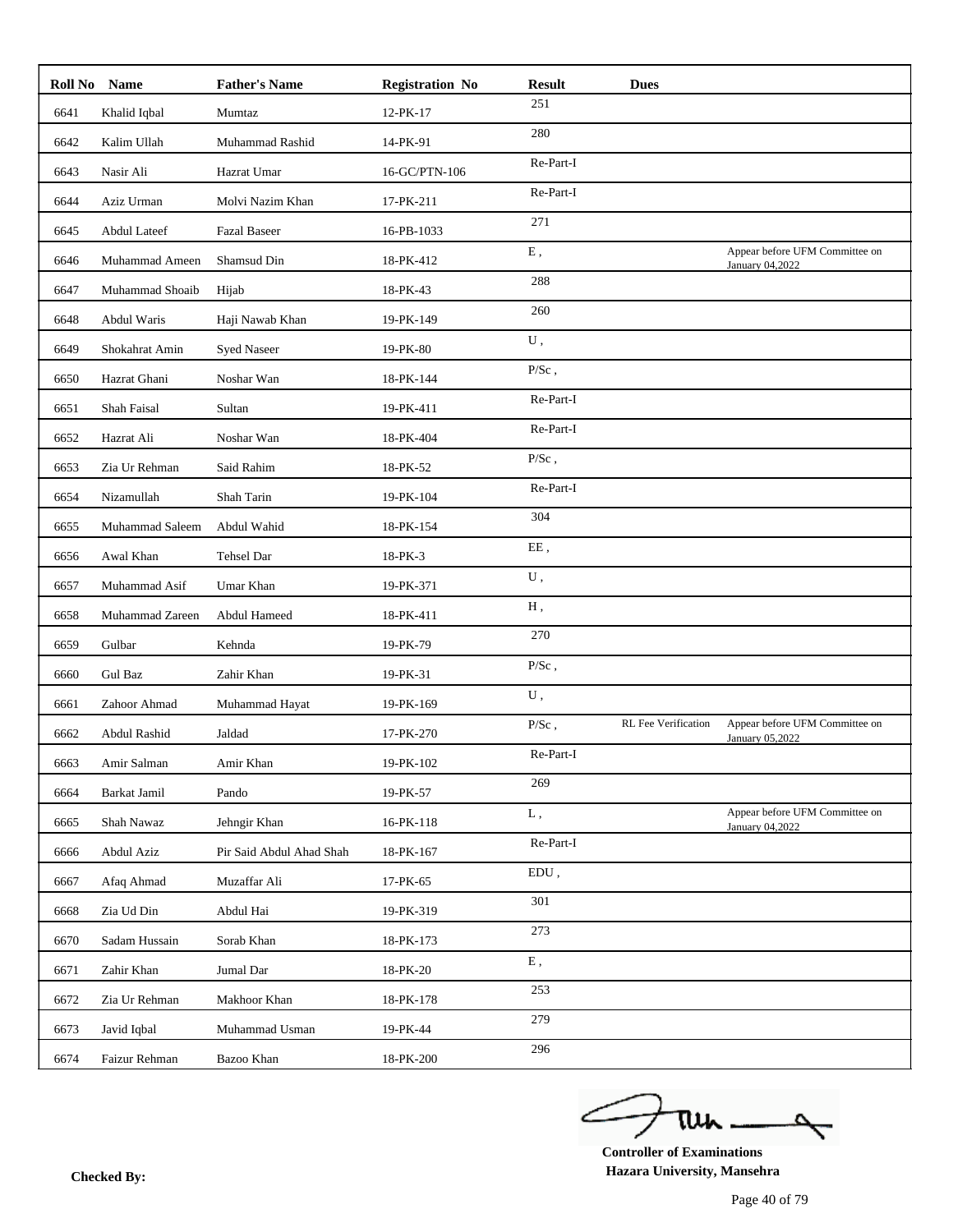| Roll No | Name | Father's Name | Registration No | Result | Dues | |
|---|---|---|---|---|---|---|
| 6641 | Khalid Iqbal | Mumtaz | 12-PK-17 | 251 | | |
| 6642 | Kalim Ullah | Muhammad Rashid | 14-PK-91 | 280 | | |
| 6643 | Nasir Ali | Hazrat Umar | 16-GC/PTN-106 | Re-Part-I | | |
| 6644 | Aziz Urman | Molvi Nazim Khan | 17-PK-211 | Re-Part-I | | |
| 6645 | Abdul Lateef | Fazal Baseer | 16-PB-1033 | 271 | | |
| 6646 | Muhammad Ameen | Shamsud Din | 18-PK-412 | E , | | Appear before UFM Committee on January 04,2022 |
| 6647 | Muhammad Shoaib | Hijab | 18-PK-43 | 288 | | |
| 6648 | Abdul Waris | Haji Nawab Khan | 19-PK-149 | 260 | | |
| 6649 | Shokahrat Amin | Syed Naseer | 19-PK-80 | U , | | |
| 6650 | Hazrat Ghani | Noshar Wan | 18-PK-144 | P/Sc , | | |
| 6651 | Shah Faisal | Sultan | 19-PK-411 | Re-Part-I | | |
| 6652 | Hazrat Ali | Noshar Wan | 18-PK-404 | Re-Part-I | | |
| 6653 | Zia Ur Rehman | Said Rahim | 18-PK-52 | P/Sc , | | |
| 6654 | Nizamullah | Shah Tarin | 19-PK-104 | Re-Part-I | | |
| 6655 | Muhammad Saleem | Abdul Wahid | 18-PK-154 | 304 | | |
| 6656 | Awal Khan | Tehsel Dar | 18-PK-3 | EE , | | |
| 6657 | Muhammad Asif | Umar Khan | 19-PK-371 | U , | | |
| 6658 | Muhammad Zareen | Abdul Hameed | 18-PK-411 | H , | | |
| 6659 | Gulbar | Kehnda | 19-PK-79 | 270 | | |
| 6660 | Gul Baz | Zahir Khan | 19-PK-31 | P/Sc , | | |
| 6661 | Zahoor Ahmad | Muhammad Hayat | 19-PK-169 | U , | | |
| 6662 | Abdul Rashid | Jaldad | 17-PK-270 | P/Sc , | RL Fee Verification | Appear before UFM Committee on January 05,2022 |
| 6663 | Amir Salman | Amir Khan | 19-PK-102 | Re-Part-I | | |
| 6664 | Barkat Jamil | Pando | 19-PK-57 | 269 | | |
| 6665 | Shah Nawaz | Jehngir Khan | 16-PK-118 | L , | | Appear before UFM Committee on January 04,2022 |
| 6666 | Abdul Aziz | Pir Said Abdul Ahad Shah | 18-PK-167 | Re-Part-I | | |
| 6667 | Afaq Ahmad | Muzaffar Ali | 17-PK-65 | EDU , | | |
| 6668 | Zia Ud Din | Abdul Hai | 19-PK-319 | 301 | | |
| 6670 | Sadam Hussain | Sorab Khan | 18-PK-173 | 273 | | |
| 6671 | Zahir Khan | Jumal Dar | 18-PK-20 | E , | | |
| 6672 | Zia Ur Rehman | Makhoor Khan | 18-PK-178 | 253 | | |
| 6673 | Javid Iqbal | Muhammad Usman | 19-PK-44 | 279 | | |
| 6674 | Faizur Rehman | Bazoo Khan | 18-PK-200 | 296 | | |

**Controller of Examinations**
**Hazara University, Mansehra**

**Checked By:**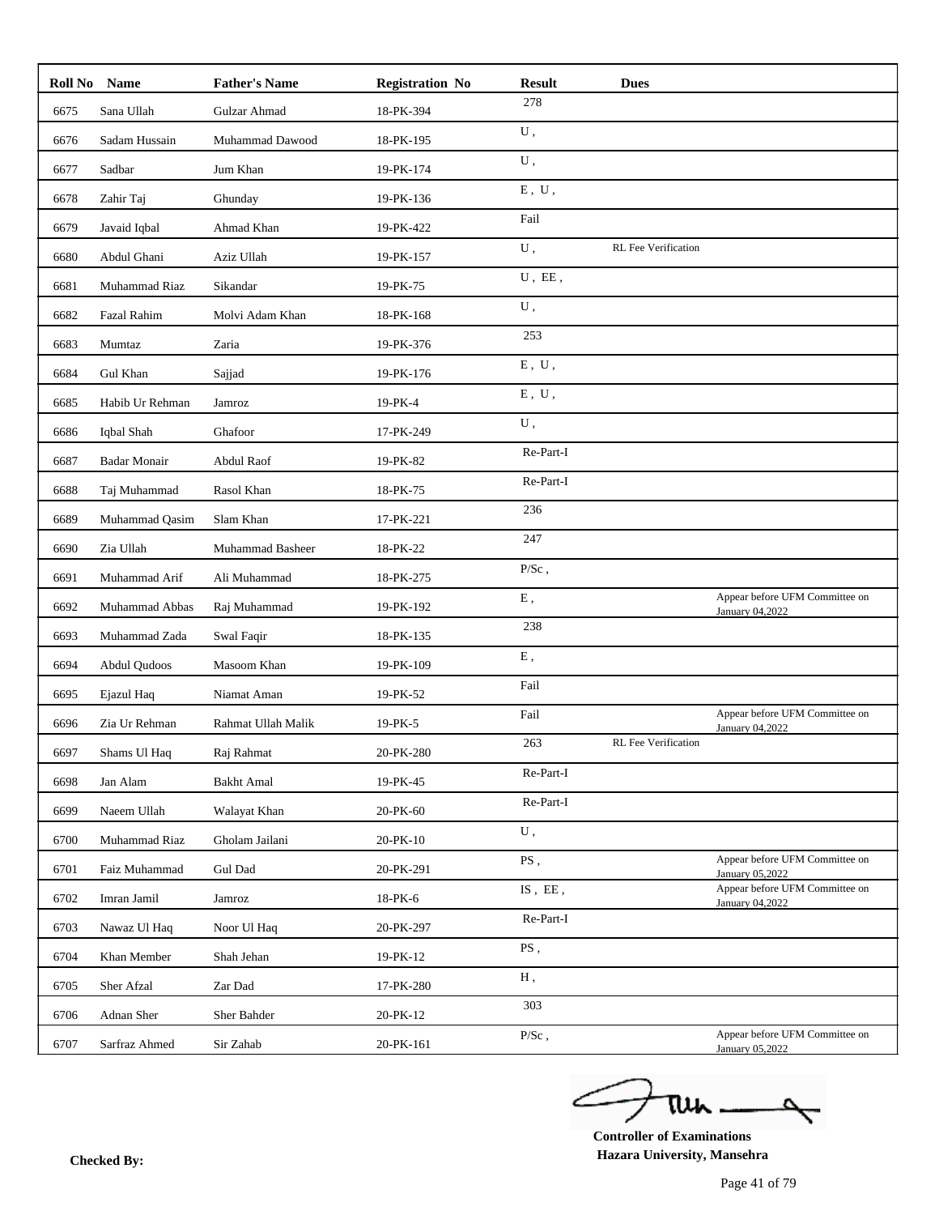| Roll No | Name | Father's Name | Registration No | Result | Dues | |
|---|---|---|---|---|---|---|
| 6675 | Sana Ullah | Gulzar Ahmad | 18-PK-394 | 278 | | |
| 6676 | Sadam Hussain | Muhammad Dawood | 18-PK-195 | U , | | |
| 6677 | Sadbar | Jum Khan | 19-PK-174 | U , | | |
| 6678 | Zahir Taj | Ghunday | 19-PK-136 | E , U , | | |
| 6679 | Javaid Iqbal | Ahmad Khan | 19-PK-422 | Fail | | |
| 6680 | Abdul Ghani | Aziz Ullah | 19-PK-157 | U , | RL Fee Verification | |
| 6681 | Muhammad Riaz | Sikandar | 19-PK-75 | U , EE , | | |
| 6682 | Fazal Rahim | Molvi Adam Khan | 18-PK-168 | U , | | |
| 6683 | Mumtaz | Zaria | 19-PK-376 | 253 | | |
| 6684 | Gul Khan | Sajjad | 19-PK-176 | E , U , | | |
| 6685 | Habib Ur Rehman | Jamroz | 19-PK-4 | E , U , | | |
| 6686 | Iqbal Shah | Ghafoor | 17-PK-249 | U , | | |
| 6687 | Badar Monair | Abdul Raof | 19-PK-82 | Re-Part-I | | |
| 6688 | Taj Muhammad | Rasol Khan | 18-PK-75 | Re-Part-I | | |
| 6689 | Muhammad Qasim | Slam Khan | 17-PK-221 | 236 | | |
| 6690 | Zia Ullah | Muhammad Basheer | 18-PK-22 | 247 | | |
| 6691 | Muhammad Arif | Ali Muhammad | 18-PK-275 | P/Sc , | | |
| 6692 | Muhammad Abbas | Raj Muhammad | 19-PK-192 | E , | | Appear before UFM Committee on January 04,2022 |
| 6693 | Muhammad Zada | Swal Faqir | 18-PK-135 | 238 | | |
| 6694 | Abdul Qudoos | Masoom Khan | 19-PK-109 | E , | | |
| 6695 | Ejazul Haq | Niamat Aman | 19-PK-52 | Fail | | |
| 6696 | Zia Ur Rehman | Rahmat Ullah Malik | 19-PK-5 | Fail | | Appear before UFM Committee on January 04,2022 |
| 6697 | Shams Ul Haq | Raj Rahmat | 20-PK-280 | 263 | RL Fee Verification | |
| 6698 | Jan Alam | Bakht Amal | 19-PK-45 | Re-Part-I | | |
| 6699 | Naeem Ullah | Walayat Khan | 20-PK-60 | Re-Part-I | | |
| 6700 | Muhammad Riaz | Gholam Jailani | 20-PK-10 | U , | | |
| 6701 | Faiz Muhammad | Gul Dad | 20-PK-291 | PS , | | Appear before UFM Committee on January 05,2022 |
| 6702 | Imran Jamil | Jamroz | 18-PK-6 | IS , EE , | | Appear before UFM Committee on January 04,2022 |
| 6703 | Nawaz Ul Haq | Noor Ul Haq | 20-PK-297 | Re-Part-I | | |
| 6704 | Khan Member | Shah Jehan | 19-PK-12 | PS , | | |
| 6705 | Sher Afzal | Zar Dad | 17-PK-280 | H , | | |
| 6706 | Adnan Sher | Sher Bahder | 20-PK-12 | 303 | | |
| 6707 | Sarfraz Ahmed | Sir Zahab | 20-PK-161 | P/Sc , | | Appear before UFM Committee on January 05,2022 |

**Checked By:**

**Controller of Examinations**
**Hazara University, Mansehra**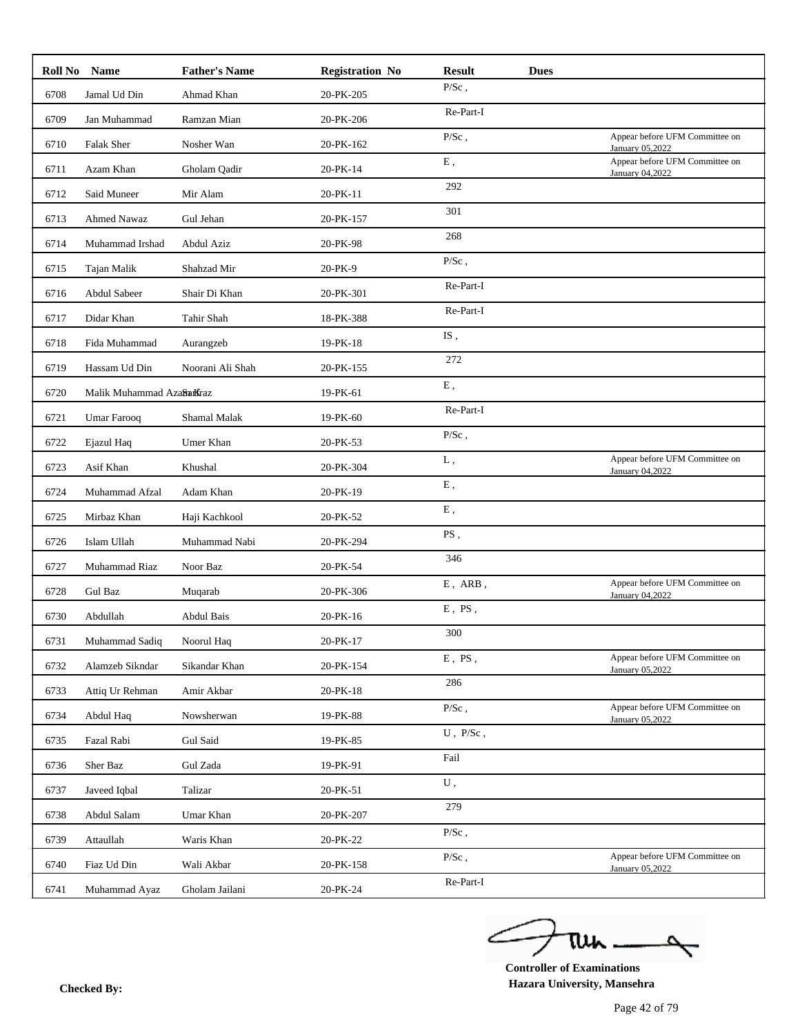| Roll No | Name | Father's Name | Registration No | Result | Dues | |
|---|---|---|---|---|---|---|
| 6708 | Jamal Ud Din | Ahmad Khan | 20-PK-205 | P/Sc , | | |
| 6709 | Jan Muhammad | Ramzan Mian | 20-PK-206 | Re-Part-I | | |
| 6710 | Falak Sher | Nosher Wan | 20-PK-162 | P/Sc , | | Appear before UFM Committee on January 05,2022 |
| 6711 | Azam Khan | Gholam Qadir | 20-PK-14 | E , | | Appear before UFM Committee on January 04,2022 |
| 6712 | Said Muneer | Mir Alam | 20-PK-11 | 292 | | |
| 6713 | Ahmed Nawaz | Gul Jehan | 20-PK-157 | 301 | | |
| 6714 | Muhammad Irshad | Abdul Aziz | 20-PK-98 | 268 | | |
| 6715 | Tajan Malik | Shahzad Mir | 20-PK-9 | P/Sc , | | |
| 6716 | Abdul Sabeer | Shair Di Khan | 20-PK-301 | Re-Part-I | | |
| 6717 | Didar Khan | Tahir Shah | 18-PK-388 | Re-Part-I | | |
| 6718 | Fida Muhammad | Aurangzeb | 19-PK-18 | IS , | | |
| 6719 | Hassam Ud Din | Noorani Ali Shah | 20-PK-155 | 272 | | |
| 6720 | Malik Muhammad Azam | Sarfraz | 19-PK-61 | E , | | |
| 6721 | Umar Farooq | Shamal Malak | 19-PK-60 | Re-Part-I | | |
| 6722 | Ejazul Haq | Umer Khan | 20-PK-53 | P/Sc , | | |
| 6723 | Asif Khan | Khushal | 20-PK-304 | L , | | Appear before UFM Committee on January 04,2022 |
| 6724 | Muhammad Afzal | Adam Khan | 20-PK-19 | E , | | |
| 6725 | Mirbaz Khan | Haji Kachkool | 20-PK-52 | E , | | |
| 6726 | Islam Ullah | Muhammad Nabi | 20-PK-294 | PS , | | |
| 6727 | Muhammad Riaz | Noor Baz | 20-PK-54 | 346 | | |
| 6728 | Gul Baz | Muqarab | 20-PK-306 | E , ARB , | | Appear before UFM Committee on January 04,2022 |
| 6730 | Abdullah | Abdul Bais | 20-PK-16 | E , PS , | | |
| 6731 | Muhammad Sadiq | Noorul Haq | 20-PK-17 | 300 | | |
| 6732 | Alamzeb Sikndar | Sikandar Khan | 20-PK-154 | E , PS , | | Appear before UFM Committee on January 05,2022 |
| 6733 | Attiq Ur Rehman | Amir Akbar | 20-PK-18 | 286 | | |
| 6734 | Abdul Haq | Nowsherwan | 19-PK-88 | P/Sc , | | Appear before UFM Committee on January 05,2022 |
| 6735 | Fazal Rabi | Gul Said | 19-PK-85 | U , P/Sc , | | |
| 6736 | Sher Baz | Gul Zada | 19-PK-91 | Fail | | |
| 6737 | Javeed Iqbal | Talizar | 20-PK-51 | U , | | |
| 6738 | Abdul Salam | Umar Khan | 20-PK-207 | 279 | | |
| 6739 | Attaullah | Waris Khan | 20-PK-22 | P/Sc , | | |
| 6740 | Fiaz Ud Din | Wali Akbar | 20-PK-158 | P/Sc , | | Appear before UFM Committee on January 05,2022 |
| 6741 | Muhammad Ayaz | Gholam Jailani | 20-PK-24 | Re-Part-I | | |

**Checked By:**

**Controller of Examinations**
**Hazara University, Mansehra**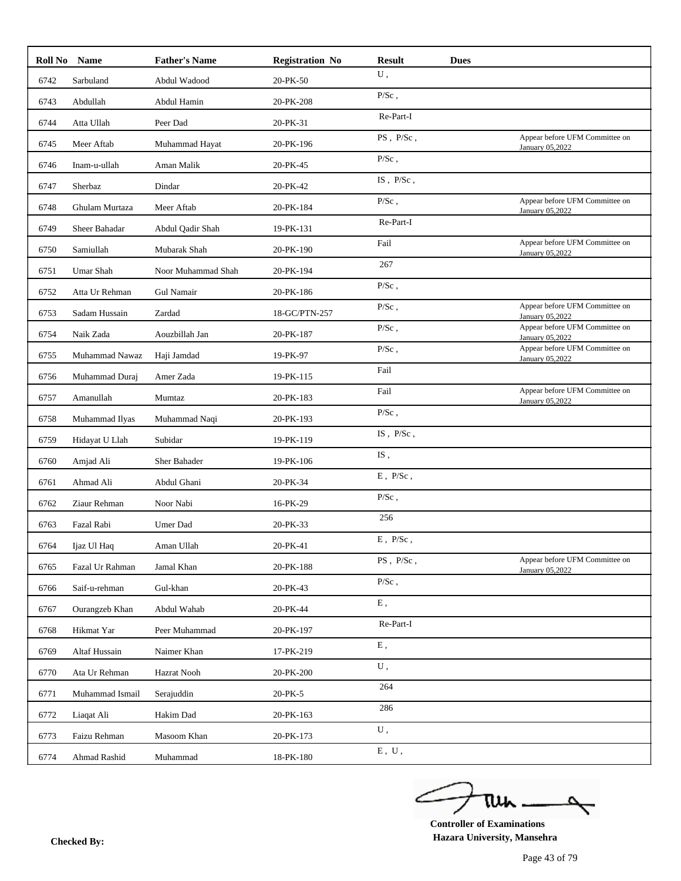| Roll No | Name | Father's Name | Registration No | Result | Dues | |
|---|---|---|---|---|---|---|
| 6742 | Sarbuland | Abdul Wadood | 20-PK-50 | U , | | |
| 6743 | Abdullah | Abdul Hamin | 20-PK-208 | P/Sc , | | |
| 6744 | Atta Ullah | Peer Dad | 20-PK-31 | Re-Part-I | | |
| 6745 | Meer Aftab | Muhammad Hayat | 20-PK-196 | PS , P/Sc , | | Appear before UFM Committee on January 05,2022 |
| 6746 | Inam-u-ullah | Aman Malik | 20-PK-45 | P/Sc , | | |
| 6747 | Sherbaz | Dindar | 20-PK-42 | IS , P/Sc , | | |
| 6748 | Ghulam Murtaza | Meer Aftab | 20-PK-184 | P/Sc , | | Appear before UFM Committee on January 05,2022 |
| 6749 | Sheer Bahadar | Abdul Qadir Shah | 19-PK-131 | Re-Part-I | | |
| 6750 | Samiullah | Mubarak Shah | 20-PK-190 | Fail | | Appear before UFM Committee on January 05,2022 |
| 6751 | Umar Shah | Noor Muhammad Shah | 20-PK-194 | 267 | | |
| 6752 | Atta Ur Rehman | Gul Namair | 20-PK-186 | P/Sc , | | |
| 6753 | Sadam Hussain | Zardad | 18-GC/PTN-257 | P/Sc , | | Appear before UFM Committee on January 05,2022 |
| 6754 | Naik Zada | Aouzbillah Jan | 20-PK-187 | P/Sc , | | Appear before UFM Committee on January 05,2022 |
| 6755 | Muhammad Nawaz | Haji Jamdad | 19-PK-97 | P/Sc , | | Appear before UFM Committee on January 05,2022 |
| 6756 | Muhammad Duraj | Amer Zada | 19-PK-115 | Fail | | |
| 6757 | Amanullah | Mumtaz | 20-PK-183 | Fail | | Appear before UFM Committee on January 05,2022 |
| 6758 | Muhammad Ilyas | Muhammad Naqi | 20-PK-193 | P/Sc , | | |
| 6759 | Hidayat U Llah | Subidar | 19-PK-119 | IS , P/Sc , | | |
| 6760 | Amjad Ali | Sher Bahader | 19-PK-106 | IS , | | |
| 6761 | Ahmad Ali | Abdul Ghani | 20-PK-34 | E , P/Sc , | | |
| 6762 | Ziaur Rehman | Noor Nabi | 16-PK-29 | P/Sc , | | |
| 6763 | Fazal Rabi | Umer Dad | 20-PK-33 | 256 | | |
| 6764 | Ijaz Ul Haq | Aman Ullah | 20-PK-41 | E , P/Sc , | | |
| 6765 | Fazal Ur Rahman | Jamal Khan | 20-PK-188 | PS , P/Sc , | | Appear before UFM Committee on January 05,2022 |
| 6766 | Saif-u-rehman | Gul-khan | 20-PK-43 | P/Sc , | | |
| 6767 | Ourangzeb Khan | Abdul Wahab | 20-PK-44 | E , | | |
| 6768 | Hikmat Yar | Peer Muhammad | 20-PK-197 | Re-Part-I | | |
| 6769 | Altaf Hussain | Naimer Khan | 17-PK-219 | E , | | |
| 6770 | Ata Ur Rehman | Hazrat Nooh | 20-PK-200 | U , | | |
| 6771 | Muhammad Ismail | Serajuddin | 20-PK-5 | 264 | | |
| 6772 | Liaqat Ali | Hakim Dad | 20-PK-163 | 286 | | |
| 6773 | Faizu Rehman | Masoom Khan | 20-PK-173 | U , | | |
| 6774 | Ahmad Rashid | Muhammad | 18-PK-180 | E , U , | | |

**Checked By:**

**Controller of Examinations**
**Hazara University, Mansehra**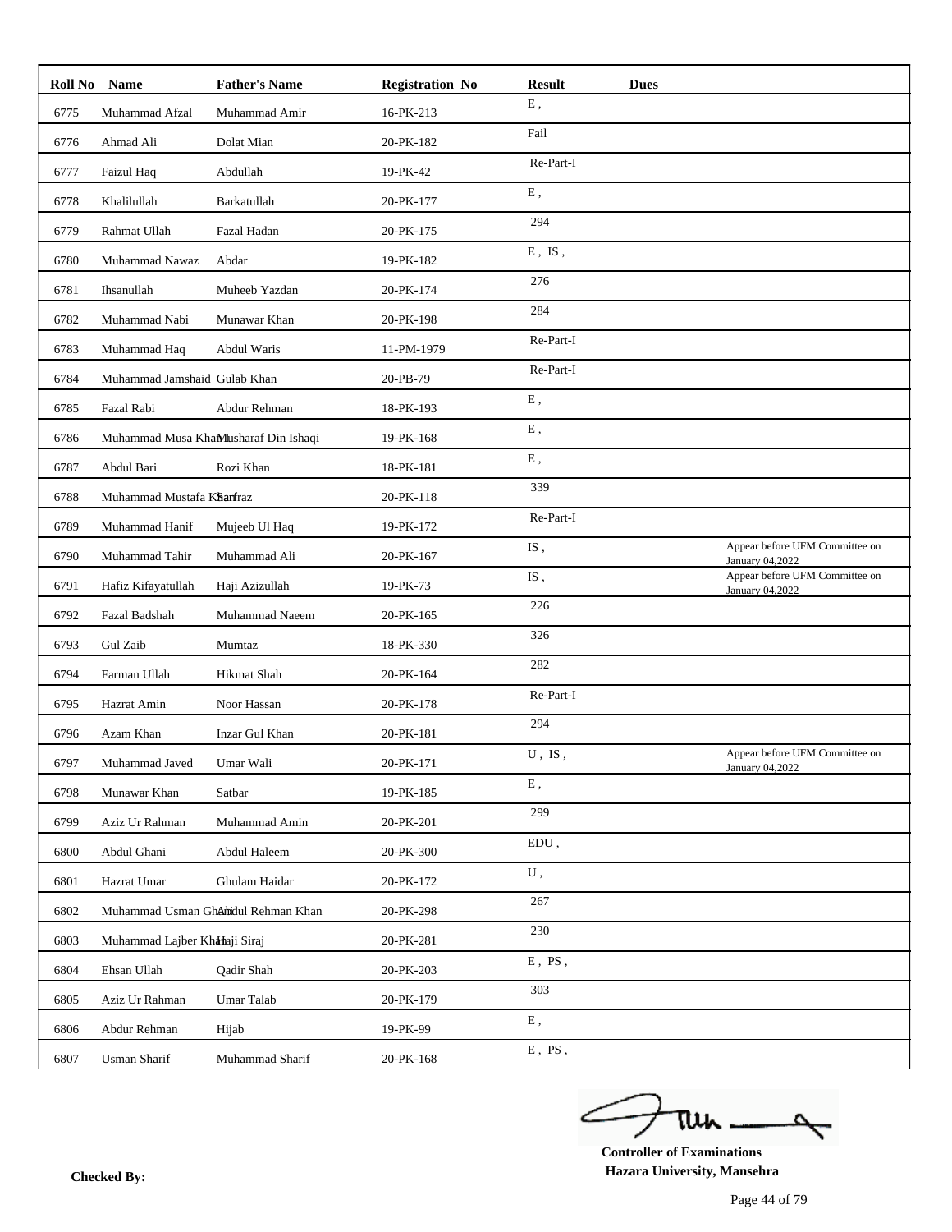| Roll No | Name | Father's Name | Registration No | Result | Dues | |
|---|---|---|---|---|---|---|
| 6775 | Muhammad Afzal | Muhammad Amir | 16-PK-213 | E , | | |
| 6776 | Ahmad Ali | Dolat Mian | 20-PK-182 | Fail | | |
| 6777 | Faizul Haq | Abdullah | 19-PK-42 | Re-Part-I | | |
| 6778 | Khalilullah | Barkatullah | 20-PK-177 | E , | | |
| 6779 | Rahmat Ullah | Fazal Hadan | 20-PK-175 | 294 | | |
| 6780 | Muhammad Nawaz | Abdar | 19-PK-182 | E , IS , | | |
| 6781 | Ihsanullah | Muheeb Yazdan | 20-PK-174 | 276 | | |
| 6782 | Muhammad Nabi | Munawar Khan | 20-PK-198 | 284 | | |
| 6783 | Muhammad Haq | Abdul Waris | 11-PM-1979 | Re-Part-I | | |
| 6784 | Muhammad Jamshaid | Gulab Khan | 20-PB-79 | Re-Part-I | | |
| 6785 | Fazal Rabi | Abdur Rehman | 18-PK-193 | E , | | |
| 6786 | Muhammad Musa Khan | Musharaf Din Ishaqi | 19-PK-168 | E , | | |
| 6787 | Abdul Bari | Rozi Khan | 18-PK-181 | E , | | |
| 6788 | Muhammad Mustafa Khan | Sarfraz | 20-PK-118 | 339 | | |
| 6789 | Muhammad Hanif | Mujeeb Ul Haq | 19-PK-172 | Re-Part-I | | |
| 6790 | Muhammad Tahir | Muhammad Ali | 20-PK-167 | IS , | | Appear before UFM Committee on January 04,2022 |
| 6791 | Hafiz Kifayatullah | Haji Azizullah | 19-PK-73 | IS , | | Appear before UFM Committee on January 04,2022 |
| 6792 | Fazal Badshah | Muhammad Naeem | 20-PK-165 | 226 | | |
| 6793 | Gul Zaib | Mumtaz | 18-PK-330 | 326 | | |
| 6794 | Farman Ullah | Hikmat Shah | 20-PK-164 | 282 | | |
| 6795 | Hazrat Amin | Noor Hassan | 20-PK-178 | Re-Part-I | | |
| 6796 | Azam Khan | Inzar Gul Khan | 20-PK-181 | 294 | | |
| 6797 | Muhammad Javed | Umar Wali | 20-PK-171 | U , IS , | | Appear before UFM Committee on January 04,2022 |
| 6798 | Munawar Khan | Satbar | 19-PK-185 | E , | | |
| 6799 | Aziz Ur Rahman | Muhammad Amin | 20-PK-201 | 299 | | |
| 6800 | Abdul Ghani | Abdul Haleem | 20-PK-300 | EDU , | | |
| 6801 | Hazrat Umar | Ghulam Haidar | 20-PK-172 | U , | | |
| 6802 | Muhammad Usman Ghani | Abdul Rehman Khan | 20-PK-298 | 267 | | |
| 6803 | Muhammad Lajber Khan | Haji Siraj | 20-PK-281 | 230 | | |
| 6804 | Ehsan Ullah | Qadir Shah | 20-PK-203 | E , PS , | | |
| 6805 | Aziz Ur Rahman | Umar Talab | 20-PK-179 | 303 | | |
| 6806 | Abdur Rehman | Hijab | 19-PK-99 | E , | | |
| 6807 | Usman Sharif | Muhammad Sharif | 20-PK-168 | E , PS , | | |

**Checked By:**

**Controller of Examinations**
**Hazara University, Mansehra**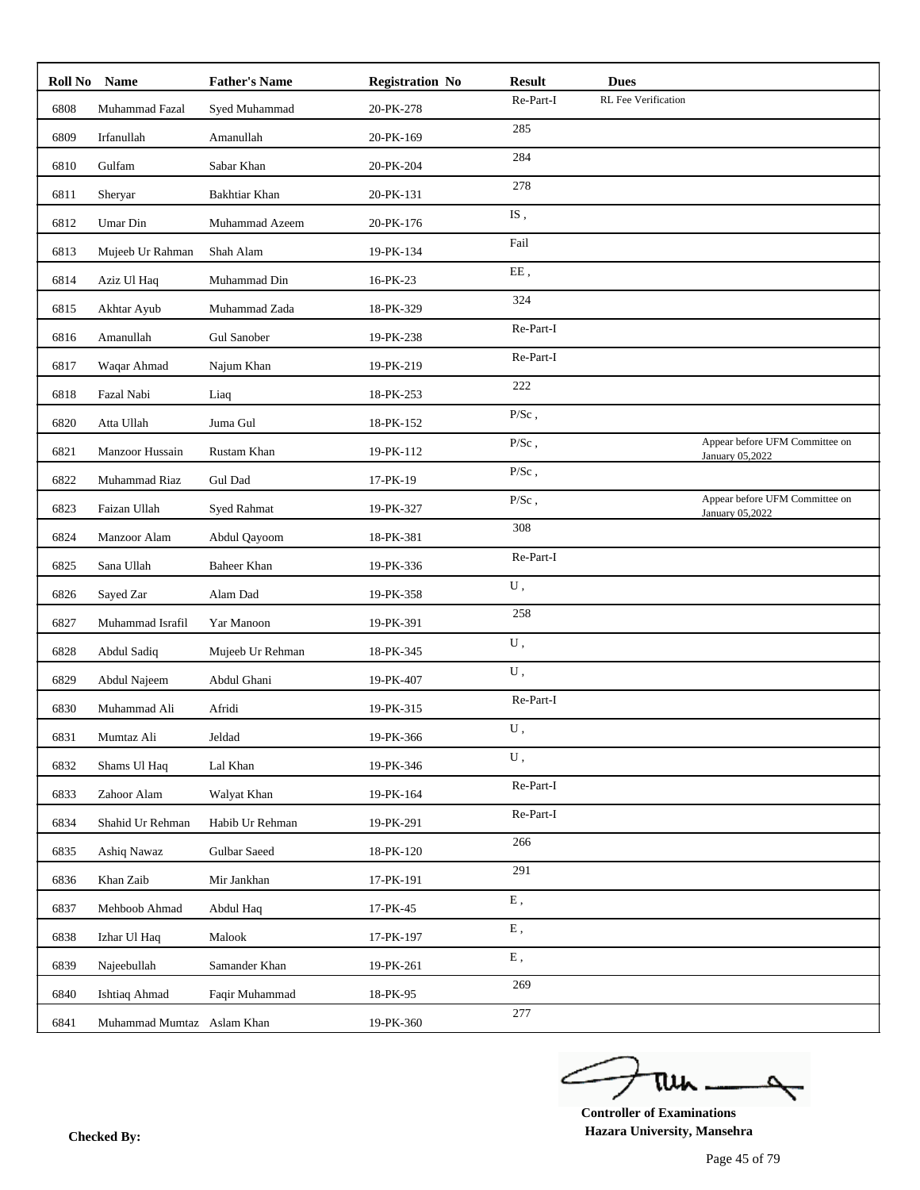| Roll No | Name | Father's Name | Registration No | Result | Dues | |
|---|---|---|---|---|---|---|
| 6808 | Muhammad Fazal | Syed Muhammad | 20-PK-278 | Re-Part-I | RL Fee Verification | |
| 6809 | Irfanullah | Amanullah | 20-PK-169 | 285 | | |
| 6810 | Gulfam | Sabar Khan | 20-PK-204 | 284 | | |
| 6811 | Sheryar | Bakhtiar Khan | 20-PK-131 | 278 | | |
| 6812 | Umar Din | Muhammad Azeem | 20-PK-176 | IS , | | |
| 6813 | Mujeeb Ur Rahman | Shah Alam | 19-PK-134 | Fail | | |
| 6814 | Aziz Ul Haq | Muhammad Din | 16-PK-23 | EE , | | |
| 6815 | Akhtar Ayub | Muhammad Zada | 18-PK-329 | 324 | | |
| 6816 | Amanullah | Gul Sanober | 19-PK-238 | Re-Part-I | | |
| 6817 | Waqar Ahmad | Najum Khan | 19-PK-219 | Re-Part-I | | |
| 6818 | Fazal Nabi | Liaq | 18-PK-253 | 222 | | |
| 6820 | Atta Ullah | Juma Gul | 18-PK-152 | P/Sc , | | |
| 6821 | Manzoor Hussain | Rustam Khan | 19-PK-112 | P/Sc , | | Appear before UFM Committee on January 05,2022 |
| 6822 | Muhammad Riaz | Gul Dad | 17-PK-19 | P/Sc , | | |
| 6823 | Faizan Ullah | Syed Rahmat | 19-PK-327 | P/Sc , | | Appear before UFM Committee on January 05,2022 |
| 6824 | Manzoor Alam | Abdul Qayoom | 18-PK-381 | 308 | | |
| 6825 | Sana Ullah | Baheer Khan | 19-PK-336 | Re-Part-I | | |
| 6826 | Sayed Zar | Alam Dad | 19-PK-358 | U , | | |
| 6827 | Muhammad Israfil | Yar Manoon | 19-PK-391 | 258 | | |
| 6828 | Abdul Sadiq | Mujeeb Ur Rehman | 18-PK-345 | U , | | |
| 6829 | Abdul Najeem | Abdul Ghani | 19-PK-407 | U , | | |
| 6830 | Muhammad Ali | Afridi | 19-PK-315 | Re-Part-I | | |
| 6831 | Mumtaz Ali | Jeldad | 19-PK-366 | U , | | |
| 6832 | Shams Ul Haq | Lal Khan | 19-PK-346 | U , | | |
| 6833 | Zahoor Alam | Walyat Khan | 19-PK-164 | Re-Part-I | | |
| 6834 | Shahid Ur Rehman | Habib Ur Rehman | 19-PK-291 | Re-Part-I | | |
| 6835 | Ashiq Nawaz | Gulbar Saeed | 18-PK-120 | 266 | | |
| 6836 | Khan Zaib | Mir Jankhan | 17-PK-191 | 291 | | |
| 6837 | Mehboob Ahmad | Abdul Haq | 17-PK-45 | E , | | |
| 6838 | Izhar Ul Haq | Malook | 17-PK-197 | E , | | |
| 6839 | Najeebullah | Samander Khan | 19-PK-261 | E , | | |
| 6840 | Ishtiaq Ahmad | Faqir Muhammad | 18-PK-95 | 269 | | |
| 6841 | Muhammad Mumtaz | Aslam Khan | 19-PK-360 | 277 | | |

**Controller of Examinations**
**Hazara University, Mansehra**

**Checked By:**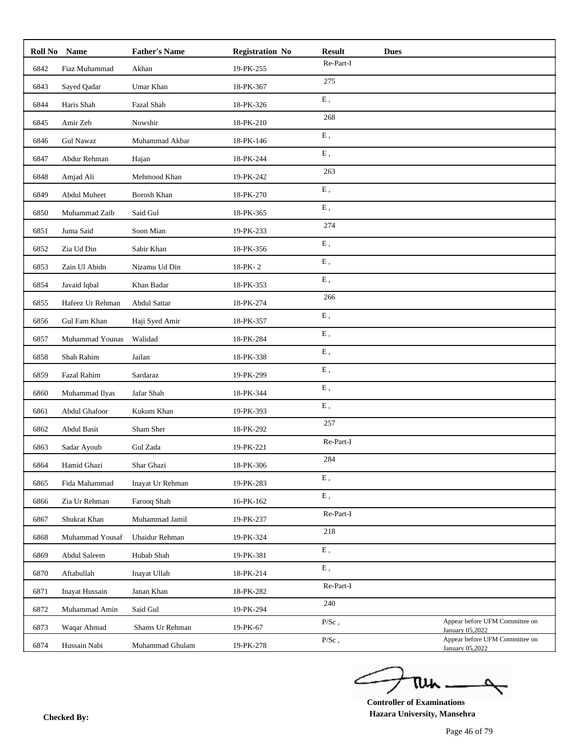| Roll No | Name | Father's Name | Registration No | Result | Dues | |
|---|---|---|---|---|---|---|
| 6842 | Fiaz Muhammad | Akhan | 19-PK-255 | Re-Part-I | | |
| 6843 | Sayed Qadar | Umar Khan | 18-PK-367 | 275 | | |
| 6844 | Haris Shah | Fazal Shah | 18-PK-326 | E , | | |
| 6845 | Amir Zeb | Nowshir | 18-PK-210 | 268 | | |
| 6846 | Gul Nawaz | Muhammad Akbar | 18-PK-146 | E , | | |
| 6847 | Abdur Rehman | Hajan | 18-PK-244 | E , | | |
| 6848 | Amjad Ali | Mehmood Khan | 19-PK-242 | 263 | | |
| 6849 | Abdul Muheet | Borosh Khan | 18-PK-270 | E , | | |
| 6850 | Muhammad Zaib | Said Gul | 18-PK-365 | E , | | |
| 6851 | Juma Said | Soon Mian | 19-PK-233 | 274 | | |
| 6852 | Zia Ud Din | Sabir Khan | 18-PK-356 | E , | | |
| 6853 | Zain Ul Abidn | Nizamu Ud Din | 18-PK- 2 | E , | | |
| 6854 | Javaid Iqbal | Khan Badar | 18-PK-353 | E , | | |
| 6855 | Hafeez Ur Rehman | Abdul Sattar | 18-PK-274 | 266 | | |
| 6856 | Gul Fam Khan | Haji Syed Amir | 18-PK-357 | E , | | |
| 6857 | Muhammad Younas | Walidad | 18-PK-284 | E , | | |
| 6858 | Shah Rahim | Jailan | 18-PK-338 | E , | | |
| 6859 | Fazal Rahim | Sardaraz | 19-PK-299 | E , | | |
| 6860 | Muhammad Ilyas | Jafar Shah | 18-PK-344 | E , | | |
| 6861 | Abdul Ghafoor | Kukum Khan | 19-PK-393 | E , | | |
| 6862 | Abdul Basit | Sham Sher | 18-PK-292 | 257 | | |
| 6863 | Sadar Ayoub | Gul Zada | 19-PK-221 | Re-Part-I | | |
| 6864 | Hamid Ghazi | Shar Ghazi | 18-PK-306 | 284 | | |
| 6865 | Fida Mahammad | Inayat Ur Rehman | 19-PK-283 | E , | | |
| 6866 | Zia Ur Rehman | Farooq Shah | 16-PK-162 | E , | | |
| 6867 | Shukrat Khan | Muhammad Jamil | 19-PK-237 | Re-Part-I | | |
| 6868 | Muhammad Yousaf | Ubaidur Rehman | 19-PK-324 | 218 | | |
| 6869 | Abdul Saleem | Hubab Shah | 19-PK-381 | E , | | |
| 6870 | Aftabullah | Inayat Ullah | 18-PK-214 | E , | | |
| 6871 | Inayat Hussain | Janan Khan | 18-PK-282 | Re-Part-I | | |
| 6872 | Muhammad Amin | Said Gul | 19-PK-294 | 240 | | |
| 6873 | Waqar Ahmad | Shams Ur Rehman | 19-PK-67 | P/Sc , | | Appear before UFM Committee on January 05,2022 |
| 6874 | Hussain Nabi | Muhammad Ghulam | 19-PK-278 | P/Sc , | | Appear before UFM Committee on January 05,2022 |

**Checked By:**

**Controller of Examinations**
**Hazara University, Mansehra**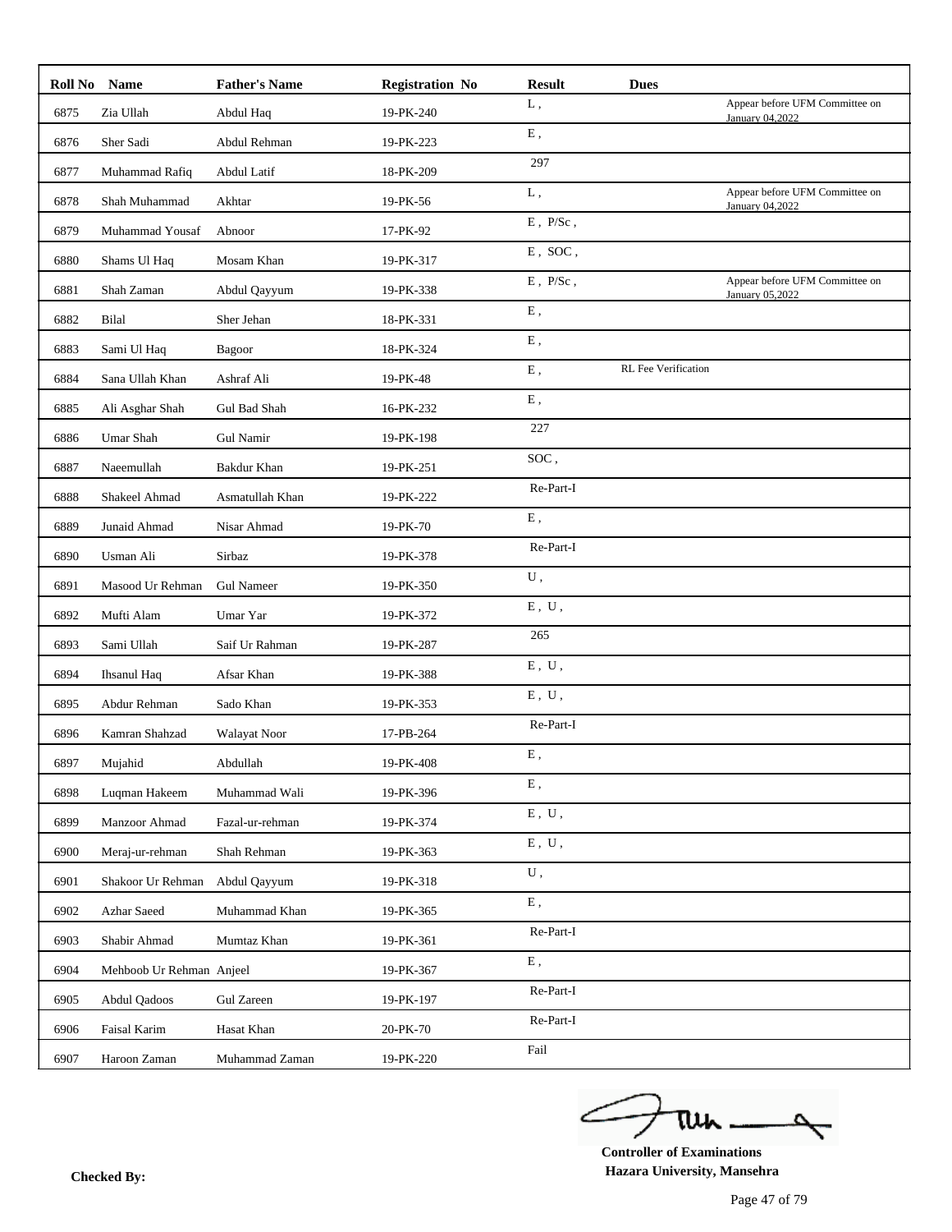| Roll No | Name | Father's Name | Registration No | Result | Dues | |
|---|---|---|---|---|---|---|
| 6875 | Zia Ullah | Abdul Haq | 19-PK-240 | L , | | Appear before UFM Committee on January 04,2022 |
| 6876 | Sher Sadi | Abdul Rehman | 19-PK-223 | E , | | |
| 6877 | Muhammad Rafiq | Abdul Latif | 18-PK-209 | 297 | | |
| 6878 | Shah Muhammad | Akhtar | 19-PK-56 | L , | | Appear before UFM Committee on January 04,2022 |
| 6879 | Muhammad Yousaf | Abnoor | 17-PK-92 | E , P/Sc , | | |
| 6880 | Shams Ul Haq | Mosam Khan | 19-PK-317 | E , SOC , | | |
| 6881 | Shah Zaman | Abdul Qayyum | 19-PK-338 | E , P/Sc , | | Appear before UFM Committee on January 05,2022 |
| 6882 | Bilal | Sher Jehan | 18-PK-331 | E , | | |
| 6883 | Sami Ul Haq | Bagoor | 18-PK-324 | E , | | |
| 6884 | Sana Ullah Khan | Ashraf Ali | 19-PK-48 | E , | RL Fee Verification | |
| 6885 | Ali Asghar Shah | Gul Bad Shah | 16-PK-232 | E , | | |
| 6886 | Umar Shah | Gul Namir | 19-PK-198 | 227 | | |
| 6887 | Naeemullah | Bakdur Khan | 19-PK-251 | SOC , | | |
| 6888 | Shakeel Ahmad | Asmatullah Khan | 19-PK-222 | Re-Part-I | | |
| 6889 | Junaid Ahmad | Nisar Ahmad | 19-PK-70 | E , | | |
| 6890 | Usman Ali | Sirbaz | 19-PK-378 | Re-Part-I | | |
| 6891 | Masood Ur Rehman | Gul Nameer | 19-PK-350 | U , | | |
| 6892 | Mufti Alam | Umar Yar | 19-PK-372 | E , U , | | |
| 6893 | Sami Ullah | Saif Ur Rahman | 19-PK-287 | 265 | | |
| 6894 | Ihsanul Haq | Afsar Khan | 19-PK-388 | E , U , | | |
| 6895 | Abdur Rehman | Sado Khan | 19-PK-353 | E , U , | | |
| 6896 | Kamran Shahzad | Walayat Noor | 17-PB-264 | Re-Part-I | | |
| 6897 | Mujahid | Abdullah | 19-PK-408 | E , | | |
| 6898 | Luqman Hakeem | Muhammad Wali | 19-PK-396 | E , | | |
| 6899 | Manzoor Ahmad | Fazal-ur-rehman | 19-PK-374 | E , U , | | |
| 6900 | Meraj-ur-rehman | Shah Rehman | 19-PK-363 | E , U , | | |
| 6901 | Shakoor Ur Rehman | Abdul Qayyum | 19-PK-318 | U , | | |
| 6902 | Azhar Saeed | Muhammad Khan | 19-PK-365 | E , | | |
| 6903 | Shabir Ahmad | Mumtaz Khan | 19-PK-361 | Re-Part-I | | |
| 6904 | Mehboob Ur Rehman | Anjeel | 19-PK-367 | E , | | |
| 6905 | Abdul Qadoos | Gul Zareen | 19-PK-197 | Re-Part-I | | |
| 6906 | Faisal Karim | Hasat Khan | 20-PK-70 | Re-Part-I | | |
| 6907 | Haroon Zaman | Muhammad Zaman | 19-PK-220 | Fail | | |

**Checked By:**

**Controller of Examinations**
**Hazara University, Mansehra**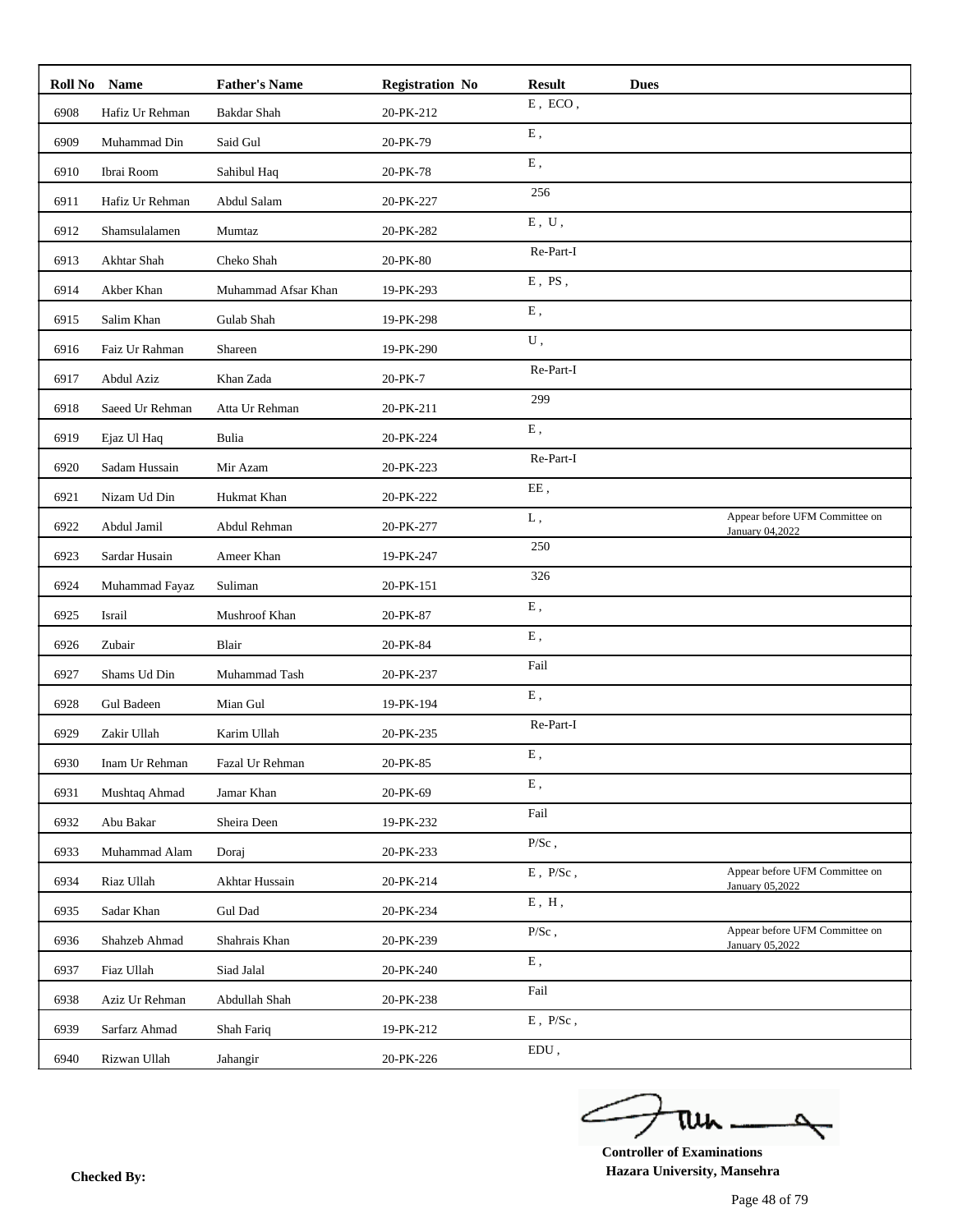| Roll No | Name | Father's Name | Registration No | Result | Dues | |
|---|---|---|---|---|---|---|
| 6908 | Hafiz Ur Rehman | Bakdar Shah | 20-PK-212 | E , ECO , | | |
| 6909 | Muhammad Din | Said Gul | 20-PK-79 | E , | | |
| 6910 | Ibrai Room | Sahibul Haq | 20-PK-78 | E , | | |
| 6911 | Hafiz Ur Rehman | Abdul Salam | 20-PK-227 | 256 | | |
| 6912 | Shamsulalamen | Mumtaz | 20-PK-282 | E , U , | | |
| 6913 | Akhtar Shah | Cheko Shah | 20-PK-80 | Re-Part-I | | |
| 6914 | Akber Khan | Muhammad Afsar Khan | 19-PK-293 | E , PS , | | |
| 6915 | Salim Khan | Gulab Shah | 19-PK-298 | E , | | |
| 6916 | Faiz Ur Rahman | Shareen | 19-PK-290 | U , | | |
| 6917 | Abdul Aziz | Khan Zada | 20-PK-7 | Re-Part-I | | |
| 6918 | Saeed Ur Rehman | Atta Ur Rehman | 20-PK-211 | 299 | | |
| 6919 | Ejaz Ul Haq | Bulia | 20-PK-224 | E , | | |
| 6920 | Sadam Hussain | Mir Azam | 20-PK-223 | Re-Part-I | | |
| 6921 | Nizam Ud Din | Hukmat Khan | 20-PK-222 | EE , | | |
| 6922 | Abdul Jamil | Abdul Rehman | 20-PK-277 | L , | | Appear before UFM Committee on January 04,2022 |
| 6923 | Sardar Husain | Ameer Khan | 19-PK-247 | 250 | | |
| 6924 | Muhammad Fayaz | Suliman | 20-PK-151 | 326 | | |
| 6925 | Israil | Mushroof Khan | 20-PK-87 | E , | | |
| 6926 | Zubair | Blair | 20-PK-84 | E , | | |
| 6927 | Shams Ud Din | Muhammad Tash | 20-PK-237 | Fail | | |
| 6928 | Gul Badeen | Mian Gul | 19-PK-194 | E , | | |
| 6929 | Zakir Ullah | Karim Ullah | 20-PK-235 | Re-Part-I | | |
| 6930 | Inam Ur Rehman | Fazal Ur Rehman | 20-PK-85 | E , | | |
| 6931 | Mushtaq Ahmad | Jamar Khan | 20-PK-69 | E , | | |
| 6932 | Abu Bakar | Sheira Deen | 19-PK-232 | Fail | | |
| 6933 | Muhammad Alam | Doraj | 20-PK-233 | P/Sc , | | |
| 6934 | Riaz Ullah | Akhtar Hussain | 20-PK-214 | E , P/Sc , | | Appear before UFM Committee on January 05,2022 |
| 6935 | Sadar Khan | Gul Dad | 20-PK-234 | E , H , | | |
| 6936 | Shahzeb Ahmad | Shahrais Khan | 20-PK-239 | P/Sc , | | Appear before UFM Committee on January 05,2022 |
| 6937 | Fiaz Ullah | Siad Jalal | 20-PK-240 | E , | | |
| 6938 | Aziz Ur Rehman | Abdullah Shah | 20-PK-238 | Fail | | |
| 6939 | Sarfarz Ahmad | Shah Fariq | 19-PK-212 | E , P/Sc , | | |
| 6940 | Rizwan Ullah | Jahangir | 20-PK-226 | EDU , | | |

**Checked By:**

**Controller of Examinations**
**Hazara University, Mansehra**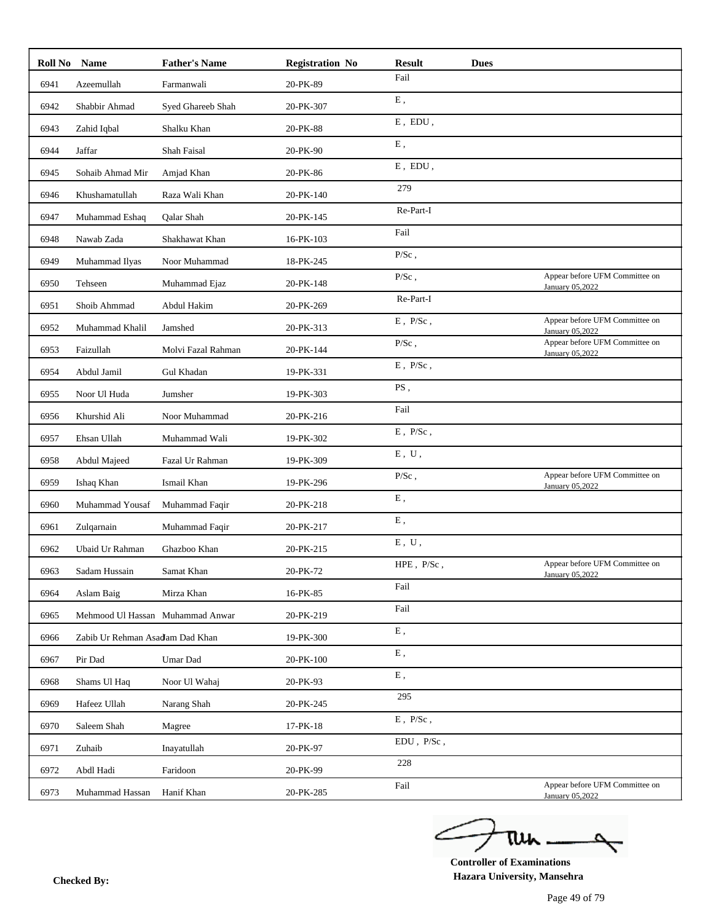| Roll No | Name | Father's Name | Registration No | Result | Dues | |
|---|---|---|---|---|---|---|
| 6941 | Azeemullah | Farmanwali | 20-PK-89 | Fail | | |
| 6942 | Shabbir Ahmad | Syed Ghareeb Shah | 20-PK-307 | E , | | |
| 6943 | Zahid Iqbal | Shalku Khan | 20-PK-88 | E , EDU , | | |
| 6944 | Jaffar | Shah Faisal | 20-PK-90 | E , | | |
| 6945 | Sohaib Ahmad Mir | Amjad Khan | 20-PK-86 | E , EDU , | | |
| 6946 | Khushamatullah | Raza Wali Khan | 20-PK-140 | 279 | | |
| 6947 | Muhammad Eshaq | Qalar Shah | 20-PK-145 | Re-Part-I | | |
| 6948 | Nawab Zada | Shakhawat Khan | 16-PK-103 | Fail | | |
| 6949 | Muhammad Ilyas | Noor Muhammad | 18-PK-245 | P/Sc , | | |
| 6950 | Tehseen | Muhammad Ejaz | 20-PK-148 | P/Sc , | | Appear before UFM Committee on January 05,2022 |
| 6951 | Shoib Ahmmad | Abdul Hakim | 20-PK-269 | Re-Part-I | | |
| 6952 | Muhammad Khalil | Jamshed | 20-PK-313 | E , P/Sc , | | Appear before UFM Committee on January 05,2022 |
| 6953 | Faizullah | Molvi Fazal Rahman | 20-PK-144 | P/Sc , | | Appear before UFM Committee on January 05,2022 |
| 6954 | Abdul Jamil | Gul Khadan | 19-PK-331 | E , P/Sc , | | |
| 6955 | Noor Ul Huda | Jumsher | 19-PK-303 | PS , | | |
| 6956 | Khurshid Ali | Noor Muhammad | 20-PK-216 | Fail | | |
| 6957 | Ehsan Ullah | Muhammad Wali | 19-PK-302 | E , P/Sc , | | |
| 6958 | Abdul Majeed | Fazal Ur Rahman | 19-PK-309 | E , U , | | |
| 6959 | Ishaq Khan | Ismail Khan | 19-PK-296 | P/Sc , | | Appear before UFM Committee on January 05,2022 |
| 6960 | Muhammad Yousaf | Muhammad Faqir | 20-PK-218 | E , | | |
| 6961 | Zulqarnain | Muhammad Faqir | 20-PK-217 | E , | | |
| 6962 | Ubaid Ur Rahman | Ghazboo Khan | 20-PK-215 | E , U , | | |
| 6963 | Sadam Hussain | Samat Khan | 20-PK-72 | HPE , P/Sc , | | Appear before UFM Committee on January 05,2022 |
| 6964 | Aslam Baig | Mirza Khan | 16-PK-85 | Fail | | |
| 6965 | Mehmood Ul Hassan | Muhammad Anwar | 20-PK-219 | Fail | | |
| 6966 | Zabib Ur Rehman Asad | Jam Dad Khan | 19-PK-300 | E , | | |
| 6967 | Pir Dad | Umar Dad | 20-PK-100 | E , | | |
| 6968 | Shams Ul Haq | Noor Ul Wahaj | 20-PK-93 | E , | | |
| 6969 | Hafeez Ullah | Narang Shah | 20-PK-245 | 295 | | |
| 6970 | Saleem Shah | Magree | 17-PK-18 | E , P/Sc , | | |
| 6971 | Zuhaib | Inayatullah | 20-PK-97 | EDU , P/Sc , | | |
| 6972 | Abdl Hadi | Faridoon | 20-PK-99 | 228 | | |
| 6973 | Muhammad Hassan | Hanif Khan | 20-PK-285 | Fail | | Appear before UFM Committee on January 05,2022 |

**Checked By:**

**Controller of Examinations**
**Hazara University, Mansehra**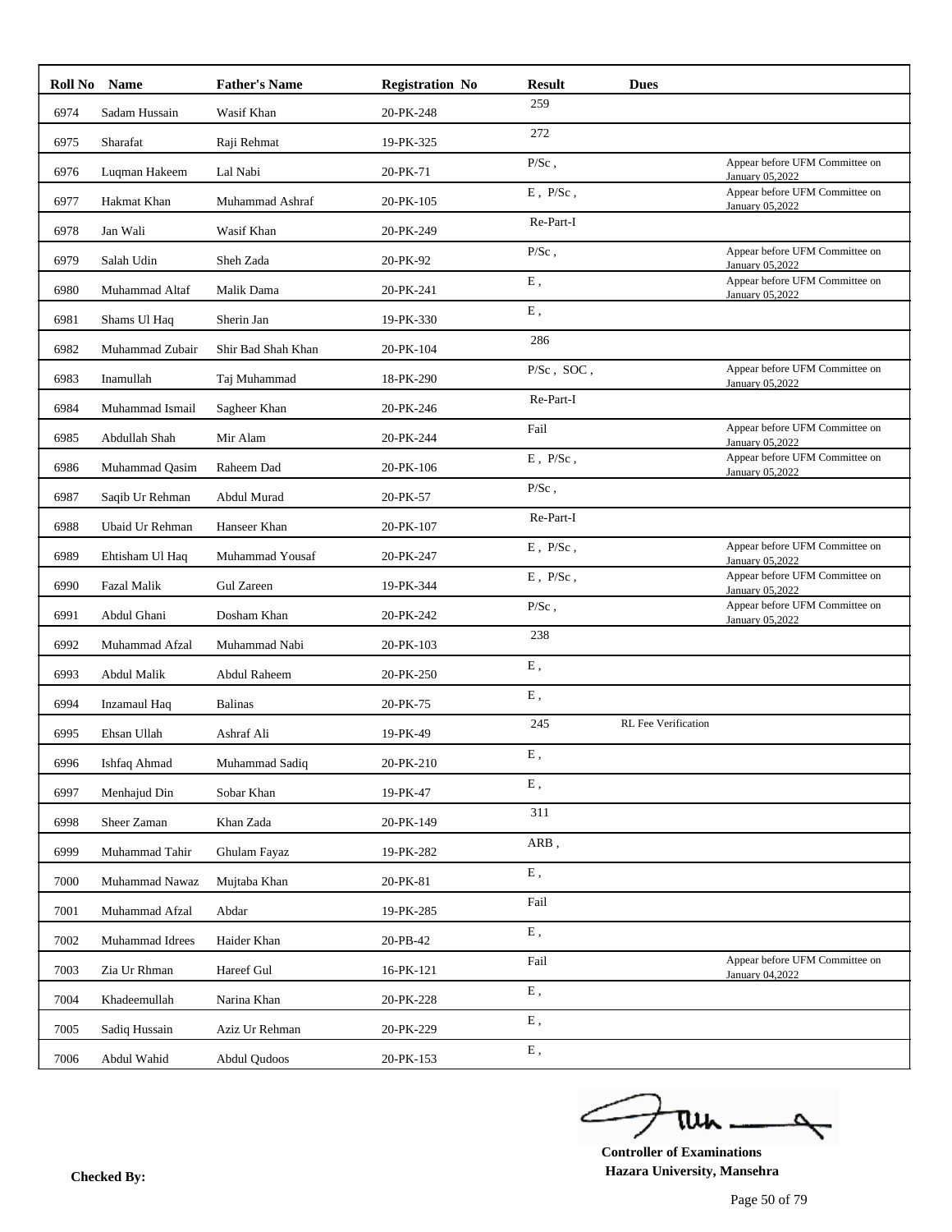| Roll No | Name | Father's Name | Registration No | Result | Dues | |
|---|---|---|---|---|---|---|
| 6974 | Sadam Hussain | Wasif Khan | 20-PK-248 | 259 | | |
| 6975 | Sharafat | Raji Rehmat | 19-PK-325 | 272 | | |
| 6976 | Luqman Hakeem | Lal Nabi | 20-PK-71 | P/Sc , | | Appear before UFM Committee on January 05,2022 |
| 6977 | Hakmat Khan | Muhammad Ashraf | 20-PK-105 | E , P/Sc , | | Appear before UFM Committee on January 05,2022 |
| 6978 | Jan Wali | Wasif Khan | 20-PK-249 | Re-Part-I | | |
| 6979 | Salah Udin | Sheh Zada | 20-PK-92 | P/Sc , | | Appear before UFM Committee on January 05,2022 |
| 6980 | Muhammad Altaf | Malik Dama | 20-PK-241 | E , | | Appear before UFM Committee on January 05,2022 |
| 6981 | Shams Ul Haq | Sherin Jan | 19-PK-330 | E , | | |
| 6982 | Muhammad Zubair | Shir Bad Shah Khan | 20-PK-104 | 286 | | |
| 6983 | Inamullah | Taj Muhammad | 18-PK-290 | P/Sc , SOC , | | Appear before UFM Committee on January 05,2022 |
| 6984 | Muhammad Ismail | Sagheer Khan | 20-PK-246 | Re-Part-I | | |
| 6985 | Abdullah Shah | Mir Alam | 20-PK-244 | Fail | | Appear before UFM Committee on January 05,2022 |
| 6986 | Muhammad Qasim | Raheem Dad | 20-PK-106 | E , P/Sc , | | Appear before UFM Committee on January 05,2022 |
| 6987 | Saqib Ur Rehman | Abdul Murad | 20-PK-57 | P/Sc , | | |
| 6988 | Ubaid Ur Rehman | Hanseer Khan | 20-PK-107 | Re-Part-I | | |
| 6989 | Ehtisham Ul Haq | Muhammad Yousaf | 20-PK-247 | E , P/Sc , | | Appear before UFM Committee on January 05,2022 |
| 6990 | Fazal Malik | Gul Zareen | 19-PK-344 | E , P/Sc , | | Appear before UFM Committee on January 05,2022 |
| 6991 | Abdul Ghani | Dosham Khan | 20-PK-242 | P/Sc , | | Appear before UFM Committee on January 05,2022 |
| 6992 | Muhammad Afzal | Muhammad Nabi | 20-PK-103 | 238 | | |
| 6993 | Abdul Malik | Abdul Raheem | 20-PK-250 | E , | | |
| 6994 | Inzamaul Haq | Balinas | 20-PK-75 | E , | | |
| 6995 | Ehsan Ullah | Ashraf Ali | 19-PK-49 | 245 | RL Fee Verification | |
| 6996 | Ishfaq Ahmad | Muhammad Sadiq | 20-PK-210 | E , | | |
| 6997 | Menhajud Din | Sobar Khan | 19-PK-47 | E , | | |
| 6998 | Sheer Zaman | Khan Zada | 20-PK-149 | 311 | | |
| 6999 | Muhammad Tahir | Ghulam Fayaz | 19-PK-282 | ARB , | | |
| 7000 | Muhammad Nawaz | Mujtaba Khan | 20-PK-81 | E , | | |
| 7001 | Muhammad Afzal | Abdar | 19-PK-285 | Fail | | |
| 7002 | Muhammad Idrees | Haider Khan | 20-PB-42 | E , | | |
| 7003 | Zia Ur Rhman | Hareef Gul | 16-PK-121 | Fail | | Appear before UFM Committee on January 04,2022 |
| 7004 | Khadeemullah | Narina Khan | 20-PK-228 | E , | | |
| 7005 | Sadiq Hussain | Aziz Ur Rehman | 20-PK-229 | E , | | |
| 7006 | Abdul Wahid | Abdul Qudoos | 20-PK-153 | E , | | |

**Checked By:**

**Controller of Examinations**
**Hazara University, Mansehra**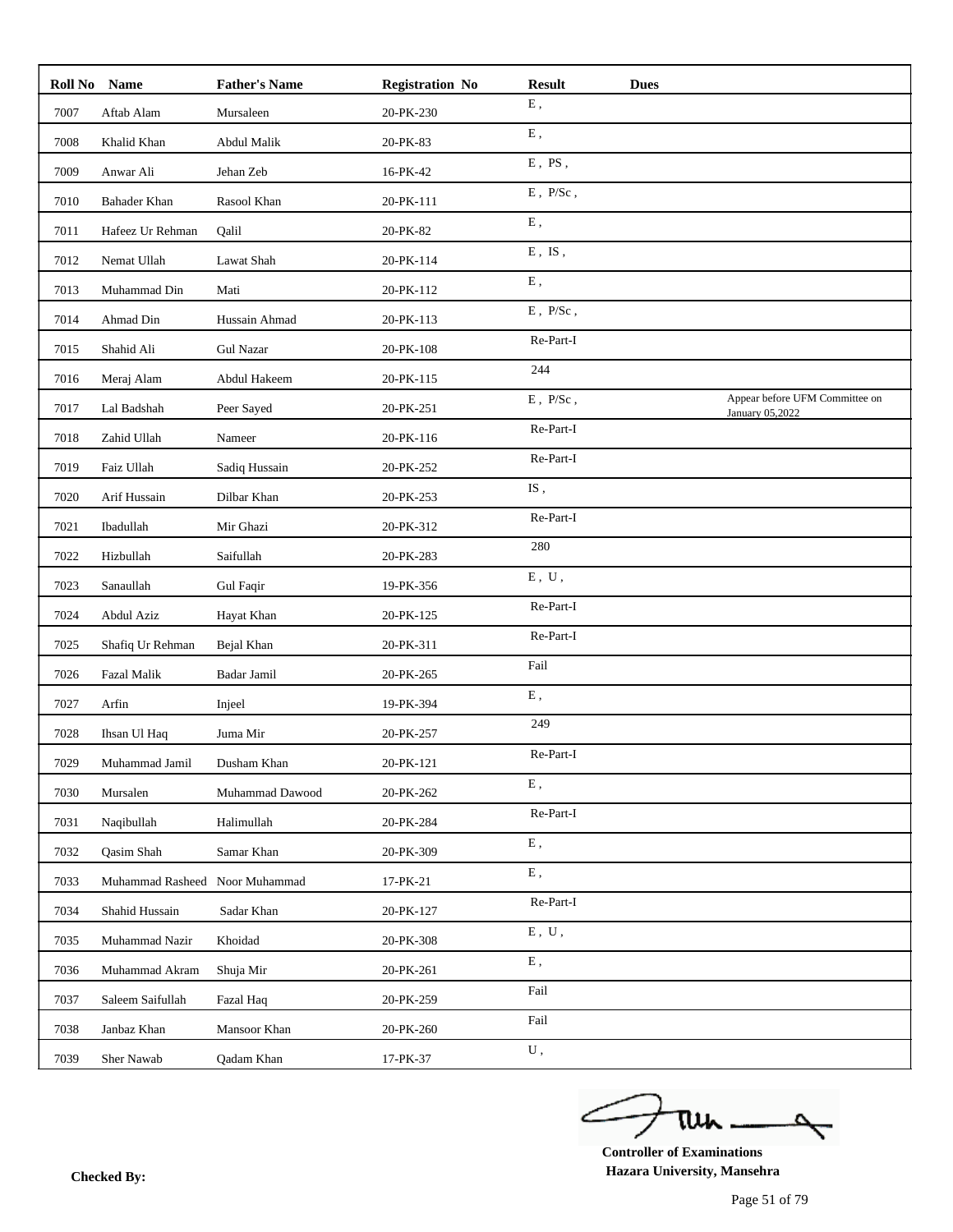| Roll No | Name | Father's Name | Registration No | Result | Dues | |
|---|---|---|---|---|---|---|
| 7007 | Aftab Alam | Mursaleen | 20-PK-230 | E , | | |
| 7008 | Khalid Khan | Abdul Malik | 20-PK-83 | E , | | |
| 7009 | Anwar Ali | Jehan Zeb | 16-PK-42 | E , PS , | | |
| 7010 | Bahader Khan | Rasool Khan | 20-PK-111 | E , P/Sc , | | |
| 7011 | Hafeez Ur Rehman | Qalil | 20-PK-82 | E , | | |
| 7012 | Nemat Ullah | Lawat Shah | 20-PK-114 | E , IS , | | |
| 7013 | Muhammad Din | Mati | 20-PK-112 | E , | | |
| 7014 | Ahmad Din | Hussain Ahmad | 20-PK-113 | E , P/Sc , | | |
| 7015 | Shahid Ali | Gul Nazar | 20-PK-108 | Re-Part-I | | |
| 7016 | Meraj Alam | Abdul Hakeem | 20-PK-115 | 244 | | |
| 7017 | Lal Badshah | Peer Sayed | 20-PK-251 | E , P/Sc , | | Appear before UFM Committee on January 05,2022 |
| 7018 | Zahid Ullah | Nameer | 20-PK-116 | Re-Part-I | | |
| 7019 | Faiz Ullah | Sadiq Hussain | 20-PK-252 | Re-Part-I | | |
| 7020 | Arif Hussain | Dilbar Khan | 20-PK-253 | IS , | | |
| 7021 | Ibadullah | Mir Ghazi | 20-PK-312 | Re-Part-I | | |
| 7022 | Hizbullah | Saifullah | 20-PK-283 | 280 | | |
| 7023 | Sanaullah | Gul Faqir | 19-PK-356 | E , U , | | |
| 7024 | Abdul Aziz | Hayat Khan | 20-PK-125 | Re-Part-I | | |
| 7025 | Shafiq Ur Rehman | Bejal Khan | 20-PK-311 | Re-Part-I | | |
| 7026 | Fazal Malik | Badar Jamil | 20-PK-265 | Fail | | |
| 7027 | Arfin | Injeel | 19-PK-394 | E , | | |
| 7028 | Ihsan Ul Haq | Juma Mir | 20-PK-257 | 249 | | |
| 7029 | Muhammad Jamil | Dusham Khan | 20-PK-121 | Re-Part-I | | |
| 7030 | Mursalen | Muhammad Dawood | 20-PK-262 | E , | | |
| 7031 | Naqibullah | Halimullah | 20-PK-284 | Re-Part-I | | |
| 7032 | Qasim Shah | Samar Khan | 20-PK-309 | E , | | |
| 7033 | Muhammad Rasheed | Noor Muhammad | 17-PK-21 | E , | | |
| 7034 | Shahid Hussain | Sadar Khan | 20-PK-127 | Re-Part-I | | |
| 7035 | Muhammad Nazir | Khoidad | 20-PK-308 | E , U , | | |
| 7036 | Muhammad Akram | Shuja Mir | 20-PK-261 | E , | | |
| 7037 | Saleem Saifullah | Fazal Haq | 20-PK-259 | Fail | | |
| 7038 | Janbaz Khan | Mansoor Khan | 20-PK-260 | Fail | | |
| 7039 | Sher Nawab | Qadam Khan | 17-PK-37 | U , | | |

**Checked By:**

**Controller of Examinations**
**Hazara University, Mansehra**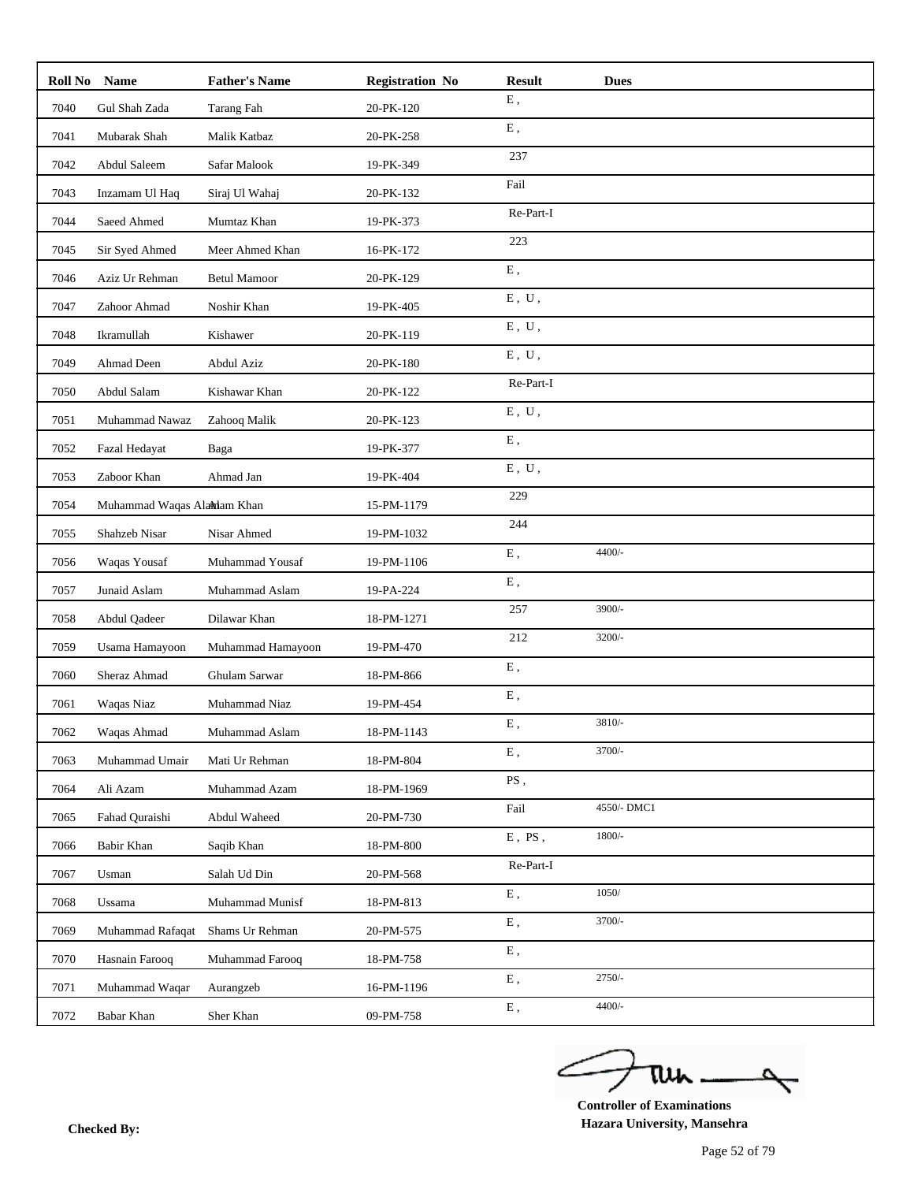| Roll No | Name | Father's Name | Registration No | Result | Dues |
|---|---|---|---|---|---|
| 7040 | Gul Shah Zada | Tarang Fah | 20-PK-120 | E , | |
| 7041 | Mubarak Shah | Malik Katbaz | 20-PK-258 | E , | |
| 7042 | Abdul Saleem | Safar Malook | 19-PK-349 | 237 | |
| 7043 | Inzamam Ul Haq | Siraj Ul Wahaj | 20-PK-132 | Fail | |
| 7044 | Saeed Ahmed | Mumtaz Khan | 19-PK-373 | Re-Part-I | |
| 7045 | Sir Syed Ahmed | Meer Ahmed Khan | 16-PK-172 | 223 | |
| 7046 | Aziz Ur Rehman | Betul Mamoor | 20-PK-129 | E , | |
| 7047 | Zahoor Ahmad | Noshir Khan | 19-PK-405 | E , U , | |
| 7048 | Ikramullah | Kishawer | 20-PK-119 | E , U , | |
| 7049 | Ahmad Deen | Abdul Aziz | 20-PK-180 | E , U , | |
| 7050 | Abdul Salam | Kishawar Khan | 20-PK-122 | Re-Part-I | |
| 7051 | Muhammad Nawaz | Zahooq Malik | 20-PK-123 | E , U , | |
| 7052 | Fazal Hedayat | Baga | 19-PK-377 | E , | |
| 7053 | Zaboor Khan | Ahmad Jan | 19-PK-404 | E , U , | |
| 7054 | Muhammad Waqas Alam | Adam Khan | 15-PM-1179 | 229 | |
| 7055 | Shahzeb Nisar | Nisar Ahmed | 19-PM-1032 | 244 | |
| 7056 | Waqas Yousaf | Muhammad Yousaf | 19-PM-1106 | E , | 4400/- |
| 7057 | Junaid Aslam | Muhammad Aslam | 19-PA-224 | E , | |
| 7058 | Abdul Qadeer | Dilawar Khan | 18-PM-1271 | 257 | 3900/- |
| 7059 | Usama Hamayoon | Muhammad Hamayoon | 19-PM-470 | 212 | 3200/- |
| 7060 | Sheraz Ahmad | Ghulam Sarwar | 18-PM-866 | E , | |
| 7061 | Waqas Niaz | Muhammad Niaz | 19-PM-454 | E , | |
| 7062 | Waqas Ahmad | Muhammad Aslam | 18-PM-1143 | E , | 3810/- |
| 7063 | Muhammad Umair | Mati Ur Rehman | 18-PM-804 | E , | 3700/- |
| 7064 | Ali Azam | Muhammad Azam | 18-PM-1969 | PS , | |
| 7065 | Fahad Quraishi | Abdul Waheed | 20-PM-730 | Fail | 4550/- DMC1 |
| 7066 | Babir Khan | Saqib Khan | 18-PM-800 | E , PS , | 1800/- |
| 7067 | Usman | Salah Ud Din | 20-PM-568 | Re-Part-I | |
| 7068 | Ussama | Muhammad Munisf | 18-PM-813 | E , | 1050/ |
| 7069 | Muhammad Rafaqat | Shams Ur Rehman | 20-PM-575 | E , | 3700/- |
| 7070 | Hasnain Farooq | Muhammad Farooq | 18-PM-758 | E , | |
| 7071 | Muhammad Waqar | Aurangzeb | 16-PM-1196 | E , | 2750/- |
| 7072 | Babar Khan | Sher Khan | 09-PM-758 | E , | 4400/- |

**Controller of Examinations**
**Hazara University, Mansehra**

**Checked By:**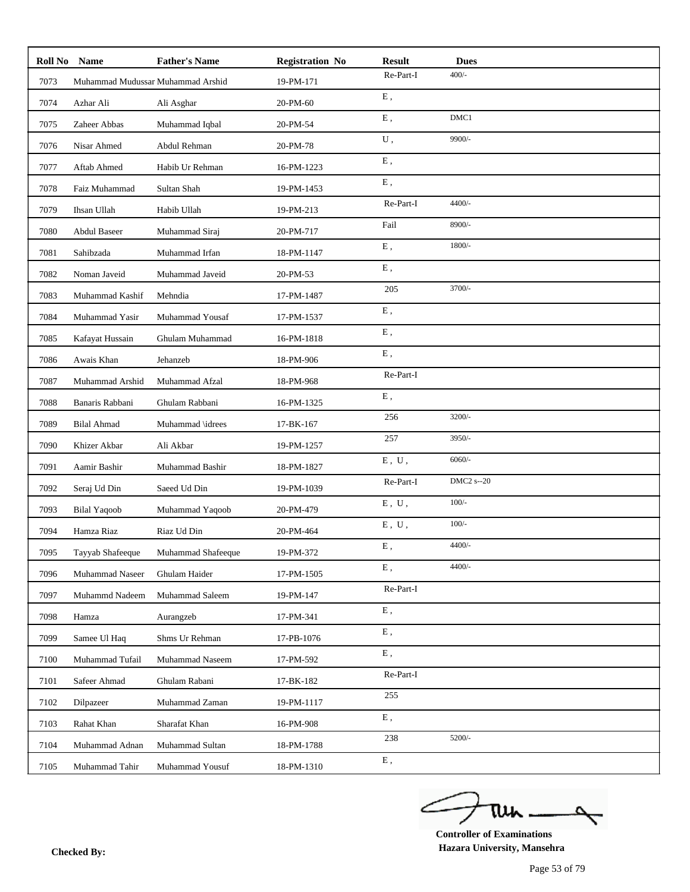| Roll No | Name | Father's Name | Registration No | Result | Dues |
|---|---|---|---|---|---|
| 7073 | Muhammad Mudussar | Muhammad Arshid | 19-PM-171 | Re-Part-I | 400/- |
| 7074 | Azhar Ali | Ali Asghar | 20-PM-60 | E , | |
| 7075 | Zaheer Abbas | Muhammad Iqbal | 20-PM-54 | E , | DMC1 |
| 7076 | Nisar Ahmed | Abdul Rehman | 20-PM-78 | U , | 9900/- |
| 7077 | Aftab Ahmed | Habib Ur Rehman | 16-PM-1223 | E , | |
| 7078 | Faiz Muhammad | Sultan Shah | 19-PM-1453 | E , | |
| 7079 | Ihsan Ullah | Habib Ullah | 19-PM-213 | Re-Part-I | 4400/- |
| 7080 | Abdul Baseer | Muhammad Siraj | 20-PM-717 | Fail | 8900/- |
| 7081 | Sahibzada | Muhammad Irfan | 18-PM-1147 | E , | 1800/- |
| 7082 | Noman Javeid | Muhammad Javeid | 20-PM-53 | E , | |
| 7083 | Muhammad Kashif | Mehndia | 17-PM-1487 | 205 | 3700/- |
| 7084 | Muhammad Yasir | Muhammad Yousaf | 17-PM-1537 | E , | |
| 7085 | Kafayat Hussain | Ghulam Muhammad | 16-PM-1818 | E , | |
| 7086 | Awais Khan | Jehanzeb | 18-PM-906 | E , | |
| 7087 | Muhammad Arshid | Muhammad Afzal | 18-PM-968 | Re-Part-I | |
| 7088 | Banaris Rabbani | Ghulam Rabbani | 16-PM-1325 | E , | |
| 7089 | Bilal Ahmad | Muhammad \idrees | 17-BK-167 | 256 | 3200/- |
| 7090 | Khizer Akbar | Ali Akbar | 19-PM-1257 | 257 | 3950/- |
| 7091 | Aamir Bashir | Muhammad Bashir | 18-PM-1827 | E , U , | 6060/- |
| 7092 | Seraj Ud Din | Saeed Ud Din | 19-PM-1039 | Re-Part-I | DMC2 s--20 |
| 7093 | Bilal Yaqoob | Muhammad Yaqoob | 20-PM-479 | E , U , | 100/- |
| 7094 | Hamza Riaz | Riaz Ud Din | 20-PM-464 | E , U , | 100/- |
| 7095 | Tayyab Shafeeque | Muhammad Shafeeque | 19-PM-372 | E , | 4400/- |
| 7096 | Muhammad Naseer | Ghulam Haider | 17-PM-1505 | E , | 4400/- |
| 7097 | Muhammd Nadeem | Muhammad Saleem | 19-PM-147 | Re-Part-I | |
| 7098 | Hamza | Aurangzeb | 17-PM-341 | E , | |
| 7099 | Samee Ul Haq | Shms Ur Rehman | 17-PB-1076 | E , | |
| 7100 | Muhammad Tufail | Muhammad Naseem | 17-PM-592 | E , | |
| 7101 | Safeer Ahmad | Ghulam Rabani | 17-BK-182 | Re-Part-I | |
| 7102 | Dilpazeer | Muhammad Zaman | 19-PM-1117 | 255 | |
| 7103 | Rahat Khan | Sharafat Khan | 16-PM-908 | E , | |
| 7104 | Muhammad Adnan | Muhammad Sultan | 18-PM-1788 | 238 | 5200/- |
| 7105 | Muhammad Tahir | Muhammad Yousuf | 18-PM-1310 | E , | |

**Controller of Examinations**
**Hazara University, Mansehra**

**Checked By:**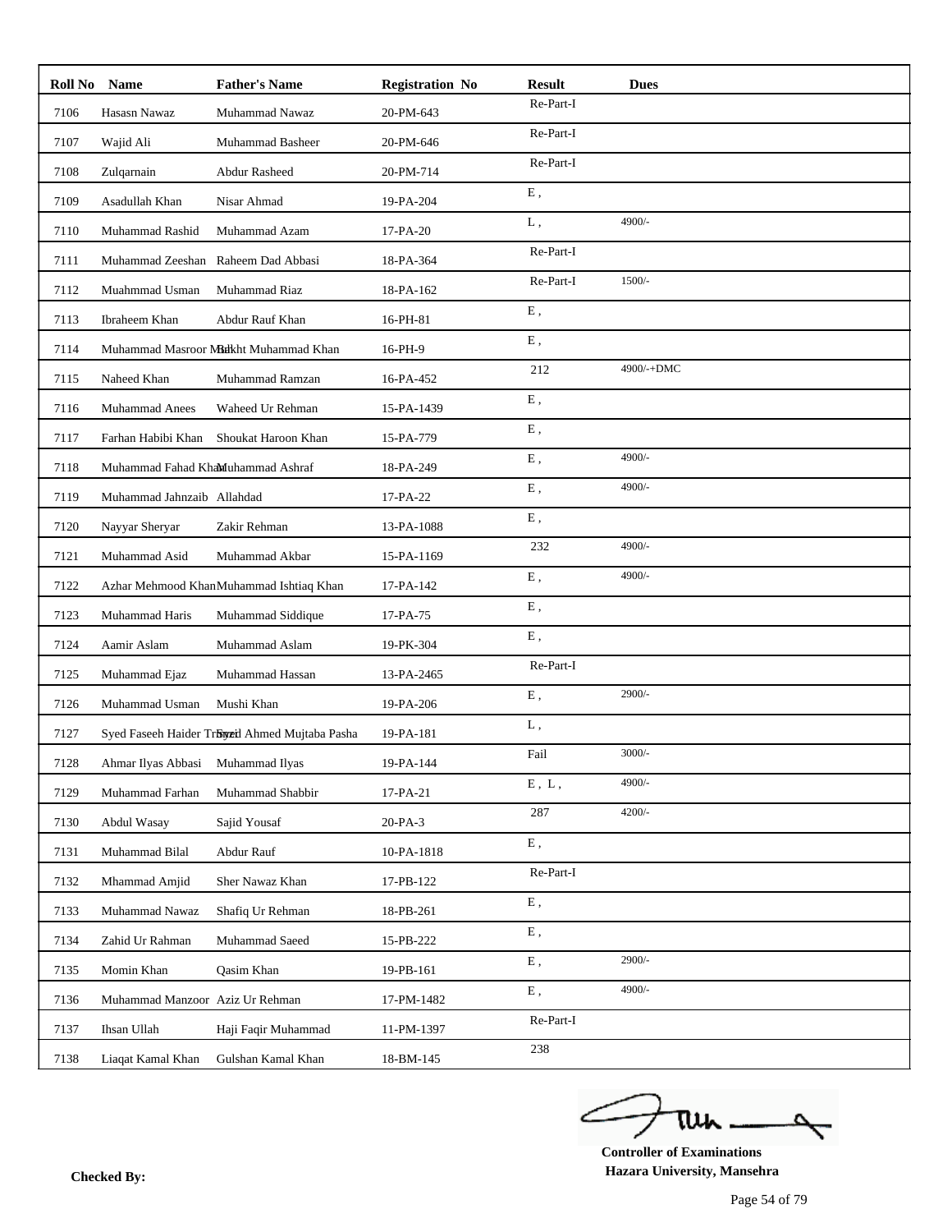| Roll No | Name | Father's Name | Registration No | Result | Dues |
|---|---|---|---|---|---|
| 7106 | Hasasn Nawaz | Muhammad Nawaz | 20-PM-643 | Re-Part-I | |
| 7107 | Wajid Ali | Muhammad Basheer | 20-PM-646 | Re-Part-I | |
| 7108 | Zulqarnain | Abdur Rasheed | 20-PM-714 | Re-Part-I | |
| 7109 | Asadullah Khan | Nisar Ahmad | 19-PA-204 | E , | |
| 7110 | Muhammad Rashid | Muhammad Azam | 17-PA-20 | L , | 4900/- |
| 7111 | Muhammad Zeeshan | Raheem Dad Abbasi | 18-PA-364 | Re-Part-I | |
| 7112 | Muahmmad Usman | Muhammad Riaz | 18-PA-162 | Re-Part-I | 1500/- |
| 7113 | Ibraheem Khan | Abdur Rauf Khan | 16-PH-81 | E , | |
| 7114 | Muhammad Masroor Malik | Bakht Muhammad Khan | 16-PH-9 | E , | |
| 7115 | Naheed Khan | Muhammad Ramzan | 16-PA-452 | 212 | 4900/-+DMC |
| 7116 | Muhammad Anees | Waheed Ur Rehman | 15-PA-1439 | E , | |
| 7117 | Farhan Habibi Khan | Shoukat Haroon Khan | 15-PA-779 | E , | |
| 7118 | Muhammad Fahad Khan | Muhammad Ashraf | 18-PA-249 | E , | 4900/- |
| 7119 | Muhammad Jahnzaib | Allahdad | 17-PA-22 | E , | 4900/- |
| 7120 | Nayyar Sheryar | Zakir Rehman | 13-PA-1088 | E , | |
| 7121 | Muhammad Asid | Muhammad Akbar | 15-PA-1169 | 232 | 4900/- |
| 7122 | Azhar Mehmood Khan | Muhammad Ishtiaq Khan | 17-PA-142 | E , | 4900/- |
| 7123 | Muhammad Haris | Muhammad Siddique | 17-PA-75 | E , | |
| 7124 | Aamir Aslam | Muhammad Aslam | 19-PK-304 | E , | |
| 7125 | Muhammad Ejaz | Muhammad Hassan | 13-PA-2465 | Re-Part-I | |
| 7126 | Muhammad Usman | Mushi Khan | 19-PA-206 | E , | 2900/- |
| 7127 | Syed Faseeh Haider Trimzi | Syed Ahmed Mujtaba Pasha | 19-PA-181 | L , | |
| 7128 | Ahmar Ilyas Abbasi | Muhammad Ilyas | 19-PA-144 | Fail | 3000/- |
| 7129 | Muhammad Farhan | Muhammad Shabbir | 17-PA-21 | E , L , | 4900/- |
| 7130 | Abdul Wasay | Sajid Yousaf | 20-PA-3 | 287 | 4200/- |
| 7131 | Muhammad Bilal | Abdur Rauf | 10-PA-1818 | E , | |
| 7132 | Mhammad Amjid | Sher Nawaz Khan | 17-PB-122 | Re-Part-I | |
| 7133 | Muhammad Nawaz | Shafiq Ur Rehman | 18-PB-261 | E , | |
| 7134 | Zahid Ur Rahman | Muhammad Saeed | 15-PB-222 | E , | |
| 7135 | Momin Khan | Qasim Khan | 19-PB-161 | E , | 2900/- |
| 7136 | Muhammad Manzoor | Aziz Ur Rehman | 17-PM-1482 | E , | 4900/- |
| 7137 | Ihsan Ullah | Haji Faqir Muhammad | 11-PM-1397 | Re-Part-I | |
| 7138 | Liaqat Kamal Khan | Gulshan Kamal Khan | 18-BM-145 | 238 | |

**Checked By:**

**Controller of Examinations**
**Hazara University, Mansehra**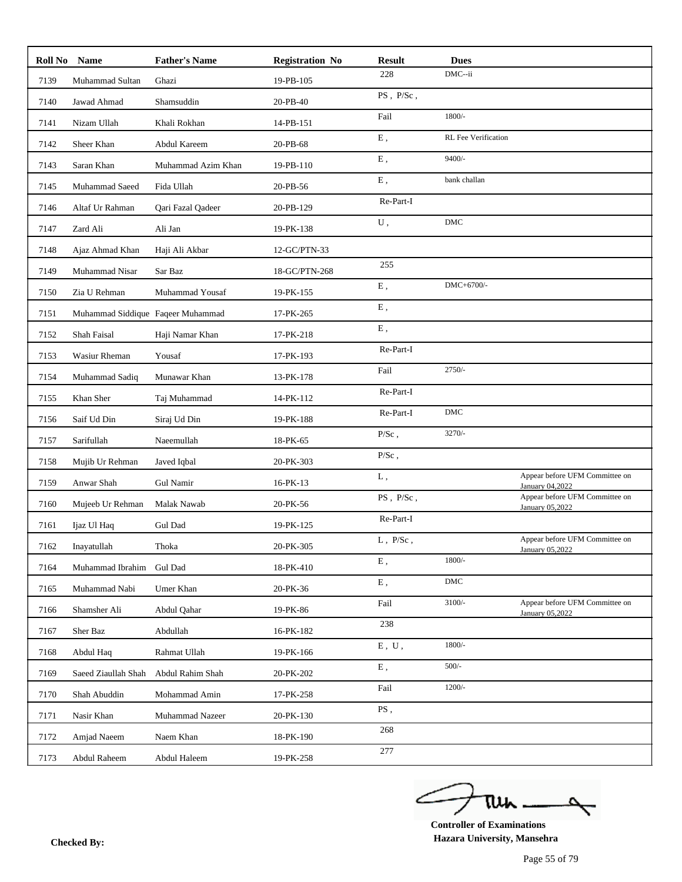| Roll No | Name | Father's Name | Registration No | Result | Dues | |
|---|---|---|---|---|---|---|
| 7139 | Muhammad Sultan | Ghazi | 19-PB-105 | 228 | DMC--ii | |
| 7140 | Jawad Ahmad | Shamsuddin | 20-PB-40 | PS , P/Sc , | | |
| 7141 | Nizam Ullah | Khali Rokhan | 14-PB-151 | Fail | 1800/- | |
| 7142 | Sheer Khan | Abdul Kareem | 20-PB-68 | E , | RL Fee Verification | |
| 7143 | Saran Khan | Muhammad Azim Khan | 19-PB-110 | E , | 9400/- | |
| 7145 | Muhammad Saeed | Fida Ullah | 20-PB-56 | E , | bank challan | |
| 7146 | Altaf Ur Rahman | Qari Fazal Qadeer | 20-PB-129 | Re-Part-I | | |
| 7147 | Zard Ali | Ali Jan | 19-PK-138 | U , | DMC | |
| 7148 | Ajaz Ahmad Khan | Haji Ali Akbar | 12-GC/PTN-33 | | | |
| 7149 | Muhammad Nisar | Sar Baz | 18-GC/PTN-268 | 255 | | |
| 7150 | Zia U Rehman | Muhammad Yousaf | 19-PK-155 | E , | DMC+6700/- | |
| 7151 | Muhammad Siddique | Faqeer Muhammad | 17-PK-265 | E , | | |
| 7152 | Shah Faisal | Haji Namar Khan | 17-PK-218 | E , | | |
| 7153 | Wasiur Rheman | Yousaf | 17-PK-193 | Re-Part-I | | |
| 7154 | Muhammad Sadiq | Munawar Khan | 13-PK-178 | Fail | 2750/- | |
| 7155 | Khan Sher | Taj Muhammad | 14-PK-112 | Re-Part-I | | |
| 7156 | Saif Ud Din | Siraj Ud Din | 19-PK-188 | Re-Part-I | DMC | |
| 7157 | Sarifullah | Naeemullah | 18-PK-65 | P/Sc , | 3270/- | |
| 7158 | Mujib Ur Rehman | Javed Iqbal | 20-PK-303 | P/Sc , | | |
| 7159 | Anwar Shah | Gul Namir | 16-PK-13 | L , | | Appear before UFM Committee on January 04,2022 |
| 7160 | Mujeeb Ur Rehman | Malak Nawab | 20-PK-56 | PS , P/Sc , | | Appear before UFM Committee on January 05,2022 |
| 7161 | Ijaz Ul Haq | Gul Dad | 19-PK-125 | Re-Part-I | | |
| 7162 | Inayatullah | Thoka | 20-PK-305 | L , P/Sc , | | Appear before UFM Committee on January 05,2022 |
| 7164 | Muhammad Ibrahim | Gul Dad | 18-PK-410 | E , | 1800/- | |
| 7165 | Muhammad Nabi | Umer Khan | 20-PK-36 | E , | DMC | |
| 7166 | Shamsher Ali | Abdul Qahar | 19-PK-86 | Fail | 3100/- | Appear before UFM Committee on January 05,2022 |
| 7167 | Sher Baz | Abdullah | 16-PK-182 | 238 | | |
| 7168 | Abdul Haq | Rahmat Ullah | 19-PK-166 | E , U , | 1800/- | |
| 7169 | Saeed Ziaullah Shah | Abdul Rahim Shah | 20-PK-202 | E , | 500/- | |
| 7170 | Shah Abuddin | Mohammad Amin | 17-PK-258 | Fail | 1200/- | |
| 7171 | Nasir Khan | Muhammad Nazeer | 20-PK-130 | PS , | | |
| 7172 | Amjad Naeem | Naem Khan | 18-PK-190 | 268 | | |
| 7173 | Abdul Raheem | Abdul Haleem | 19-PK-258 | 277 | | |

**Checked By:**

**Controller of Examinations**
**Hazara University, Mansehra**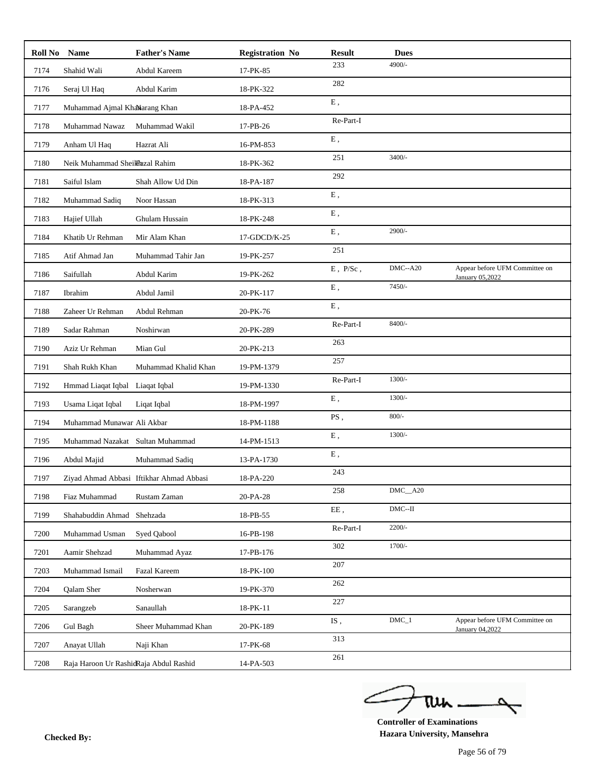| Roll No | Name | Father's Name | Registration No | Result | Dues | |
|---|---|---|---|---|---|---|
| 7174 | Shahid Wali | Abdul Kareem | 17-PK-85 | 233 | 4900/- | |
| 7176 | Seraj Ul Haq | Abdul Karim | 18-PK-322 | 282 | | |
| 7177 | Muhammad Ajmal Khan | Narang Khan | 18-PA-452 | E , | | |
| 7178 | Muhammad Nawaz | Muhammad Wakil | 17-PB-26 | Re-Part-I | | |
| 7179 | Anham Ul Haq | Hazrat Ali | 16-PM-853 | E , | | |
| 7180 | Neik Muhammad Sheikh | Fazal Rahim | 18-PK-362 | 251 | 3400/- | |
| 7181 | Saiful Islam | Shah Allow Ud Din | 18-PA-187 | 292 | | |
| 7182 | Muhammad Sadiq | Noor Hassan | 18-PK-313 | E , | | |
| 7183 | Hajief Ullah | Ghulam Hussain | 18-PK-248 | E , | | |
| 7184 | Khatib Ur Rehman | Mir Alam Khan | 17-GDCD/K-25 | E , | 2900/- | |
| 7185 | Atif Ahmad Jan | Muhammad Tahir Jan | 19-PK-257 | 251 | | |
| 7186 | Saifullah | Abdul Karim | 19-PK-262 | E , P/Sc , | DMC--A20 | Appear before UFM Committee on January 05,2022 |
| 7187 | Ibrahim | Abdul Jamil | 20-PK-117 | E , | 7450/- | |
| 7188 | Zaheer Ur Rehman | Abdul Rehman | 20-PK-76 | E , | | |
| 7189 | Sadar Rahman | Noshirwan | 20-PK-289 | Re-Part-I | 8400/- | |
| 7190 | Aziz Ur Rehman | Mian Gul | 20-PK-213 | 263 | | |
| 7191 | Shah Rukh Khan | Muhammad Khalid Khan | 19-PM-1379 | 257 | | |
| 7192 | Hmmad Liaqat Iqbal | Liaqat Iqbal | 19-PM-1330 | Re-Part-I | 1300/- | |
| 7193 | Usama Liqat Iqbal | Liqat Iqbal | 18-PM-1997 | E , | 1300/- | |
| 7194 | Muhammad Munawar | Ali Akbar | 18-PM-1188 | PS , | 800/- | |
| 7195 | Muhammad Nazakat | Sultan Muhammad | 14-PM-1513 | E , | 1300/- | |
| 7196 | Abdul Majid | Muhammad Sadiq | 13-PA-1730 | E , | | |
| 7197 | Ziyad Ahmad Abbasi | Iftikhar Ahmad Abbasi | 18-PA-220 | 243 | | |
| 7198 | Fiaz Muhammad | Rustam Zaman | 20-PA-28 | 258 | DMC__A20 | |
| 7199 | Shahabuddin Ahmad | Shehzada | 18-PB-55 | EE , | DMC--II | |
| 7200 | Muhammad Usman | Syed Qabool | 16-PB-198 | Re-Part-I | 2200/- | |
| 7201 | Aamir Shehzad | Muhammad Ayaz | 17-PB-176 | 302 | 1700/- | |
| 7203 | Muhammad Ismail | Fazal Kareem | 18-PK-100 | 207 | | |
| 7204 | Qalam Sher | Nosherwan | 19-PK-370 | 262 | | |
| 7205 | Sarangzeb | Sanaullah | 18-PK-11 | 227 | | |
| 7206 | Gul Bagh | Sheer Muhammad Khan | 20-PK-189 | IS , | DMC_1 | Appear before UFM Committee on January 04,2022 |
| 7207 | Anayat Ullah | Naji Khan | 17-PK-68 | 313 | | |
| 7208 | Raja Haroon Ur Rashid | Raja Abdul Rashid | 14-PA-503 | 261 | | |

**Checked By:**

**Controller of Examinations**
**Hazara University, Mansehra**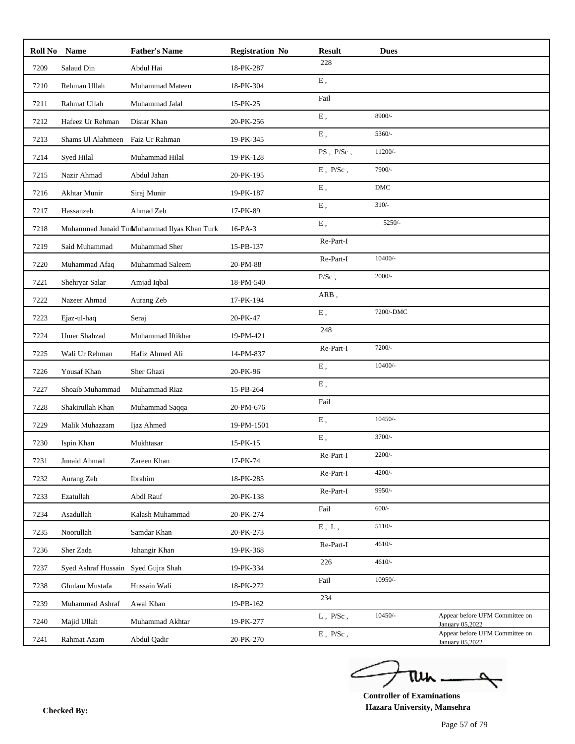| Roll No | Name | Father's Name | Registration No | Result | Dues | |
|---|---|---|---|---|---|---|
| 7209 | Salaud Din | Abdul Hai | 18-PK-287 | 228 | | |
| 7210 | Rehman Ullah | Muhammad Mateen | 18-PK-304 | E , | | |
| 7211 | Rahmat Ullah | Muhammad Jalal | 15-PK-25 | Fail | | |
| 7212 | Hafeez Ur Rehman | Distar Khan | 20-PK-256 | E , | 8900/- | |
| 7213 | Shams Ul Alahmeen | Faiz Ur Rahman | 19-PK-345 | E , | 5360/- | |
| 7214 | Syed Hilal | Muhammad Hilal | 19-PK-128 | PS , P/Sc , | 11200/- | |
| 7215 | Nazir Ahmad | Abdul Jahan | 20-PK-195 | E , P/Sc , | 7900/- | |
| 7216 | Akhtar Munir | Siraj Munir | 19-PK-187 | E , | DMC | |
| 7217 | Hassanzeb | Ahmad Zeb | 17-PK-89 | E , | 310/- | |
| 7218 | Muhammad Junaid Turk | Muhammad Ilyas Khan Turk | 16-PA-3 | E , | 5250/- | |
| 7219 | Said Muhammad | Muhammad Sher | 15-PB-137 | Re-Part-I | | |
| 7220 | Muhammad Afaq | Muhammad Saleem | 20-PM-88 | Re-Part-I | 10400/- | |
| 7221 | Shehryar Salar | Amjad Iqbal | 18-PM-540 | P/Sc , | 2000/- | |
| 7222 | Nazeer Ahmad | Aurang Zeb | 17-PK-194 | ARB , | | |
| 7223 | Ejaz-ul-haq | Seraj | 20-PK-47 | E , | 7200/-DMC | |
| 7224 | Umer Shahzad | Muhammad Iftikhar | 19-PM-421 | 248 | | |
| 7225 | Wali Ur Rehman | Hafiz Ahmed Ali | 14-PM-837 | Re-Part-I | 7200/- | |
| 7226 | Yousaf Khan | Sher Ghazi | 20-PK-96 | E , | 10400/- | |
| 7227 | Shoaib Muhammad | Muhammad Riaz | 15-PB-264 | E , | | |
| 7228 | Shakirullah Khan | Muhammad Saqqa | 20-PM-676 | Fail | | |
| 7229 | Malik Muhazzam | Ijaz Ahmed | 19-PM-1501 | E , | 10450/- | |
| 7230 | Ispin Khan | Mukhtasar | 15-PK-15 | E , | 3700/- | |
| 7231 | Junaid Ahmad | Zareen Khan | 17-PK-74 | Re-Part-I | 2200/- | |
| 7232 | Aurang Zeb | Ibrahim | 18-PK-285 | Re-Part-I | 4200/- | |
| 7233 | Ezatullah | Abdl Rauf | 20-PK-138 | Re-Part-I | 9950/- | |
| 7234 | Asadullah | Kalash Muhammad | 20-PK-274 | Fail | 600/- | |
| 7235 | Noorullah | Samdar Khan | 20-PK-273 | E , L , | 5110/- | |
| 7236 | Sher Zada | Jahangir Khan | 19-PK-368 | Re-Part-I | 4610/- | |
| 7237 | Syed Ashraf Hussain | Syed Gujra Shah | 19-PK-334 | 226 | 4610/- | |
| 7238 | Ghulam Mustafa | Hussain Wali | 18-PK-272 | Fail | 10950/- | |
| 7239 | Muhammad Ashraf | Awal Khan | 19-PB-162 | 234 | | |
| 7240 | Majid Ullah | Muhammad Akhtar | 19-PK-277 | L , P/Sc , | 10450/- | Appear before UFM Committee on January 05,2022 |
| 7241 | Rahmat Azam | Abdul Qadir | 20-PK-270 | E , P/Sc , | | Appear before UFM Committee on January 05,2022 |

**Checked By:**

**Controller of Examinations**
**Hazara University, Mansehra**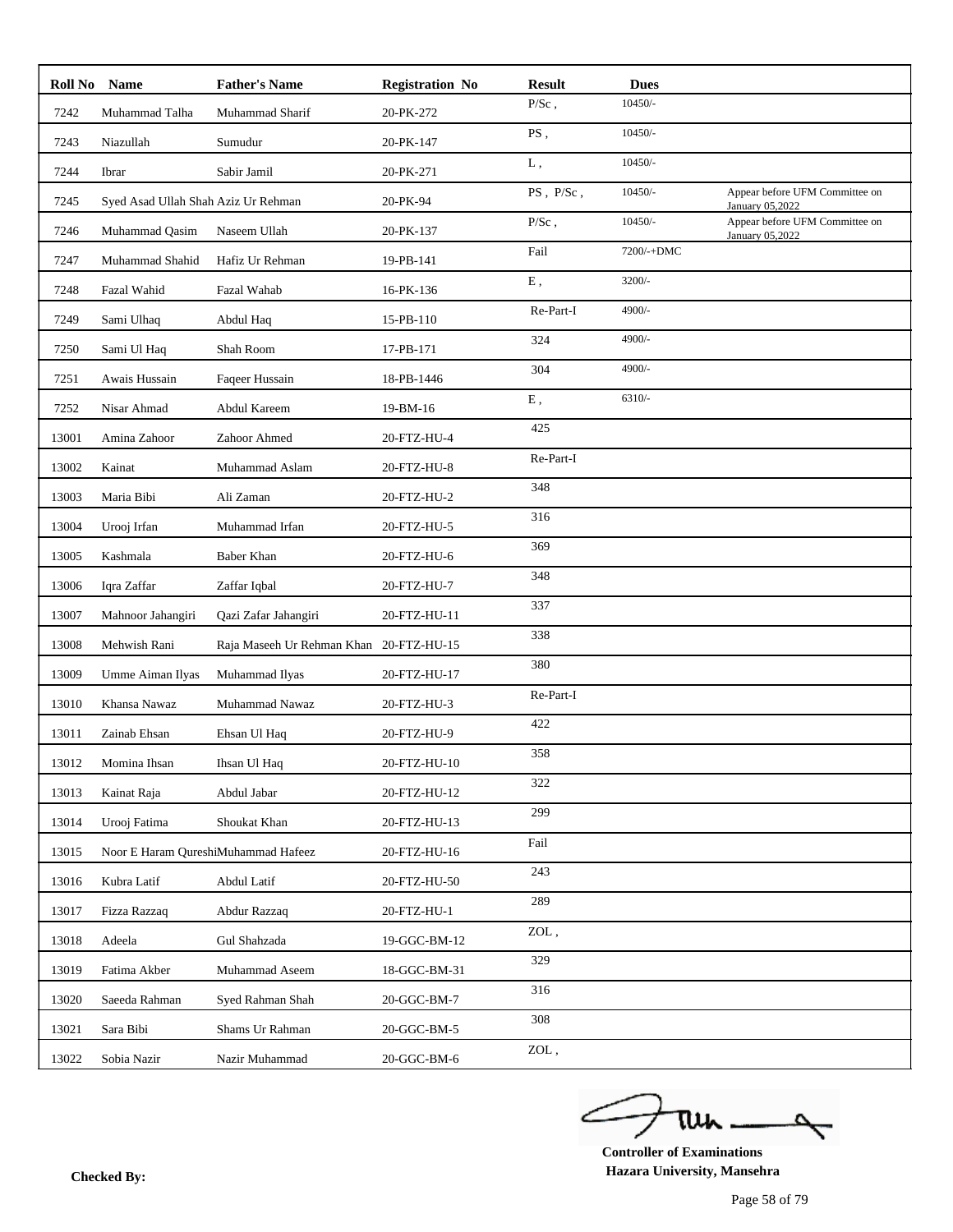| Roll No | Name | Father's Name | Registration No | Result | Dues | |
|---|---|---|---|---|---|---|
| 7242 | Muhammad Talha | Muhammad Sharif | 20-PK-272 | P/Sc , | 10450/- | |
| 7243 | Niazullah | Sumudur | 20-PK-147 | PS , | 10450/- | |
| 7244 | Ibrar | Sabir Jamil | 20-PK-271 | L , | 10450/- | |
| 7245 | Syed Asad Ullah Shah | Aziz Ur Rehman | 20-PK-94 | PS , P/Sc , | 10450/- | Appear before UFM Committee on January 05,2022 |
| 7246 | Muhammad Qasim | Naseem Ullah | 20-PK-137 | P/Sc , | 10450/- | Appear before UFM Committee on January 05,2022 |
| 7247 | Muhammad Shahid | Hafiz Ur Rehman | 19-PB-141 | Fail | 7200/-+DMC | |
| 7248 | Fazal Wahid | Fazal Wahab | 16-PK-136 | E , | 3200/- | |
| 7249 | Sami Ulhaq | Abdul Haq | 15-PB-110 | Re-Part-I | 4900/- | |
| 7250 | Sami Ul Haq | Shah Room | 17-PB-171 | 324 | 4900/- | |
| 7251 | Awais Hussain | Faqeer Hussain | 18-PB-1446 | 304 | 4900/- | |
| 7252 | Nisar Ahmad | Abdul Kareem | 19-BM-16 | E , | 6310/- | |
| 13001 | Amina Zahoor | Zahoor Ahmed | 20-FTZ-HU-4 | 425 | | |
| 13002 | Kainat | Muhammad Aslam | 20-FTZ-HU-8 | Re-Part-I | | |
| 13003 | Maria Bibi | Ali Zaman | 20-FTZ-HU-2 | 348 | | |
| 13004 | Urooj Irfan | Muhammad Irfan | 20-FTZ-HU-5 | 316 | | |
| 13005 | Kashmala | Baber Khan | 20-FTZ-HU-6 | 369 | | |
| 13006 | Iqra Zaffar | Zaffar Iqbal | 20-FTZ-HU-7 | 348 | | |
| 13007 | Mahnoor Jahangiri | Qazi Zafar Jahangiri | 20-FTZ-HU-11 | 337 | | |
| 13008 | Mehwish Rani | Raja Maseeh Ur Rehman Khan | 20-FTZ-HU-15 | 338 | | |
| 13009 | Umme Aiman Ilyas | Muhammad Ilyas | 20-FTZ-HU-17 | 380 | | |
| 13010 | Khansa Nawaz | Muhammad Nawaz | 20-FTZ-HU-3 | Re-Part-I | | |
| 13011 | Zainab Ehsan | Ehsan Ul Haq | 20-FTZ-HU-9 | 422 | | |
| 13012 | Momina Ihsan | Ihsan Ul Haq | 20-FTZ-HU-10 | 358 | | |
| 13013 | Kainat Raja | Abdul Jabar | 20-FTZ-HU-12 | 322 | | |
| 13014 | Urooj Fatima | Shoukat Khan | 20-FTZ-HU-13 | 299 | | |
| 13015 | Noor E Haram Qureshi | Muhammad Hafeez | 20-FTZ-HU-16 | Fail | | |
| 13016 | Kubra Latif | Abdul Latif | 20-FTZ-HU-50 | 243 | | |
| 13017 | Fizza Razzaq | Abdur Razzaq | 20-FTZ-HU-1 | 289 | | |
| 13018 | Adeela | Gul Shahzada | 19-GGC-BM-12 | ZOL , | | |
| 13019 | Fatima Akber | Muhammad Aseem | 18-GGC-BM-31 | 329 | | |
| 13020 | Saeeda Rahman | Syed Rahman Shah | 20-GGC-BM-7 | 316 | | |
| 13021 | Sara Bibi | Shams Ur Rahman | 20-GGC-BM-5 | 308 | | |
| 13022 | Sobia Nazir | Nazir Muhammad | 20-GGC-BM-6 | ZOL , | | |

**Checked By:**

**Controller of Examinations**
**Hazara University, Mansehra**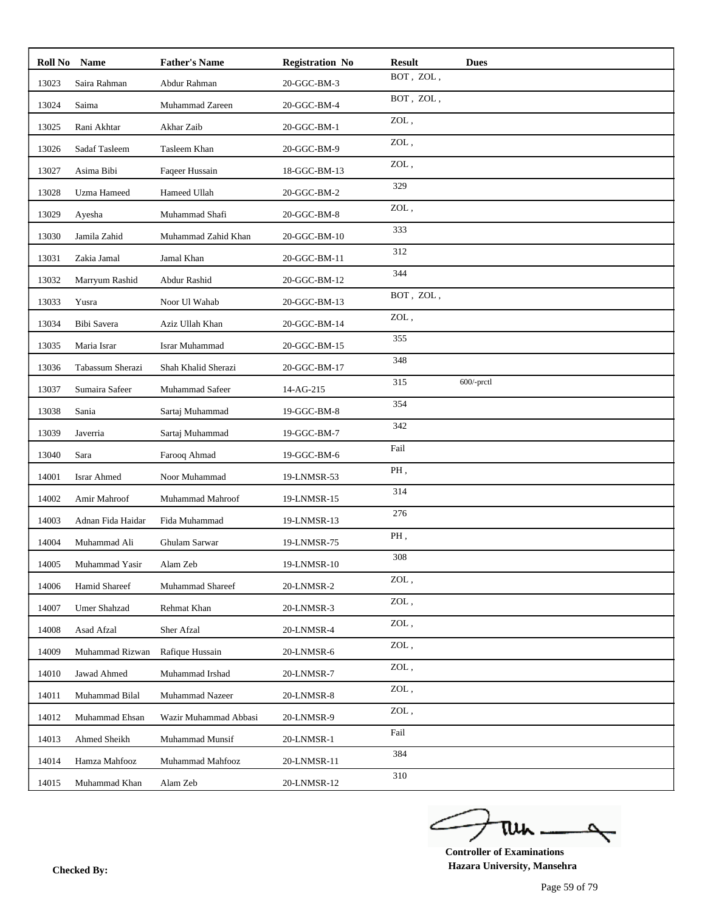| Roll No | Name | Father's Name | Registration No | Result | Dues |
|---|---|---|---|---|---|
| 13023 | Saira Rahman | Abdur Rahman | 20-GGC-BM-3 | BOT , ZOL , | |
| 13024 | Saima | Muhammad Zareen | 20-GGC-BM-4 | BOT , ZOL , | |
| 13025 | Rani Akhtar | Akhar Zaib | 20-GGC-BM-1 | ZOL , | |
| 13026 | Sadaf Tasleem | Tasleem Khan | 20-GGC-BM-9 | ZOL , | |
| 13027 | Asima Bibi | Faqeer Hussain | 18-GGC-BM-13 | ZOL , | |
| 13028 | Uzma Hameed | Hameed Ullah | 20-GGC-BM-2 | 329 | |
| 13029 | Ayesha | Muhammad Shafi | 20-GGC-BM-8 | ZOL , | |
| 13030 | Jamila Zahid | Muhammad Zahid Khan | 20-GGC-BM-10 | 333 | |
| 13031 | Zakia Jamal | Jamal Khan | 20-GGC-BM-11 | 312 | |
| 13032 | Marryum Rashid | Abdur Rashid | 20-GGC-BM-12 | 344 | |
| 13033 | Yusra | Noor Ul Wahab | 20-GGC-BM-13 | BOT , ZOL , | |
| 13034 | Bibi Savera | Aziz Ullah Khan | 20-GGC-BM-14 | ZOL , | |
| 13035 | Maria Israr | Israr Muhammad | 20-GGC-BM-15 | 355 | |
| 13036 | Tabassum Sherazi | Shah Khalid Sherazi | 20-GGC-BM-17 | 348 | |
| 13037 | Sumaira Safeer | Muhammad Safeer | 14-AG-215 | 315 | 600/-prctl |
| 13038 | Sania | Sartaj Muhammad | 19-GGC-BM-8 | 354 | |
| 13039 | Javerria | Sartaj Muhammad | 19-GGC-BM-7 | 342 | |
| 13040 | Sara | Farooq Ahmad | 19-GGC-BM-6 | Fail | |
| 14001 | Israr Ahmed | Noor Muhammad | 19-LNMSR-53 | PH , | |
| 14002 | Amir Mahroof | Muhammad Mahroof | 19-LNMSR-15 | 314 | |
| 14003 | Adnan Fida Haidar | Fida Muhammad | 19-LNMSR-13 | 276 | |
| 14004 | Muhammad Ali | Ghulam Sarwar | 19-LNMSR-75 | PH , | |
| 14005 | Muhammad Yasir | Alam Zeb | 19-LNMSR-10 | 308 | |
| 14006 | Hamid Shareef | Muhammad Shareef | 20-LNMSR-2 | ZOL , | |
| 14007 | Umer Shahzad | Rehmat Khan | 20-LNMSR-3 | ZOL , | |
| 14008 | Asad Afzal | Sher Afzal | 20-LNMSR-4 | ZOL , | |
| 14009 | Muhammad Rizwan | Rafique Hussain | 20-LNMSR-6 | ZOL , | |
| 14010 | Jawad Ahmed | Muhammad Irshad | 20-LNMSR-7 | ZOL , | |
| 14011 | Muhammad Bilal | Muhammad Nazeer | 20-LNMSR-8 | ZOL , | |
| 14012 | Muhammad Ehsan | Wazir Muhammad Abbasi | 20-LNMSR-9 | ZOL , | |
| 14013 | Ahmed Sheikh | Muhammad Munsif | 20-LNMSR-1 | Fail | |
| 14014 | Hamza Mahfooz | Muhammad Mahfooz | 20-LNMSR-11 | 384 | |
| 14015 | Muhammad Khan | Alam Zeb | 20-LNMSR-12 | 310 | |

**Checked By:**

**Controller of Examinations**
**Hazara University, Mansehra**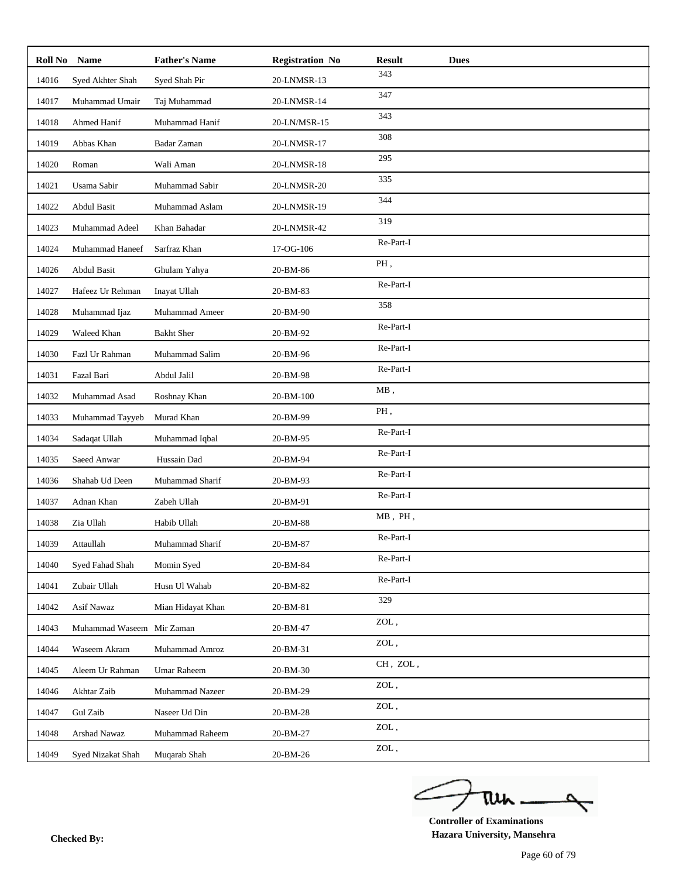| Roll No | Name | Father's Name | Registration No | Result | Dues |
|---|---|---|---|---|---|
| 14016 | Syed Akhter Shah | Syed Shah Pir | 20-LNMSR-13 | 343 | |
| 14017 | Muhammad Umair | Taj Muhammad | 20-LNMSR-14 | 347 | |
| 14018 | Ahmed Hanif | Muhammad Hanif | 20-LN/MSR-15 | 343 | |
| 14019 | Abbas Khan | Badar Zaman | 20-LNMSR-17 | 308 | |
| 14020 | Roman | Wali Aman | 20-LNMSR-18 | 295 | |
| 14021 | Usama Sabir | Muhammad Sabir | 20-LNMSR-20 | 335 | |
| 14022 | Abdul Basit | Muhammad Aslam | 20-LNMSR-19 | 344 | |
| 14023 | Muhammad Adeel | Khan Bahadar | 20-LNMSR-42 | 319 | |
| 14024 | Muhammad Haneef | Sarfraz Khan | 17-OG-106 | Re-Part-I | |
| 14026 | Abdul Basit | Ghulam Yahya | 20-BM-86 | PH , | |
| 14027 | Hafeez Ur Rehman | Inayat Ullah | 20-BM-83 | Re-Part-I | |
| 14028 | Muhammad Ijaz | Muhammad Ameer | 20-BM-90 | 358 | |
| 14029 | Waleed Khan | Bakht Sher | 20-BM-92 | Re-Part-I | |
| 14030 | Fazl Ur Rahman | Muhammad Salim | 20-BM-96 | Re-Part-I | |
| 14031 | Fazal Bari | Abdul Jalil | 20-BM-98 | Re-Part-I | |
| 14032 | Muhammad Asad | Roshnay Khan | 20-BM-100 | MB , | |
| 14033 | Muhammad Tayyeb | Murad Khan | 20-BM-99 | PH , | |
| 14034 | Sadaqat Ullah | Muhammad Iqbal | 20-BM-95 | Re-Part-I | |
| 14035 | Saeed Anwar | Hussain Dad | 20-BM-94 | Re-Part-I | |
| 14036 | Shahab Ud Deen | Muhammad Sharif | 20-BM-93 | Re-Part-I | |
| 14037 | Adnan Khan | Zabeh Ullah | 20-BM-91 | Re-Part-I | |
| 14038 | Zia Ullah | Habib Ullah | 20-BM-88 | MB , PH , | |
| 14039 | Attaullah | Muhammad Sharif | 20-BM-87 | Re-Part-I | |
| 14040 | Syed Fahad Shah | Momin Syed | 20-BM-84 | Re-Part-I | |
| 14041 | Zubair Ullah | Husn Ul Wahab | 20-BM-82 | Re-Part-I | |
| 14042 | Asif Nawaz | Mian Hidayat Khan | 20-BM-81 | 329 | |
| 14043 | Muhammad Waseem | Mir Zaman | 20-BM-47 | ZOL , | |
| 14044 | Waseem Akram | Muhammad Amroz | 20-BM-31 | ZOL , | |
| 14045 | Aleem Ur Rahman | Umar Raheem | 20-BM-30 | CH , ZOL , | |
| 14046 | Akhtar Zaib | Muhammad Nazeer | 20-BM-29 | ZOL , | |
| 14047 | Gul Zaib | Naseer Ud Din | 20-BM-28 | ZOL , | |
| 14048 | Arshad Nawaz | Muhammad Raheem | 20-BM-27 | ZOL , | |
| 14049 | Syed Nizakat Shah | Muqarab Shah | 20-BM-26 | ZOL , | |

**Checked By:**

**Controller of Examinations**
**Hazara University, Mansehra**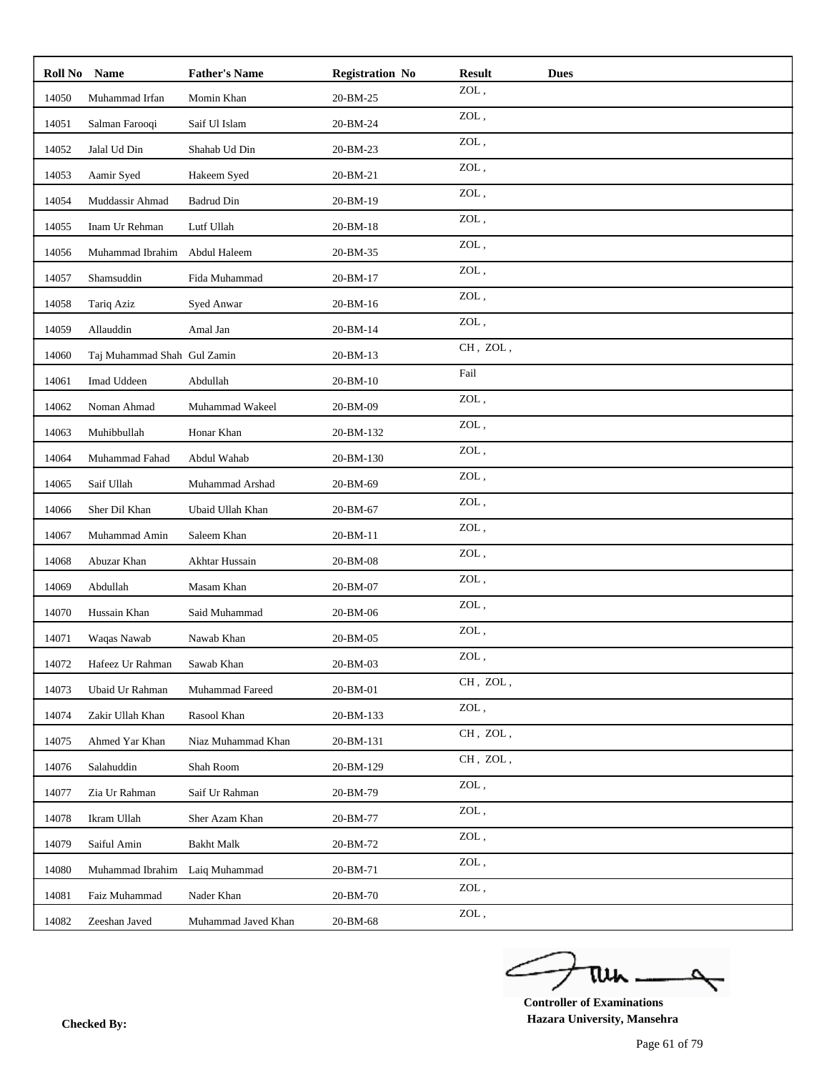| Roll No | Name | Father's Name | Registration No | Result | Dues |
|---|---|---|---|---|---|
| 14050 | Muhammad Irfan | Momin Khan | 20-BM-25 | ZOL , | |
| 14051 | Salman Farooqi | Saif Ul Islam | 20-BM-24 | ZOL , | |
| 14052 | Jalal Ud Din | Shahab Ud Din | 20-BM-23 | ZOL , | |
| 14053 | Aamir Syed | Hakeem Syed | 20-BM-21 | ZOL , | |
| 14054 | Muddassir Ahmad | Badrud Din | 20-BM-19 | ZOL , | |
| 14055 | Inam Ur Rehman | Lutf Ullah | 20-BM-18 | ZOL , | |
| 14056 | Muhammad Ibrahim | Abdul Haleem | 20-BM-35 | ZOL , | |
| 14057 | Shamsuddin | Fida Muhammad | 20-BM-17 | ZOL , | |
| 14058 | Tariq Aziz | Syed Anwar | 20-BM-16 | ZOL , | |
| 14059 | Allauddin | Amal Jan | 20-BM-14 | ZOL , | |
| 14060 | Taj Muhammad Shah | Gul Zamin | 20-BM-13 | CH , ZOL , | |
| 14061 | Imad Uddeen | Abdullah | 20-BM-10 | Fail | |
| 14062 | Noman Ahmad | Muhammad Wakeel | 20-BM-09 | ZOL , | |
| 14063 | Muhibbullah | Honar Khan | 20-BM-132 | ZOL , | |
| 14064 | Muhammad Fahad | Abdul Wahab | 20-BM-130 | ZOL , | |
| 14065 | Saif Ullah | Muhammad Arshad | 20-BM-69 | ZOL , | |
| 14066 | Sher Dil Khan | Ubaid Ullah Khan | 20-BM-67 | ZOL , | |
| 14067 | Muhammad Amin | Saleem Khan | 20-BM-11 | ZOL , | |
| 14068 | Abuzar Khan | Akhtar Hussain | 20-BM-08 | ZOL , | |
| 14069 | Abdullah | Masam Khan | 20-BM-07 | ZOL , | |
| 14070 | Hussain Khan | Said Muhammad | 20-BM-06 | ZOL , | |
| 14071 | Waqas Nawab | Nawab Khan | 20-BM-05 | ZOL , | |
| 14072 | Hafeez Ur Rahman | Sawab Khan | 20-BM-03 | ZOL , | |
| 14073 | Ubaid Ur Rahman | Muhammad Fareed | 20-BM-01 | CH , ZOL , | |
| 14074 | Zakir Ullah Khan | Rasool Khan | 20-BM-133 | ZOL , | |
| 14075 | Ahmed Yar Khan | Niaz Muhammad Khan | 20-BM-131 | CH , ZOL , | |
| 14076 | Salahuddin | Shah Room | 20-BM-129 | CH , ZOL , | |
| 14077 | Zia Ur Rahman | Saif Ur Rahman | 20-BM-79 | ZOL , | |
| 14078 | Ikram Ullah | Sher Azam Khan | 20-BM-77 | ZOL , | |
| 14079 | Saiful Amin | Bakht Malk | 20-BM-72 | ZOL , | |
| 14080 | Muhammad Ibrahim | Laiq Muhammad | 20-BM-71 | ZOL , | |
| 14081 | Faiz Muhammad | Nader Khan | 20-BM-70 | ZOL , | |
| 14082 | Zeeshan Javed | Muhammad Javed Khan | 20-BM-68 | ZOL , | |

**Controller of Examinations**
**Hazara University, Mansehra**

**Checked By:**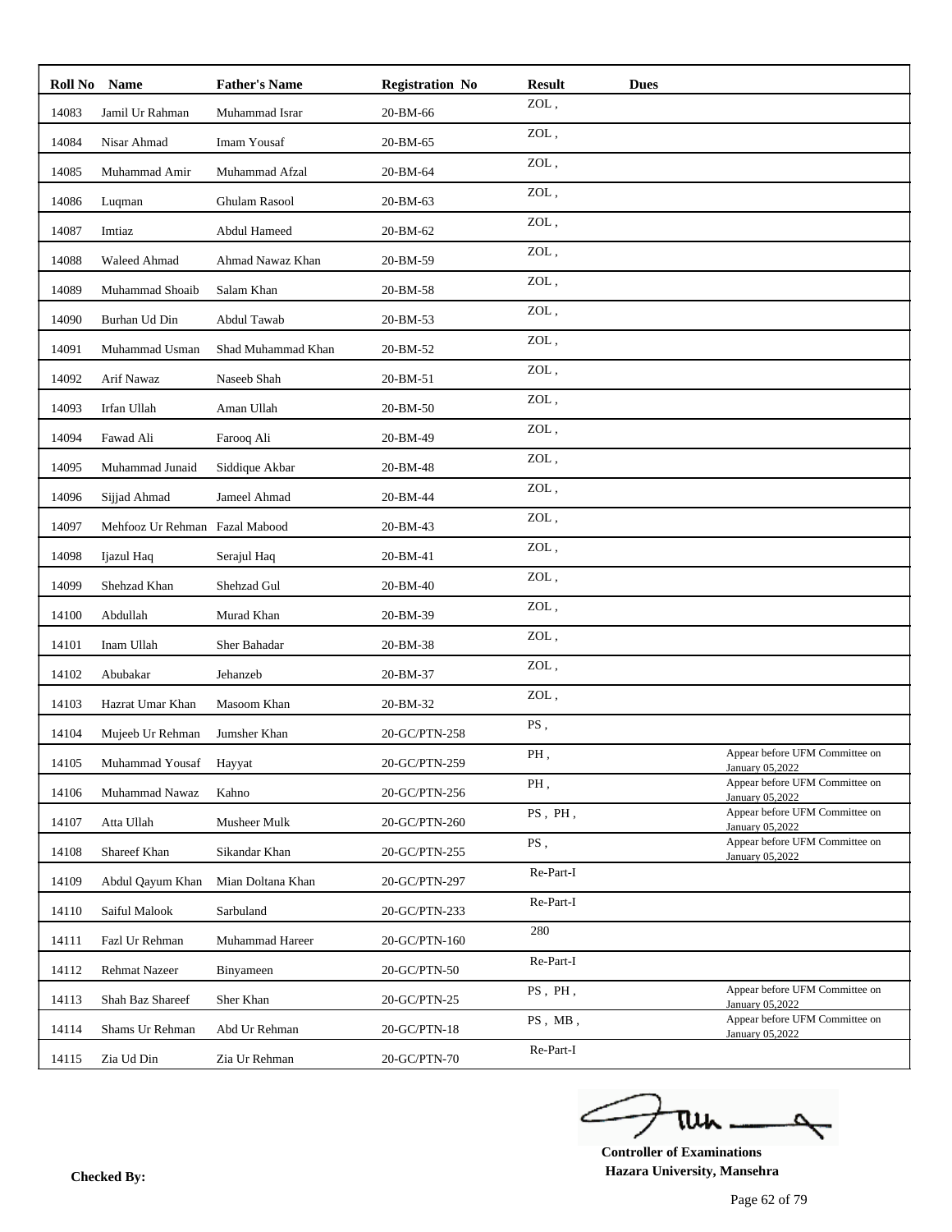| Roll No | Name | Father's Name | Registration No | Result | Dues | |
|---|---|---|---|---|---|---|
| 14083 | Jamil Ur Rahman | Muhammad Israr | 20-BM-66 | ZOL , | | |
| 14084 | Nisar Ahmad | Imam Yousaf | 20-BM-65 | ZOL , | | |
| 14085 | Muhammad Amir | Muhammad Afzal | 20-BM-64 | ZOL , | | |
| 14086 | Luqman | Ghulam Rasool | 20-BM-63 | ZOL , | | |
| 14087 | Imtiaz | Abdul Hameed | 20-BM-62 | ZOL , | | |
| 14088 | Waleed Ahmad | Ahmad Nawaz Khan | 20-BM-59 | ZOL , | | |
| 14089 | Muhammad Shoaib | Salam Khan | 20-BM-58 | ZOL , | | |
| 14090 | Burhan Ud Din | Abdul Tawab | 20-BM-53 | ZOL , | | |
| 14091 | Muhammad Usman | Shad Muhammad Khan | 20-BM-52 | ZOL , | | |
| 14092 | Arif Nawaz | Naseeb Shah | 20-BM-51 | ZOL , | | |
| 14093 | Irfan Ullah | Aman Ullah | 20-BM-50 | ZOL , | | |
| 14094 | Fawad Ali | Farooq Ali | 20-BM-49 | ZOL , | | |
| 14095 | Muhammad Junaid | Siddique Akbar | 20-BM-48 | ZOL , | | |
| 14096 | Sijjad Ahmad | Jameel Ahmad | 20-BM-44 | ZOL , | | |
| 14097 | Mehfooz Ur Rehman | Fazal Mabood | 20-BM-43 | ZOL , | | |
| 14098 | Ijazul Haq | Serajul Haq | 20-BM-41 | ZOL , | | |
| 14099 | Shehzad Khan | Shehzad Gul | 20-BM-40 | ZOL , | | |
| 14100 | Abdullah | Murad Khan | 20-BM-39 | ZOL , | | |
| 14101 | Inam Ullah | Sher Bahadar | 20-BM-38 | ZOL , | | |
| 14102 | Abubakar | Jehanzeb | 20-BM-37 | ZOL , | | |
| 14103 | Hazrat Umar Khan | Masoom Khan | 20-BM-32 | ZOL , | | |
| 14104 | Mujeeb Ur Rehman | Jumsher Khan | 20-GC/PTN-258 | PS , | | |
| 14105 | Muhammad Yousaf | Hayyat | 20-GC/PTN-259 | PH , | | Appear before UFM Committee on January 05,2022 |
| 14106 | Muhammad Nawaz | Kahno | 20-GC/PTN-256 | PH , | | Appear before UFM Committee on January 05,2022 |
| 14107 | Atta Ullah | Musheer Mulk | 20-GC/PTN-260 | PS , PH , | | Appear before UFM Committee on January 05,2022 |
| 14108 | Shareef Khan | Sikandar Khan | 20-GC/PTN-255 | PS , | | Appear before UFM Committee on January 05,2022 |
| 14109 | Abdul Qayum Khan | Mian Doltana Khan | 20-GC/PTN-297 | Re-Part-I | | |
| 14110 | Saiful Malook | Sarbuland | 20-GC/PTN-233 | Re-Part-I | | |
| 14111 | Fazl Ur Rehman | Muhammad Hareer | 20-GC/PTN-160 | 280 | | |
| 14112 | Rehmat Nazeer | Binyameen | 20-GC/PTN-50 | Re-Part-I | | |
| 14113 | Shah Baz Shareef | Sher Khan | 20-GC/PTN-25 | PS , PH , | | Appear before UFM Committee on January 05,2022 |
| 14114 | Shams Ur Rehman | Abd Ur Rehman | 20-GC/PTN-18 | PS , MB , | | Appear before UFM Committee on January 05,2022 |
| 14115 | Zia Ud Din | Zia Ur Rehman | 20-GC/PTN-70 | Re-Part-I | | |

**Checked By:**

**Controller of Examinations**
**Hazara University, Mansehra**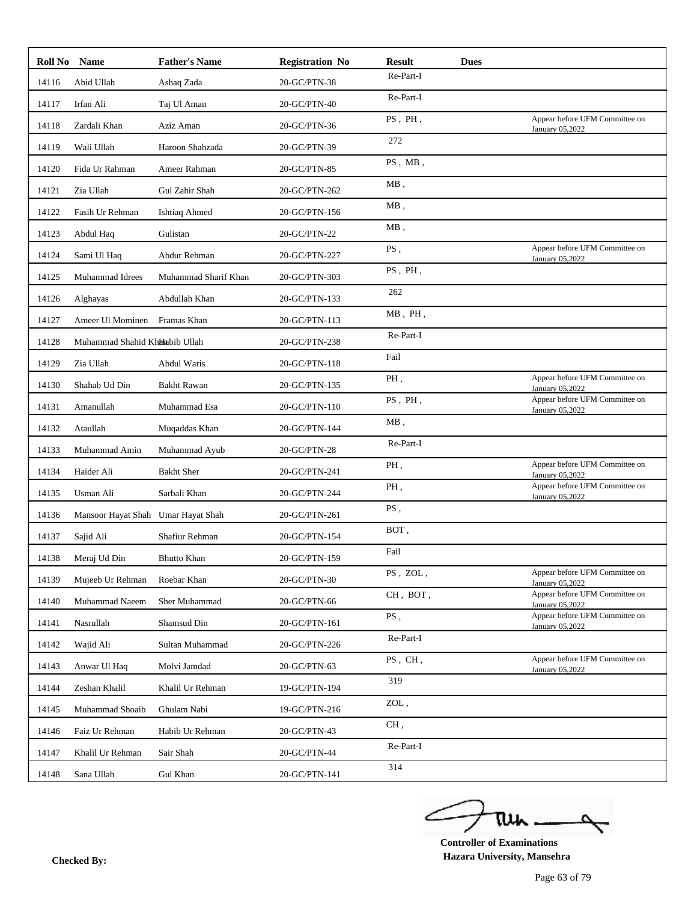| Roll No | Name | Father's Name | Registration No | Result | Dues | |
|---|---|---|---|---|---|---|
| 14116 | Abid Ullah | Ashaq Zada | 20-GC/PTN-38 | Re-Part-I | | |
| 14117 | Irfan Ali | Taj Ul Aman | 20-GC/PTN-40 | Re-Part-I | | |
| 14118 | Zardali Khan | Aziz Aman | 20-GC/PTN-36 | PS , PH , | | Appear before UFM Committee on January 05,2022 |
| 14119 | Wali Ullah | Haroon Shahzada | 20-GC/PTN-39 | 272 | | |
| 14120 | Fida Ur Rahman | Ameer Rahman | 20-GC/PTN-85 | PS , MB , | | |
| 14121 | Zia Ullah | Gul Zahir Shah | 20-GC/PTN-262 | MB , | | |
| 14122 | Fasih Ur Rehman | Ishtiaq Ahmed | 20-GC/PTN-156 | MB , | | |
| 14123 | Abdul Haq | Gulistan | 20-GC/PTN-22 | MB , | | |
| 14124 | Sami Ul Haq | Abdur Rehman | 20-GC/PTN-227 | PS , | | Appear before UFM Committee on January 05,2022 |
| 14125 | Muhammad Idrees | Muhammad Sharif Khan | 20-GC/PTN-303 | PS , PH , | | |
| 14126 | Alghayas | Abdullah Khan | 20-GC/PTN-133 | 262 | | |
| 14127 | Ameer Ul Mominen | Framas Khan | 20-GC/PTN-113 | MB , PH , | | |
| 14128 | Muhammad Shahid Khan | Habib Ullah | 20-GC/PTN-238 | Re-Part-I | | |
| 14129 | Zia Ullah | Abdul Waris | 20-GC/PTN-118 | Fail | | |
| 14130 | Shahab Ud Din | Bakht Rawan | 20-GC/PTN-135 | PH , | | Appear before UFM Committee on January 05,2022 |
| 14131 | Amanullah | Muhammad Esa | 20-GC/PTN-110 | PS , PH , | | Appear before UFM Committee on January 05,2022 |
| 14132 | Ataullah | Muqaddas Khan | 20-GC/PTN-144 | MB , | | |
| 14133 | Muhammad Amin | Muhammad Ayub | 20-GC/PTN-28 | Re-Part-I | | |
| 14134 | Haider Ali | Bakht Sher | 20-GC/PTN-241 | PH , | | Appear before UFM Committee on January 05,2022 |
| 14135 | Usman Ali | Sarbali Khan | 20-GC/PTN-244 | PH , | | Appear before UFM Committee on January 05,2022 |
| 14136 | Mansoor Hayat Shah | Umar Hayat Shah | 20-GC/PTN-261 | PS , | | |
| 14137 | Sajid Ali | Shafiur Rehman | 20-GC/PTN-154 | BOT , | | |
| 14138 | Meraj Ud Din | Bhutto Khan | 20-GC/PTN-159 | Fail | | |
| 14139 | Mujeeb Ur Rehman | Roebar Khan | 20-GC/PTN-30 | PS , ZOL , | | Appear before UFM Committee on January 05,2022 |
| 14140 | Muhammad Naeem | Sher Muhammad | 20-GC/PTN-66 | CH , BOT , | | Appear before UFM Committee on January 05,2022 |
| 14141 | Nasrullah | Shamsud Din | 20-GC/PTN-161 | PS , | | Appear before UFM Committee on January 05,2022 |
| 14142 | Wajid Ali | Sultan Muhammad | 20-GC/PTN-226 | Re-Part-I | | |
| 14143 | Anwar Ul Haq | Molvi Jamdad | 20-GC/PTN-63 | PS , CH , | | Appear before UFM Committee on January 05,2022 |
| 14144 | Zeshan Khalil | Khalil Ur Rehman | 19-GC/PTN-194 | 319 | | |
| 14145 | Muhammad Shoaib | Ghulam Nabi | 19-GC/PTN-216 | ZOL , | | |
| 14146 | Faiz Ur Rehman | Habib Ur Rehman | 20-GC/PTN-43 | CH , | | |
| 14147 | Khalil Ur Rehman | Sair Shah | 20-GC/PTN-44 | Re-Part-I | | |
| 14148 | Sana Ullah | Gul Khan | 20-GC/PTN-141 | 314 | | |

**Controller of Examinations**
**Hazara University, Mansehra**

**Checked By:**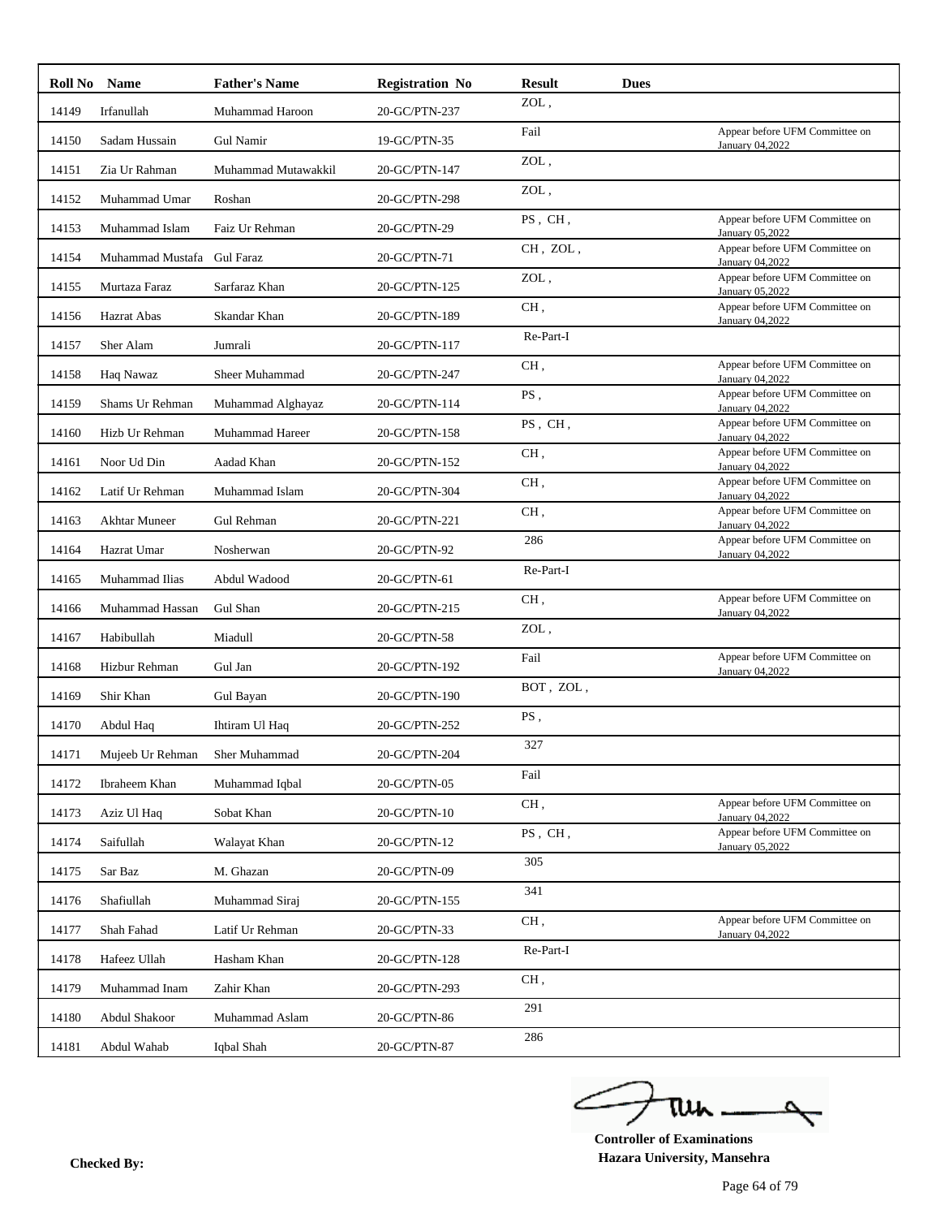| Roll No | Name | Father's Name | Registration No | Result | Dues | |
|---|---|---|---|---|---|---|
| 14149 | Irfanullah | Muhammad Haroon | 20-GC/PTN-237 | ZOL , | | |
| 14150 | Sadam Hussain | Gul Namir | 19-GC/PTN-35 | Fail | | Appear before UFM Committee on January 04,2022 |
| 14151 | Zia Ur Rahman | Muhammad Mutawakkil | 20-GC/PTN-147 | ZOL , | | |
| 14152 | Muhammad Umar | Roshan | 20-GC/PTN-298 | ZOL , | | |
| 14153 | Muhammad Islam | Faiz Ur Rehman | 20-GC/PTN-29 | PS , CH , | | Appear before UFM Committee on January 05,2022 |
| 14154 | Muhammad Mustafa | Gul Faraz | 20-GC/PTN-71 | CH , ZOL , | | Appear before UFM Committee on January 04,2022 |
| 14155 | Murtaza Faraz | Sarfaraz Khan | 20-GC/PTN-125 | ZOL , | | Appear before UFM Committee on January 05,2022 |
| 14156 | Hazrat Abas | Skandar Khan | 20-GC/PTN-189 | CH , | | Appear before UFM Committee on January 04,2022 |
| 14157 | Sher Alam | Jumrali | 20-GC/PTN-117 | Re-Part-I | | |
| 14158 | Haq Nawaz | Sheer Muhammad | 20-GC/PTN-247 | CH , | | Appear before UFM Committee on January 04,2022 |
| 14159 | Shams Ur Rehman | Muhammad Alghayaz | 20-GC/PTN-114 | PS , | | Appear before UFM Committee on January 04,2022 |
| 14160 | Hizb Ur Rehman | Muhammad Hareer | 20-GC/PTN-158 | PS , CH , | | Appear before UFM Committee on January 04,2022 |
| 14161 | Noor Ud Din | Aadad Khan | 20-GC/PTN-152 | CH , | | Appear before UFM Committee on January 04,2022 |
| 14162 | Latif Ur Rehman | Muhammad Islam | 20-GC/PTN-304 | CH , | | Appear before UFM Committee on January 04,2022 |
| 14163 | Akhtar Muneer | Gul Rehman | 20-GC/PTN-221 | CH , | | Appear before UFM Committee on January 04,2022 |
| 14164 | Hazrat Umar | Nosherwan | 20-GC/PTN-92 | 286 | | Appear before UFM Committee on January 04,2022 |
| 14165 | Muhammad Ilias | Abdul Wadood | 20-GC/PTN-61 | Re-Part-I | | |
| 14166 | Muhammad Hassan | Gul Shan | 20-GC/PTN-215 | CH , | | Appear before UFM Committee on January 04,2022 |
| 14167 | Habibullah | Miadull | 20-GC/PTN-58 | ZOL , | | |
| 14168 | Hizbur Rehman | Gul Jan | 20-GC/PTN-192 | Fail | | Appear before UFM Committee on January 04,2022 |
| 14169 | Shir Khan | Gul Bayan | 20-GC/PTN-190 | BOT , ZOL , | | |
| 14170 | Abdul Haq | Ihtiram Ul Haq | 20-GC/PTN-252 | PS , | | |
| 14171 | Mujeeb Ur Rehman | Sher Muhammad | 20-GC/PTN-204 | 327 | | |
| 14172 | Ibraheem Khan | Muhammad Iqbal | 20-GC/PTN-05 | Fail | | |
| 14173 | Aziz Ul Haq | Sobat Khan | 20-GC/PTN-10 | CH , | | Appear before UFM Committee on January 04,2022 |
| 14174 | Saifullah | Walayat Khan | 20-GC/PTN-12 | PS , CH , | | Appear before UFM Committee on January 05,2022 |
| 14175 | Sar Baz | M. Ghazan | 20-GC/PTN-09 | 305 | | |
| 14176 | Shafiullah | Muhammad Siraj | 20-GC/PTN-155 | 341 | | |
| 14177 | Shah Fahad | Latif Ur Rehman | 20-GC/PTN-33 | CH , | | Appear before UFM Committee on January 04,2022 |
| 14178 | Hafeez Ullah | Hasham Khan | 20-GC/PTN-128 | Re-Part-I | | |
| 14179 | Muhammad Inam | Zahir Khan | 20-GC/PTN-293 | CH , | | |
| 14180 | Abdul Shakoor | Muhammad Aslam | 20-GC/PTN-86 | 291 | | |
| 14181 | Abdul Wahab | Iqbal Shah | 20-GC/PTN-87 | 286 | | |

**Checked By:**

**Controller of Examinations**
**Hazara University, Mansehra**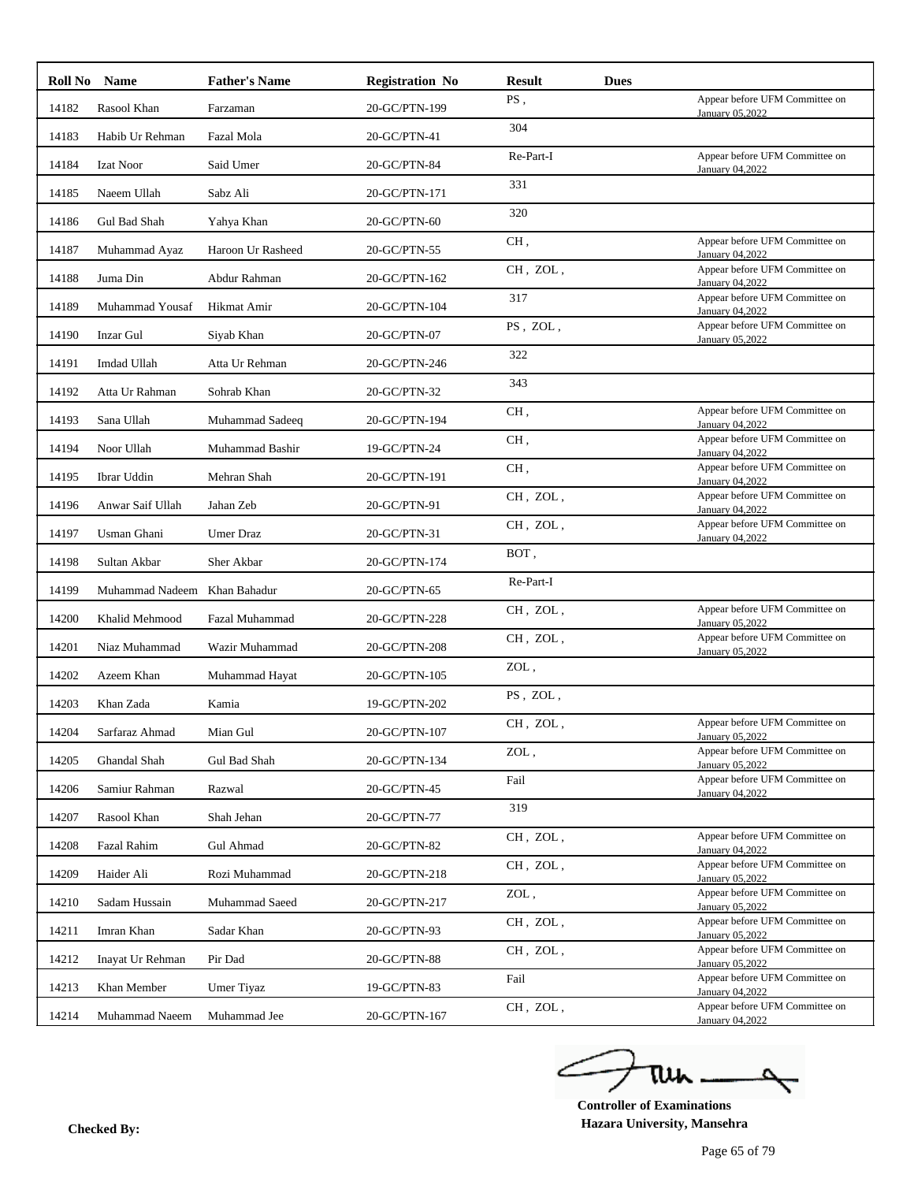| Roll No | Name | Father's Name | Registration No | Result | Dues | |
|---|---|---|---|---|---|---|
| 14182 | Rasool Khan | Farzaman | 20-GC/PTN-199 | PS , | | Appear before UFM Committee on January 05,2022 |
| 14183 | Habib Ur Rehman | Fazal Mola | 20-GC/PTN-41 | 304 | | |
| 14184 | Izat Noor | Said Umer | 20-GC/PTN-84 | Re-Part-I | | Appear before UFM Committee on January 04,2022 |
| 14185 | Naeem Ullah | Sabz Ali | 20-GC/PTN-171 | 331 | | |
| 14186 | Gul Bad Shah | Yahya Khan | 20-GC/PTN-60 | 320 | | |
| 14187 | Muhammad Ayaz | Haroon Ur Rasheed | 20-GC/PTN-55 | CH , | | Appear before UFM Committee on January 04,2022 |
| 14188 | Juma Din | Abdur Rahman | 20-GC/PTN-162 | CH , ZOL , | | Appear before UFM Committee on January 04,2022 |
| 14189 | Muhammad Yousaf | Hikmat Amir | 20-GC/PTN-104 | 317 | | Appear before UFM Committee on January 04,2022 |
| 14190 | Inzar Gul | Siyab Khan | 20-GC/PTN-07 | PS , ZOL , | | Appear before UFM Committee on January 05,2022 |
| 14191 | Imdad Ullah | Atta Ur Rehman | 20-GC/PTN-246 | 322 | | |
| 14192 | Atta Ur Rahman | Sohrab Khan | 20-GC/PTN-32 | 343 | | |
| 14193 | Sana Ullah | Muhammad Sadeeq | 20-GC/PTN-194 | CH , | | Appear before UFM Committee on January 04,2022 |
| 14194 | Noor Ullah | Muhammad Bashir | 19-GC/PTN-24 | CH , | | Appear before UFM Committee on January 04,2022 |
| 14195 | Ibrar Uddin | Mehran Shah | 20-GC/PTN-191 | CH , | | Appear before UFM Committee on January 04,2022 |
| 14196 | Anwar Saif Ullah | Jahan Zeb | 20-GC/PTN-91 | CH , ZOL , | | Appear before UFM Committee on January 04,2022 |
| 14197 | Usman Ghani | Umer Draz | 20-GC/PTN-31 | CH , ZOL , | | Appear before UFM Committee on January 04,2022 |
| 14198 | Sultan Akbar | Sher Akbar | 20-GC/PTN-174 | BOT , | | |
| 14199 | Muhammad Nadeem | Khan Bahadur | 20-GC/PTN-65 | Re-Part-I | | |
| 14200 | Khalid Mehmood | Fazal Muhammad | 20-GC/PTN-228 | CH , ZOL , | | Appear before UFM Committee on January 05,2022 |
| 14201 | Niaz Muhammad | Wazir Muhammad | 20-GC/PTN-208 | CH , ZOL , | | Appear before UFM Committee on January 05,2022 |
| 14202 | Azeem Khan | Muhammad Hayat | 20-GC/PTN-105 | ZOL , | | |
| 14203 | Khan Zada | Kamia | 19-GC/PTN-202 | PS , ZOL , | | |
| 14204 | Sarfaraz Ahmad | Mian Gul | 20-GC/PTN-107 | CH , ZOL , | | Appear before UFM Committee on January 05,2022 |
| 14205 | Ghandal Shah | Gul Bad Shah | 20-GC/PTN-134 | ZOL , | | Appear before UFM Committee on January 05,2022 |
| 14206 | Samiur Rahman | Razwal | 20-GC/PTN-45 | Fail | | Appear before UFM Committee on January 04,2022 |
| 14207 | Rasool Khan | Shah Jehan | 20-GC/PTN-77 | 319 | | |
| 14208 | Fazal Rahim | Gul Ahmad | 20-GC/PTN-82 | CH , ZOL , | | Appear before UFM Committee on January 04,2022 |
| 14209 | Haider Ali | Rozi Muhammad | 20-GC/PTN-218 | CH , ZOL , | | Appear before UFM Committee on January 05,2022 |
| 14210 | Sadam Hussain | Muhammad Saeed | 20-GC/PTN-217 | ZOL , | | Appear before UFM Committee on January 05,2022 |
| 14211 | Imran Khan | Sadar Khan | 20-GC/PTN-93 | CH , ZOL , | | Appear before UFM Committee on January 05,2022 |
| 14212 | Inayat Ur Rehman | Pir Dad | 20-GC/PTN-88 | CH , ZOL , | | Appear before UFM Committee on January 05,2022 |
| 14213 | Khan Member | Umer Tiyaz | 19-GC/PTN-83 | Fail | | Appear before UFM Committee on January 04,2022 |
| 14214 | Muhammad Naeem | Muhammad Jee | 20-GC/PTN-167 | CH , ZOL , | | Appear before UFM Committee on January 04,2022 |

**Checked By:**

**Controller of Examinations**
**Hazara University, Mansehra**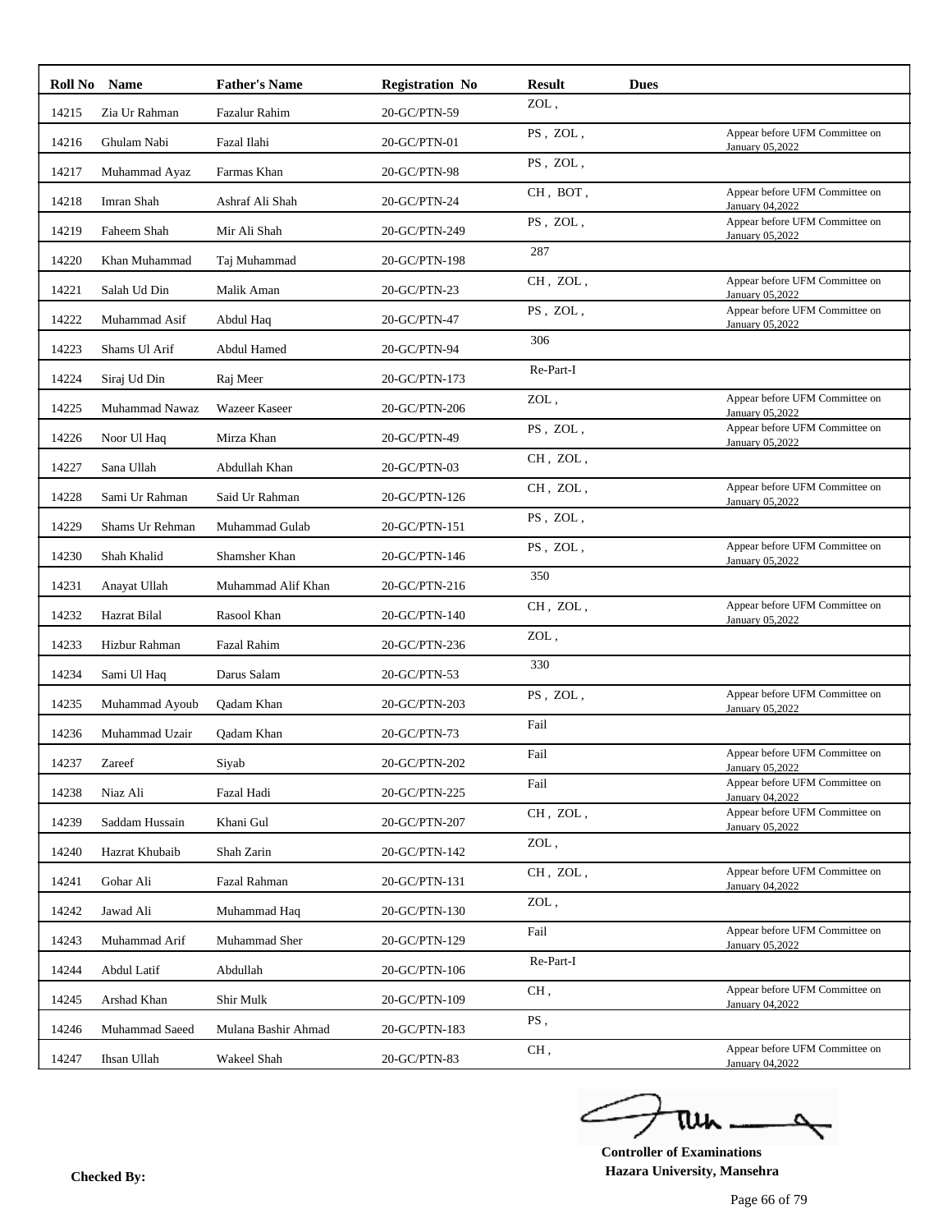| Roll No | Name | Father's Name | Registration No | Result | Dues | |
|---|---|---|---|---|---|---|
| 14215 | Zia Ur Rahman | Fazalur Rahim | 20-GC/PTN-59 | ZOL , | | |
| 14216 | Ghulam Nabi | Fazal Ilahi | 20-GC/PTN-01 | PS , ZOL , | | Appear before UFM Committee on January 05,2022 |
| 14217 | Muhammad Ayaz | Farmas Khan | 20-GC/PTN-98 | PS , ZOL , | | |
| 14218 | Imran Shah | Ashraf Ali Shah | 20-GC/PTN-24 | CH , BOT , | | Appear before UFM Committee on January 04,2022 |
| 14219 | Faheem Shah | Mir Ali Shah | 20-GC/PTN-249 | PS , ZOL , | | Appear before UFM Committee on January 05,2022 |
| 14220 | Khan Muhammad | Taj Muhammad | 20-GC/PTN-198 | 287 | | |
| 14221 | Salah Ud Din | Malik Aman | 20-GC/PTN-23 | CH , ZOL , | | Appear before UFM Committee on January 05,2022 |
| 14222 | Muhammad Asif | Abdul Haq | 20-GC/PTN-47 | PS , ZOL , | | Appear before UFM Committee on January 05,2022 |
| 14223 | Shams Ul Arif | Abdul Hamed | 20-GC/PTN-94 | 306 | | |
| 14224 | Siraj Ud Din | Raj Meer | 20-GC/PTN-173 | Re-Part-I | | |
| 14225 | Muhammad Nawaz | Wazeer Kaseer | 20-GC/PTN-206 | ZOL , | | Appear before UFM Committee on January 05,2022 |
| 14226 | Noor Ul Haq | Mirza Khan | 20-GC/PTN-49 | PS , ZOL , | | Appear before UFM Committee on January 05,2022 |
| 14227 | Sana Ullah | Abdullah Khan | 20-GC/PTN-03 | CH , ZOL , | | |
| 14228 | Sami Ur Rahman | Said Ur Rahman | 20-GC/PTN-126 | CH , ZOL , | | Appear before UFM Committee on January 05,2022 |
| 14229 | Shams Ur Rehman | Muhammad Gulab | 20-GC/PTN-151 | PS , ZOL , | | |
| 14230 | Shah Khalid | Shamsher Khan | 20-GC/PTN-146 | PS , ZOL , | | Appear before UFM Committee on January 05,2022 |
| 14231 | Anayat Ullah | Muhammad Alif Khan | 20-GC/PTN-216 | 350 | | |
| 14232 | Hazrat Bilal | Rasool Khan | 20-GC/PTN-140 | CH , ZOL , | | Appear before UFM Committee on January 05,2022 |
| 14233 | Hizbur Rahman | Fazal Rahim | 20-GC/PTN-236 | ZOL , | | |
| 14234 | Sami Ul Haq | Darus Salam | 20-GC/PTN-53 | 330 | | |
| 14235 | Muhammad Ayoub | Qadam Khan | 20-GC/PTN-203 | PS , ZOL , | | Appear before UFM Committee on January 05,2022 |
| 14236 | Muhammad Uzair | Qadam Khan | 20-GC/PTN-73 | Fail | | |
| 14237 | Zareef | Siyab | 20-GC/PTN-202 | Fail | | Appear before UFM Committee on January 05,2022 |
| 14238 | Niaz Ali | Fazal Hadi | 20-GC/PTN-225 | Fail | | Appear before UFM Committee on January 04,2022 |
| 14239 | Saddam Hussain | Khani Gul | 20-GC/PTN-207 | CH , ZOL , | | Appear before UFM Committee on January 05,2022 |
| 14240 | Hazrat Khubaib | Shah Zarin | 20-GC/PTN-142 | ZOL , | | |
| 14241 | Gohar Ali | Fazal Rahman | 20-GC/PTN-131 | CH , ZOL , | | Appear before UFM Committee on January 04,2022 |
| 14242 | Jawad Ali | Muhammad Haq | 20-GC/PTN-130 | ZOL , | | |
| 14243 | Muhammad Arif | Muhammad Sher | 20-GC/PTN-129 | Fail | | Appear before UFM Committee on January 05,2022 |
| 14244 | Abdul Latif | Abdullah | 20-GC/PTN-106 | Re-Part-I | | |
| 14245 | Arshad Khan | Shir Mulk | 20-GC/PTN-109 | CH , | | Appear before UFM Committee on January 04,2022 |
| 14246 | Muhammad Saeed | Mulana Bashir Ahmad | 20-GC/PTN-183 | PS , | | |
| 14247 | Ihsan Ullah | Wakeel Shah | 20-GC/PTN-83 | CH , | | Appear before UFM Committee on January 04,2022 |

**Checked By:**

**Controller of Examinations**
**Hazara University, Mansehra**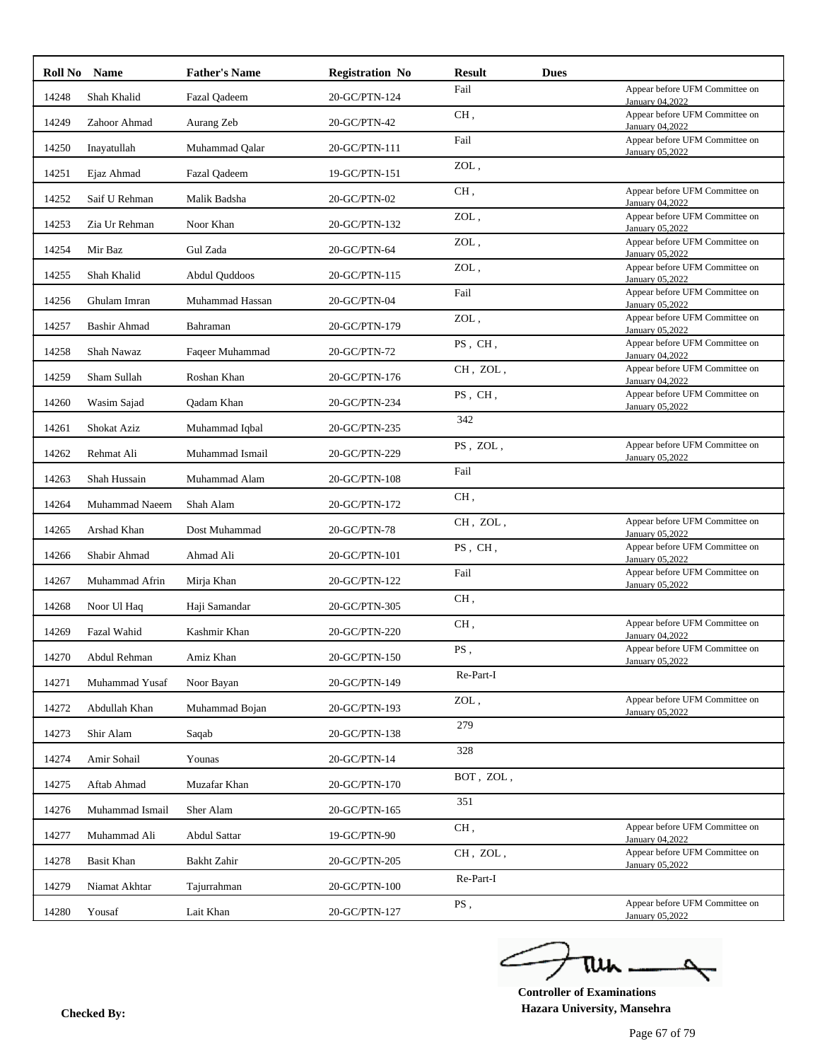| Roll No | Name | Father's Name | Registration No | Result | Dues | |
|---|---|---|---|---|---|---|
| 14248 | Shah Khalid | Fazal Qadeem | 20-GC/PTN-124 | Fail | | Appear before UFM Committee on January 04,2022 |
| 14249 | Zahoor Ahmad | Aurang Zeb | 20-GC/PTN-42 | CH , | | Appear before UFM Committee on January 04,2022 |
| 14250 | Inayatullah | Muhammad Qalar | 20-GC/PTN-111 | Fail | | Appear before UFM Committee on January 05,2022 |
| 14251 | Ejaz Ahmad | Fazal Qadeem | 19-GC/PTN-151 | ZOL , | | |
| 14252 | Saif U Rehman | Malik Badsha | 20-GC/PTN-02 | CH , | | Appear before UFM Committee on January 04,2022 |
| 14253 | Zia Ur Rehman | Noor Khan | 20-GC/PTN-132 | ZOL , | | Appear before UFM Committee on January 05,2022 |
| 14254 | Mir Baz | Gul Zada | 20-GC/PTN-64 | ZOL , | | Appear before UFM Committee on January 05,2022 |
| 14255 | Shah Khalid | Abdul Quddoos | 20-GC/PTN-115 | ZOL , | | Appear before UFM Committee on January 05,2022 |
| 14256 | Ghulam Imran | Muhammad Hassan | 20-GC/PTN-04 | Fail | | Appear before UFM Committee on January 05,2022 |
| 14257 | Bashir Ahmad | Bahraman | 20-GC/PTN-179 | ZOL , | | Appear before UFM Committee on January 05,2022 |
| 14258 | Shah Nawaz | Faqeer Muhammad | 20-GC/PTN-72 | PS , CH , | | Appear before UFM Committee on January 04,2022 |
| 14259 | Sham Sullah | Roshan Khan | 20-GC/PTN-176 | CH , ZOL , | | Appear before UFM Committee on January 04,2022 |
| 14260 | Wasim Sajad | Qadam Khan | 20-GC/PTN-234 | PS , CH , | | Appear before UFM Committee on January 05,2022 |
| 14261 | Shokat Aziz | Muhammad Iqbal | 20-GC/PTN-235 | 342 | | |
| 14262 | Rehmat Ali | Muhammad Ismail | 20-GC/PTN-229 | PS , ZOL , | | Appear before UFM Committee on January 05,2022 |
| 14263 | Shah Hussain | Muhammad Alam | 20-GC/PTN-108 | Fail | | |
| 14264 | Muhammad Naeem | Shah Alam | 20-GC/PTN-172 | CH , | | |
| 14265 | Arshad Khan | Dost Muhammad | 20-GC/PTN-78 | CH , ZOL , | | Appear before UFM Committee on January 05,2022 |
| 14266 | Shabir Ahmad | Ahmad Ali | 20-GC/PTN-101 | PS , CH , | | Appear before UFM Committee on January 05,2022 |
| 14267 | Muhammad Afrin | Mirja Khan | 20-GC/PTN-122 | Fail | | Appear before UFM Committee on January 05,2022 |
| 14268 | Noor Ul Haq | Haji Samandar | 20-GC/PTN-305 | CH , | | |
| 14269 | Fazal Wahid | Kashmir Khan | 20-GC/PTN-220 | CH , | | Appear before UFM Committee on January 04,2022 |
| 14270 | Abdul Rehman | Amiz Khan | 20-GC/PTN-150 | PS , | | Appear before UFM Committee on January 05,2022 |
| 14271 | Muhammad Yusaf | Noor Bayan | 20-GC/PTN-149 | Re-Part-I | | |
| 14272 | Abdullah Khan | Muhammad Bojan | 20-GC/PTN-193 | ZOL , | | Appear before UFM Committee on January 05,2022 |
| 14273 | Shir Alam | Saqab | 20-GC/PTN-138 | 279 | | |
| 14274 | Amir Sohail | Younas | 20-GC/PTN-14 | 328 | | |
| 14275 | Aftab Ahmad | Muzafar Khan | 20-GC/PTN-170 | BOT , ZOL , | | |
| 14276 | Muhammad Ismail | Sher Alam | 20-GC/PTN-165 | 351 | | |
| 14277 | Muhammad Ali | Abdul Sattar | 19-GC/PTN-90 | CH , | | Appear before UFM Committee on January 04,2022 |
| 14278 | Basit Khan | Bakht Zahir | 20-GC/PTN-205 | CH , ZOL , | | Appear before UFM Committee on January 05,2022 |
| 14279 | Niamat Akhtar | Tajurrahman | 20-GC/PTN-100 | Re-Part-I | | |
| 14280 | Yousaf | Lait Khan | 20-GC/PTN-127 | PS , | | Appear before UFM Committee on January 05,2022 |

**Controller of Examinations**
**Hazara University, Mansehra**

**Checked By:**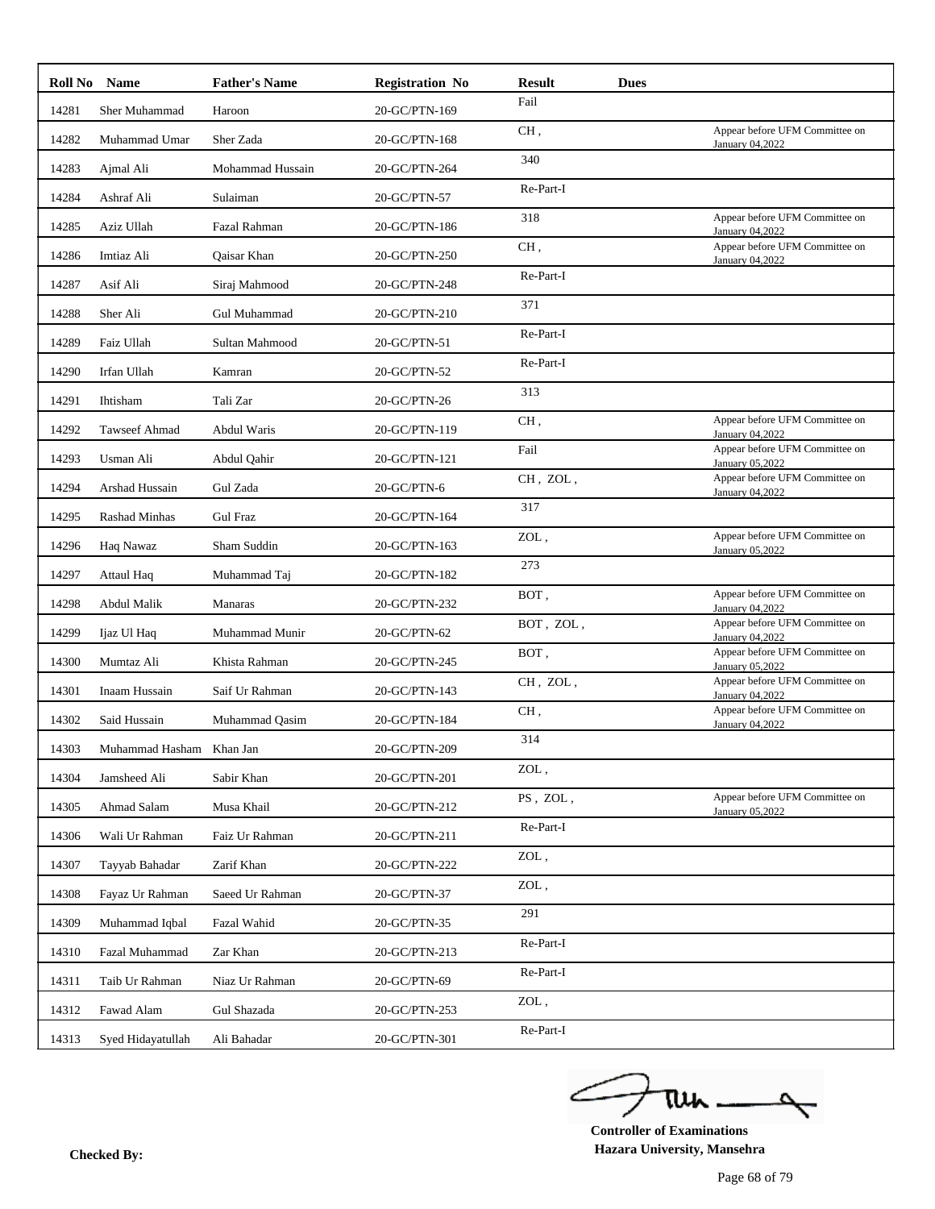| Roll No | Name | Father's Name | Registration No | Result | Dues | |
|---|---|---|---|---|---|---|
| 14281 | Sher Muhammad | Haroon | 20-GC/PTN-169 | Fail | | |
| 14282 | Muhammad Umar | Sher Zada | 20-GC/PTN-168 | CH , | | Appear before UFM Committee on January 04,2022 |
| 14283 | Ajmal Ali | Mohammad Hussain | 20-GC/PTN-264 | 340 | | |
| 14284 | Ashraf Ali | Sulaiman | 20-GC/PTN-57 | Re-Part-I | | |
| 14285 | Aziz Ullah | Fazal Rahman | 20-GC/PTN-186 | 318 | | Appear before UFM Committee on January 04,2022 |
| 14286 | Imtiaz Ali | Qaisar Khan | 20-GC/PTN-250 | CH , | | Appear before UFM Committee on January 04,2022 |
| 14287 | Asif Ali | Siraj Mahmood | 20-GC/PTN-248 | Re-Part-I | | |
| 14288 | Sher Ali | Gul Muhammad | 20-GC/PTN-210 | 371 | | |
| 14289 | Faiz Ullah | Sultan Mahmood | 20-GC/PTN-51 | Re-Part-I | | |
| 14290 | Irfan Ullah | Kamran | 20-GC/PTN-52 | Re-Part-I | | |
| 14291 | Ihtisham | Tali Zar | 20-GC/PTN-26 | 313 | | |
| 14292 | Tawseef Ahmad | Abdul Waris | 20-GC/PTN-119 | CH , | | Appear before UFM Committee on January 04,2022 |
| 14293 | Usman Ali | Abdul Qahir | 20-GC/PTN-121 | Fail | | Appear before UFM Committee on January 05,2022 |
| 14294 | Arshad Hussain | Gul Zada | 20-GC/PTN-6 | CH , ZOL , | | Appear before UFM Committee on January 04,2022 |
| 14295 | Rashad Minhas | Gul Fraz | 20-GC/PTN-164 | 317 | | |
| 14296 | Haq Nawaz | Sham Suddin | 20-GC/PTN-163 | ZOL , | | Appear before UFM Committee on January 05,2022 |
| 14297 | Attaul Haq | Muhammad Taj | 20-GC/PTN-182 | 273 | | |
| 14298 | Abdul Malik | Manaras | 20-GC/PTN-232 | BOT , | | Appear before UFM Committee on January 04,2022 |
| 14299 | Ijaz Ul Haq | Muhammad Munir | 20-GC/PTN-62 | BOT , ZOL , | | Appear before UFM Committee on January 04,2022 |
| 14300 | Mumtaz Ali | Khista Rahman | 20-GC/PTN-245 | BOT , | | Appear before UFM Committee on January 05,2022 |
| 14301 | Inaam Hussain | Saif Ur Rahman | 20-GC/PTN-143 | CH , ZOL , | | Appear before UFM Committee on January 04,2022 |
| 14302 | Said Hussain | Muhammad Qasim | 20-GC/PTN-184 | CH , | | Appear before UFM Committee on January 04,2022 |
| 14303 | Muhammad Hasham | Khan Jan | 20-GC/PTN-209 | 314 | | |
| 14304 | Jamsheed Ali | Sabir Khan | 20-GC/PTN-201 | ZOL , | | |
| 14305 | Ahmad Salam | Musa Khail | 20-GC/PTN-212 | PS , ZOL , | | Appear before UFM Committee on January 05,2022 |
| 14306 | Wali Ur Rahman | Faiz Ur Rahman | 20-GC/PTN-211 | Re-Part-I | | |
| 14307 | Tayyab Bahadar | Zarif Khan | 20-GC/PTN-222 | ZOL , | | |
| 14308 | Fayaz Ur Rahman | Saeed Ur Rahman | 20-GC/PTN-37 | ZOL , | | |
| 14309 | Muhammad Iqbal | Fazal Wahid | 20-GC/PTN-35 | 291 | | |
| 14310 | Fazal Muhammad | Zar Khan | 20-GC/PTN-213 | Re-Part-I | | |
| 14311 | Taib Ur Rahman | Niaz Ur Rahman | 20-GC/PTN-69 | Re-Part-I | | |
| 14312 | Fawad Alam | Gul Shazada | 20-GC/PTN-253 | ZOL , | | |
| 14313 | Syed Hidayatullah | Ali Bahadar | 20-GC/PTN-301 | Re-Part-I | | |

**Controller of Examinations**
**Hazara University, Mansehra**

**Checked By:**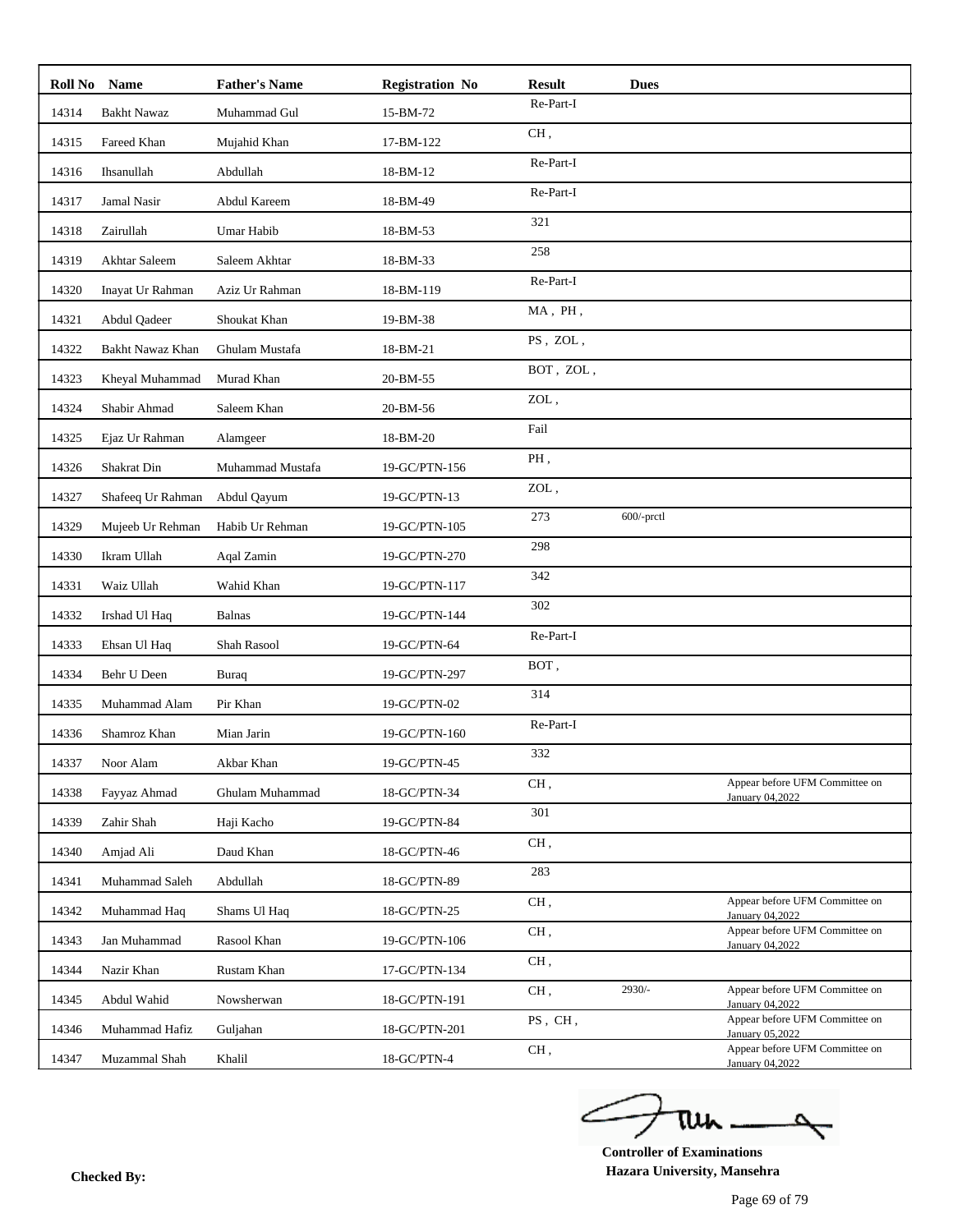| Roll No | Name | Father's Name | Registration No | Result | Dues | |
|---|---|---|---|---|---|---|
| 14314 | Bakht Nawaz | Muhammad Gul | 15-BM-72 | Re-Part-I | | |
| 14315 | Fareed Khan | Mujahid Khan | 17-BM-122 | CH , | | |
| 14316 | Ihsanullah | Abdullah | 18-BM-12 | Re-Part-I | | |
| 14317 | Jamal Nasir | Abdul Kareem | 18-BM-49 | Re-Part-I | | |
| 14318 | Zairullah | Umar Habib | 18-BM-53 | 321 | | |
| 14319 | Akhtar Saleem | Saleem Akhtar | 18-BM-33 | 258 | | |
| 14320 | Inayat Ur Rahman | Aziz Ur Rahman | 18-BM-119 | Re-Part-I | | |
| 14321 | Abdul Qadeer | Shoukat Khan | 19-BM-38 | MA , PH , | | |
| 14322 | Bakht Nawaz Khan | Ghulam Mustafa | 18-BM-21 | PS , ZOL , | | |
| 14323 | Kheyal Muhammad | Murad Khan | 20-BM-55 | BOT , ZOL , | | |
| 14324 | Shabir Ahmad | Saleem Khan | 20-BM-56 | ZOL , | | |
| 14325 | Ejaz Ur Rahman | Alamgeer | 18-BM-20 | Fail | | |
| 14326 | Shakrat Din | Muhammad Mustafa | 19-GC/PTN-156 | PH , | | |
| 14327 | Shafeeq Ur Rahman | Abdul Qayum | 19-GC/PTN-13 | ZOL , | | |
| 14329 | Mujeeb Ur Rehman | Habib Ur Rehman | 19-GC/PTN-105 | 273 | 600/-prctl | |
| 14330 | Ikram Ullah | Aqal Zamin | 19-GC/PTN-270 | 298 | | |
| 14331 | Waiz Ullah | Wahid Khan | 19-GC/PTN-117 | 342 | | |
| 14332 | Irshad Ul Haq | Balnas | 19-GC/PTN-144 | 302 | | |
| 14333 | Ehsan Ul Haq | Shah Rasool | 19-GC/PTN-64 | Re-Part-I | | |
| 14334 | Behr U Deen | Buraq | 19-GC/PTN-297 | BOT , | | |
| 14335 | Muhammad Alam | Pir Khan | 19-GC/PTN-02 | 314 | | |
| 14336 | Shamroz Khan | Mian Jarin | 19-GC/PTN-160 | Re-Part-I | | |
| 14337 | Noor Alam | Akbar Khan | 19-GC/PTN-45 | 332 | | |
| 14338 | Fayyaz Ahmad | Ghulam Muhammad | 18-GC/PTN-34 | CH , | | Appear before UFM Committee on January 04,2022 |
| 14339 | Zahir Shah | Haji Kacho | 19-GC/PTN-84 | 301 | | |
| 14340 | Amjad Ali | Daud Khan | 18-GC/PTN-46 | CH , | | |
| 14341 | Muhammad Saleh | Abdullah | 18-GC/PTN-89 | 283 | | |
| 14342 | Muhammad Haq | Shams Ul Haq | 18-GC/PTN-25 | CH , | | Appear before UFM Committee on January 04,2022 |
| 14343 | Jan Muhammad | Rasool Khan | 19-GC/PTN-106 | CH , | | Appear before UFM Committee on January 04,2022 |
| 14344 | Nazir Khan | Rustam Khan | 17-GC/PTN-134 | CH , | | |
| 14345 | Abdul Wahid | Nowsherwan | 18-GC/PTN-191 | CH , | 2930/- | Appear before UFM Committee on January 04,2022 |
| 14346 | Muhammad Hafiz | Guljahan | 18-GC/PTN-201 | PS , CH , | | Appear before UFM Committee on January 05,2022 |
| 14347 | Muzammal Shah | Khalil | 18-GC/PTN-4 | CH , | | Appear before UFM Committee on January 04,2022 |

**Checked By:**

**Controller of Examinations**
**Hazara University, Mansehra**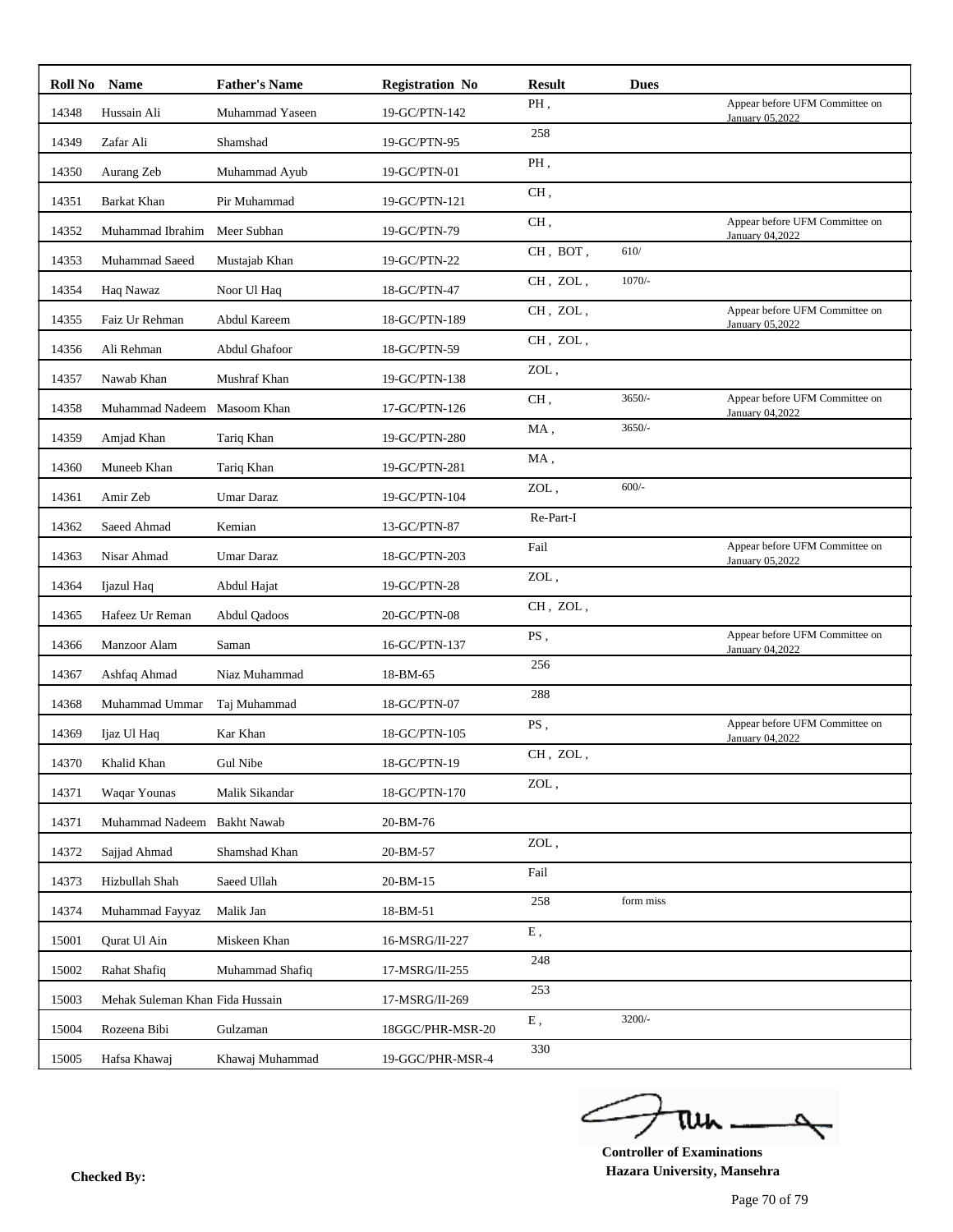| Roll No | Name | Father's Name | Registration No | Result | Dues | |
|---|---|---|---|---|---|---|
| 14348 | Hussain Ali | Muhammad Yaseen | 19-GC/PTN-142 | PH , | | Appear before UFM Committee on January 05,2022 |
| 14349 | Zafar Ali | Shamshad | 19-GC/PTN-95 | 258 | | |
| 14350 | Aurang Zeb | Muhammad Ayub | 19-GC/PTN-01 | PH , | | |
| 14351 | Barkat Khan | Pir Muhammad | 19-GC/PTN-121 | CH , | | |
| 14352 | Muhammad Ibrahim | Meer Subhan | 19-GC/PTN-79 | CH , | | Appear before UFM Committee on January 04,2022 |
| 14353 | Muhammad Saeed | Mustajab Khan | 19-GC/PTN-22 | CH , BOT , | 610/ | |
| 14354 | Haq Nawaz | Noor Ul Haq | 18-GC/PTN-47 | CH , ZOL , | 1070/- | |
| 14355 | Faiz Ur Rehman | Abdul Kareem | 18-GC/PTN-189 | CH , ZOL , | | Appear before UFM Committee on January 05,2022 |
| 14356 | Ali Rehman | Abdul Ghafoor | 18-GC/PTN-59 | CH , ZOL , | | |
| 14357 | Nawab Khan | Mushraf Khan | 19-GC/PTN-138 | ZOL , | | |
| 14358 | Muhammad Nadeem | Masoom Khan | 17-GC/PTN-126 | CH , | 3650/- | Appear before UFM Committee on January 04,2022 |
| 14359 | Amjad Khan | Tariq Khan | 19-GC/PTN-280 | MA , | 3650/- | |
| 14360 | Muneeb Khan | Tariq Khan | 19-GC/PTN-281 | MA , | | |
| 14361 | Amir Zeb | Umar Daraz | 19-GC/PTN-104 | ZOL , | 600/- | |
| 14362 | Saeed Ahmad | Kemian | 13-GC/PTN-87 | Re-Part-I | | |
| 14363 | Nisar Ahmad | Umar Daraz | 18-GC/PTN-203 | Fail | | Appear before UFM Committee on January 05,2022 |
| 14364 | Ijazul Haq | Abdul Hajat | 19-GC/PTN-28 | ZOL , | | |
| 14365 | Hafeez Ur Reman | Abdul Qadoos | 20-GC/PTN-08 | CH , ZOL , | | |
| 14366 | Manzoor Alam | Saman | 16-GC/PTN-137 | PS , | | Appear before UFM Committee on January 04,2022 |
| 14367 | Ashfaq Ahmad | Niaz Muhammad | 18-BM-65 | 256 | | |
| 14368 | Muhammad Ummar | Taj Muhammad | 18-GC/PTN-07 | 288 | | |
| 14369 | Ijaz Ul Haq | Kar Khan | 18-GC/PTN-105 | PS , | | Appear before UFM Committee on January 04,2022 |
| 14370 | Khalid Khan | Gul Nibe | 18-GC/PTN-19 | CH , ZOL , | | |
| 14371 | Waqar Younas | Malik Sikandar | 18-GC/PTN-170 | ZOL , | | |
| 14371 | Muhammad Nadeem | Bakht Nawab | 20-BM-76 | | | |
| 14372 | Sajjad Ahmad | Shamshad Khan | 20-BM-57 | ZOL , | | |
| 14373 | Hizbullah Shah | Saeed Ullah | 20-BM-15 | Fail | | |
| 14374 | Muhammad Fayyaz | Malik Jan | 18-BM-51 | 258 | form miss | |
| 15001 | Qurat Ul Ain | Miskeen Khan | 16-MSRG/II-227 | E , | | |
| 15002 | Rahat Shafiq | Muhammad Shafiq | 17-MSRG/II-255 | 248 | | |
| 15003 | Mehak Suleman Khan | Fida Hussain | 17-MSRG/II-269 | 253 | | |
| 15004 | Rozeena Bibi | Gulzaman | 18GGC/PHR-MSR-20 | E , | 3200/- | |
| 15005 | Hafsa Khawaj | Khawaj Muhammad | 19-GGC/PHR-MSR-4 | 330 | | |

**Checked By:**

**Controller of Examinations**
**Hazara University, Mansehra**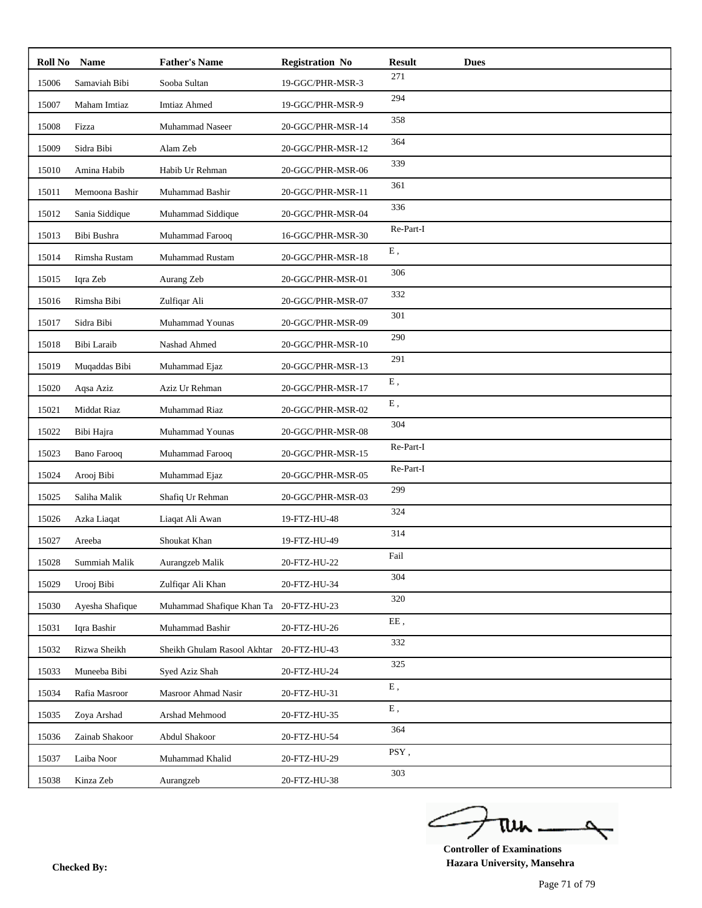| Roll No | Name | Father's Name | Registration No | Result | Dues |
|---|---|---|---|---|---|
| 15006 | Samaviah Bibi | Sooba Sultan | 19-GGC/PHR-MSR-3 | 271 | |
| 15007 | Maham Imtiaz | Imtiaz Ahmed | 19-GGC/PHR-MSR-9 | 294 | |
| 15008 | Fizza | Muhammad Naseer | 20-GGC/PHR-MSR-14 | 358 | |
| 15009 | Sidra Bibi | Alam Zeb | 20-GGC/PHR-MSR-12 | 364 | |
| 15010 | Amina Habib | Habib Ur Rehman | 20-GGC/PHR-MSR-06 | 339 | |
| 15011 | Memoona Bashir | Muhammad Bashir | 20-GGC/PHR-MSR-11 | 361 | |
| 15012 | Sania Siddique | Muhammad Siddique | 20-GGC/PHR-MSR-04 | 336 | |
| 15013 | Bibi Bushra | Muhammad Farooq | 16-GGC/PHR-MSR-30 | Re-Part-I | |
| 15014 | Rimsha Rustam | Muhammad Rustam | 20-GGC/PHR-MSR-18 | E , | |
| 15015 | Iqra Zeb | Aurang Zeb | 20-GGC/PHR-MSR-01 | 306 | |
| 15016 | Rimsha Bibi | Zulfiqar Ali | 20-GGC/PHR-MSR-07 | 332 | |
| 15017 | Sidra Bibi | Muhammad Younas | 20-GGC/PHR-MSR-09 | 301 | |
| 15018 | Bibi Laraib | Nashad Ahmed | 20-GGC/PHR-MSR-10 | 290 | |
| 15019 | Muqaddas Bibi | Muhammad Ejaz | 20-GGC/PHR-MSR-13 | 291 | |
| 15020 | Aqsa Aziz | Aziz Ur Rehman | 20-GGC/PHR-MSR-17 | E , | |
| 15021 | Middat Riaz | Muhammad Riaz | 20-GGC/PHR-MSR-02 | E , | |
| 15022 | Bibi Hajra | Muhammad Younas | 20-GGC/PHR-MSR-08 | 304 | |
| 15023 | Bano Farooq | Muhammad Farooq | 20-GGC/PHR-MSR-15 | Re-Part-I | |
| 15024 | Arooj Bibi | Muhammad Ejaz | 20-GGC/PHR-MSR-05 | Re-Part-I | |
| 15025 | Saliha Malik | Shafiq Ur Rehman | 20-GGC/PHR-MSR-03 | 299 | |
| 15026 | Azka Liaqat | Liaqat Ali Awan | 19-FTZ-HU-48 | 324 | |
| 15027 | Areeba | Shoukat Khan | 19-FTZ-HU-49 | 314 | |
| 15028 | Summiah Malik | Aurangzeb Malik | 20-FTZ-HU-22 | Fail | |
| 15029 | Urooj Bibi | Zulfiqar Ali Khan | 20-FTZ-HU-34 | 304 | |
| 15030 | Ayesha Shafique | Muhammad Shafique Khan Ta | 20-FTZ-HU-23 | 320 | |
| 15031 | Iqra Bashir | Muhammad Bashir | 20-FTZ-HU-26 | EE , | |
| 15032 | Rizwa Sheikh | Sheikh Ghulam Rasool Akhtar | 20-FTZ-HU-43 | 332 | |
| 15033 | Muneeba Bibi | Syed Aziz Shah | 20-FTZ-HU-24 | 325 | |
| 15034 | Rafia Masroor | Masroor Ahmad Nasir | 20-FTZ-HU-31 | E , | |
| 15035 | Zoya Arshad | Arshad Mehmood | 20-FTZ-HU-35 | E , | |
| 15036 | Zainab Shakoor | Abdul Shakoor | 20-FTZ-HU-54 | 364 | |
| 15037 | Laiba Noor | Muhammad Khalid | 20-FTZ-HU-29 | PSY , | |
| 15038 | Kinza Zeb | Aurangzeb | 20-FTZ-HU-38 | 303 | |

**Checked By:**

**Controller of Examinations**
**Hazara University, Mansehra**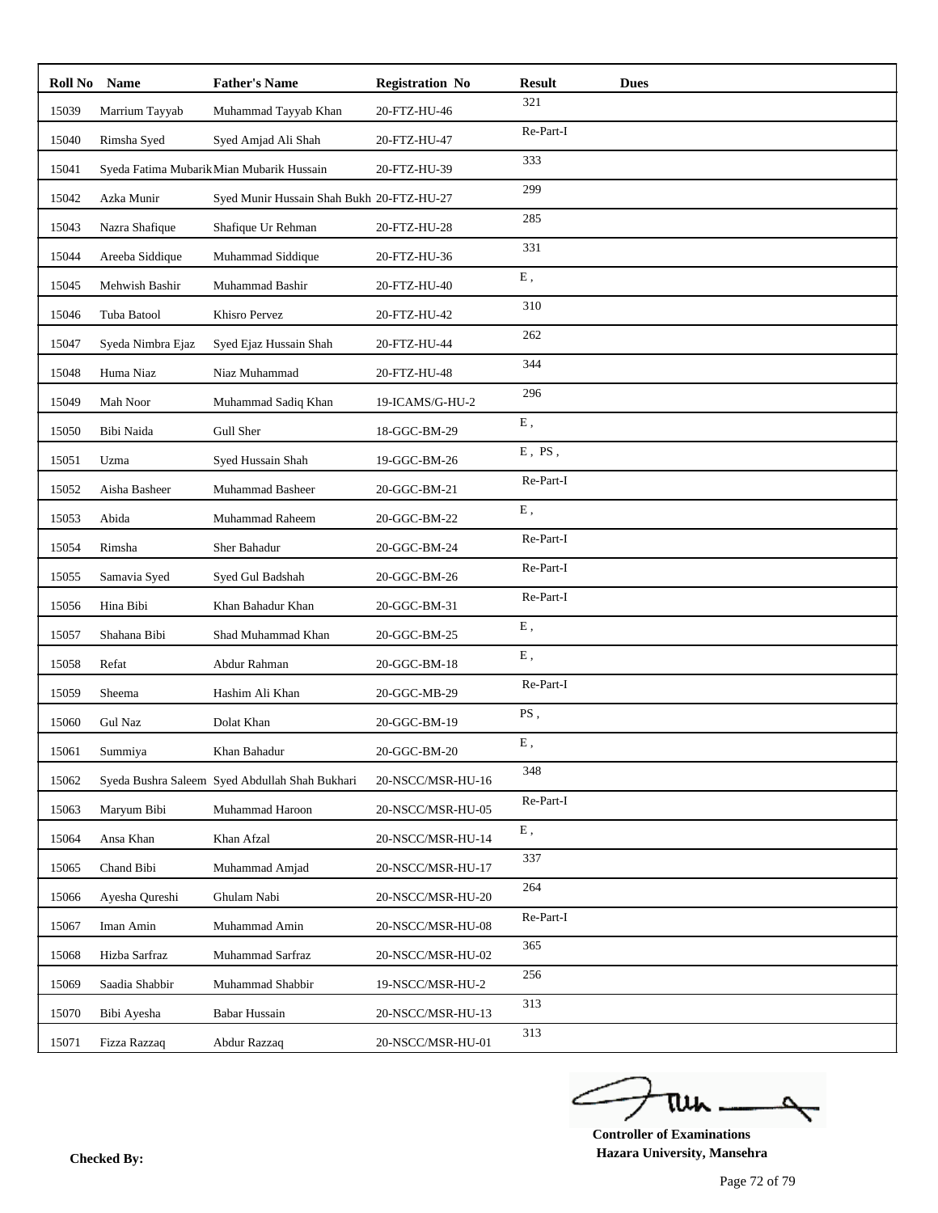| Roll No | Name | Father's Name | Registration No | Result | Dues |
|---|---|---|---|---|---|
| 15039 | Marrium Tayyab | Muhammad Tayyab Khan | 20-FTZ-HU-46 | 321 | |
| 15040 | Rimsha Syed | Syed Amjad Ali Shah | 20-FTZ-HU-47 | Re-Part-I | |
| 15041 | Syeda Fatima Mubarik | Mian Mubarik Hussain | 20-FTZ-HU-39 | 333 | |
| 15042 | Azka Munir | Syed Munir Hussain Shah Bukh | 20-FTZ-HU-27 | 299 | |
| 15043 | Nazra Shafique | Shafique Ur Rehman | 20-FTZ-HU-28 | 285 | |
| 15044 | Areeba Siddique | Muhammad Siddique | 20-FTZ-HU-36 | 331 | |
| 15045 | Mehwish Bashir | Muhammad Bashir | 20-FTZ-HU-40 | E , | |
| 15046 | Tuba Batool | Khisro Pervez | 20-FTZ-HU-42 | 310 | |
| 15047 | Syeda Nimbra Ejaz | Syed Ejaz Hussain Shah | 20-FTZ-HU-44 | 262 | |
| 15048 | Huma Niaz | Niaz Muhammad | 20-FTZ-HU-48 | 344 | |
| 15049 | Mah Noor | Muhammad Sadiq Khan | 19-ICAMS/G-HU-2 | 296 | |
| 15050 | Bibi Naida | Gull Sher | 18-GGC-BM-29 | E , | |
| 15051 | Uzma | Syed Hussain Shah | 19-GGC-BM-26 | E , PS , | |
| 15052 | Aisha Basheer | Muhammad Basheer | 20-GGC-BM-21 | Re-Part-I | |
| 15053 | Abida | Muhammad Raheem | 20-GGC-BM-22 | E , | |
| 15054 | Rimsha | Sher Bahadur | 20-GGC-BM-24 | Re-Part-I | |
| 15055 | Samavia Syed | Syed Gul Badshah | 20-GGC-BM-26 | Re-Part-I | |
| 15056 | Hina Bibi | Khan Bahadur Khan | 20-GGC-BM-31 | Re-Part-I | |
| 15057 | Shahana Bibi | Shad Muhammad Khan | 20-GGC-BM-25 | E , | |
| 15058 | Refat | Abdur Rahman | 20-GGC-BM-18 | E , | |
| 15059 | Sheema | Hashim Ali Khan | 20-GGC-MB-29 | Re-Part-I | |
| 15060 | Gul Naz | Dolat Khan | 20-GGC-BM-19 | PS , | |
| 15061 | Summiya | Khan Bahadur | 20-GGC-BM-20 | E , | |
| 15062 | Syeda Bushra Saleem | Syed Abdullah Shah Bukhari | 20-NSCC/MSR-HU-16 | 348 | |
| 15063 | Maryum Bibi | Muhammad Haroon | 20-NSCC/MSR-HU-05 | Re-Part-I | |
| 15064 | Ansa Khan | Khan Afzal | 20-NSCC/MSR-HU-14 | E , | |
| 15065 | Chand Bibi | Muhammad Amjad | 20-NSCC/MSR-HU-17 | 337 | |
| 15066 | Ayesha Qureshi | Ghulam Nabi | 20-NSCC/MSR-HU-20 | 264 | |
| 15067 | Iman Amin | Muhammad Amin | 20-NSCC/MSR-HU-08 | Re-Part-I | |
| 15068 | Hizba Sarfraz | Muhammad Sarfraz | 20-NSCC/MSR-HU-02 | 365 | |
| 15069 | Saadia Shabbir | Muhammad Shabbir | 19-NSCC/MSR-HU-2 | 256 | |
| 15070 | Bibi Ayesha | Babar Hussain | 20-NSCC/MSR-HU-13 | 313 | |
| 15071 | Fizza Razzaq | Abdur Razzaq | 20-NSCC/MSR-HU-01 | 313 | |

**Checked By:**

**Controller of Examinations**
**Hazara University, Mansehra**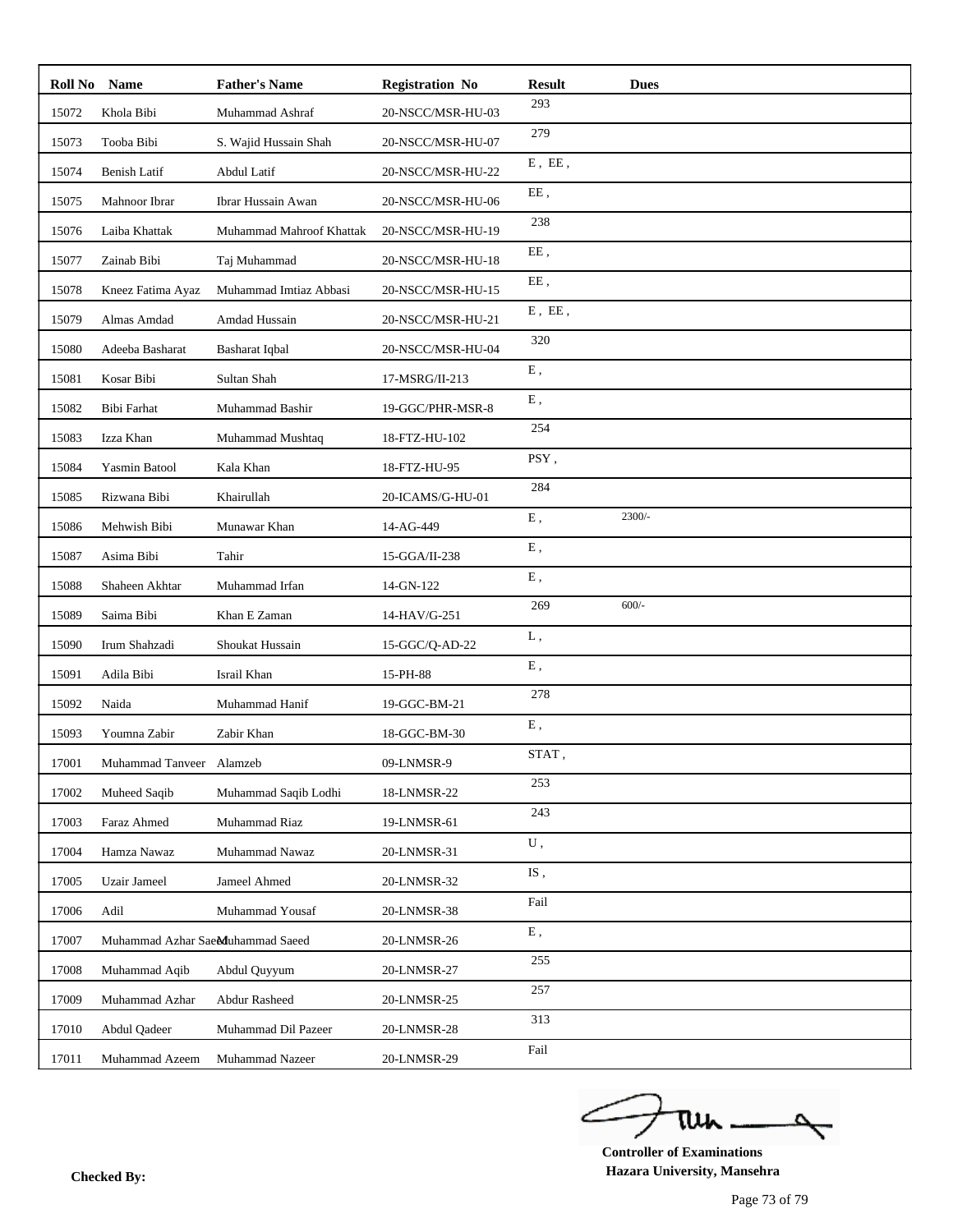| Roll No | Name | Father's Name | Registration No | Result | Dues |
|---|---|---|---|---|---|
| 15072 | Khola Bibi | Muhammad Ashraf | 20-NSCC/MSR-HU-03 | 293 | |
| 15073 | Tooba Bibi | S. Wajid Hussain Shah | 20-NSCC/MSR-HU-07 | 279 | |
| 15074 | Benish Latif | Abdul Latif | 20-NSCC/MSR-HU-22 | E , EE , | |
| 15075 | Mahnoor Ibrar | Ibrar Hussain Awan | 20-NSCC/MSR-HU-06 | EE , | |
| 15076 | Laiba Khattak | Muhammad Mahroof Khattak | 20-NSCC/MSR-HU-19 | 238 | |
| 15077 | Zainab Bibi | Taj Muhammad | 20-NSCC/MSR-HU-18 | EE , | |
| 15078 | Kneez Fatima Ayaz | Muhammad Imtiaz Abbasi | 20-NSCC/MSR-HU-15 | EE , | |
| 15079 | Almas Amdad | Amdad Hussain | 20-NSCC/MSR-HU-21 | E , EE , | |
| 15080 | Adeeba Basharat | Basharat Iqbal | 20-NSCC/MSR-HU-04 | 320 | |
| 15081 | Kosar Bibi | Sultan Shah | 17-MSRG/II-213 | E , | |
| 15082 | Bibi Farhat | Muhammad Bashir | 19-GGC/PHR-MSR-8 | E , | |
| 15083 | Izza Khan | Muhammad Mushtaq | 18-FTZ-HU-102 | 254 | |
| 15084 | Yasmin Batool | Kala Khan | 18-FTZ-HU-95 | PSY , | |
| 15085 | Rizwana Bibi | Khairullah | 20-ICAMS/G-HU-01 | 284 | |
| 15086 | Mehwish Bibi | Munawar Khan | 14-AG-449 | E , | 2300/- |
| 15087 | Asima Bibi | Tahir | 15-GGA/II-238 | E , | |
| 15088 | Shaheen Akhtar | Muhammad Irfan | 14-GN-122 | E , | |
| 15089 | Saima Bibi | Khan E Zaman | 14-HAV/G-251 | 269 | 600/- |
| 15090 | Irum Shahzadi | Shoukat Hussain | 15-GGC/Q-AD-22 | L , | |
| 15091 | Adila Bibi | Israil Khan | 15-PH-88 | E , | |
| 15092 | Naida | Muhammad Hanif | 19-GGC-BM-21 | 278 | |
| 15093 | Youmna Zabir | Zabir Khan | 18-GGC-BM-30 | E , | |
| 17001 | Muhammad Tanveer | Alamzeb | 09-LNMSR-9 | STAT , | |
| 17002 | Muheed Saqib | Muhammad Saqib Lodhi | 18-LNMSR-22 | 253 | |
| 17003 | Faraz Ahmed | Muhammad Riaz | 19-LNMSR-61 | 243 | |
| 17004 | Hamza Nawaz | Muhammad Nawaz | 20-LNMSR-31 | U , | |
| 17005 | Uzair Jameel | Jameel Ahmed | 20-LNMSR-32 | IS , | |
| 17006 | Adil | Muhammad Yousaf | 20-LNMSR-38 | Fail | |
| 17007 | Muhammad Azhar Saeed | Muhammad Saeed | 20-LNMSR-26 | E , | |
| 17008 | Muhammad Aqib | Abdul Quyyum | 20-LNMSR-27 | 255 | |
| 17009 | Muhammad Azhar | Abdur Rasheed | 20-LNMSR-25 | 257 | |
| 17010 | Abdul Qadeer | Muhammad Dil Pazeer | 20-LNMSR-28 | 313 | |
| 17011 | Muhammad Azeem | Muhammad Nazeer | 20-LNMSR-29 | Fail | |

**Checked By:**

**Controller of Examinations**
**Hazara University, Mansehra**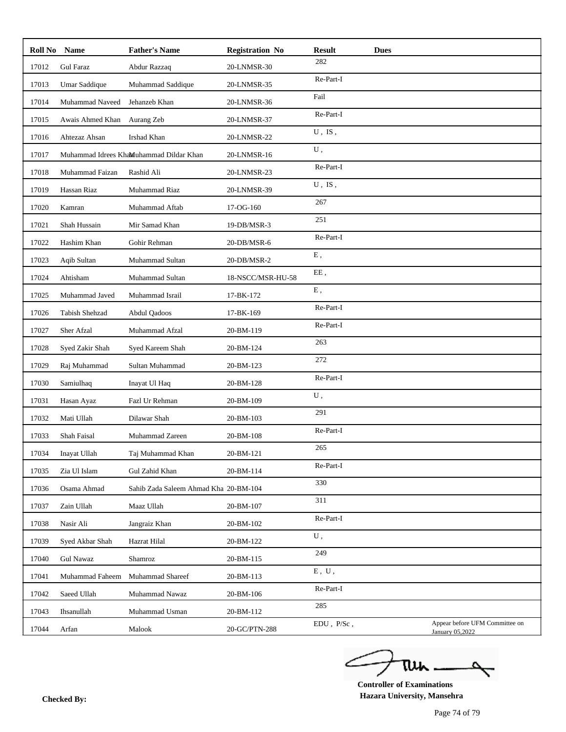| Roll No | Name | Father's Name | Registration No | Result | Dues | |
|---|---|---|---|---|---|---|
| 17012 | Gul Faraz | Abdur Razzaq | 20-LNMSR-30 | 282 | | |
| 17013 | Umar Saddique | Muhammad Saddique | 20-LNMSR-35 | Re-Part-I | | |
| 17014 | Muhammad Naveed | Jehanzeb Khan | 20-LNMSR-36 | Fail | | |
| 17015 | Awais Ahmed Khan | Aurang Zeb | 20-LNMSR-37 | Re-Part-I | | |
| 17016 | Ahtezaz Ahsan | Irshad Khan | 20-LNMSR-22 | U , IS , | | |
| 17017 | Muhammad Idrees Khan | Muhammad Dildar Khan | 20-LNMSR-16 | U , | | |
| 17018 | Muhammad Faizan | Rashid Ali | 20-LNMSR-23 | Re-Part-I | | |
| 17019 | Hassan Riaz | Muhammad Riaz | 20-LNMSR-39 | U , IS , | | |
| 17020 | Kamran | Muhammad Aftab | 17-OG-160 | 267 | | |
| 17021 | Shah Hussain | Mir Samad Khan | 19-DB/MSR-3 | 251 | | |
| 17022 | Hashim Khan | Gohir Rehman | 20-DB/MSR-6 | Re-Part-I | | |
| 17023 | Aqib Sultan | Muhammad Sultan | 20-DB/MSR-2 | E , | | |
| 17024 | Ahtisham | Muhammad Sultan | 18-NSCC/MSR-HU-58 | EE , | | |
| 17025 | Muhammad Javed | Muhammad Israil | 17-BK-172 | E , | | |
| 17026 | Tabish Shehzad | Abdul Qadoos | 17-BK-169 | Re-Part-I | | |
| 17027 | Sher Afzal | Muhammad Afzal | 20-BM-119 | Re-Part-I | | |
| 17028 | Syed Zakir Shah | Syed Kareem Shah | 20-BM-124 | 263 | | |
| 17029 | Raj Muhammad | Sultan Muhammad | 20-BM-123 | 272 | | |
| 17030 | Samiulhaq | Inayat Ul Haq | 20-BM-128 | Re-Part-I | | |
| 17031 | Hasan Ayaz | Fazl Ur Rehman | 20-BM-109 | U , | | |
| 17032 | Mati Ullah | Dilawar Shah | 20-BM-103 | 291 | | |
| 17033 | Shah Faisal | Muhammad Zareen | 20-BM-108 | Re-Part-I | | |
| 17034 | Inayat Ullah | Taj Muhammad Khan | 20-BM-121 | 265 | | |
| 17035 | Zia Ul Islam | Gul Zahid Khan | 20-BM-114 | Re-Part-I | | |
| 17036 | Osama Ahmad | Sahib Zada Saleem Ahmad Kha | 20-BM-104 | 330 | | |
| 17037 | Zain Ullah | Maaz Ullah | 20-BM-107 | 311 | | |
| 17038 | Nasir Ali | Jangraiz Khan | 20-BM-102 | Re-Part-I | | |
| 17039 | Syed Akbar Shah | Hazrat Hilal | 20-BM-122 | U , | | |
| 17040 | Gul Nawaz | Shamroz | 20-BM-115 | 249 | | |
| 17041 | Muhammad Faheem | Muhammad Shareef | 20-BM-113 | E , U , | | |
| 17042 | Saeed Ullah | Muhammad Nawaz | 20-BM-106 | Re-Part-I | | |
| 17043 | Ihsanullah | Muhammad Usman | 20-BM-112 | 285 | | |
| 17044 | Arfan | Malook | 20-GC/PTN-288 | EDU , P/Sc , | | Appear before UFM Committee on January 05,2022 |

**Controller of Examinations**
**Hazara University, Mansehra**

**Checked By:**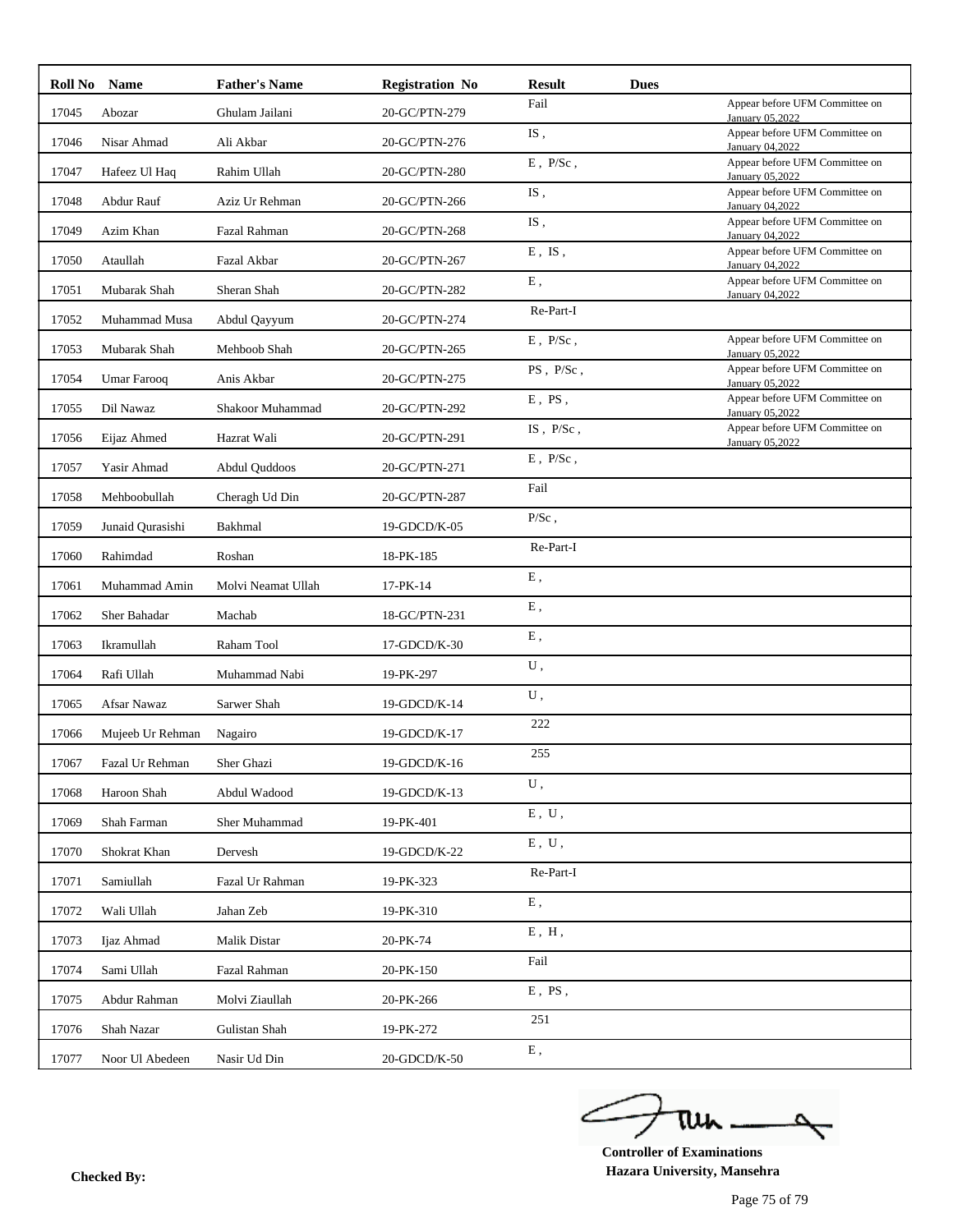| Roll No | Name | Father's Name | Registration No | Result | Dues | |
|---|---|---|---|---|---|---|
| 17045 | Abozar | Ghulam Jailani | 20-GC/PTN-279 | Fail | | Appear before UFM Committee on January 05,2022 |
| 17046 | Nisar Ahmad | Ali Akbar | 20-GC/PTN-276 | IS , | | Appear before UFM Committee on January 04,2022 |
| 17047 | Hafeez Ul Haq | Rahim Ullah | 20-GC/PTN-280 | E , P/Sc , | | Appear before UFM Committee on January 05,2022 |
| 17048 | Abdur Rauf | Aziz Ur Rehman | 20-GC/PTN-266 | IS , | | Appear before UFM Committee on January 04,2022 |
| 17049 | Azim Khan | Fazal Rahman | 20-GC/PTN-268 | IS , | | Appear before UFM Committee on January 04,2022 |
| 17050 | Ataullah | Fazal Akbar | 20-GC/PTN-267 | E , IS , | | Appear before UFM Committee on January 04,2022 |
| 17051 | Mubarak Shah | Sheran Shah | 20-GC/PTN-282 | E , | | Appear before UFM Committee on January 04,2022 |
| 17052 | Muhammad Musa | Abdul Qayyum | 20-GC/PTN-274 | Re-Part-I | | |
| 17053 | Mubarak Shah | Mehboob Shah | 20-GC/PTN-265 | E , P/Sc , | | Appear before UFM Committee on January 05,2022 |
| 17054 | Umar Farooq | Anis Akbar | 20-GC/PTN-275 | PS , P/Sc , | | Appear before UFM Committee on January 05,2022 |
| 17055 | Dil Nawaz | Shakoor Muhammad | 20-GC/PTN-292 | E , PS , | | Appear before UFM Committee on January 05,2022 |
| 17056 | Eijaz Ahmed | Hazrat Wali | 20-GC/PTN-291 | IS , P/Sc , | | Appear before UFM Committee on January 05,2022 |
| 17057 | Yasir Ahmad | Abdul Quddoos | 20-GC/PTN-271 | E , P/Sc , | | |
| 17058 | Mehboobullah | Cheragh Ud Din | 20-GC/PTN-287 | Fail | | |
| 17059 | Junaid Qurasishi | Bakhmal | 19-GDCD/K-05 | P/Sc , | | |
| 17060 | Rahimdad | Roshan | 18-PK-185 | Re-Part-I | | |
| 17061 | Muhammad Amin | Molvi Neamat Ullah | 17-PK-14 | E , | | |
| 17062 | Sher Bahadar | Machab | 18-GC/PTN-231 | E , | | |
| 17063 | Ikramullah | Raham Tool | 17-GDCD/K-30 | E , | | |
| 17064 | Rafi Ullah | Muhammad Nabi | 19-PK-297 | U , | | |
| 17065 | Afsar Nawaz | Sarwer Shah | 19-GDCD/K-14 | U , | | |
| 17066 | Mujeeb Ur Rehman | Nagairo | 19-GDCD/K-17 | 222 | | |
| 17067 | Fazal Ur Rehman | Sher Ghazi | 19-GDCD/K-16 | 255 | | |
| 17068 | Haroon Shah | Abdul Wadood | 19-GDCD/K-13 | U , | | |
| 17069 | Shah Farman | Sher Muhammad | 19-PK-401 | E , U , | | |
| 17070 | Shokrat Khan | Dervesh | 19-GDCD/K-22 | E , U , | | |
| 17071 | Samiullah | Fazal Ur Rahman | 19-PK-323 | Re-Part-I | | |
| 17072 | Wali Ullah | Jahan Zeb | 19-PK-310 | E , | | |
| 17073 | Ijaz Ahmad | Malik Distar | 20-PK-74 | E , H , | | |
| 17074 | Sami Ullah | Fazal Rahman | 20-PK-150 | Fail | | |
| 17075 | Abdur Rahman | Molvi Ziaullah | 20-PK-266 | E , PS , | | |
| 17076 | Shah Nazar | Gulistan Shah | 19-PK-272 | 251 | | |
| 17077 | Noor Ul Abedeen | Nasir Ud Din | 20-GDCD/K-50 | E , | | |

**Checked By:**

**Controller of Examinations**
**Hazara University, Mansehra**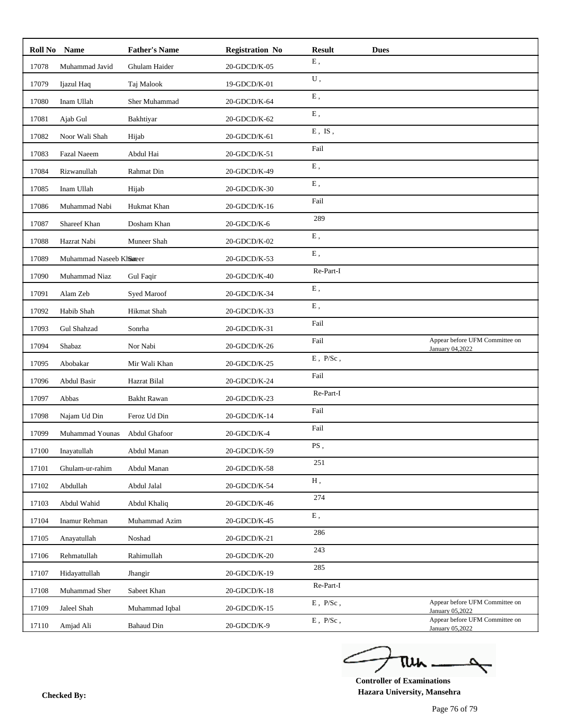| Roll No | Name | Father's Name | Registration No | Result | Dues | |
|---|---|---|---|---|---|---|
| 17078 | Muhammad Javid | Ghulam Haider | 20-GDCD/K-05 | E , | | |
| 17079 | Ijazul Haq | Taj Malook | 19-GDCD/K-01 | U , | | |
| 17080 | Inam Ullah | Sher Muhammad | 20-GDCD/K-64 | E , | | |
| 17081 | Ajab Gul | Bakhtiyar | 20-GDCD/K-62 | E , | | |
| 17082 | Noor Wali Shah | Hijab | 20-GDCD/K-61 | E , IS , | | |
| 17083 | Fazal Naeem | Abdul Hai | 20-GDCD/K-51 | Fail | | |
| 17084 | Rizwanullah | Rahmat Din | 20-GDCD/K-49 | E , | | |
| 17085 | Inam Ullah | Hijab | 20-GDCD/K-30 | E , | | |
| 17086 | Muhammad Nabi | Hukmat Khan | 20-GDCD/K-16 | Fail | | |
| 17087 | Shareef Khan | Dosham Khan | 20-GDCD/K-6 | 289 | | |
| 17088 | Hazrat Nabi | Muneer Shah | 20-GDCD/K-02 | E , | | |
| 17089 | Muhammad Naseeb Khan | Saeer | 20-GDCD/K-53 | E , | | |
| 17090 | Muhammad Niaz | Gul Faqir | 20-GDCD/K-40 | Re-Part-I | | |
| 17091 | Alam Zeb | Syed Maroof | 20-GDCD/K-34 | E , | | |
| 17092 | Habib Shah | Hikmat Shah | 20-GDCD/K-33 | E , | | |
| 17093 | Gul Shahzad | Sonrha | 20-GDCD/K-31 | Fail | | |
| 17094 | Shabaz | Nor Nabi | 20-GDCD/K-26 | Fail | | Appear before UFM Committee on January 04,2022 |
| 17095 | Abobakar | Mir Wali Khan | 20-GDCD/K-25 | E , P/Sc , | | |
| 17096 | Abdul Basir | Hazrat Bilal | 20-GDCD/K-24 | Fail | | |
| 17097 | Abbas | Bakht Rawan | 20-GDCD/K-23 | Re-Part-I | | |
| 17098 | Najam Ud Din | Feroz Ud Din | 20-GDCD/K-14 | Fail | | |
| 17099 | Muhammad Younas | Abdul Ghafoor | 20-GDCD/K-4 | Fail | | |
| 17100 | Inayatullah | Abdul Manan | 20-GDCD/K-59 | PS , | | |
| 17101 | Ghulam-ur-rahim | Abdul Manan | 20-GDCD/K-58 | 251 | | |
| 17102 | Abdullah | Abdul Jalal | 20-GDCD/K-54 | H , | | |
| 17103 | Abdul Wahid | Abdul Khaliq | 20-GDCD/K-46 | 274 | | |
| 17104 | Inamur Rehman | Muhammad Azim | 20-GDCD/K-45 | E , | | |
| 17105 | Anayatullah | Noshad | 20-GDCD/K-21 | 286 | | |
| 17106 | Rehmatullah | Rahimullah | 20-GDCD/K-20 | 243 | | |
| 17107 | Hidayattullah | Jhangir | 20-GDCD/K-19 | 285 | | |
| 17108 | Muhammad Sher | Sabeet Khan | 20-GDCD/K-18 | Re-Part-I | | |
| 17109 | Jaleel Shah | Muhammad Iqbal | 20-GDCD/K-15 | E , P/Sc , | | Appear before UFM Committee on January 05,2022 |
| 17110 | Amjad Ali | Bahaud Din | 20-GDCD/K-9 | E , P/Sc , | | Appear before UFM Committee on January 05,2022 |

**Controller of Examinations**
**Hazara University, Mansehra**

**Checked By:**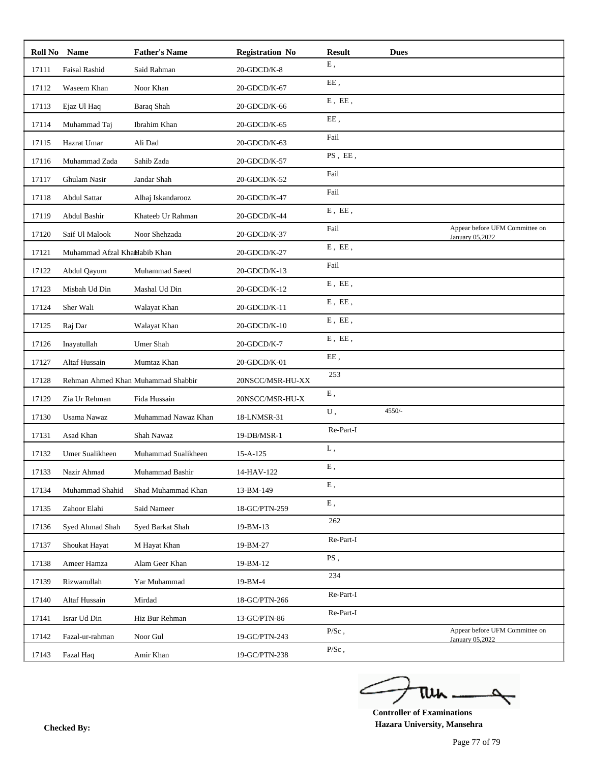| Roll No | Name | Father's Name | Registration No | Result | Dues | |
|---|---|---|---|---|---|---|
| 17111 | Faisal Rashid | Said Rahman | 20-GDCD/K-8 | E , | | |
| 17112 | Waseem Khan | Noor Khan | 20-GDCD/K-67 | EE , | | |
| 17113 | Ejaz Ul Haq | Baraq Shah | 20-GDCD/K-66 | E , EE , | | |
| 17114 | Muhammad Taj | Ibrahim Khan | 20-GDCD/K-65 | EE , | | |
| 17115 | Hazrat Umar | Ali Dad | 20-GDCD/K-63 | Fail | | |
| 17116 | Muhammad Zada | Sahib Zada | 20-GDCD/K-57 | PS , EE , | | |
| 17117 | Ghulam Nasir | Jandar Shah | 20-GDCD/K-52 | Fail | | |
| 17118 | Abdul Sattar | Alhaj Iskandarooz | 20-GDCD/K-47 | Fail | | |
| 17119 | Abdul Bashir | Khateeb Ur Rahman | 20-GDCD/K-44 | E , EE , | | |
| 17120 | Saif Ul Malook | Noor Shehzada | 20-GDCD/K-37 | Fail | | Appear before UFM Committee on January 05,2022 |
| 17121 | Muhammad Afzal Khan | Habib Khan | 20-GDCD/K-27 | E , EE , | | |
| 17122 | Abdul Qayum | Muhammad Saeed | 20-GDCD/K-13 | Fail | | |
| 17123 | Misbah Ud Din | Mashal Ud Din | 20-GDCD/K-12 | E , EE , | | |
| 17124 | Sher Wali | Walayat Khan | 20-GDCD/K-11 | E , EE , | | |
| 17125 | Raj Dar | Walayat Khan | 20-GDCD/K-10 | E , EE , | | |
| 17126 | Inayatullah | Umer Shah | 20-GDCD/K-7 | E , EE , | | |
| 17127 | Altaf Hussain | Mumtaz Khan | 20-GDCD/K-01 | EE , | | |
| 17128 | Rehman Ahmed Khan | Muhammad Shabbir | 20NSCC/MSR-HU-XX | 253 | | |
| 17129 | Zia Ur Rehman | Fida Hussain | 20NSCC/MSR-HU-X | E , | | |
| 17130 | Usama Nawaz | Muhammad Nawaz Khan | 18-LNMSR-31 | U , | 4550/- | |
| 17131 | Asad Khan | Shah Nawaz | 19-DB/MSR-1 | Re-Part-I | | |
| 17132 | Umer Sualikheen | Muhammad Sualikheen | 15-A-125 | L , | | |
| 17133 | Nazir Ahmad | Muhammad Bashir | 14-HAV-122 | E , | | |
| 17134 | Muhammad Shahid | Shad Muhammad Khan | 13-BM-149 | E , | | |
| 17135 | Zahoor Elahi | Said Nameer | 18-GC/PTN-259 | E , | | |
| 17136 | Syed Ahmad Shah | Syed Barkat Shah | 19-BM-13 | 262 | | |
| 17137 | Shoukat Hayat | M Hayat Khan | 19-BM-27 | Re-Part-I | | |
| 17138 | Ameer Hamza | Alam Geer Khan | 19-BM-12 | PS , | | |
| 17139 | Rizwanullah | Yar Muhammad | 19-BM-4 | 234 | | |
| 17140 | Altaf Hussain | Mirdad | 18-GC/PTN-266 | Re-Part-I | | |
| 17141 | Israr Ud Din | Hiz Bur Rehman | 13-GC/PTN-86 | Re-Part-I | | |
| 17142 | Fazal-ur-rahman | Noor Gul | 19-GC/PTN-243 | P/Sc , | | Appear before UFM Committee on January 05,2022 |
| 17143 | Fazal Haq | Amir Khan | 19-GC/PTN-238 | P/Sc , | | |

**Controller of Examinations**
**Hazara University, Mansehra**

**Checked By:**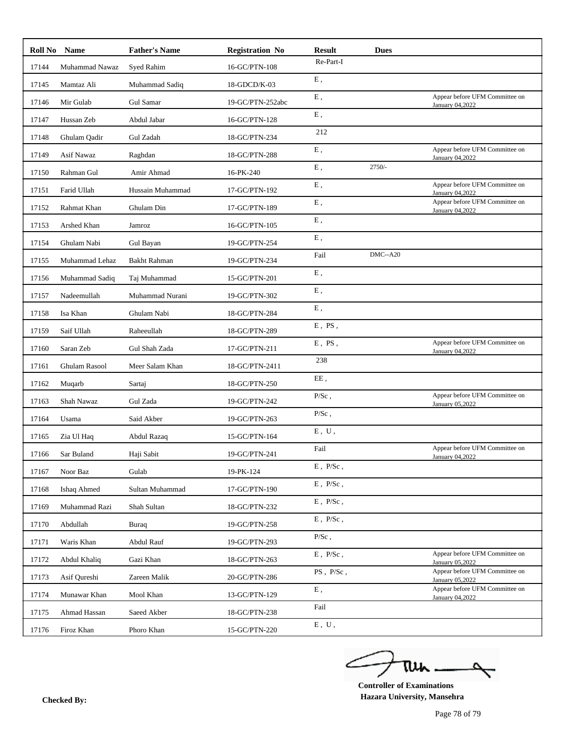| Roll No | Name | Father's Name | Registration No | Result | Dues | |
|---|---|---|---|---|---|---|
| 17144 | Muhammad Nawaz | Syed Rahim | 16-GC/PTN-108 | Re-Part-I | | |
| 17145 | Mamtaz Ali | Muhammad Sadiq | 18-GDCD/K-03 | E , | | |
| 17146 | Mir Gulab | Gul Samar | 19-GC/PTN-252abc | E , | | Appear before UFM Committee on January 04,2022 |
| 17147 | Hussan Zeb | Abdul Jabar | 16-GC/PTN-128 | E , | | |
| 17148 | Ghulam Qadir | Gul Zadah | 18-GC/PTN-234 | 212 | | |
| 17149 | Asif Nawaz | Raghdan | 18-GC/PTN-288 | E , | | Appear before UFM Committee on January 04,2022 |
| 17150 | Rahman Gul | Amir Ahmad | 16-PK-240 | E , | 2750/- | |
| 17151 | Farid Ullah | Hussain Muhammad | 17-GC/PTN-192 | E , | | Appear before UFM Committee on January 04,2022 |
| 17152 | Rahmat Khan | Ghulam Din | 17-GC/PTN-189 | E , | | Appear before UFM Committee on January 04,2022 |
| 17153 | Arshed Khan | Jamroz | 16-GC/PTN-105 | E , | | |
| 17154 | Ghulam Nabi | Gul Bayan | 19-GC/PTN-254 | E , | | |
| 17155 | Muhammad Lehaz | Bakht Rahman | 19-GC/PTN-234 | Fail | DMC--A20 | |
| 17156 | Muhammad Sadiq | Taj Muhammad | 15-GC/PTN-201 | E , | | |
| 17157 | Nadeemullah | Muhammad Nurani | 19-GC/PTN-302 | E , | | |
| 17158 | Isa Khan | Ghulam Nabi | 18-GC/PTN-284 | E , | | |
| 17159 | Saif Ullah | Raheeullah | 18-GC/PTN-289 | E , PS , | | |
| 17160 | Saran Zeb | Gul Shah Zada | 17-GC/PTN-211 | E , PS , | | Appear before UFM Committee on January 04,2022 |
| 17161 | Ghulam Rasool | Meer Salam Khan | 18-GC/PTN-2411 | 238 | | |
| 17162 | Muqarb | Sartaj | 18-GC/PTN-250 | EE , | | |
| 17163 | Shah Nawaz | Gul Zada | 19-GC/PTN-242 | P/Sc , | | Appear before UFM Committee on January 05,2022 |
| 17164 | Usama | Said Akber | 19-GC/PTN-263 | P/Sc , | | |
| 17165 | Zia Ul Haq | Abdul Razaq | 15-GC/PTN-164 | E , U , | | |
| 17166 | Sar Buland | Haji Sabit | 19-GC/PTN-241 | Fail | | Appear before UFM Committee on January 04,2022 |
| 17167 | Noor Baz | Gulab | 19-PK-124 | E , P/Sc , | | |
| 17168 | Ishaq Ahmed | Sultan Muhammad | 17-GC/PTN-190 | E , P/Sc , | | |
| 17169 | Muhammad Razi | Shah Sultan | 18-GC/PTN-232 | E , P/Sc , | | |
| 17170 | Abdullah | Buraq | 19-GC/PTN-258 | E , P/Sc , | | |
| 17171 | Waris Khan | Abdul Rauf | 19-GC/PTN-293 | P/Sc , | | |
| 17172 | Abdul Khaliq | Gazi Khan | 18-GC/PTN-263 | E , P/Sc , | | Appear before UFM Committee on January 05,2022 |
| 17173 | Asif Qureshi | Zareen Malik | 20-GC/PTN-286 | PS , P/Sc , | | Appear before UFM Committee on January 05,2022 |
| 17174 | Munawar Khan | Mool Khan | 13-GC/PTN-129 | E , | | Appear before UFM Committee on January 04,2022 |
| 17175 | Ahmad Hassan | Saeed Akber | 18-GC/PTN-238 | Fail | | |
| 17176 | Firoz Khan | Phoro Khan | 15-GC/PTN-220 | E , U , | | |

**Checked By:**

**Controller of Examinations**
**Hazara University, Mansehra**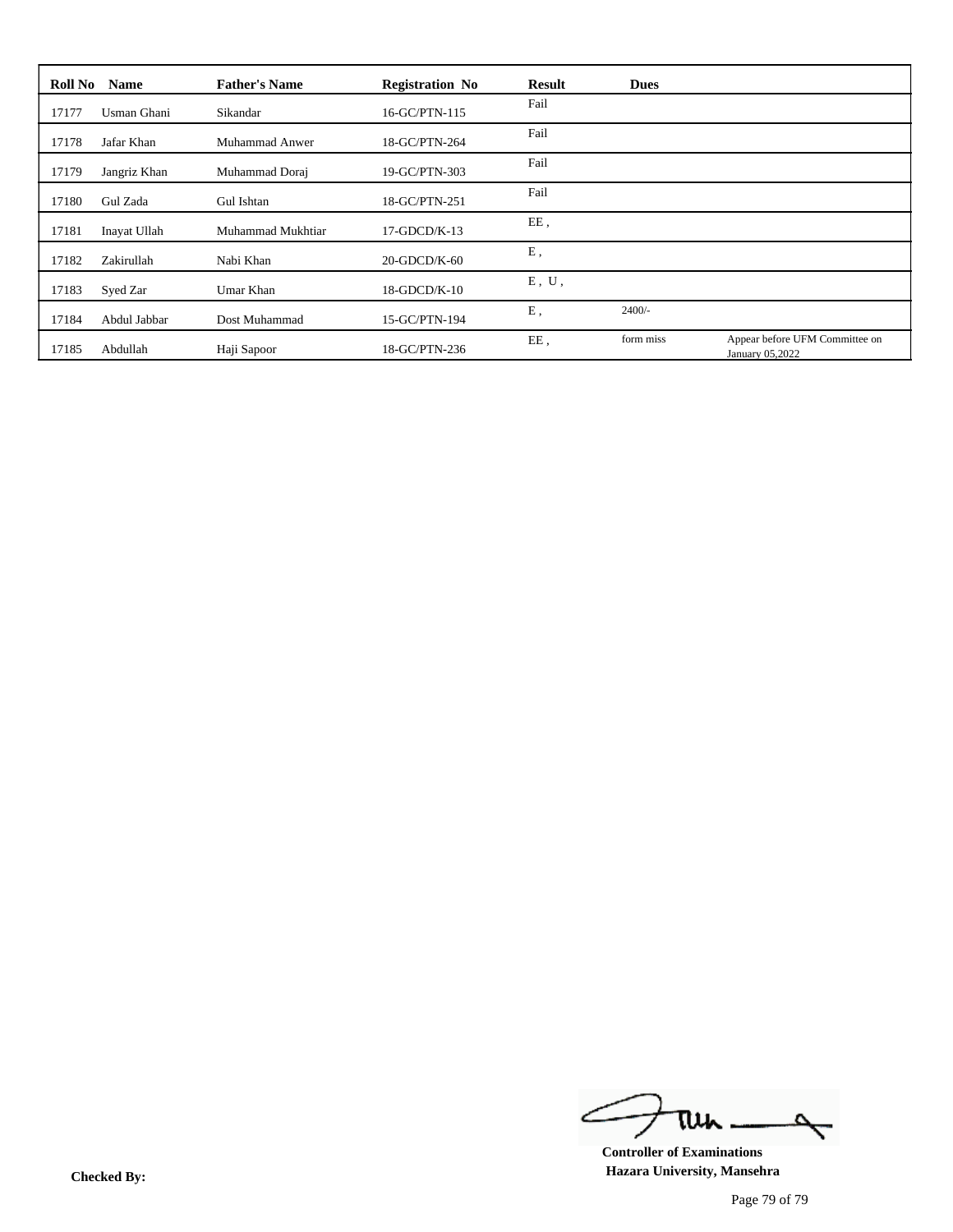| Roll No | Name | Father's Name | Registration No | Result | Dues | |
|---|---|---|---|---|---|---|
| 17177 | Usman Ghani | Sikandar | 16-GC/PTN-115 | Fail | | |
| 17178 | Jafar Khan | Muhammad Anwer | 18-GC/PTN-264 | Fail | | |
| 17179 | Jangriz Khan | Muhammad Doraj | 19-GC/PTN-303 | Fail | | |
| 17180 | Gul Zada | Gul Ishtan | 18-GC/PTN-251 | Fail | | |
| 17181 | Inayat Ullah | Muhammad Mukhtiar | 17-GDCD/K-13 | EE , | | |
| 17182 | Zakirullah | Nabi Khan | 20-GDCD/K-60 | E , | | |
| 17183 | Syed Zar | Umar Khan | 18-GDCD/K-10 | E , U , | | |
| 17184 | Abdul Jabbar | Dost Muhammad | 15-GC/PTN-194 | E , | 2400/- | |
| 17185 | Abdullah | Haji Sapoor | 18-GC/PTN-236 | EE , | form miss | Appear before UFM Committee on January 05,2022 |

**Checked By:**

**Controller of Examinations**
**Hazara University, Mansehra**